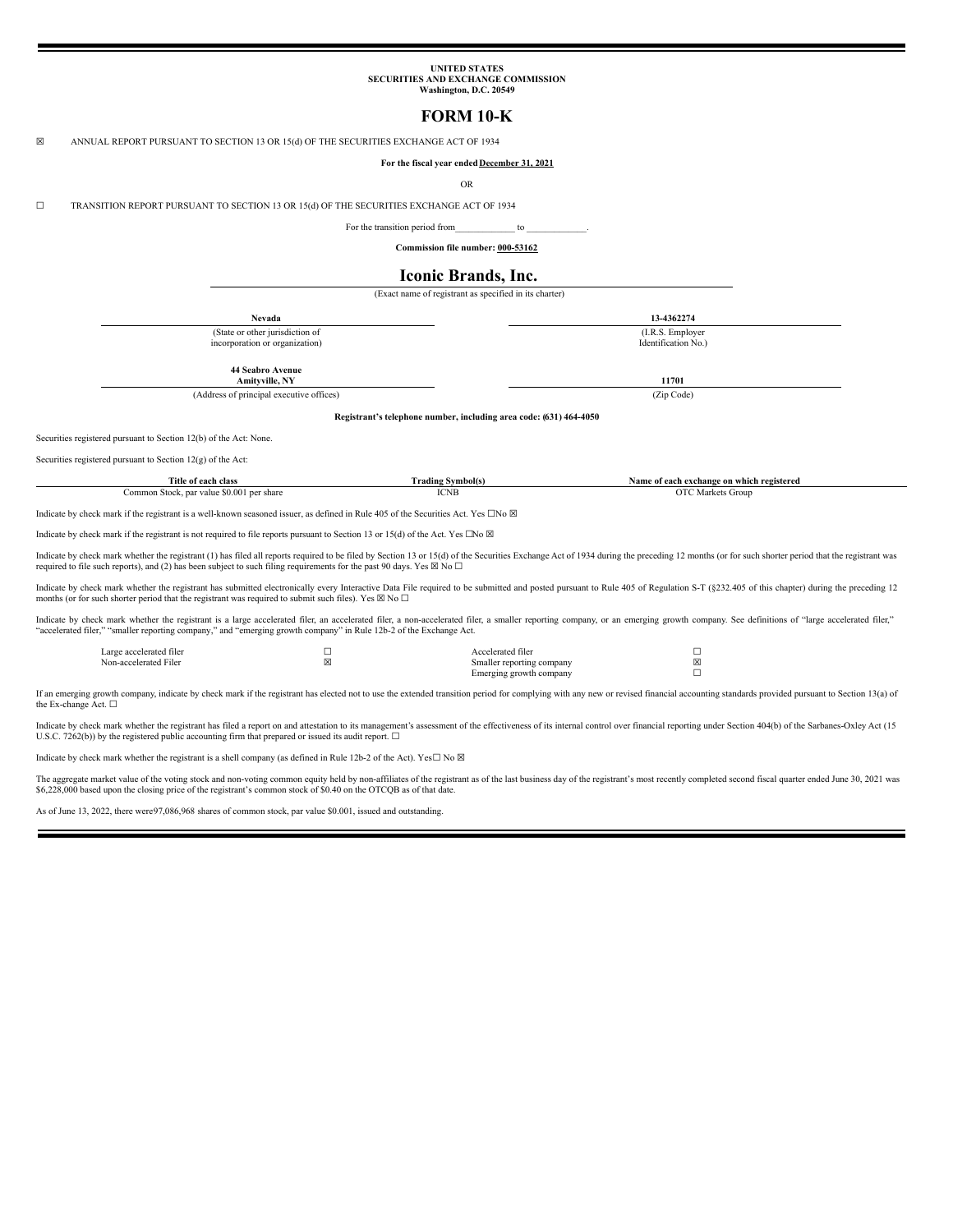**UNITED STATES**
**SECURITIES AND EXCHANGE COMMISSION**
**Washington, D.C. 20549**

# FORM 10-K

☒ ANNUAL REPORT PURSUANT TO SECTION 13 OR 15(d) OF THE SECURITIES EXCHANGE ACT OF 1934

**For the fiscal year ended December 31, 2021**

OR

☐ TRANSITION REPORT PURSUANT TO SECTION 13 OR 15(d) OF THE SECURITIES EXCHANGE ACT OF 1934

For the transition period from____________ to ____________.

**Commission file number: 000-53162**

## Iconic Brands, Inc.

(Exact name of registrant as specified in its charter)

| **Nevada** | **13-4362274** |
|---|---|
| (State or other jurisdiction of incorporation or organization) | (I.R.S. Employer Identification No.) |
| **44 Seabro Avenue Amityville, NY** | **11701** |
| (Address of principal executive offices) | (Zip Code) |

**Registrant's telephone number, including area code: (631) 464-4050**

Securities registered pursuant to Section 12(b) of the Act: None.

Securities registered pursuant to Section 12(g) of the Act:

| Title of each class | Trading Symbol(s) | Name of each exchange on which registered |
|---|---|---|
| Common Stock, par value $0.001 per share | ICNB | OTC Markets Group |

Indicate by check mark if the registrant is a well-known seasoned issuer, as defined in Rule 405 of the Securities Act. Yes ☐No ☒

Indicate by check mark if the registrant is not required to file reports pursuant to Section 13 or 15(d) of the Act. Yes ☐No ☒

Indicate by check mark whether the registrant (1) has filed all reports required to be filed by Section 13 or 15(d) of the Securities Exchange Act of 1934 during the preceding 12 months (or for such shorter period that the registrant was required to file such reports), and (2) has been subject to such filing requirements for the past 90 days. Yes ☒ No ☐

Indicate by check mark whether the registrant has submitted electronically every Interactive Data File required to be submitted and posted pursuant to Rule 405 of Regulation S-T (§232.405 of this chapter) during the preceding 12 months (or for such shorter period that the registrant was required to submit such files). Yes ☒ No ☐

Indicate by check mark whether the registrant is a large accelerated filer, an accelerated filer, a non-accelerated filer, a smaller reporting company, or an emerging growth company. See definitions of "large accelerated filer," "accelerated filer," "smaller reporting company," and "emerging growth company" in Rule 12b-2 of the Exchange Act.

| | | | |
|---|---|---|---|
| Large accelerated filer | ☐ | Accelerated filer | ☐ |
| Non-accelerated Filer | ☒ | Smaller reporting company | ☒ |
| | | Emerging growth company | ☐ |

If an emerging growth company, indicate by check mark if the registrant has elected not to use the extended transition period for complying with any new or revised financial accounting standards provided pursuant to Section 13(a) of the Ex-change Act. ☐

Indicate by check mark whether the registrant has filed a report on and attestation to its management's assessment of the effectiveness of its internal control over financial reporting under Section 404(b) of the Sarbanes-Oxley Act (15 U.S.C. 7262(b)) by the registered public accounting firm that prepared or issued its audit report. ☐

Indicate by check mark whether the registrant is a shell company (as defined in Rule 12b-2 of the Act). Yes☐ No ☒

The aggregate market value of the voting stock and non-voting common equity held by non-affiliates of the registrant as of the last business day of the registrant's most recently completed second fiscal quarter ended June 30, 2021 was $6,228,000 based upon the closing price of the registrant's common stock of $0.40 on the OTCQB as of that date.

As of June 13, 2022, there were97,086,968 shares of common stock, par value $0.001, issued and outstanding.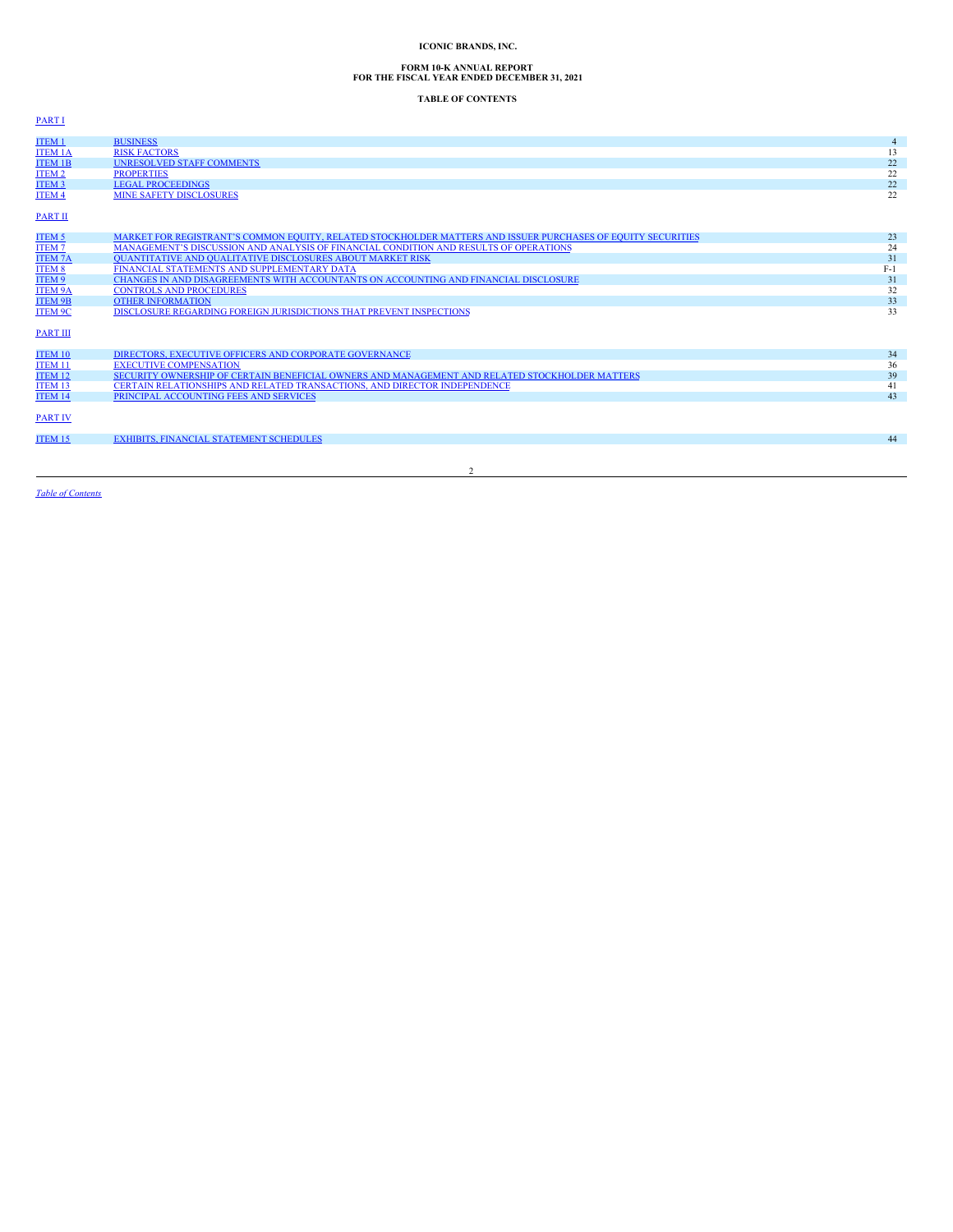**ICONIC BRANDS, INC.**

**FORM 10-K ANNUAL REPORT**
**FOR THE FISCAL YEAR ENDED DECEMBER 31, 2021**

**TABLE OF CONTENTS**

PART I

| | | |
|---|---|---|
| ITEM 1 | BUSINESS | 4 |
| ITEM 1A | RISK FACTORS | 13 |
| ITEM 1B | UNRESOLVED STAFF COMMENTS | 22 |
| ITEM 2 | PROPERTIES | 22 |
| ITEM 3 | LEGAL PROCEEDINGS | 22 |
| ITEM 4 | MINE SAFETY DISCLOSURES | 22 |

PART II

| | | |
|---|---|---|
| ITEM 5 | MARKET FOR REGISTRANT'S COMMON EQUITY, RELATED STOCKHOLDER MATTERS AND ISSUER PURCHASES OF EQUITY SECURITIES | 23 |
| ITEM 7 | MANAGEMENT'S DISCUSSION AND ANALYSIS OF FINANCIAL CONDITION AND RESULTS OF OPERATIONS | 24 |
| ITEM 7A | QUANTITATIVE AND QUALITATIVE DISCLOSURES ABOUT MARKET RISK | 31 |
| ITEM 8 | FINANCIAL STATEMENTS AND SUPPLEMENTARY DATA | F-1 |
| ITEM 9 | CHANGES IN AND DISAGREEMENTS WITH ACCOUNTANTS ON ACCOUNTING AND FINANCIAL DISCLOSURE | 31 |
| ITEM 9A | CONTROLS AND PROCEDURES | 32 |
| ITEM 9B | OTHER INFORMATION | 33 |
| ITEM 9C | DISCLOSURE REGARDING FOREIGN JURISDICTIONS THAT PREVENT INSPECTIONS | 33 |

PART III

| | | |
|---|---|---|
| ITEM 10 | DIRECTORS, EXECUTIVE OFFICERS AND CORPORATE GOVERNANCE | 34 |
| ITEM 11 | EXECUTIVE COMPENSATION | 36 |
| ITEM 12 | SECURITY OWNERSHIP OF CERTAIN BENEFICIAL OWNERS AND MANAGEMENT AND RELATED STOCKHOLDER MATTERS | 39 |
| ITEM 13 | CERTAIN RELATIONSHIPS AND RELATED TRANSACTIONS, AND DIRECTOR INDEPENDENCE | 41 |
| ITEM 14 | PRINCIPAL ACCOUNTING FEES AND SERVICES | 43 |

PART IV

| | | |
|---|---|---|
| ITEM 15 | EXHIBITS, FINANCIAL STATEMENT SCHEDULES | 44 |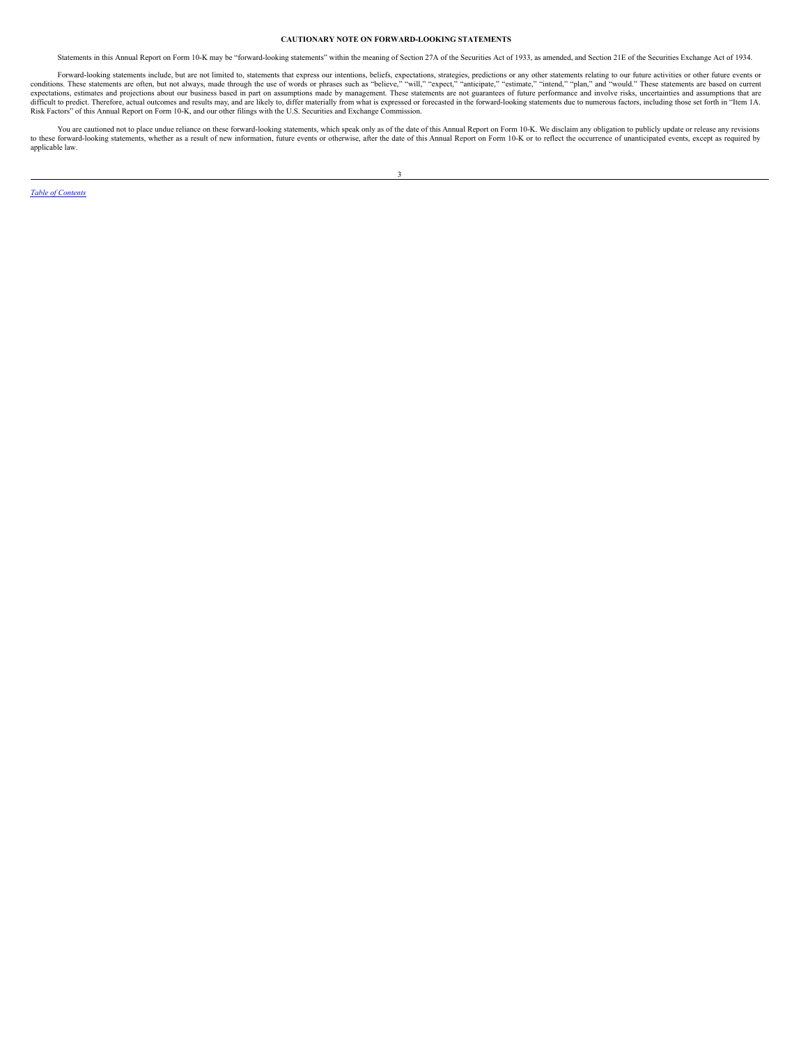**CAUTIONARY NOTE ON FORWARD-LOOKING STATEMENTS**

Statements in this Annual Report on Form 10-K may be "forward-looking statements" within the meaning of Section 27A of the Securities Act of 1933, as amended, and Section 21E of the Securities Exchange Act of 1934.

Forward-looking statements include, but are not limited to, statements that express our intentions, beliefs, expectations, strategies, predictions or any other statements relating to our future activities or other future events or conditions. These statements are often, but not always, made through the use of words or phrases such as "believe," "will," "expect," "anticipate," "estimate," "intend," "plan," and "would." These statements are based on current expectations, estimates and projections about our business based in part on assumptions made by management. These statements are not guarantees of future performance and involve risks, uncertainties and assumptions that are difficult to predict. Therefore, actual outcomes and results may, and are likely to, differ materially from what is expressed or forecasted in the forward-looking statements due to numerous factors, including those set forth in "Item 1A. Risk Factors" of this Annual Report on Form 10-K, and our other filings with the U.S. Securities and Exchange Commission.

You are cautioned not to place undue reliance on these forward-looking statements, which speak only as of the date of this Annual Report on Form 10-K. We disclaim any obligation to publicly update or release any revisions to these forward-looking statements, whether as a result of new information, future events or otherwise, after the date of this Annual Report on Form 10-K or to reflect the occurrence of unanticipated events, except as required by applicable law.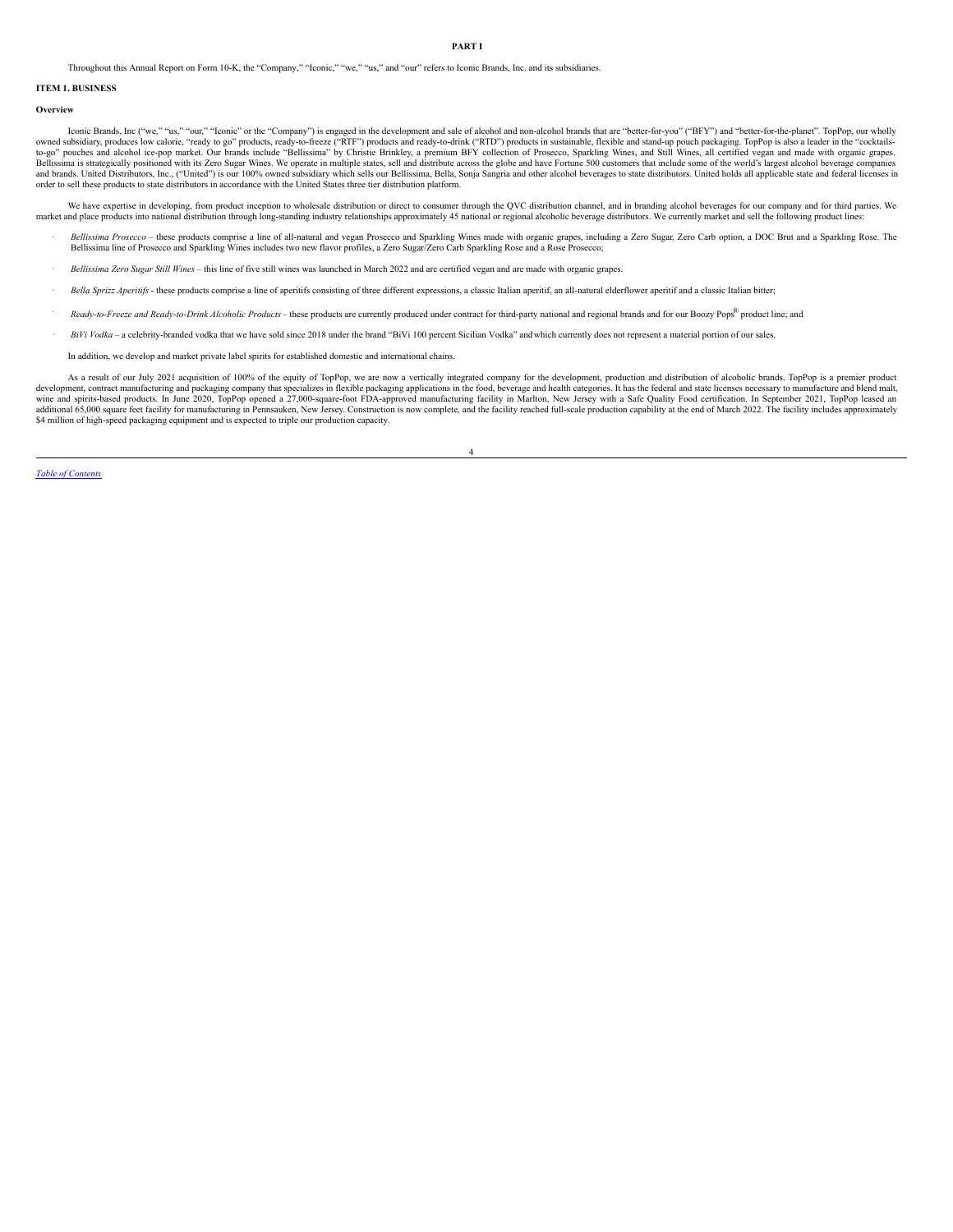# PART I

Throughout this Annual Report on Form 10-K, the "Company," "Iconic," "we," "us," and "our" refers to Iconic Brands, Inc. and its subsidiaries.

## ITEM 1. BUSINESS

### Overview

Iconic Brands, Inc ("we," "us," "our," "Iconic" or the "Company") is engaged in the development and sale of alcohol and non-alcohol brands that are "better-for-you" ("BFY") and "better-for-the-planet". TopPop, our wholly owned subsidiary, produces low calorie, "ready to go" products, ready-to-freeze ("RTF") products and ready-to-drink ("RTD") products in sustainable, flexible and stand-up pouch packaging. TopPop is also a leader in the "cocktails-to-go" pouches and alcohol ice-pop market. Our brands include "Bellissima" by Christie Brinkley, a premium BFY collection of Prosecco, Sparkling Wines, and Still Wines, all certified vegan and made with organic grapes. Bellissima is strategically positioned with its Zero Sugar Wines. We operate in multiple states, sell and distribute across the globe and have Fortune 500 customers that include some of the world's largest alcohol beverage companies and brands. United Distributors, Inc., ("United") is our 100% owned subsidiary which sells our Bellissima, Bella, Sonja Sangria and other alcohol beverages to state distributors. United holds all applicable state and federal licenses in order to sell these products to state distributors in accordance with the United States three tier distribution platform.

We have expertise in developing, from product inception to wholesale distribution or direct to consumer through the QVC distribution channel, and in branding alcohol beverages for our company and for third parties. We market and place products into national distribution through long-standing industry relationships approximately 45 national or regional alcoholic beverage distributors. We currently market and sell the following product lines:

- *Bellissima Prosecco* – these products comprise a line of all-natural and vegan Prosecco and Sparkling Wines made with organic grapes, including a Zero Sugar, Zero Carb option, a DOC Brut and a Sparkling Rose. The Bellissima line of Prosecco and Sparkling Wines includes two new flavor profiles, a Zero Sugar/Zero Carb Sparkling Rose and a Rose Prosecco;
- *Bellissima Zero Sugar Still Wines* – this line of five still wines was launched in March 2022 and are certified vegan and are made with organic grapes.
- *Bella Sprizz Aperitifs* - these products comprise a line of aperitifs consisting of three different expressions, a classic Italian aperitif, an all-natural elderflower aperitif and a classic Italian bitter;
- *Ready-to-Freeze and Ready-to-Drink Alcoholic Products* – these products are currently produced under contract for third-party national and regional brands and for our Boozy Pops® product line; and
- *BiVi Vodka* – a celebrity-branded vodka that we have sold since 2018 under the brand "BiVi 100 percent Sicilian Vodka" and which currently does not represent a material portion of our sales.

In addition, we develop and market private label spirits for established domestic and international chains.

As a result of our July 2021 acquisition of 100% of the equity of TopPop, we are now a vertically integrated company for the development, production and distribution of alcoholic brands. TopPop is a premier product development, contract manufacturing and packaging company that specializes in flexible packaging applications in the food, beverage and health categories. It has the federal and state licenses necessary to manufacture and blend malt, wine and spirits-based products. In June 2020, TopPop opened a 27,000-square-foot FDA-approved manufacturing facility in Marlton, New Jersey with a Safe Quality Food certification. In September 2021, TopPop leased an additional 65,000 square feet facility for manufacturing in Pennsauken, New Jersey. Construction is now complete, and the facility reached full-scale production capability at the end of March 2022. The facility includes approximately $4 million of high-speed packaging equipment and is expected to triple our production capacity.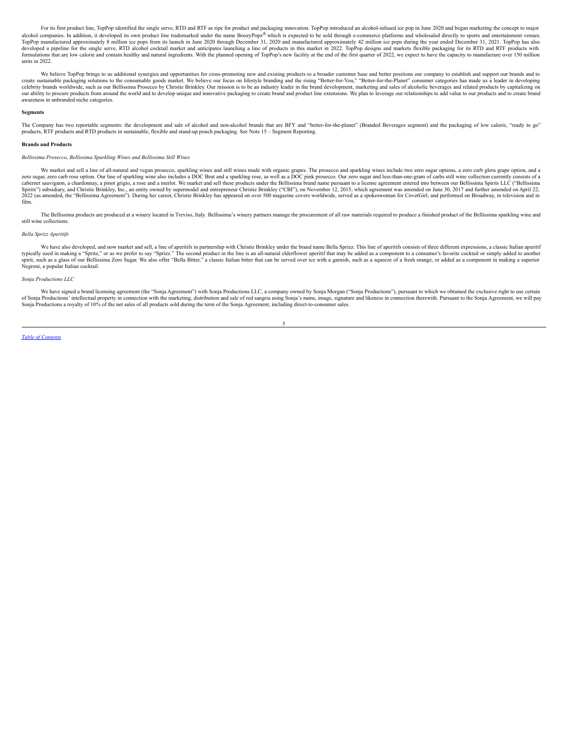For its first product line, TopPop identified the single serve, RTD and RTF as ripe for product and packaging innovation. TopPop introduced an alcohol-infused ice pop in June 2020 and began marketing the concept to major alcohol companies. In addition, it developed its own product line trademarked under the name BoozyPopz® which is expected to be sold through e-commerce platforms and wholesaled directly to sports and entertainment venues. TopPop manufactured approximately 8 million ice pops from its launch in June 2020 through December 31, 2020 and manufactured approximately 42 million ice pops during the year ended December 31, 2021. TopPop has also developed a pipeline for the single serve, RTD alcohol cocktail market and anticipates launching a line of products in this market in 2022. TopPop designs and markets flexible packaging for its RTD and RTF products with formulations that are low calorie and contain healthy and natural ingredients. With the planned opening of TopPop's new facility at the end of the first quarter of 2022, we expect to have the capacity to manufacture over 150 million units in 2022.

We believe TopPop brings to us additional synergies and opportunities for cross-promoting new and existing products to a broader customer base and better positions our company to establish and support our brands and to create sustainable packaging solutions to the consumable goods market. We believe our focus on lifestyle branding and the rising "Better-for-You," "Better-for-the-Planet" consumer categories has made us a leader in developing celebrity brands worldwide, such as our Bellissima Prosecco by Christie Brinkley. Our mission is to be an industry leader in the brand development, marketing and sales of alcoholic beverages and related products by capitalizing on our ability to procure products from around the world and to develop unique and innovative packaging to create brand and product line extensions. We plan to leverage our relationships to add value to our products and to create brand awareness in unbranded niche categories.

**Segments**

The Company has two reportable segments: the development and sale of alcohol and non-alcohol brands that are BFY and "better-for-the-planet" (Branded Beverages segment) and the packaging of low calorie, "ready to go" products, RTF products and RTD products in sustainable, flexible and stand-up pouch packaging. See Note 15 – Segment Reporting.

**Brands and Products**

*Bellissima Prosecco, Bellissima Sparkling Wines and Bellissima Still Wines*

We market and sell a line of all-natural and vegan prosecco, sparkling wines and still wines made with organic grapes. The prosecco and sparkling wines include two zero sugar options, a zero carb glera grape option, and a zero sugar, zero carb rose option. Our line of sparkling wine also includes a DOC Brut and a sparkling rose, as well as a DOC pink prosecco. Our zero sugar and less-than-one-gram of carbs still wine collection currently consists of a cabernet sauvignon, a chardonnay, a pinot grigio, a rose and a merlot. We market and sell these products under the Bellissima brand name pursuant to a license agreement entered into between our Bellissima Spirits LLC ("Bellissima Spirits") subsidiary, and Christie Brinkley, Inc., an entity owned by supermodel and entrepreneur Christie Brinkley ("CBI"), on November 12, 2015, which agreement was amended on June 30, 2017 and further amended on April 22, 2022 (as amended, the "Bellissima Agreement"). During her career, Christie Brinkley has appeared on over 500 magazine covers worldwide, served as a spokeswoman for CoverGirl, and performed on Broadway, in television and in film.

The Bellissima products are produced at a winery located in Treviso, Italy. Bellissima's winery partners manage the procurement of all raw materials required to produce a finished product of the Bellissima sparkling wine and still wine collections.

*Bella Sprizz Aperitifs*

We have also developed, and now market and sell, a line of aperitifs in partnership with Christie Brinkley under the brand name Bella Sprizz. This line of aperitifs consists of three different expressions, a classic Italian aperitif typically used in making a "Spritz," or as we prefer to say "Sprizz." The second product in the line is an all-natural elderflower aperitif that may be added as a component to a consumer's favorite cocktail or simply added to another spirit, such as a glass of our Bellissima Zero Sugar. We also offer "Bella Bitter," a classic Italian bitter that can be served over ice with a garnish, such as a squeeze of a fresh orange, or added as a component in making a superior Negroni, a popular Italian cocktail.

*Sonja Productions LLC*

We have signed a brand licensing agreement (the "Sonja Agreement") with Sonja Productions LLC, a company owned by Sonja Morgan ("Sonja Productions"), pursuant to which we obtained the exclusive right to use certain of Sonja Productions' intellectual property in connection with the marketing, distribution and sale of red sangria using Sonja's name, image, signature and likeness in connection therewith. Pursuant to the Sonja Agreement, we will pay Sonja Productions a royalty of 10% of the net sales of all products sold during the term of the Sonja Agreement, including direct-to-consumer sales.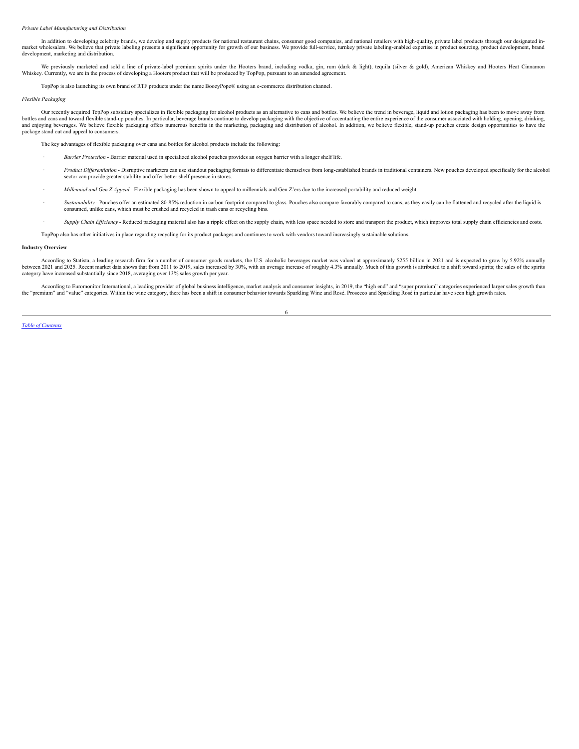*Private Label Manufacturing and Distribution*

In addition to developing celebrity brands, we develop and supply products for national restaurant chains, consumer good companies, and national retailers with high-quality, private label products through our designated in-market wholesalers. We believe that private labeling presents a significant opportunity for growth of our business. We provide full-service, turnkey private labeling-enabled expertise in product sourcing, product development, brand development, marketing and distribution.

We previously marketed and sold a line of private-label premium spirits under the Hooters brand, including vodka, gin, rum (dark & light), tequila (silver & gold), American Whiskey and Hooters Heat Cinnamon Whiskey. Currently, we are in the process of developing a Hooters product that will be produced by TopPop, pursuant to an amended agreement.

TopPop is also launching its own brand of RTF products under the name BoozyPopz® using an e-commerce distribution channel.

*Flexible Packaging*

Our recently acquired TopPop subsidiary specializes in flexible packaging for alcohol products as an alternative to cans and bottles. We believe the trend in beverage, liquid and lotion packaging has been to move away from bottles and cans and toward flexible stand-up pouches. In particular, beverage brands continue to develop packaging with the objective of accentuating the entire experience of the consumer associated with holding, opening, drinking, and enjoying beverages. We believe flexible packaging offers numerous benefits in the marketing, packaging and distribution of alcohol. In addition, we believe flexible, stand-up pouches create design opportunities to have the package stand out and appeal to consumers.

The key advantages of flexible packaging over cans and bottles for alcohol products include the following:

- *Barrier Protection* - Barrier material used in specialized alcohol pouches provides an oxygen barrier with a longer shelf life.
- *Product Differentiation* - Disruptive marketers can use standout packaging formats to differentiate themselves from long-established brands in traditional containers. New pouches developed specifically for the alcohol sector can provide greater stability and offer better shelf presence in stores.
- *Millennial and Gen Z Appeal* - Flexible packaging has been shown to appeal to millennials and Gen Z'ers due to the increased portability and reduced weight.
- *Sustainability* - Pouches offer an estimated 80-85% reduction in carbon footprint compared to glass. Pouches also compare favorably compared to cans, as they easily can be flattened and recycled after the liquid is consumed, unlike cans, which must be crushed and recycled in trash cans or recycling bins.
- *Supply Chain Efficiency* - Reduced packaging material also has a ripple effect on the supply chain, with less space needed to store and transport the product, which improves total supply chain efficiencies and costs.

TopPop also has other initiatives in place regarding recycling for its product packages and continues to work with vendors toward increasingly sustainable solutions.

**Industry Overview**

According to Statista, a leading research firm for a number of consumer goods markets, the U.S. alcoholic beverages market was valued at approximately $255 billion in 2021 and is expected to grow by 5.92% annually between 2021 and 2025. Recent market data shows that from 2011 to 2019, sales increased by 30%, with an average increase of roughly 4.3% annually. Much of this growth is attributed to a shift toward spirits; the sales of the spirits category have increased substantially since 2018, averaging over 13% sales growth per year.

According to Euromonitor International, a leading provider of global business intelligence, market analysis and consumer insights, in 2019, the "high end" and "super premium" categories experienced larger sales growth than the "premium" and "value" categories. Within the wine category, there has been a shift in consumer behavior towards Sparkling Wine and Rosé. Prosecco and Sparkling Rosé in particular have seen high growth rates.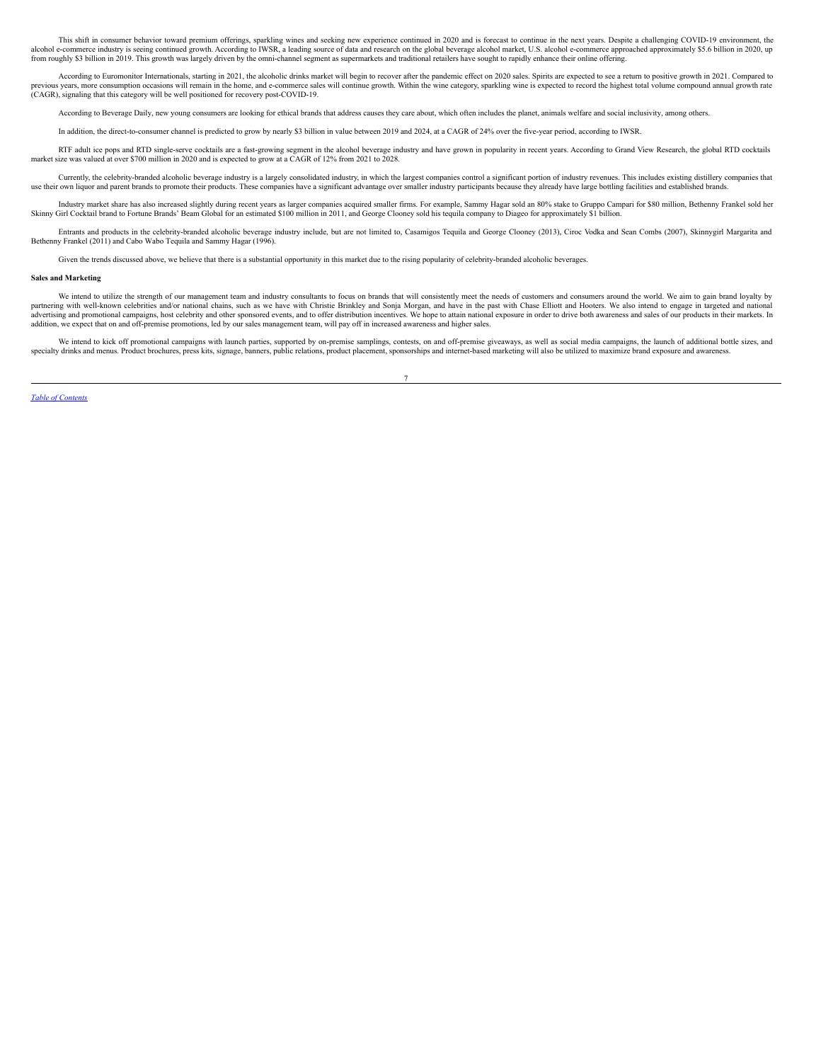This shift in consumer behavior toward premium offerings, sparkling wines and seeking new experience continued in 2020 and is forecast to continue in the next years. Despite a challenging COVID-19 environment, the alcohol e-commerce industry is seeing continued growth. According to IWSR, a leading source of data and research on the global beverage alcohol market, U.S. alcohol e-commerce approached approximately $5.6 billion in 2020, up from roughly $3 billion in 2019. This growth was largely driven by the omni-channel segment as supermarkets and traditional retailers have sought to rapidly enhance their online offering.

According to Euromonitor Internationals, starting in 2021, the alcoholic drinks market will begin to recover after the pandemic effect on 2020 sales. Spirits are expected to see a return to positive growth in 2021. Compared to previous years, more consumption occasions will remain in the home, and e-commerce sales will continue growth. Within the wine category, sparkling wine is expected to record the highest total volume compound annual growth rate (CAGR), signaling that this category will be well positioned for recovery post-COVID-19.

According to Beverage Daily, new young consumers are looking for ethical brands that address causes they care about, which often includes the planet, animals welfare and social inclusivity, among others.

In addition, the direct-to-consumer channel is predicted to grow by nearly $3 billion in value between 2019 and 2024, at a CAGR of 24% over the five-year period, according to IWSR.

RTF adult ice pops and RTD single-serve cocktails are a fast-growing segment in the alcohol beverage industry and have grown in popularity in recent years. According to Grand View Research, the global RTD cocktails market size was valued at over $700 million in 2020 and is expected to grow at a CAGR of 12% from 2021 to 2028.

Currently, the celebrity-branded alcoholic beverage industry is a largely consolidated industry, in which the largest companies control a significant portion of industry revenues. This includes existing distillery companies that use their own liquor and parent brands to promote their products. These companies have a significant advantage over smaller industry participants because they already have large bottling facilities and established brands.

Industry market share has also increased slightly during recent years as larger companies acquired smaller firms. For example, Sammy Hagar sold an 80% stake to Gruppo Campari for $80 million, Bethenny Frankel sold her Skinny Girl Cocktail brand to Fortune Brands' Beam Global for an estimated $100 million in 2011, and George Clooney sold his tequila company to Diageo for approximately $1 billion.

Entrants and products in the celebrity-branded alcoholic beverage industry include, but are not limited to, Casamigos Tequila and George Clooney (2013), Ciroc Vodka and Sean Combs (2007), Skinnygirl Margarita and Bethenny Frankel (2011) and Cabo Wabo Tequila and Sammy Hagar (1996).

Given the trends discussed above, we believe that there is a substantial opportunity in this market due to the rising popularity of celebrity-branded alcoholic beverages.

**Sales and Marketing**

We intend to utilize the strength of our management team and industry consultants to focus on brands that will consistently meet the needs of customers and consumers around the world. We aim to gain brand loyalty by partnering with well-known celebrities and/or national chains, such as we have with Christie Brinkley and Sonja Morgan, and have in the past with Chase Elliott and Hooters. We also intend to engage in targeted and national advertising and promotional campaigns, host celebrity and other sponsored events, and to offer distribution incentives. We hope to attain national exposure in order to drive both awareness and sales of our products in their markets. In addition, we expect that on and off-premise promotions, led by our sales management team, will pay off in increased awareness and higher sales.

We intend to kick off promotional campaigns with launch parties, supported by on-premise samplings, contests, on and off-premise giveaways, as well as social media campaigns, the launch of additional bottle sizes, and specialty drinks and menus. Product brochures, press kits, signage, banners, public relations, product placement, sponsorships and internet-based marketing will also be utilized to maximize brand exposure and awareness.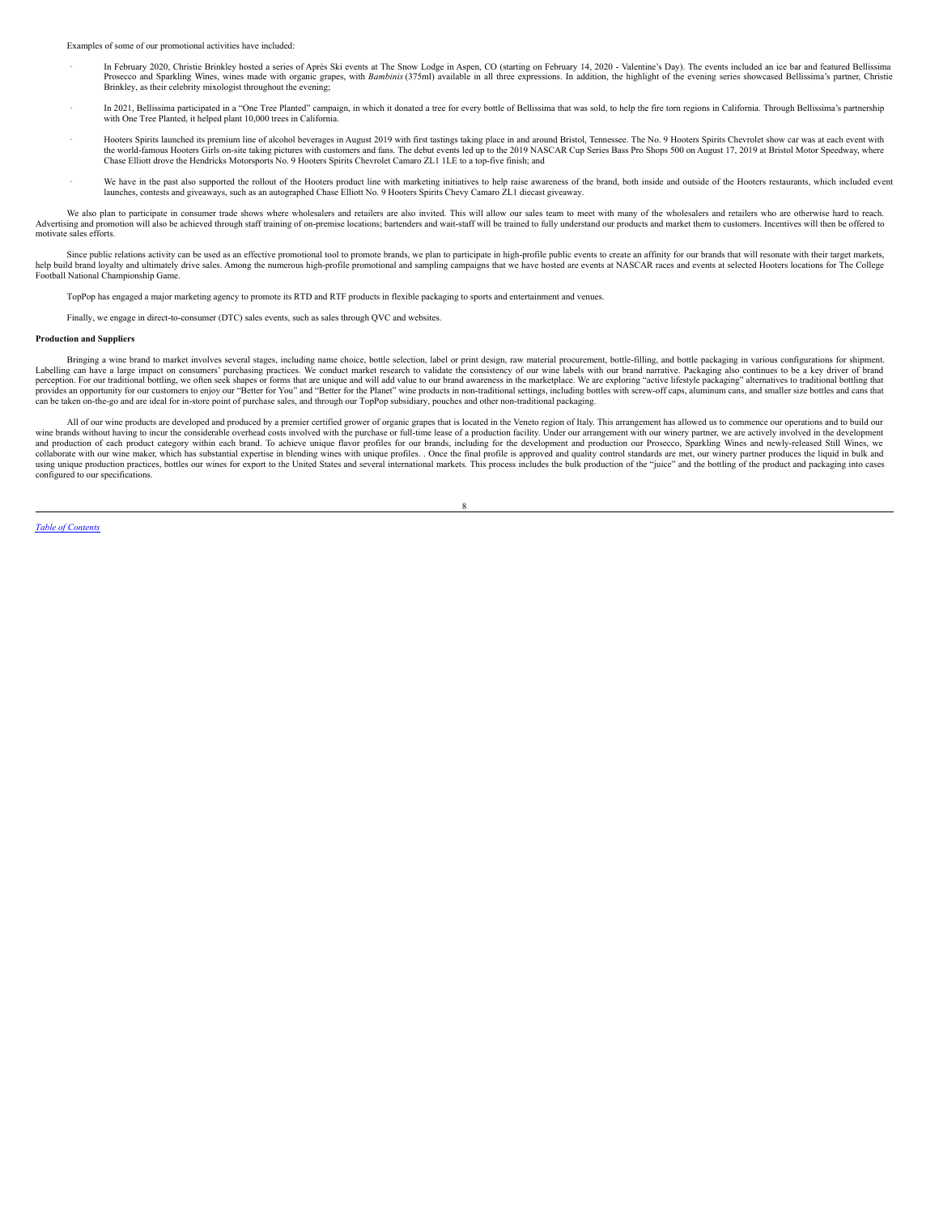Examples of some of our promotional activities have included:

- In February 2020, Christie Brinkley hosted a series of Après Ski events at The Snow Lodge in Aspen, CO (starting on February 14, 2020 - Valentine's Day). The events included an ice bar and featured Bellissima Prosecco and Sparkling Wines, wines made with organic grapes, with *Bambinis* (375ml) available in all three expressions. In addition, the highlight of the evening series showcased Bellissima's partner, Christie Brinkley, as their celebrity mixologist throughout the evening;

- In 2021, Bellissima participated in a "One Tree Planted" campaign, in which it donated a tree for every bottle of Bellissima that was sold, to help the fire torn regions in California. Through Bellissima's partnership with One Tree Planted, it helped plant 10,000 trees in California.

- Hooters Spirits launched its premium line of alcohol beverages in August 2019 with first tastings taking place in and around Bristol, Tennessee. The No. 9 Hooters Spirits Chevrolet show car was at each event with the world-famous Hooters Girls on-site taking pictures with customers and fans. The debut events led up to the 2019 NASCAR Cup Series Bass Pro Shops 500 on August 17, 2019 at Bristol Motor Speedway, where Chase Elliott drove the Hendricks Motorsports No. 9 Hooters Spirits Chevrolet Camaro ZL1 1LE to a top-five finish; and

- We have in the past also supported the rollout of the Hooters product line with marketing initiatives to help raise awareness of the brand, both inside and outside of the Hooters restaurants, which included event launches, contests and giveaways, such as an autographed Chase Elliott No. 9 Hooters Spirits Chevy Camaro ZL1 diecast giveaway.

We also plan to participate in consumer trade shows where wholesalers and retailers are also invited. This will allow our sales team to meet with many of the wholesalers and retailers who are otherwise hard to reach. Advertising and promotion will also be achieved through staff training of on-premise locations; bartenders and wait-staff will be trained to fully understand our products and market them to customers. Incentives will then be offered to motivate sales efforts.

Since public relations activity can be used as an effective promotional tool to promote brands, we plan to participate in high-profile public events to create an affinity for our brands that will resonate with their target markets, help build brand loyalty and ultimately drive sales. Among the numerous high-profile promotional and sampling campaigns that we have hosted are events at NASCAR races and events at selected Hooters locations for The College Football National Championship Game.

TopPop has engaged a major marketing agency to promote its RTD and RTF products in flexible packaging to sports and entertainment and venues.

Finally, we engage in direct-to-consumer (DTC) sales events, such as sales through QVC and websites.

**Production and Suppliers**

Bringing a wine brand to market involves several stages, including name choice, bottle selection, label or print design, raw material procurement, bottle-filling, and bottle packaging in various configurations for shipment. Labelling can have a large impact on consumers' purchasing practices. We conduct market research to validate the consistency of our wine labels with our brand narrative. Packaging also continues to be a key driver of brand perception. For our traditional bottling, we often seek shapes or forms that are unique and will add value to our brand awareness in the marketplace. We are exploring "active lifestyle packaging" alternatives to traditional bottling that provides an opportunity for our customers to enjoy our "Better for You" and "Better for the Planet" wine products in non-traditional settings, including bottles with screw-off caps, aluminum cans, and smaller size bottles and cans that can be taken on-the-go and are ideal for in-store point of purchase sales, and through our TopPop subsidiary, pouches and other non-traditional packaging.

All of our wine products are developed and produced by a premier certified grower of organic grapes that is located in the Veneto region of Italy. This arrangement has allowed us to commence our operations and to build our wine brands without having to incur the considerable overhead costs involved with the purchase or full-time lease of a production facility. Under our arrangement with our winery partner, we are actively involved in the development and production of each product category within each brand. To achieve unique flavor profiles for our brands, including for the development and production our Prosecco, Sparkling Wines and newly-released Still Wines, we collaborate with our wine maker, which has substantial expertise in blending wines with unique profiles. . Once the final profile is approved and quality control standards are met, our winery partner produces the liquid in bulk and using unique production practices, bottles our wines for export to the United States and several international markets. This process includes the bulk production of the "juice" and the bottling of the product and packaging into cases configured to our specifications.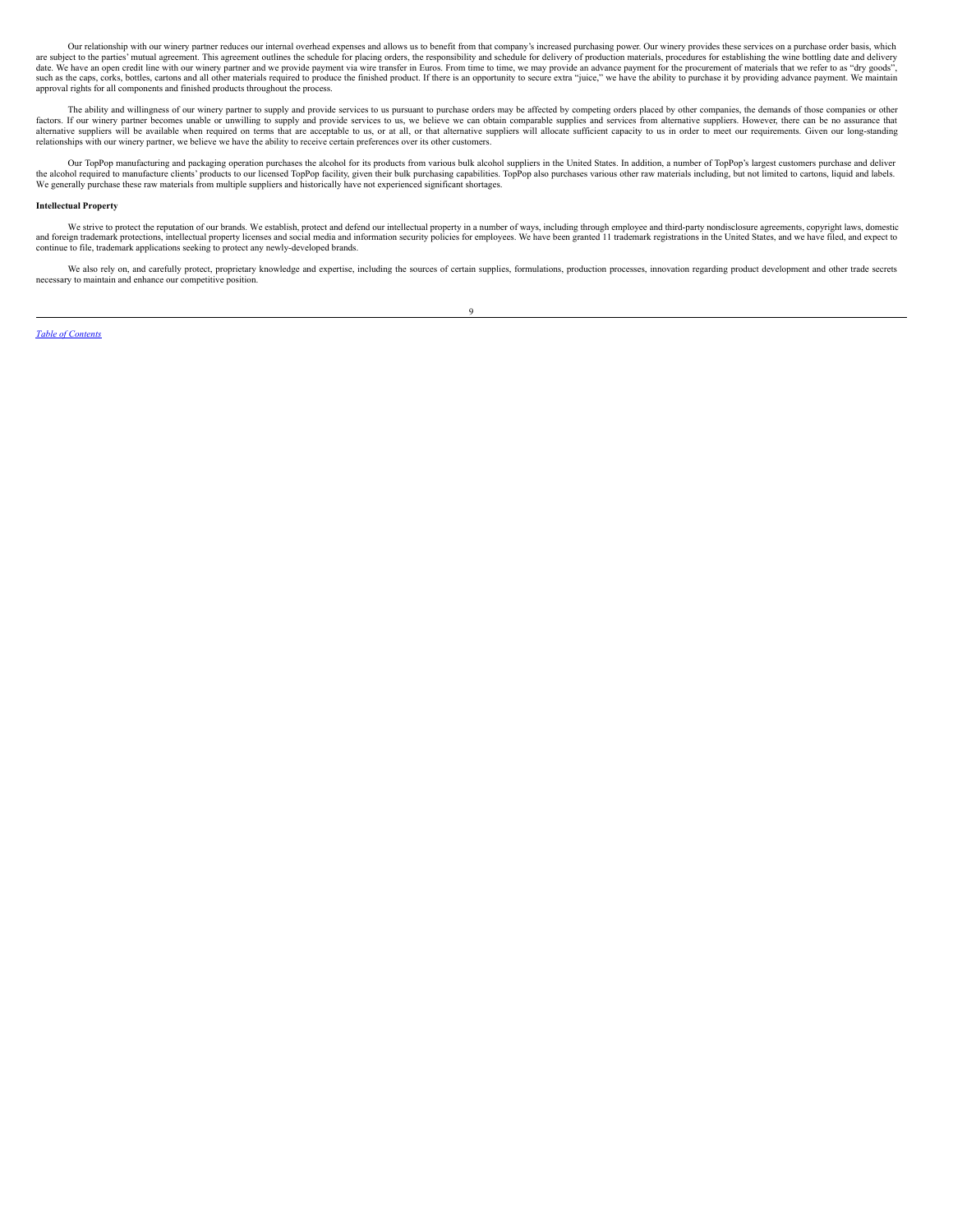Our relationship with our winery partner reduces our internal overhead expenses and allows us to benefit from that company's increased purchasing power. Our winery provides these services on a purchase order basis, which are subject to the parties' mutual agreement. This agreement outlines the schedule for placing orders, the responsibility and schedule for delivery of production materials, procedures for establishing the wine bottling date and delivery date. We have an open credit line with our winery partner and we provide payment via wire transfer in Euros. From time to time, we may provide an advance payment for the procurement of materials that we refer to as "dry goods", such as the caps, corks, bottles, cartons and all other materials required to produce the finished product. If there is an opportunity to secure extra "juice," we have the ability to purchase it by providing advance payment. We maintain approval rights for all components and finished products throughout the process.

The ability and willingness of our winery partner to supply and provide services to us pursuant to purchase orders may be affected by competing orders placed by other companies, the demands of those companies or other factors. If our winery partner becomes unable or unwilling to supply and provide services to us, we believe we can obtain comparable supplies and services from alternative suppliers. However, there can be no assurance that alternative suppliers will be available when required on terms that are acceptable to us, or at all, or that alternative suppliers will allocate sufficient capacity to us in order to meet our requirements. Given our long-standing relationships with our winery partner, we believe we have the ability to receive certain preferences over its other customers.

Our TopPop manufacturing and packaging operation purchases the alcohol for its products from various bulk alcohol suppliers in the United States. In addition, a number of TopPop's largest customers purchase and deliver the alcohol required to manufacture clients' products to our licensed TopPop facility, given their bulk purchasing capabilities. TopPop also purchases various other raw materials including, but not limited to cartons, liquid and labels. We generally purchase these raw materials from multiple suppliers and historically have not experienced significant shortages.

**Intellectual Property**

We strive to protect the reputation of our brands. We establish, protect and defend our intellectual property in a number of ways, including through employee and third-party nondisclosure agreements, copyright laws, domestic and foreign trademark protections, intellectual property licenses and social media and information security policies for employees. We have been granted 11 trademark registrations in the United States, and we have filed, and expect to continue to file, trademark applications seeking to protect any newly-developed brands.

We also rely on, and carefully protect, proprietary knowledge and expertise, including the sources of certain supplies, formulations, production processes, innovation regarding product development and other trade secrets necessary to maintain and enhance our competitive position.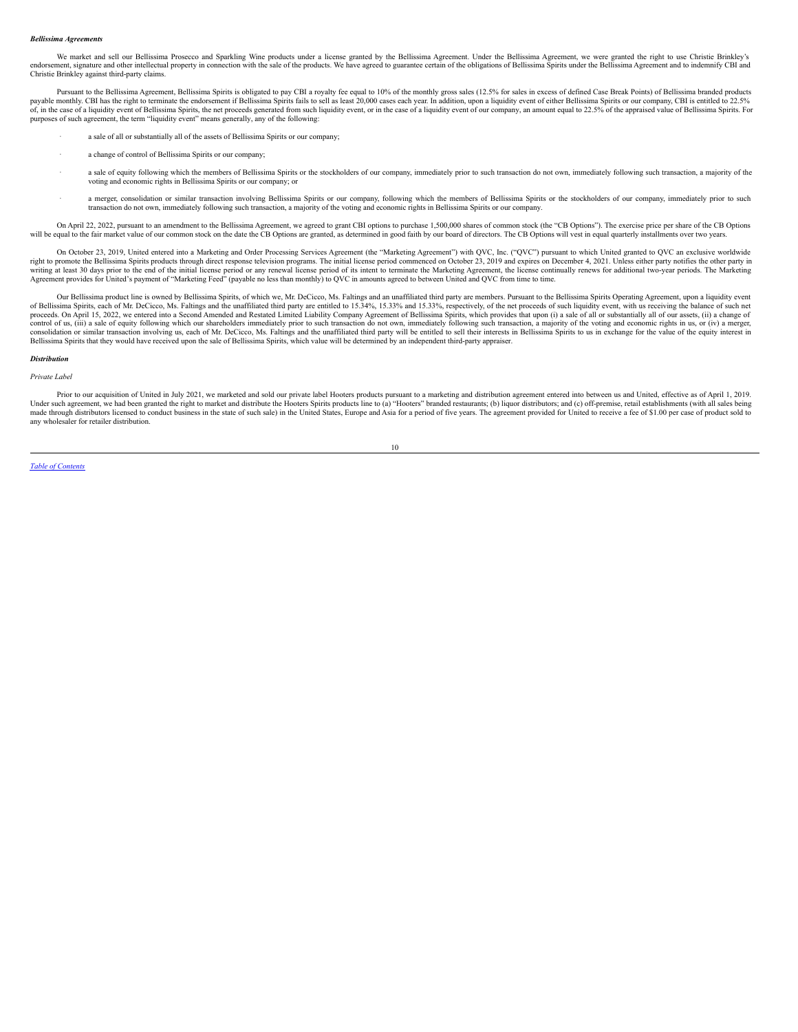***Bellissima Agreements***

We market and sell our Bellissima Prosecco and Sparkling Wine products under a license granted by the Bellissima Agreement. Under the Bellissima Agreement, we were granted the right to use Christie Brinkley's endorsement, signature and other intellectual property in connection with the sale of the products. We have agreed to guarantee certain of the obligations of Bellissima Spirits under the Bellissima Agreement and to indemnify CBI and Christie Brinkley against third-party claims.

Pursuant to the Bellissima Agreement, Bellissima Spirits is obligated to pay CBI a royalty fee equal to 10% of the monthly gross sales (12.5% for sales in excess of defined Case Break Points) of Bellissima branded products payable monthly. CBI has the right to terminate the endorsement if Bellissima Spirits fails to sell as least 20,000 cases each year. In addition, upon a liquidity event of either Bellissima Spirits or our company, CBI is entitled to 22.5% of, in the case of a liquidity event of Bellissima Spirits, the net proceeds generated from such liquidity event, or in the case of a liquidity event of our company, an amount equal to 22.5% of the appraised value of Bellissima Spirits. For purposes of such agreement, the term "liquidity event" means generally, any of the following:

- a sale of all or substantially all of the assets of Bellissima Spirits or our company;
- a change of control of Bellissima Spirits or our company;
- a sale of equity following which the members of Bellissima Spirits or the stockholders of our company, immediately prior to such transaction do not own, immediately following such transaction, a majority of the voting and economic rights in Bellissima Spirits or our company; or
- a merger, consolidation or similar transaction involving Bellissima Spirits or our company, following which the members of Bellissima Spirits or the stockholders of our company, immediately prior to such transaction do not own, immediately following such transaction, a majority of the voting and economic rights in Bellissima Spirits or our company.

On April 22, 2022, pursuant to an amendment to the Bellissima Agreement, we agreed to grant CBI options to purchase 1,500,000 shares of common stock (the "CB Options"). The exercise price per share of the CB Options will be equal to the fair market value of our common stock on the date the CB Options are granted, as determined in good faith by our board of directors. The CB Options will vest in equal quarterly installments over two years.

On October 23, 2019, United entered into a Marketing and Order Processing Services Agreement (the "Marketing Agreement") with QVC, Inc. ("QVC") pursuant to which United granted to QVC an exclusive worldwide right to promote the Bellissima Spirits products through direct response television programs. The initial license period commenced on October 23, 2019 and expires on December 4, 2021. Unless either party notifies the other party in writing at least 30 days prior to the end of the initial license period or any renewal license period of its intent to terminate the Marketing Agreement, the license continually renews for additional two-year periods. The Marketing Agreement provides for United's payment of "Marketing Feed" (payable no less than monthly) to QVC in amounts agreed to between United and QVC from time to time.

Our Bellissima product line is owned by Bellissima Spirits, of which we, Mr. DeCicco, Ms. Faltings and an unaffiliated third party are members. Pursuant to the Bellissima Spirits Operating Agreement, upon a liquidity event of Bellissima Spirits, each of Mr. DeCicco, Ms. Faltings and the unaffiliated third party are entitled to 15.34%, 15.33% and 15.33%, respectively, of the net proceeds of such liquidity event, with us receiving the balance of such net proceeds. On April 15, 2022, we entered into a Second Amended and Restated Limited Liability Company Agreement of Bellissima Spirits, which provides that upon (i) a sale of all or substantially all of our assets, (ii) a change of control of us, (iii) a sale of equity following which our shareholders immediately prior to such transaction do not own, immediately following such transaction, a majority of the voting and economic rights in us, or (iv) a merger, consolidation or similar transaction involving us, each of Mr. DeCicco, Ms. Faltings and the unaffiliated third party will be entitled to sell their interests in Bellissima Spirits to us in exchange for the value of the equity interest in Bellissima Spirits that they would have received upon the sale of Bellissima Spirits, which value will be determined by an independent third-party appraiser.

***Distribution***

*Private Label*

Prior to our acquisition of United in July 2021, we marketed and sold our private label Hooters products pursuant to a marketing and distribution agreement entered into between us and United, effective as of April 1, 2019. Under such agreement, we had been granted the right to market and distribute the Hooters Spirits products line to (a) "Hooters" branded restaurants; (b) liquor distributors; and (c) off-premise, retail establishments (with all sales being made through distributors licensed to conduct business in the state of such sale) in the United States, Europe and Asia for a period of five years. The agreement provided for United to receive a fee of $1.00 per case of product sold to any wholesaler for retailer distribution.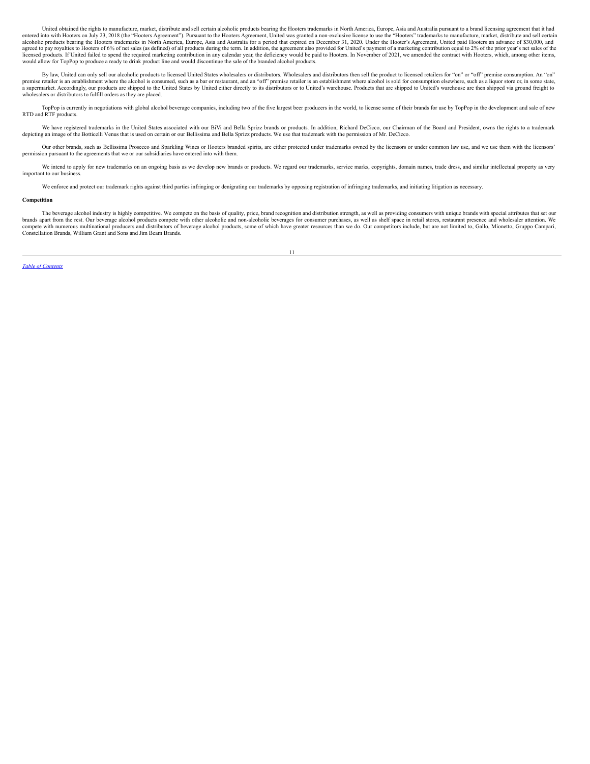United obtained the rights to manufacture, market, distribute and sell certain alcoholic products bearing the Hooters trademarks in North America, Europe, Asia and Australia pursuant to a brand licensing agreement that it had entered into with Hooters on July 23, 2018 (the "Hooters Agreement"). Pursuant to the Hooters Agreement, United was granted a non-exclusive license to use the "Hooters" trademarks to manufacture, market, distribute and sell certain alcoholic products bearing the Hooters trademarks in North America, Europe, Asia and Australia for a period that expired on December 31, 2020. Under the Hooter's Agreement, United paid Hooters an advance of $30,000, and agreed to pay royalties to Hooters of 6% of net sales (as defined) of all products during the term. In addition, the agreement also provided for United's payment of a marketing contribution equal to 2% of the prior year's net sales of the licensed products. If United failed to spend the required marketing contribution in any calendar year, the deficiency would be paid to Hooters. In November of 2021, we amended the contract with Hooters, which, among other items, would allow for TopPop to produce a ready to drink product line and would discontinue the sale of the branded alcohol products.

By law, United can only sell our alcoholic products to licensed United States wholesalers or distributors. Wholesalers and distributors then sell the product to licensed retailers for "on" or "off" premise consumption. An "on" premise retailer is an establishment where the alcohol is consumed, such as a bar or restaurant, and an "off" premise retailer is an establishment where alcohol is sold for consumption elsewhere, such as a liquor store or, in some state, a supermarket. Accordingly, our products are shipped to the United States by United either directly to its distributors or to United's warehouse. Products that are shipped to United's warehouse are then shipped via ground freight to wholesalers or distributors to fulfill orders as they are placed.

TopPop is currently in negotiations with global alcohol beverage companies, including two of the five largest beer producers in the world, to license some of their brands for use by TopPop in the development and sale of new RTD and RTF products.

We have registered trademarks in the United States associated with our BiVi and Bella Sprizz brands or products. In addition, Richard DeCicco, our Chairman of the Board and President, owns the rights to a trademark depicting an image of the Botticelli Venus that is used on certain or our Bellissima and Bella Sprizz products. We use that trademark with the permission of Mr. DeCicco.

Our other brands, such as Bellissima Prosecco and Sparkling Wines or Hooters branded spirits, are either protected under trademarks owned by the licensors or under common law use, and we use them with the licensors' permission pursuant to the agreements that we or our subsidiaries have entered into with them.

We intend to apply for new trademarks on an ongoing basis as we develop new brands or products. We regard our trademarks, service marks, copyrights, domain names, trade dress, and similar intellectual property as very important to our business.

We enforce and protect our trademark rights against third parties infringing or denigrating our trademarks by opposing registration of infringing trademarks, and initiating litigation as necessary.

**Competition**

The beverage alcohol industry is highly competitive. We compete on the basis of quality, price, brand recognition and distribution strength, as well as providing consumers with unique brands with special attributes that set our brands apart from the rest. Our beverage alcohol products compete with other alcoholic and non-alcoholic beverages for consumer purchases, as well as shelf space in retail stores, restaurant presence and wholesaler attention. We compete with numerous multinational producers and distributors of beverage alcohol products, some of which have greater resources than we do. Our competitors include, but are not limited to, Gallo, Mionetto, Gruppo Campari, Constellation Brands, William Grant and Sons and Jim Beam Brands.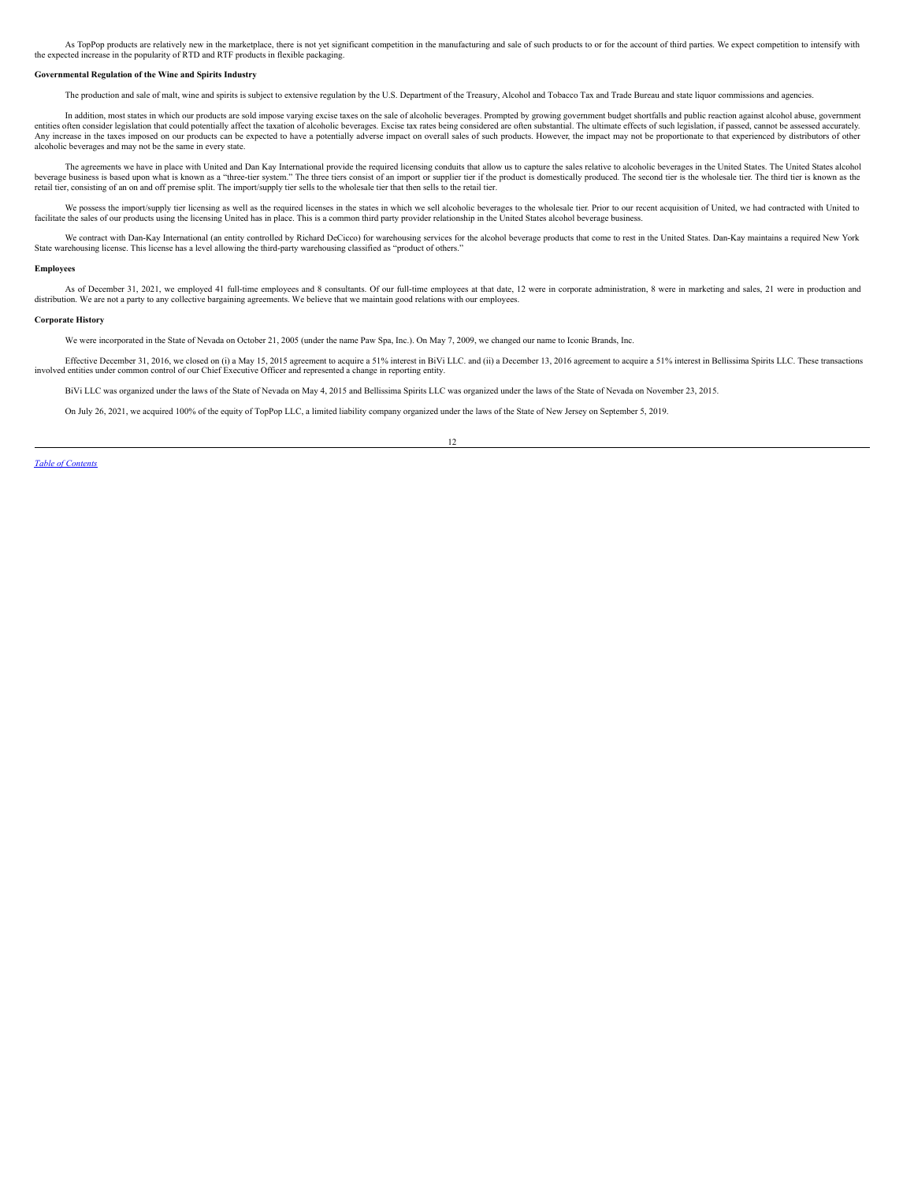As TopPop products are relatively new in the marketplace, there is not yet significant competition in the manufacturing and sale of such products to or for the account of third parties. We expect competition to intensify with the expected increase in the popularity of RTD and RTF products in flexible packaging.

**Governmental Regulation of the Wine and Spirits Industry**

The production and sale of malt, wine and spirits is subject to extensive regulation by the U.S. Department of the Treasury, Alcohol and Tobacco Tax and Trade Bureau and state liquor commissions and agencies.

In addition, most states in which our products are sold impose varying excise taxes on the sale of alcoholic beverages. Prompted by growing government budget shortfalls and public reaction against alcohol abuse, government entities often consider legislation that could potentially affect the taxation of alcoholic beverages. Excise tax rates being considered are often substantial. The ultimate effects of such legislation, if passed, cannot be assessed accurately. Any increase in the taxes imposed on our products can be expected to have a potentially adverse impact on overall sales of such products. However, the impact may not be proportionate to that experienced by distributors of other alcoholic beverages and may not be the same in every state.

The agreements we have in place with United and Dan Kay International provide the required licensing conduits that allow us to capture the sales relative to alcoholic beverages in the United States. The United States alcohol beverage business is based upon what is known as a "three-tier system." The three tiers consist of an import or supplier tier if the product is domestically produced. The second tier is the wholesale tier. The third tier is known as the retail tier, consisting of an on and off premise split. The import/supply tier sells to the wholesale tier that then sells to the retail tier.

We possess the import/supply tier licensing as well as the required licenses in the states in which we sell alcoholic beverages to the wholesale tier. Prior to our recent acquisition of United, we had contracted with United to facilitate the sales of our products using the licensing United has in place. This is a common third party provider relationship in the United States alcohol beverage business.

We contract with Dan-Kay International (an entity controlled by Richard DeCicco) for warehousing services for the alcohol beverage products that come to rest in the United States. Dan-Kay maintains a required New York State warehousing license. This license has a level allowing the third-party warehousing classified as "product of others."

**Employees**

As of December 31, 2021, we employed 41 full-time employees and 8 consultants. Of our full-time employees at that date, 12 were in corporate administration, 8 were in marketing and sales, 21 were in production and distribution. We are not a party to any collective bargaining agreements. We believe that we maintain good relations with our employees.

**Corporate History**

We were incorporated in the State of Nevada on October 21, 2005 (under the name Paw Spa, Inc.). On May 7, 2009, we changed our name to Iconic Brands, Inc.

Effective December 31, 2016, we closed on (i) a May 15, 2015 agreement to acquire a 51% interest in BiVi LLC. and (ii) a December 13, 2016 agreement to acquire a 51% interest in Bellissima Spirits LLC. These transactions involved entities under common control of our Chief Executive Officer and represented a change in reporting entity.

BiVi LLC was organized under the laws of the State of Nevada on May 4, 2015 and Bellissima Spirits LLC was organized under the laws of the State of Nevada on November 23, 2015.

On July 26, 2021, we acquired 100% of the equity of TopPop LLC, a limited liability company organized under the laws of the State of New Jersey on September 5, 2019.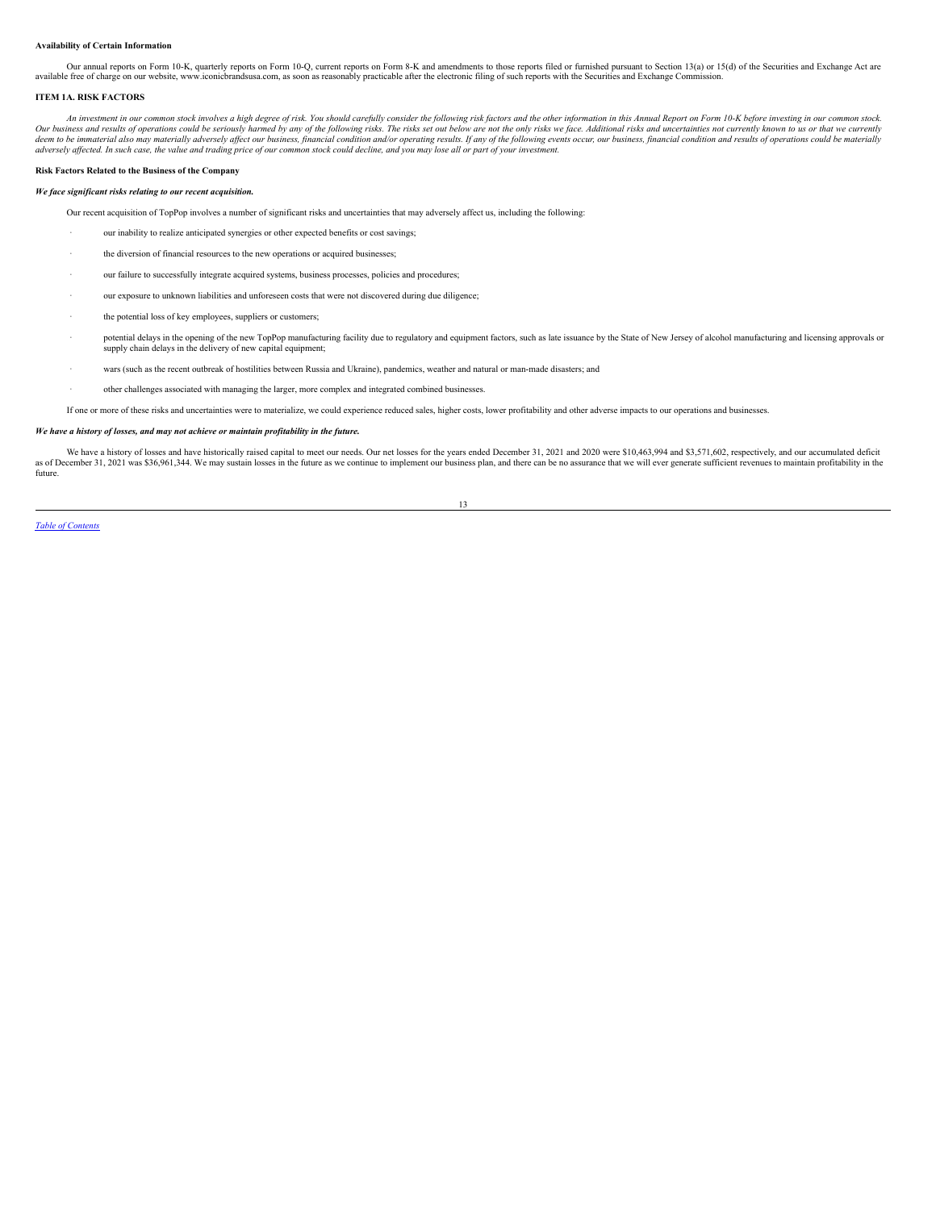**Availability of Certain Information**

Our annual reports on Form 10-K, quarterly reports on Form 10-Q, current reports on Form 8-K and amendments to those reports filed or furnished pursuant to Section 13(a) or 15(d) of the Securities and Exchange Act are available free of charge on our website, www.iconicbrandsusa.com, as soon as reasonably practicable after the electronic filing of such reports with the Securities and Exchange Commission.

**ITEM 1A. RISK FACTORS**

*An investment in our common stock involves a high degree of risk. You should carefully consider the following risk factors and the other information in this Annual Report on Form 10-K before investing in our common stock. Our business and results of operations could be seriously harmed by any of the following risks. The risks set out below are not the only risks we face. Additional risks and uncertainties not currently known to us or that we currently deem to be immaterial also may materially adversely affect our business, financial condition and/or operating results. If any of the following events occur, our business, financial condition and results of operations could be materially adversely affected. In such case, the value and trading price of our common stock could decline, and you may lose all or part of your investment.*

**Risk Factors Related to the Business of the Company**

***We face significant risks relating to our recent acquisition.***

Our recent acquisition of TopPop involves a number of significant risks and uncertainties that may adversely affect us, including the following:

- our inability to realize anticipated synergies or other expected benefits or cost savings;
- the diversion of financial resources to the new operations or acquired businesses;
- our failure to successfully integrate acquired systems, business processes, policies and procedures;
- our exposure to unknown liabilities and unforeseen costs that were not discovered during due diligence;
- the potential loss of key employees, suppliers or customers;
- potential delays in the opening of the new TopPop manufacturing facility due to regulatory and equipment factors, such as late issuance by the State of New Jersey of alcohol manufacturing and licensing approvals or supply chain delays in the delivery of new capital equipment;
- wars (such as the recent outbreak of hostilities between Russia and Ukraine), pandemics, weather and natural or man-made disasters; and
- other challenges associated with managing the larger, more complex and integrated combined businesses.

If one or more of these risks and uncertainties were to materialize, we could experience reduced sales, higher costs, lower profitability and other adverse impacts to our operations and businesses.

***We have a history of losses, and may not achieve or maintain profitability in the future.***

We have a history of losses and have historically raised capital to meet our needs. Our net losses for the years ended December 31, 2021 and 2020 were $10,463,994 and $3,571,602, respectively, and our accumulated deficit as of December 31, 2021 was $36,961,344. We may sustain losses in the future as we continue to implement our business plan, and there can be no assurance that we will ever generate sufficient revenues to maintain profitability in the future.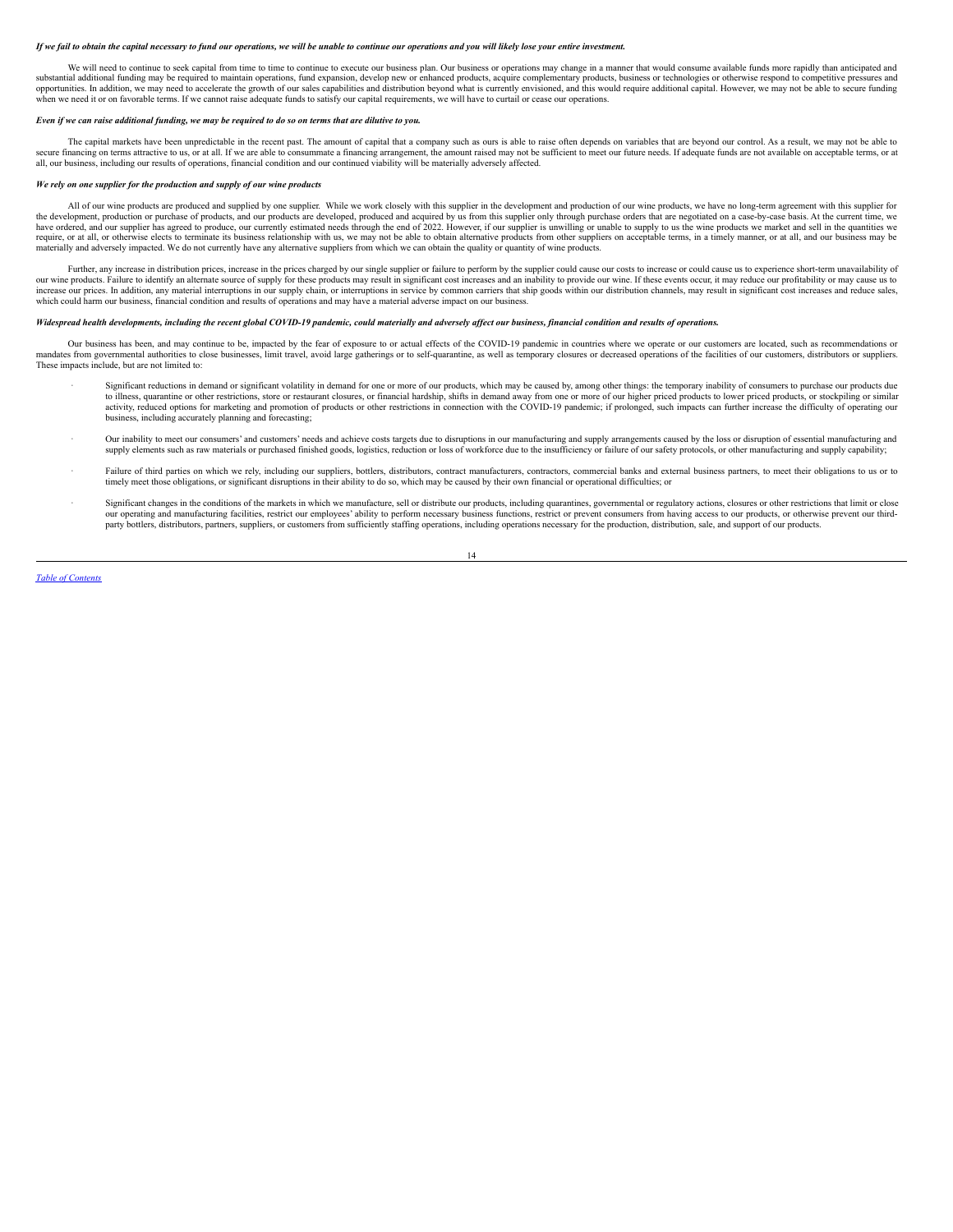***If we fail to obtain the capital necessary to fund our operations, we will be unable to continue our operations and you will likely lose your entire investment.***

We will need to continue to seek capital from time to time to continue to execute our business plan. Our business or operations may change in a manner that would consume available funds more rapidly than anticipated and substantial additional funding may be required to maintain operations, fund expansion, develop new or enhanced products, acquire complementary products, business or technologies or otherwise respond to competitive pressures and opportunities. In addition, we may need to accelerate the growth of our sales capabilities and distribution beyond what is currently envisioned, and this would require additional capital. However, we may not be able to secure funding when we need it or on favorable terms. If we cannot raise adequate funds to satisfy our capital requirements, we will have to curtail or cease our operations.

***Even if we can raise additional funding, we may be required to do so on terms that are dilutive to you.***

The capital markets have been unpredictable in the recent past. The amount of capital that a company such as ours is able to raise often depends on variables that are beyond our control. As a result, we may not be able to secure financing on terms attractive to us, or at all. If we are able to consummate a financing arrangement, the amount raised may not be sufficient to meet our future needs. If adequate funds are not available on acceptable terms, or at all, our business, including our results of operations, financial condition and our continued viability will be materially adversely affected.

***We rely on one supplier for the production and supply of our wine products***

All of our wine products are produced and supplied by one supplier. While we work closely with this supplier in the development and production of our wine products, we have no long-term agreement with this supplier for the development, production or purchase of products, and our products are developed, produced and acquired by us from this supplier only through purchase orders that are negotiated on a case-by-case basis. At the current time, we have ordered, and our supplier has agreed to produce, our currently estimated needs through the end of 2022. However, if our supplier is unwilling or unable to supply to us the wine products we market and sell in the quantities we require, or at all, or otherwise elects to terminate its business relationship with us, we may not be able to obtain alternative products from other suppliers on acceptable terms, in a timely manner, or at all, and our business may be materially and adversely impacted. We do not currently have any alternative suppliers from which we can obtain the quality or quantity of wine products.

Further, any increase in distribution prices, increase in the prices charged by our single supplier or failure to perform by the supplier could cause our costs to increase or could cause us to experience short-term unavailability of our wine products. Failure to identify an alternate source of supply for these products may result in significant cost increases and an inability to provide our wine. If these events occur, it may reduce our profitability or may cause us to increase our prices. In addition, any material interruptions in our supply chain, or interruptions in service by common carriers that ship goods within our distribution channels, may result in significant cost increases and reduce sales, which could harm our business, financial condition and results of operations and may have a material adverse impact on our business.

***Widespread health developments, including the recent global COVID-19 pandemic, could materially and adversely affect our business, financial condition and results of operations.***

Our business has been, and may continue to be, impacted by the fear of exposure to or actual effects of the COVID-19 pandemic in countries where we operate or our customers are located, such as recommendations or mandates from governmental authorities to close businesses, limit travel, avoid large gatherings or to self-quarantine, as well as temporary closures or decreased operations of the facilities of our customers, distributors or suppliers. These impacts include, but are not limited to:

- Significant reductions in demand or significant volatility in demand for one or more of our products, which may be caused by, among other things: the temporary inability of consumers to purchase our products due to illness, quarantine or other restrictions, store or restaurant closures, or financial hardship, shifts in demand away from one or more of our higher priced products to lower priced products, or stockpiling or similar activity, reduced options for marketing and promotion of products or other restrictions in connection with the COVID-19 pandemic; if prolonged, such impacts can further increase the difficulty of operating our business, including accurately planning and forecasting;

- Our inability to meet our consumers' and customers' needs and achieve costs targets due to disruptions in our manufacturing and supply arrangements caused by the loss or disruption of essential manufacturing and supply elements such as raw materials or purchased finished goods, logistics, reduction or loss of workforce due to the insufficiency or failure of our safety protocols, or other manufacturing and supply capability;

- Failure of third parties on which we rely, including our suppliers, bottlers, distributors, contract manufacturers, contractors, commercial banks and external business partners, to meet their obligations to us or to timely meet those obligations, or significant disruptions in their ability to do so, which may be caused by their own financial or operational difficulties; or

- Significant changes in the conditions of the markets in which we manufacture, sell or distribute our products, including quarantines, governmental or regulatory actions, closures or other restrictions that limit or close our operating and manufacturing facilities, restrict our employees' ability to perform necessary business functions, restrict or prevent consumers from having access to our products, or otherwise prevent our third-party bottlers, distributors, partners, suppliers, or customers from sufficiently staffing operations, including operations necessary for the production, distribution, sale, and support of our products.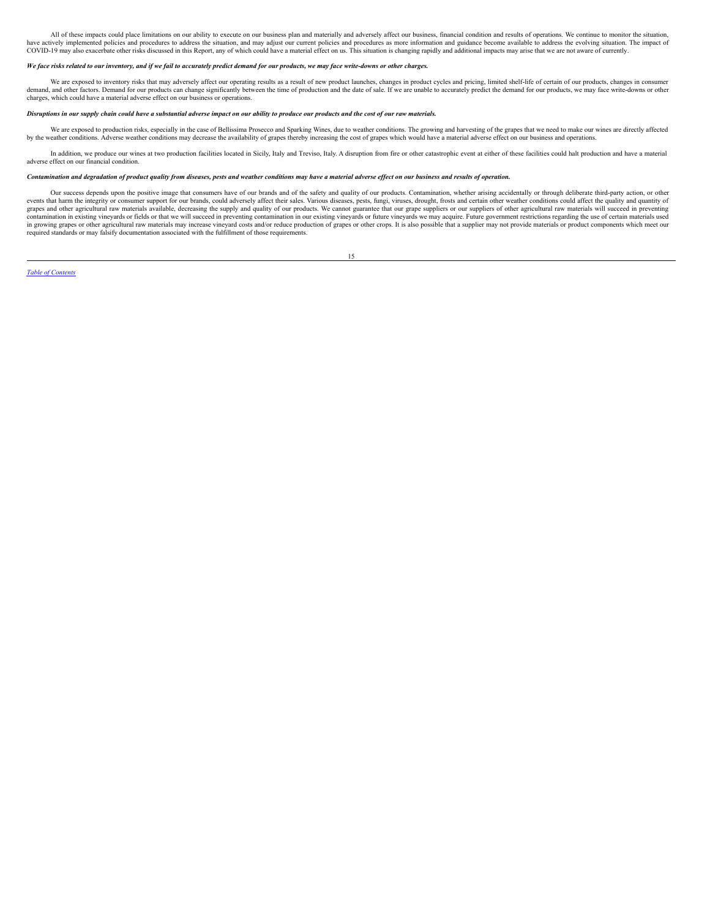All of these impacts could place limitations on our ability to execute on our business plan and materially and adversely affect our business, financial condition and results of operations. We continue to monitor the situation, have actively implemented policies and procedures to address the situation, and may adjust our current policies and procedures as more information and guidance become available to address the evolving situation. The impact of COVID-19 may also exacerbate other risks discussed in this Report, any of which could have a material effect on us. This situation is changing rapidly and additional impacts may arise that we are not aware of currently.

***We face risks related to our inventory, and if we fail to accurately predict demand for our products, we may face write-downs or other charges.***

We are exposed to inventory risks that may adversely affect our operating results as a result of new product launches, changes in product cycles and pricing, limited shelf-life of certain of our products, changes in consumer demand, and other factors. Demand for our products can change significantly between the time of production and the date of sale. If we are unable to accurately predict the demand for our products, we may face write-downs or other charges, which could have a material adverse effect on our business or operations.

***Disruptions in our supply chain could have a substantial adverse impact on our ability to produce our products and the cost of our raw materials.***

We are exposed to production risks, especially in the case of Bellissima Prosecco and Sparking Wines, due to weather conditions. The growing and harvesting of the grapes that we need to make our wines are directly affected by the weather conditions. Adverse weather conditions may decrease the availability of grapes thereby increasing the cost of grapes which would have a material adverse effect on our business and operations.

In addition, we produce our wines at two production facilities located in Sicily, Italy and Treviso, Italy. A disruption from fire or other catastrophic event at either of these facilities could halt production and have a material adverse effect on our financial condition.

***Contamination and degradation of product quality from diseases, pests and weather conditions may have a material adverse effect on our business and results of operation.***

Our success depends upon the positive image that consumers have of our brands and of the safety and quality of our products. Contamination, whether arising accidentally or through deliberate third-party action, or other events that harm the integrity or consumer support for our brands, could adversely affect their sales. Various diseases, pests, fungi, viruses, drought, frosts and certain other weather conditions could affect the quality and quantity of grapes and other agricultural raw materials available, decreasing the supply and quality of our products. We cannot guarantee that our grape suppliers or our suppliers of other agricultural raw materials will succeed in preventing contamination in existing vineyards or fields or that we will succeed in preventing contamination in our existing vineyards or future vineyards we may acquire. Future government restrictions regarding the use of certain materials used in growing grapes or other agricultural raw materials may increase vineyard costs and/or reduce production of grapes or other crops. It is also possible that a supplier may not provide materials or product components which meet our required standards or may falsify documentation associated with the fulfillment of those requirements.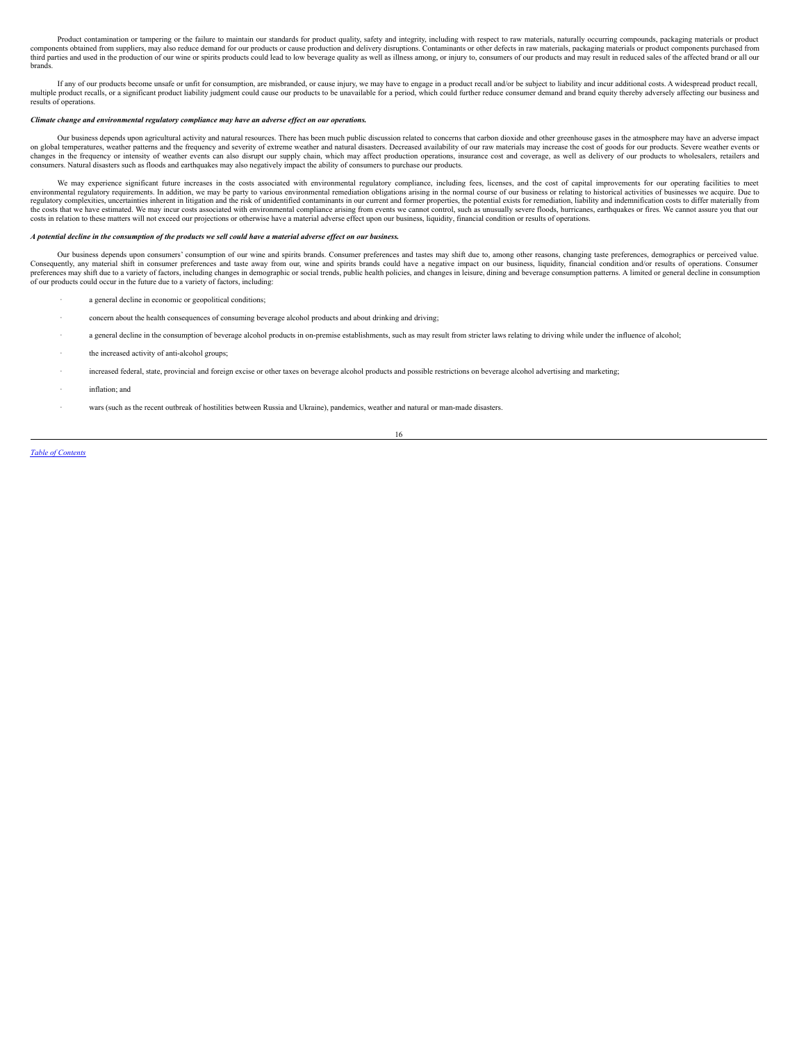Product contamination or tampering or the failure to maintain our standards for product quality, safety and integrity, including with respect to raw materials, naturally occurring compounds, packaging materials or product components obtained from suppliers, may also reduce demand for our products or cause production and delivery disruptions. Contaminants or other defects in raw materials, packaging materials or product components purchased from third parties and used in the production of our wine or spirits products could lead to low beverage quality as well as illness among, or injury to, consumers of our products and may result in reduced sales of the affected brand or all our brands.

If any of our products become unsafe or unfit for consumption, are misbranded, or cause injury, we may have to engage in a product recall and/or be subject to liability and incur additional costs. A widespread product recall, multiple product recalls, or a significant product liability judgment could cause our products to be unavailable for a period, which could further reduce consumer demand and brand equity thereby adversely affecting our business and results of operations.

***Climate change and environmental regulatory compliance may have an adverse effect on our operations.***

Our business depends upon agricultural activity and natural resources. There has been much public discussion related to concerns that carbon dioxide and other greenhouse gases in the atmosphere may have an adverse impact on global temperatures, weather patterns and the frequency and severity of extreme weather and natural disasters. Decreased availability of our raw materials may increase the cost of goods for our products. Severe weather events or changes in the frequency or intensity of weather events can also disrupt our supply chain, which may affect production operations, insurance cost and coverage, as well as delivery of our products to wholesalers, retailers and consumers. Natural disasters such as floods and earthquakes may also negatively impact the ability of consumers to purchase our products.

We may experience significant future increases in the costs associated with environmental regulatory compliance, including fees, licenses, and the cost of capital improvements for our operating facilities to meet environmental regulatory requirements. In addition, we may be party to various environmental remediation obligations arising in the normal course of our business or relating to historical activities of businesses we acquire. Due to regulatory complexities, uncertainties inherent in litigation and the risk of unidentified contaminants in our current and former properties, the potential exists for remediation, liability and indemnification costs to differ materially from the costs that we have estimated. We may incur costs associated with environmental compliance arising from events we cannot control, such as unusually severe floods, hurricanes, earthquakes or fires. We cannot assure you that our costs in relation to these matters will not exceed our projections or otherwise have a material adverse effect upon our business, liquidity, financial condition or results of operations.

***A potential decline in the consumption of the products we sell could have a material adverse effect on our business.***

Our business depends upon consumers' consumption of our wine and spirits brands. Consumer preferences and tastes may shift due to, among other reasons, changing taste preferences, demographics or perceived value. Consequently, any material shift in consumer preferences and taste away from our, wine and spirits brands could have a negative impact on our business, liquidity, financial condition and/or results of operations. Consumer preferences may shift due to a variety of factors, including changes in demographic or social trends, public health policies, and changes in leisure, dining and beverage consumption patterns. A limited or general decline in consumption of our products could occur in the future due to a variety of factors, including:

- a general decline in economic or geopolitical conditions;
- concern about the health consequences of consuming beverage alcohol products and about drinking and driving;
- a general decline in the consumption of beverage alcohol products in on-premise establishments, such as may result from stricter laws relating to driving while under the influence of alcohol;
- the increased activity of anti-alcohol groups;
- increased federal, state, provincial and foreign excise or other taxes on beverage alcohol products and possible restrictions on beverage alcohol advertising and marketing;
- inflation; and
- wars (such as the recent outbreak of hostilities between Russia and Ukraine), pandemics, weather and natural or man-made disasters.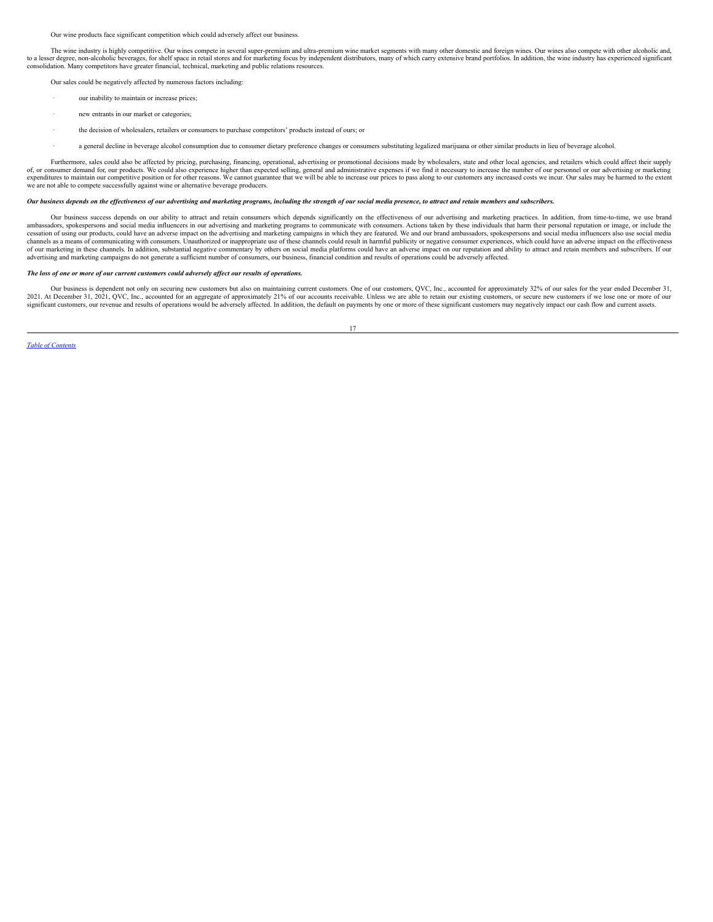Our wine products face significant competition which could adversely affect our business.

The wine industry is highly competitive. Our wines compete in several super-premium and ultra-premium wine market segments with many other domestic and foreign wines. Our wines also compete with other alcoholic and, to a lesser degree, non-alcoholic beverages, for shelf space in retail stores and for marketing focus by independent distributors, many of which carry extensive brand portfolios. In addition, the wine industry has experienced significant consolidation. Many competitors have greater financial, technical, marketing and public relations resources.

Our sales could be negatively affected by numerous factors including:

- our inability to maintain or increase prices;
- new entrants in our market or categories;
- the decision of wholesalers, retailers or consumers to purchase competitors' products instead of ours; or
- a general decline in beverage alcohol consumption due to consumer dietary preference changes or consumers substituting legalized marijuana or other similar products in lieu of beverage alcohol.

Furthermore, sales could also be affected by pricing, purchasing, financing, operational, advertising or promotional decisions made by wholesalers, state and other local agencies, and retailers which could affect their supply of, or consumer demand for, our products. We could also experience higher than expected selling, general and administrative expenses if we find it necessary to increase the number of our personnel or our advertising or marketing expenditures to maintain our competitive position or for other reasons. We cannot guarantee that we will be able to increase our prices to pass along to our customers any increased costs we incur. Our sales may be harmed to the extent we are not able to compete successfully against wine or alternative beverage producers.

***Our business depends on the effectiveness of our advertising and marketing programs, including the strength of our social media presence, to attract and retain members and subscribers.***

Our business success depends on our ability to attract and retain consumers which depends significantly on the effectiveness of our advertising and marketing practices. In addition, from time-to-time, we use brand ambassadors, spokespersons and social media influencers in our advertising and marketing programs to communicate with consumers. Actions taken by these individuals that harm their personal reputation or image, or include the cessation of using our products, could have an adverse impact on the advertising and marketing campaigns in which they are featured. We and our brand ambassadors, spokespersons and social media influencers also use social media channels as a means of communicating with consumers. Unauthorized or inappropriate use of these channels could result in harmful publicity or negative consumer experiences, which could have an adverse impact on the effectiveness of our marketing in these channels. In addition, substantial negative commentary by others on social media platforms could have an adverse impact on our reputation and ability to attract and retain members and subscribers. If our advertising and marketing campaigns do not generate a sufficient number of consumers, our business, financial condition and results of operations could be adversely affected.

***The loss of one or more of our current customers could adversely affect our results of operations.***

Our business is dependent not only on securing new customers but also on maintaining current customers. One of our customers, QVC, Inc., accounted for approximately 32% of our sales for the year ended December 31, 2021. At December 31, 2021, QVC, Inc., accounted for an aggregate of approximately 21% of our accounts receivable. Unless we are able to retain our existing customers, or secure new customers if we lose one or more of our significant customers, our revenue and results of operations would be adversely affected. In addition, the default on payments by one or more of these significant customers may negatively impact our cash flow and current assets.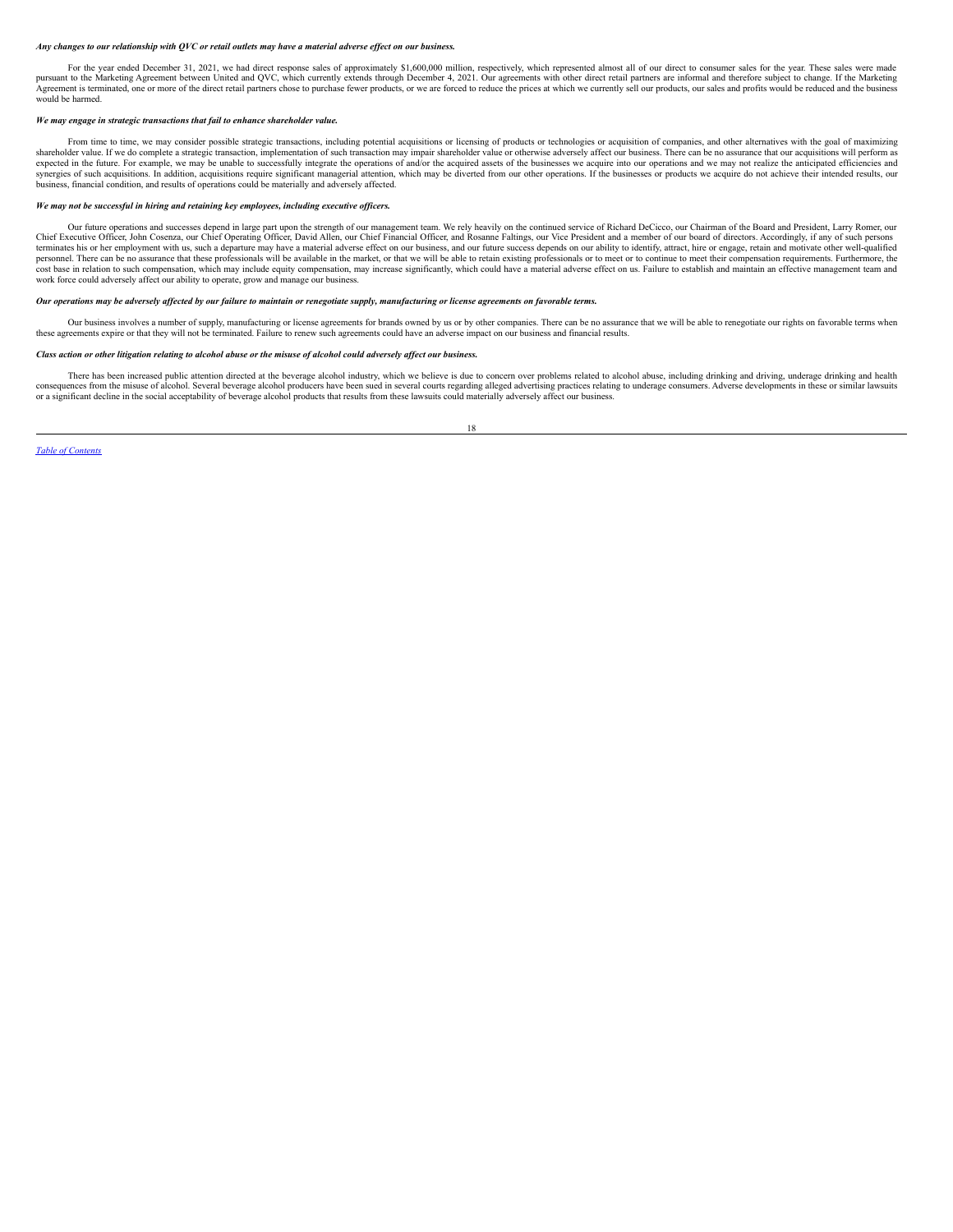***Any changes to our relationship with QVC or retail outlets may have a material adverse effect on our business.***

For the year ended December 31, 2021, we had direct response sales of approximately $1,600,000 million, respectively, which represented almost all of our direct to consumer sales for the year. These sales were made pursuant to the Marketing Agreement between United and QVC, which currently extends through December 4, 2021. Our agreements with other direct retail partners are informal and therefore subject to change. If the Marketing Agreement is terminated, one or more of the direct retail partners chose to purchase fewer products, or we are forced to reduce the prices at which we currently sell our products, our sales and profits would be reduced and the business would be harmed.

***We may engage in strategic transactions that fail to enhance shareholder value.***

From time to time, we may consider possible strategic transactions, including potential acquisitions or licensing of products or technologies or acquisition of companies, and other alternatives with the goal of maximizing shareholder value. If we do complete a strategic transaction, implementation of such transaction may impair shareholder value or otherwise adversely affect our business. There can be no assurance that our acquisitions will perform as expected in the future. For example, we may be unable to successfully integrate the operations of and/or the acquired assets of the businesses we acquire into our operations and we may not realize the anticipated efficiencies and synergies of such acquisitions. In addition, acquisitions require significant managerial attention, which may be diverted from our other operations. If the businesses or products we acquire do not achieve their intended results, our business, financial condition, and results of operations could be materially and adversely affected.

***We may not be successful in hiring and retaining key employees, including executive officers.***

Our future operations and successes depend in large part upon the strength of our management team. We rely heavily on the continued service of Richard DeCicco, our Chairman of the Board and President, Larry Romer, our Chief Executive Officer, John Cosenza, our Chief Operating Officer, David Allen, our Chief Financial Officer, and Rosanne Faltings, our Vice President and a member of our board of directors. Accordingly, if any of such persons terminates his or her employment with us, such a departure may have a material adverse effect on our business, and our future success depends on our ability to identify, attract, hire or engage, retain and motivate other well-qualified personnel. There can be no assurance that these professionals will be available in the market, or that we will be able to retain existing professionals or to meet or to continue to meet their compensation requirements. Furthermore, the cost base in relation to such compensation, which may include equity compensation, may increase significantly, which could have a material adverse effect on us. Failure to establish and maintain an effective management team and work force could adversely affect our ability to operate, grow and manage our business.

***Our operations may be adversely affected by our failure to maintain or renegotiate supply, manufacturing or license agreements on favorable terms.***

Our business involves a number of supply, manufacturing or license agreements for brands owned by us or by other companies. There can be no assurance that we will be able to renegotiate our rights on favorable terms when these agreements expire or that they will not be terminated. Failure to renew such agreements could have an adverse impact on our business and financial results.

***Class action or other litigation relating to alcohol abuse or the misuse of alcohol could adversely affect our business.***

There has been increased public attention directed at the beverage alcohol industry, which we believe is due to concern over problems related to alcohol abuse, including drinking and driving, underage drinking and health consequences from the misuse of alcohol. Several beverage alcohol producers have been sued in several courts regarding alleged advertising practices relating to underage consumers. Adverse developments in these or similar lawsuits or a significant decline in the social acceptability of beverage alcohol products that results from these lawsuits could materially adversely affect our business.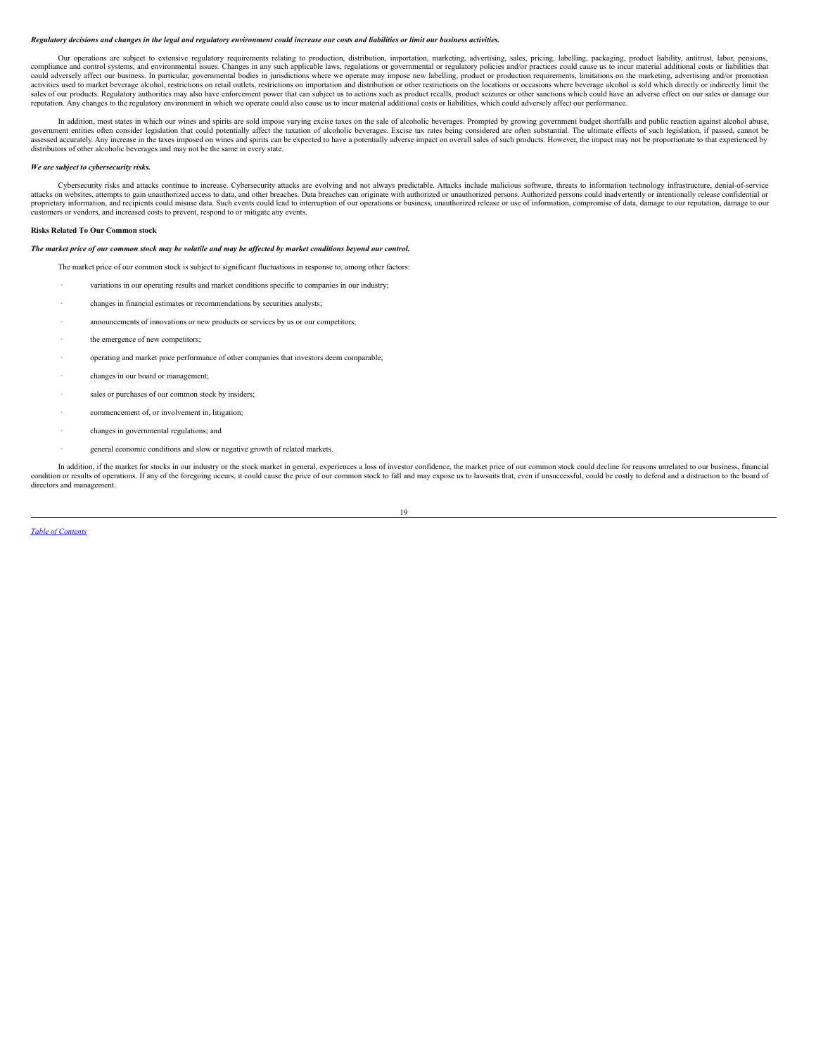***Regulatory decisions and changes in the legal and regulatory environment could increase our costs and liabilities or limit our business activities.***

Our operations are subject to extensive regulatory requirements relating to production, distribution, importation, marketing, advertising, sales, pricing, labelling, packaging, product liability, antitrust, labor, pensions, compliance and control systems, and environmental issues. Changes in any such applicable laws, regulations or governmental or regulatory policies and/or practices could cause us to incur material additional costs or liabilities that could adversely affect our business. In particular, governmental bodies in jurisdictions where we operate may impose new labelling, product or production requirements, limitations on the marketing, advertising and/or promotion activities used to market beverage alcohol, restrictions on retail outlets, restrictions on importation and distribution or other restrictions on the locations or occasions where beverage alcohol is sold which directly or indirectly limit the sales of our products. Regulatory authorities may also have enforcement power that can subject us to actions such as product recalls, product seizures or other sanctions which could have an adverse effect on our sales or damage our reputation. Any changes to the regulatory environment in which we operate could also cause us to incur material additional costs or liabilities, which could adversely affect our performance.

In addition, most states in which our wines and spirits are sold impose varying excise taxes on the sale of alcoholic beverages. Prompted by growing government budget shortfalls and public reaction against alcohol abuse, government entities often consider legislation that could potentially affect the taxation of alcoholic beverages. Excise tax rates being considered are often substantial. The ultimate effects of such legislation, if passed, cannot be assessed accurately. Any increase in the taxes imposed on wines and spirits can be expected to have a potentially adverse impact on overall sales of such products. However, the impact may not be proportionate to that experienced by distributors of other alcoholic beverages and may not be the same in every state.

***We are subject to cybersecurity risks.***

Cybersecurity risks and attacks continue to increase. Cybersecurity attacks are evolving and not always predictable. Attacks include malicious software, threats to information technology infrastructure, denial-of-service attacks on websites, attempts to gain unauthorized access to data, and other breaches. Data breaches can originate with authorized or unauthorized persons. Authorized persons could inadvertently or intentionally release confidential or proprietary information, and recipients could misuse data. Such events could lead to interruption of our operations or business, unauthorized release or use of information, compromise of data, damage to our reputation, damage to our customers or vendors, and increased costs to prevent, respond to or mitigate any events.

**Risks Related To Our Common stock**

***The market price of our common stock may be volatile and may be affected by market conditions beyond our control.***

The market price of our common stock is subject to significant fluctuations in response to, among other factors:

- variations in our operating results and market conditions specific to companies in our industry;
- changes in financial estimates or recommendations by securities analysts;
- announcements of innovations or new products or services by us or our competitors;
- the emergence of new competitors;
- operating and market price performance of other companies that investors deem comparable;
- changes in our board or management;
- sales or purchases of our common stock by insiders;
- commencement of, or involvement in, litigation;
- changes in governmental regulations; and
- general economic conditions and slow or negative growth of related markets.

In addition, if the market for stocks in our industry or the stock market in general, experiences a loss of investor confidence, the market price of our common stock could decline for reasons unrelated to our business, financial condition or results of operations. If any of the foregoing occurs, it could cause the price of our common stock to fall and may expose us to lawsuits that, even if unsuccessful, could be costly to defend and a distraction to the board of directors and management.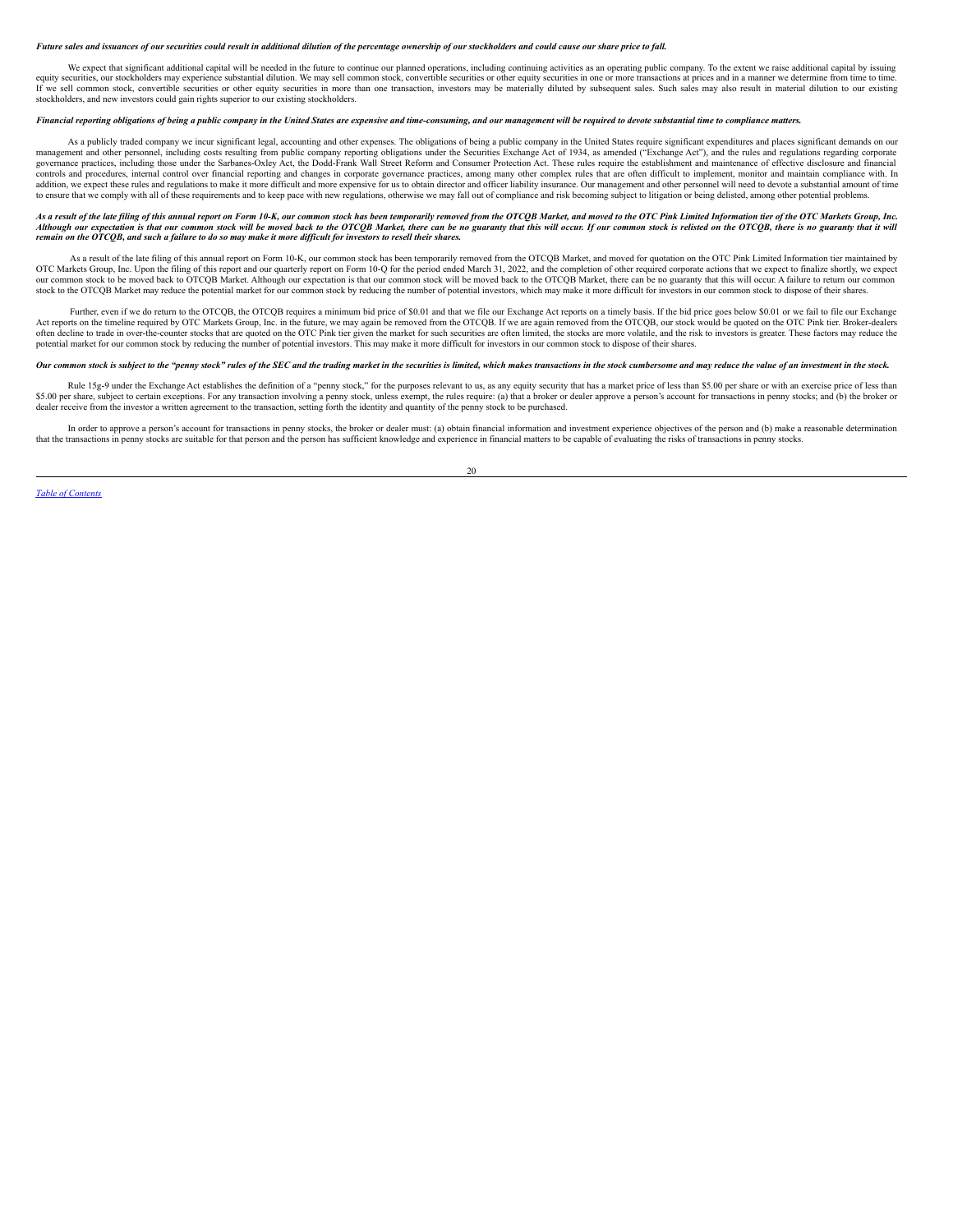***Future sales and issuances of our securities could result in additional dilution of the percentage ownership of our stockholders and could cause our share price to fall.***

We expect that significant additional capital will be needed in the future to continue our planned operations, including continuing activities as an operating public company. To the extent we raise additional capital by issuing equity securities, our stockholders may experience substantial dilution. We may sell common stock, convertible securities or other equity securities in one or more transactions at prices and in a manner we determine from time to time. If we sell common stock, convertible securities or other equity securities in more than one transaction, investors may be materially diluted by subsequent sales. Such sales may also result in material dilution to our existing stockholders, and new investors could gain rights superior to our existing stockholders.

***Financial reporting obligations of being a public company in the United States are expensive and time-consuming, and our management will be required to devote substantial time to compliance matters.***

As a publicly traded company we incur significant legal, accounting and other expenses. The obligations of being a public company in the United States require significant expenditures and places significant demands on our management and other personnel, including costs resulting from public company reporting obligations under the Securities Exchange Act of 1934, as amended ("Exchange Act"), and the rules and regulations regarding corporate governance practices, including those under the Sarbanes-Oxley Act, the Dodd-Frank Wall Street Reform and Consumer Protection Act. These rules require the establishment and maintenance of effective disclosure and financial controls and procedures, internal control over financial reporting and changes in corporate governance practices, among many other complex rules that are often difficult to implement, monitor and maintain compliance with. In addition, we expect these rules and regulations to make it more difficult and more expensive for us to obtain director and officer liability insurance. Our management and other personnel will need to devote a substantial amount of time to ensure that we comply with all of these requirements and to keep pace with new regulations, otherwise we may fall out of compliance and risk becoming subject to litigation or being delisted, among other potential problems.

***As a result of the late filing of this annual report on Form 10-K, our common stock has been temporarily removed from the OTCQB Market, and moved to the OTC Pink Limited Information tier of the OTC Markets Group, Inc. Although our expectation is that our common stock will be moved back to the OTCQB Market, there can be no guaranty that this will occur. If our common stock is relisted on the OTCQB, there is no guaranty that it will remain on the OTCQB, and such a failure to do so may make it more difficult for investors to resell their shares.***

As a result of the late filing of this annual report on Form 10-K, our common stock has been temporarily removed from the OTCQB Market, and moved for quotation on the OTC Pink Limited Information tier maintained by OTC Markets Group, Inc. Upon the filing of this report and our quarterly report on Form 10-Q for the period ended March 31, 2022, and the completion of other required corporate actions that we expect to finalize shortly, we expect our common stock to be moved back to OTCQB Market. Although our expectation is that our common stock will be moved back to the OTCQB Market, there can be no guaranty that this will occur. A failure to return our common stock to the OTCQB Market may reduce the potential market for our common stock by reducing the number of potential investors, which may make it more difficult for investors in our common stock to dispose of their shares.

Further, even if we do return to the OTCQB, the OTCQB requires a minimum bid price of $0.01 and that we file our Exchange Act reports on a timely basis. If the bid price goes below $0.01 or we fail to file our Exchange Act reports on the timeline required by OTC Markets Group, Inc. in the future, we may again be removed from the OTCQB. If we are again removed from the OTCQB, our stock would be quoted on the OTC Pink tier. Broker-dealers often decline to trade in over-the-counter stocks that are quoted on the OTC Pink tier given the market for such securities are often limited, the stocks are more volatile, and the risk to investors is greater. These factors may reduce the potential market for our common stock by reducing the number of potential investors. This may make it more difficult for investors in our common stock to dispose of their shares.

***Our common stock is subject to the "penny stock" rules of the SEC and the trading market in the securities is limited, which makes transactions in the stock cumbersome and may reduce the value of an investment in the stock.***

Rule 15g-9 under the Exchange Act establishes the definition of a "penny stock," for the purposes relevant to us, as any equity security that has a market price of less than $5.00 per share or with an exercise price of less than $5.00 per share, subject to certain exceptions. For any transaction involving a penny stock, unless exempt, the rules require: (a) that a broker or dealer approve a person's account for transactions in penny stocks; and (b) the broker or dealer receive from the investor a written agreement to the transaction, setting forth the identity and quantity of the penny stock to be purchased.

In order to approve a person's account for transactions in penny stocks, the broker or dealer must: (a) obtain financial information and investment experience objectives of the person and (b) make a reasonable determination that the transactions in penny stocks are suitable for that person and the person has sufficient knowledge and experience in financial matters to be capable of evaluating the risks of transactions in penny stocks.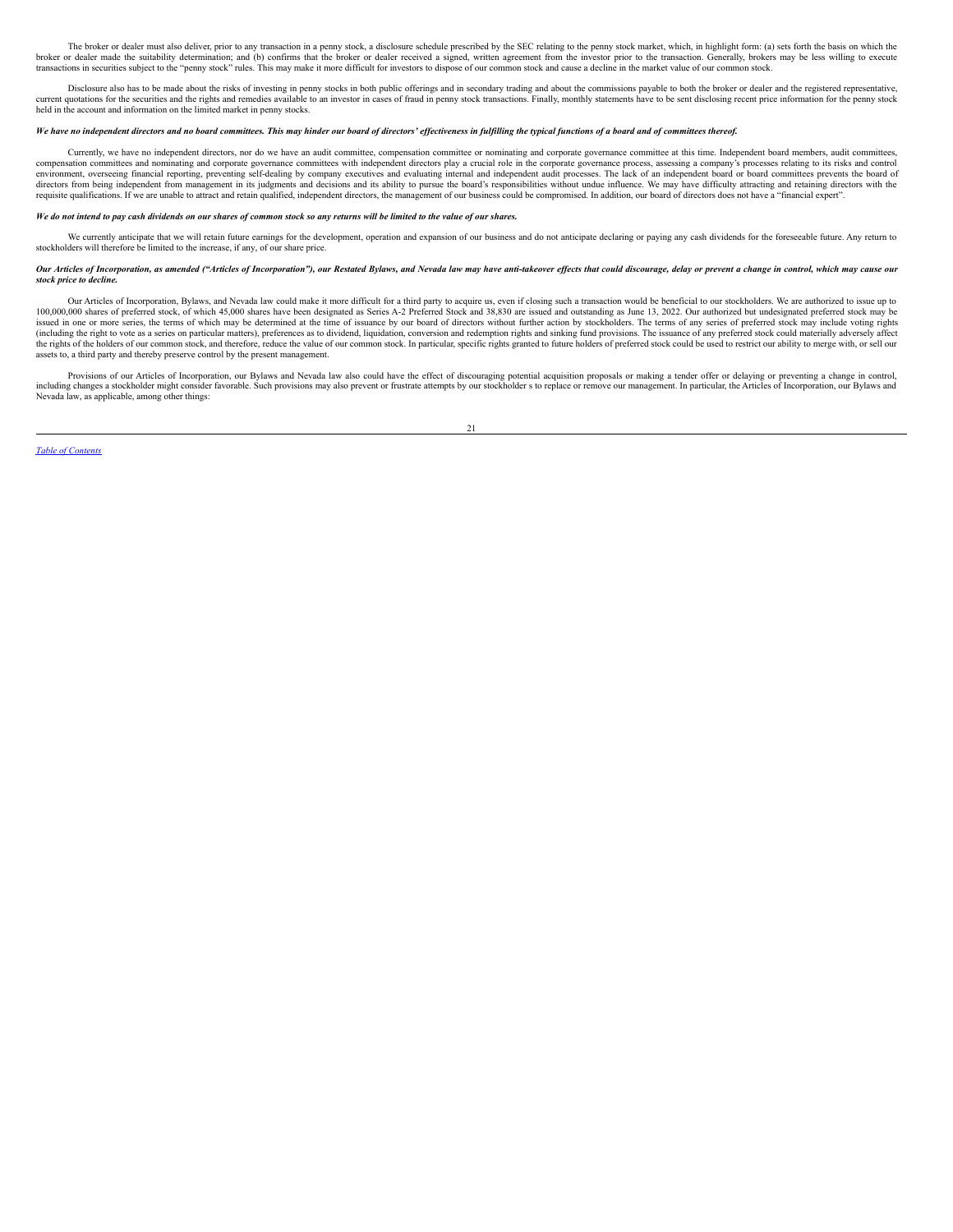The broker or dealer must also deliver, prior to any transaction in a penny stock, a disclosure schedule prescribed by the SEC relating to the penny stock market, which, in highlight form: (a) sets forth the basis on which the broker or dealer made the suitability determination; and (b) confirms that the broker or dealer received a signed, written agreement from the investor prior to the transaction. Generally, brokers may be less willing to execute transactions in securities subject to the "penny stock" rules. This may make it more difficult for investors to dispose of our common stock and cause a decline in the market value of our common stock.

Disclosure also has to be made about the risks of investing in penny stocks in both public offerings and in secondary trading and about the commissions payable to both the broker or dealer and the registered representative, current quotations for the securities and the rights and remedies available to an investor in cases of fraud in penny stock transactions. Finally, monthly statements have to be sent disclosing recent price information for the penny stock held in the account and information on the limited market in penny stocks.

***We have no independent directors and no board committees. This may hinder our board of directors' effectiveness in fulfilling the typical functions of a board and of committees thereof.***

Currently, we have no independent directors, nor do we have an audit committee, compensation committee or nominating and corporate governance committee at this time. Independent board members, audit committees, compensation committees and nominating and corporate governance committees with independent directors play a crucial role in the corporate governance process, assessing a company's processes relating to its risks and control environment, overseeing financial reporting, preventing self-dealing by company executives and evaluating internal and independent audit processes. The lack of an independent board or board committees prevents the board of directors from being independent from management in its judgments and decisions and its ability to pursue the board's responsibilities without undue influence. We may have difficulty attracting and retaining directors with the requisite qualifications. If we are unable to attract and retain qualified, independent directors, the management of our business could be compromised. In addition, our board of directors does not have a "financial expert".

***We do not intend to pay cash dividends on our shares of common stock so any returns will be limited to the value of our shares.***

We currently anticipate that we will retain future earnings for the development, operation and expansion of our business and do not anticipate declaring or paying any cash dividends for the foreseeable future. Any return to stockholders will therefore be limited to the increase, if any, of our share price.

***Our Articles of Incorporation, as amended ("Articles of Incorporation"), our Restated Bylaws, and Nevada law may have anti-takeover effects that could discourage, delay or prevent a change in control, which may cause our stock price to decline.***

Our Articles of Incorporation, Bylaws, and Nevada law could make it more difficult for a third party to acquire us, even if closing such a transaction would be beneficial to our stockholders. We are authorized to issue up to 100,000,000 shares of preferred stock, of which 45,000 shares have been designated as Series A-2 Preferred Stock and 38,830 are issued and outstanding as June 13, 2022. Our authorized but undesignated preferred stock may be issued in one or more series, the terms of which may be determined at the time of issuance by our board of directors without further action by stockholders. The terms of any series of preferred stock may include voting rights (including the right to vote as a series on particular matters), preferences as to dividend, liquidation, conversion and redemption rights and sinking fund provisions. The issuance of any preferred stock could materially adversely affect the rights of the holders of our common stock, and therefore, reduce the value of our common stock. In particular, specific rights granted to future holders of preferred stock could be used to restrict our ability to merge with, or sell our assets to, a third party and thereby preserve control by the present management.

Provisions of our Articles of Incorporation, our Bylaws and Nevada law also could have the effect of discouraging potential acquisition proposals or making a tender offer or delaying or preventing a change in control, including changes a stockholder might consider favorable. Such provisions may also prevent or frustrate attempts by our stockholder s to replace or remove our management. In particular, the Articles of Incorporation, our Bylaws and Nevada law, as applicable, among other things:

[Table of Contents](#)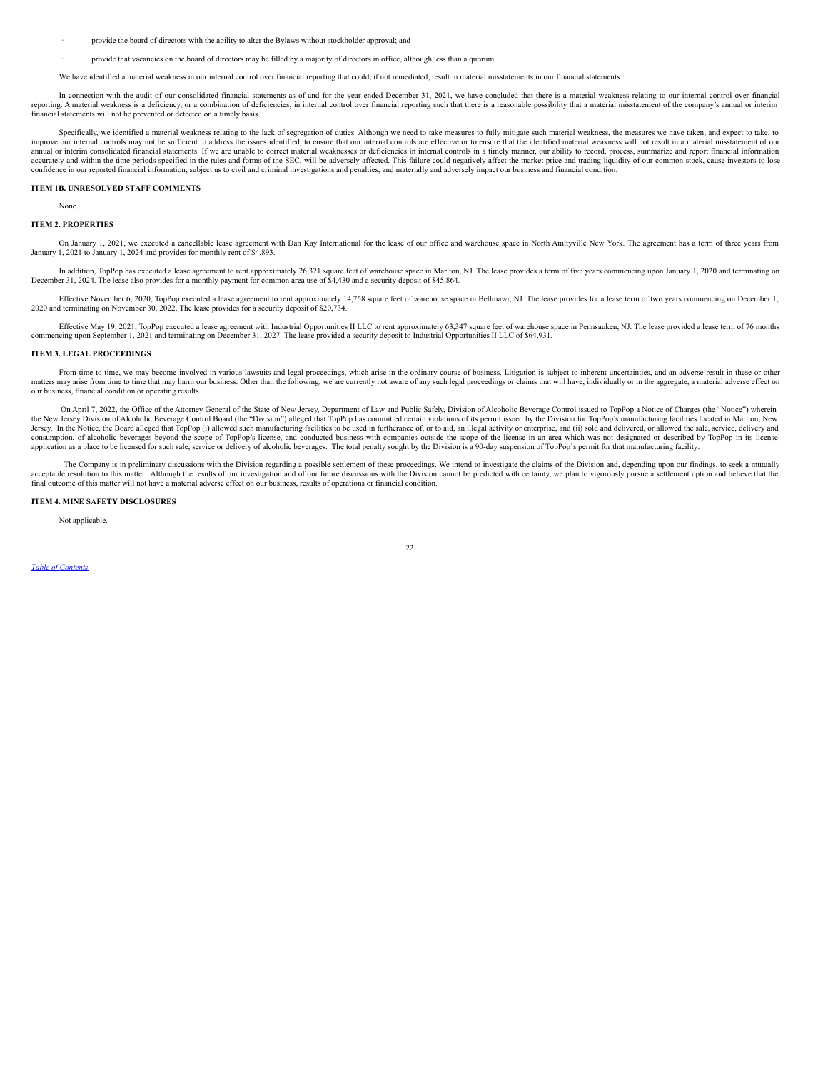- provide the board of directors with the ability to alter the Bylaws without stockholder approval; and
- provide that vacancies on the board of directors may be filled by a majority of directors in office, although less than a quorum.

We have identified a material weakness in our internal control over financial reporting that could, if not remediated, result in material misstatements in our financial statements.

In connection with the audit of our consolidated financial statements as of and for the year ended December 31, 2021, we have concluded that there is a material weakness relating to our internal control over financial reporting. A material weakness is a deficiency, or a combination of deficiencies, in internal control over financial reporting such that there is a reasonable possibility that a material misstatement of the company's annual or interim financial statements will not be prevented or detected on a timely basis.

Specifically, we identified a material weakness relating to the lack of segregation of duties. Although we need to take measures to fully mitigate such material weakness, the measures we have taken, and expect to take, to improve our internal controls may not be sufficient to address the issues identified, to ensure that our internal controls are effective or to ensure that the identified material weakness will not result in a material misstatement of our annual or interim consolidated financial statements. If we are unable to correct material weaknesses or deficiencies in internal controls in a timely manner, our ability to record, process, summarize and report financial information accurately and within the time periods specified in the rules and forms of the SEC, will be adversely affected. This failure could negatively affect the market price and trading liquidity of our common stock, cause investors to lose confidence in our reported financial information, subject us to civil and criminal investigations and penalties, and materially and adversely impact our business and financial condition.

**ITEM 1B. UNRESOLVED STAFF COMMENTS**

None.

**ITEM 2. PROPERTIES**

On January 1, 2021, we executed a cancellable lease agreement with Dan Kay International for the lease of our office and warehouse space in North Amityville New York. The agreement has a term of three years from January 1, 2021 to January 1, 2024 and provides for monthly rent of $4,893.

In addition, TopPop has executed a lease agreement to rent approximately 26,321 square feet of warehouse space in Marlton, NJ. The lease provides a term of five years commencing upon January 1, 2020 and terminating on December 31, 2024. The lease also provides for a monthly payment for common area use of $4,430 and a security deposit of $45,864.

Effective November 6, 2020, TopPop executed a lease agreement to rent approximately 14,758 square feet of warehouse space in Bellmawr, NJ. The lease provides for a lease term of two years commencing on December 1, 2020 and terminating on November 30, 2022. The lease provides for a security deposit of $20,734.

Effective May 19, 2021, TopPop executed a lease agreement with Industrial Opportunities II LLC to rent approximately 63,347 square feet of warehouse space in Pennsauken, NJ. The lease provided a lease term of 76 months commencing upon September 1, 2021 and terminating on December 31, 2027. The lease provided a security deposit to Industrial Opportunities II LLC of $64,931.

**ITEM 3. LEGAL PROCEEDINGS**

From time to time, we may become involved in various lawsuits and legal proceedings, which arise in the ordinary course of business. Litigation is subject to inherent uncertainties, and an adverse result in these or other matters may arise from time to time that may harm our business. Other than the following, we are currently not aware of any such legal proceedings or claims that will have, individually or in the aggregate, a material adverse effect on our business, financial condition or operating results.

On April 7, 2022, the Office of the Attorney General of the State of New Jersey, Department of Law and Public Safely, Division of Alcoholic Beverage Control issued to TopPop a Notice of Charges (the "Notice") wherein the New Jersey Division of Alcoholic Beverage Control Board (the "Division") alleged that TopPop has committed certain violations of its permit issued by the Division for TopPop's manufacturing facilities located in Marlton, New Jersey. In the Notice, the Board alleged that TopPop (i) allowed such manufacturing facilities to be used in furtherance of, or to aid, an illegal activity or enterprise, and (ii) sold and delivered, or allowed the sale, service, delivery and consumption, of alcoholic beverages beyond the scope of TopPop's license, and conducted business with companies outside the scope of the license in an area which was not designated or described by TopPop in its license application as a place to be licensed for such sale, service or delivery of alcoholic beverages. The total penalty sought by the Division is a 90-day suspension of TopPop's permit for that manufacturing facility.

The Company is in preliminary discussions with the Division regarding a possible settlement of these proceedings. We intend to investigate the claims of the Division and, depending upon our findings, to seek a mutually acceptable resolution to this matter. Although the results of our investigation and of our future discussions with the Division cannot be predicted with certainty, we plan to vigorously pursue a settlement option and believe that the final outcome of this matter will not have a material adverse effect on our business, results of operations or financial condition.

**ITEM 4. MINE SAFETY DISCLOSURES**

Not applicable.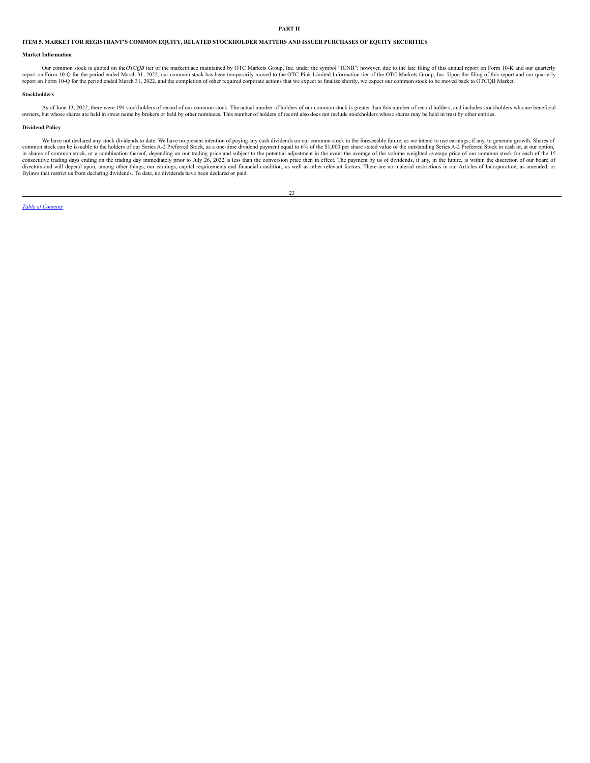# PART II

## ITEM 5. MARKET FOR REGISTRANT'S COMMON EQUITY, RELATED STOCKHOLDER MATTERS AND ISSUER PURCHASES OF EQUITY SECURITIES

### Market Information

Our common stock is quoted on the *OTCQB* tier of the marketplace maintained by OTC Markets Group, Inc. under the symbol "ICNB"; however, due to the late filing of this annual report on Form 10-K and our quarterly report on Form 10-Q for the period ended March 31, 2022, our common stock has been temporarily moved to the OTC Pink Limited Information tier of the OTC Markets Group, Inc. Upon the filing of this report and our quarterly report on Form 10-Q for the period ended March 31, 2022, and the completion of other required corporate actions that we expect to finalize shortly, we expect our common stock to be moved back to OTCQB Market.

### Stockholders

As of June 13, 2022, there were 194 stockholders of record of our common stock. The actual number of holders of our common stock is greater than this number of record holders, and includes stockholders who are beneficial owners, but whose shares are held in street name by brokers or held by other nominees. This number of holders of record also does not include stockholders whose shares may be held in trust by other entities.

### Dividend Policy

We have not declared any stock dividends to date. We have no present intention of paying any cash dividends on our common stock in the foreseeable future, as we intend to use earnings, if any, to generate growth. Shares of common stock can be issuable to the holders of our Series A-2 Preferred Stock, as a one-time dividend payment equal to 6% of the $1,000 per share stated value of the outstanding Series A-2 Preferred Stock in cash or, at our option, in shares of common stock, or a combination thereof, depending on our trading price and subject to the potential adjustment in the event the average of the volume weighted average price of our common stock for each of the 15 consecutive trading days ending on the trading day immediately prior to July 26, 2022 is less than the conversion price then in effect. The payment by us of dividends, if any, in the future, is within the discretion of our board of directors and will depend upon, among other things, our earnings, capital requirements and financial condition, as well as other relevant factors. There are no material restrictions in our Articles of Incorporation, as amended, or Bylaws that restrict us from declaring dividends. To date, no dividends have been declared or paid.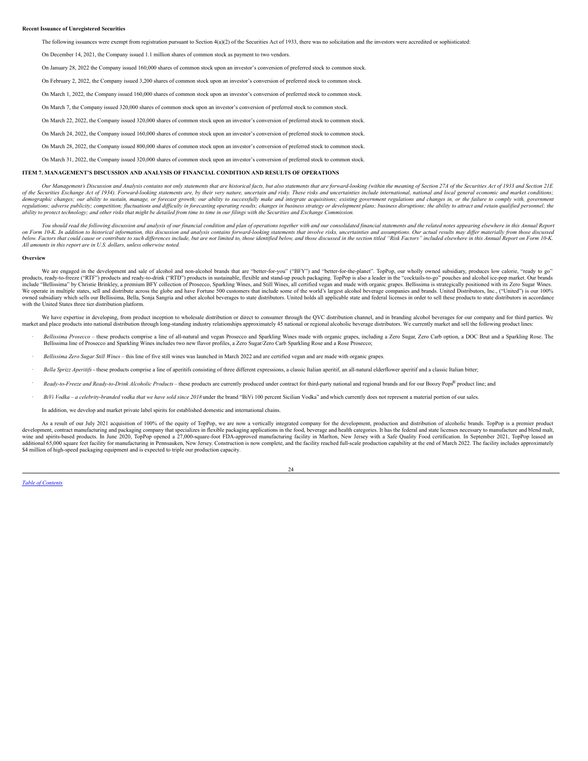**Recent Issuance of Unregistered Securities**

The following issuances were exempt from registration pursuant to Section 4(a)(2) of the Securities Act of 1933, there was no solicitation and the investors were accredited or sophisticated:

On December 14, 2021, the Company issued 1.1 million shares of common stock as payment to two vendors.

On January 28, 2022 the Company issued 160,000 shares of common stock upon an investor's conversion of preferred stock to common stock.

On February 2, 2022, the Company issued 3,200 shares of common stock upon an investor's conversion of preferred stock to common stock.

On March 1, 2022, the Company issued 160,000 shares of common stock upon an investor's conversion of preferred stock to common stock.

On March 7, the Company issued 320,000 shares of common stock upon an investor's conversion of preferred stock to common stock.

On March 22, 2022, the Company issued 320,000 shares of common stock upon an investor's conversion of preferred stock to common stock.

On March 24, 2022, the Company issued 160,000 shares of common stock upon an investor's conversion of preferred stock to common stock.

On March 28, 2022, the Company issued 800,000 shares of common stock upon an investor's conversion of preferred stock to common stock.

On March 31, 2022, the Company issued 320,000 shares of common stock upon an investor's conversion of preferred stock to common stock.

**ITEM 7. MANAGEMENT'S DISCUSSION AND ANALYSIS OF FINANCIAL CONDITION AND RESULTS OF OPERATIONS**

*Our Management's Discussion and Analysis contains not only statements that are historical facts, but also statements that are forward-looking (within the meaning of Section 27A of the Securities Act of 1933 and Section 21E of the Securities Exchange Act of 1934). Forward-looking statements are, by their very nature, uncertain and risky. These risks and uncertainties include international, national and local general economic and market conditions; demographic changes; our ability to sustain, manage, or forecast growth; our ability to successfully make and integrate acquisitions; existing government regulations and changes in, or the failure to comply with, government regulations; adverse publicity; competition; fluctuations and difficulty in forecasting operating results; changes in business strategy or development plans; business disruptions; the ability to attract and retain qualified personnel; the ability to protect technology; and other risks that might be detailed from time to time in our filings with the Securities and Exchange Commission.*

*You should read the following discussion and analysis of our financial condition and plan of operations together with and our consolidated financial statements and the related notes appearing elsewhere in this Annual Report on Form 10-K. In addition to historical information, this discussion and analysis contains forward-looking statements that involve risks, uncertainties and assumptions. Our actual results may differ materially from those discussed below. Factors that could cause or contribute to such differences include, but are not limited to, those identified below, and those discussed in the section titled "Risk Factors" included elsewhere in this Annual Report on Form 10-K. All amounts in this report are in U.S. dollars, unless otherwise noted.*

**Overview**

We are engaged in the development and sale of alcohol and non-alcohol brands that are "better-for-you" ("BFY") and "better-for-the-planet". TopPop, our wholly owned subsidiary, produces low calorie, "ready to go" products, ready-to-freeze ("RTF") products and ready-to-drink ("RTD") products in sustainable, flexible and stand-up pouch packaging. TopPop is also a leader in the "cocktails-to-go" pouches and alcohol ice-pop market. Our brands include "Bellissima" by Christie Brinkley, a premium BFY collection of Prosecco, Sparkling Wines, and Still Wines, all certified vegan and made with organic grapes. Bellissima is strategically positioned with its Zero Sugar Wines. We operate in multiple states, sell and distribute across the globe and have Fortune 500 customers that include some of the world's largest alcohol beverage companies and brands. United Distributors, Inc., ("United") is our 100% owned subsidiary which sells our Bellissima, Bella, Sonja Sangria and other alcohol beverages to state distributors. United holds all applicable state and federal licenses in order to sell these products to state distributors in accordance with the United States three tier distribution platform.

We have expertise in developing, from product inception to wholesale distribution or direct to consumer through the QVC distribution channel, and in branding alcohol beverages for our company and for third parties. We market and place products into national distribution through long-standing industry relationships approximately 45 national or regional alcoholic beverage distributors. We currently market and sell the following product lines:

- *Bellissima Prosecco* – these products comprise a line of all-natural and vegan Prosecco and Sparkling Wines made with organic grapes, including a Zero Sugar, Zero Carb option, a DOC Brut and a Sparkling Rose. The Bellissima line of Prosecco and Sparkling Wines includes two new flavor profiles, a Zero Sugar/Zero Carb Sparkling Rose and a Rose Prosecco;
- *Bellissima Zero Sugar Still Wines* – this line of five still wines was launched in March 2022 and are certified vegan and are made with organic grapes.
- *Bella Sprizz Aperitifs* - these products comprise a line of aperitifs consisting of three different expressions, a classic Italian aperitif, an all-natural elderflower aperitif and a classic Italian bitter;
- *Ready-to-Freeze and Ready-to-Drink Alcoholic Products* – these products are currently produced under contract for third-party national and regional brands and for our Boozy Pops® product line; and
- *BiVi Vodka – a celebrity-branded vodka that we have sold since 2018* under the brand "BiVi 100 percent Sicilian Vodka" and which currently does not represent a material portion of our sales.

In addition, we develop and market private label spirits for established domestic and international chains.

As a result of our July 2021 acquisition of 100% of the equity of TopPop, we are now a vertically integrated company for the development, production and distribution of alcoholic brands. TopPop is a premier product development, contract manufacturing and packaging company that specializes in flexible packaging applications in the food, beverage and health categories. It has the federal and state licenses necessary to manufacture and blend malt, wine and spirits-based products. In June 2020, TopPop opened a 27,000-square-foot FDA-approved manufacturing facility in Marlton, New Jersey with a Safe Quality Food certification. In September 2021, TopPop leased an additional 65,000 square feet facility for manufacturing in Pennsauken, New Jersey. Construction is now complete, and the facility reached full-scale production capability at the end of March 2022. The facility includes approximately $4 million of high-speed packaging equipment and is expected to triple our production capacity.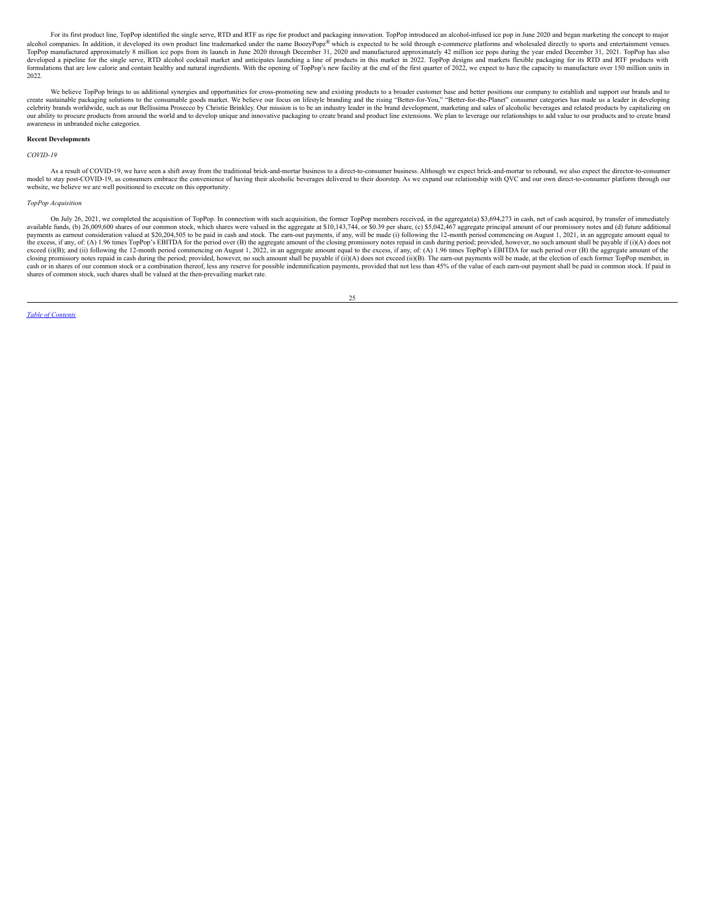For its first product line, TopPop identified the single serve, RTD and RTF as ripe for product and packaging innovation. TopPop introduced an alcohol-infused ice pop in June 2020 and began marketing the concept to major alcohol companies. In addition, it developed its own product line trademarked under the name BoozyPopz® which is expected to be sold through e-commerce platforms and wholesaled directly to sports and entertainment venues. TopPop manufactured approximately 8 million ice pops from its launch in June 2020 through December 31, 2020 and manufactured approximately 42 million ice pops during the year ended December 31, 2021. TopPop has also developed a pipeline for the single serve, RTD alcohol cocktail market and anticipates launching a line of products in this market in 2022. TopPop designs and markets flexible packaging for its RTD and RTF products with formulations that are low calorie and contain healthy and natural ingredients. With the opening of TopPop's new facility at the end of the first quarter of 2022, we expect to have the capacity to manufacture over 150 million units in 2022.

We believe TopPop brings to us additional synergies and opportunities for cross-promoting new and existing products to a broader customer base and better positions our company to establish and support our brands and to create sustainable packaging solutions to the consumable goods market. We believe our focus on lifestyle branding and the rising "Better-for-You," "Better-for-the-Planet" consumer categories has made us a leader in developing celebrity brands worldwide, such as our Bellissima Prosecco by Christie Brinkley. Our mission is to be an industry leader in the brand development, marketing and sales of alcoholic beverages and related products by capitalizing on our ability to procure products from around the world and to develop unique and innovative packaging to create brand and product line extensions. We plan to leverage our relationships to add value to our products and to create brand awareness in unbranded niche categories.

**Recent Developments**

*COVID-19*

As a result of COVID-19, we have seen a shift away from the traditional brick-and-mortar business to a direct-to-consumer business. Although we expect brick-and-mortar to rebound, we also expect the director-to-consumer model to stay post-COVID-19, as consumers embrace the convenience of having their alcoholic beverages delivered to their doorstep. As we expand our relationship with QVC and our own direct-to-consumer platform through our website, we believe we are well positioned to execute on this opportunity.

*TopPop Acquisition*

On July 26, 2021, we completed the acquisition of TopPop. In connection with such acquisition, the former TopPop members received, in the aggregate(a) $3,694,273 in cash, net of cash acquired, by transfer of immediately available funds, (b) 26,009,600 shares of our common stock, which shares were valued in the aggregate at $10,143,744, or $0.39 per share, (c) $5,042,467 aggregate principal amount of our promissory notes and (d) future additional payments as earnout consideration valued at $20,204,505 to be paid in cash and stock. The earn-out payments, if any, will be made (i) following the 12-month period commencing on August 1, 2021, in an aggregate amount equal to the excess, if any, of: (A) 1.96 times TopPop's EBITDA for the period over (B) the aggregate amount of the closing promissory notes repaid in cash during period; provided, however, no such amount shall be payable if (i)(A) does not exceed (i)(B); and (ii) following the 12-month period commencing on August 1, 2022, in an aggregate amount equal to the excess, if any, of: (A) 1.96 times TopPop's EBITDA for such period over (B) the aggregate amount of the closing promissory notes repaid in cash during the period; provided, however, no such amount shall be payable if (ii)(A) does not exceed (ii)(B). The earn-out payments will be made, at the election of each former TopPop member, in cash or in shares of our common stock or a combination thereof, less any reserve for possible indemnification payments, provided that not less than 45% of the value of each earn-out payment shall be paid in common stock. If paid in shares of common stock, such shares shall be valued at the then-prevailing market rate.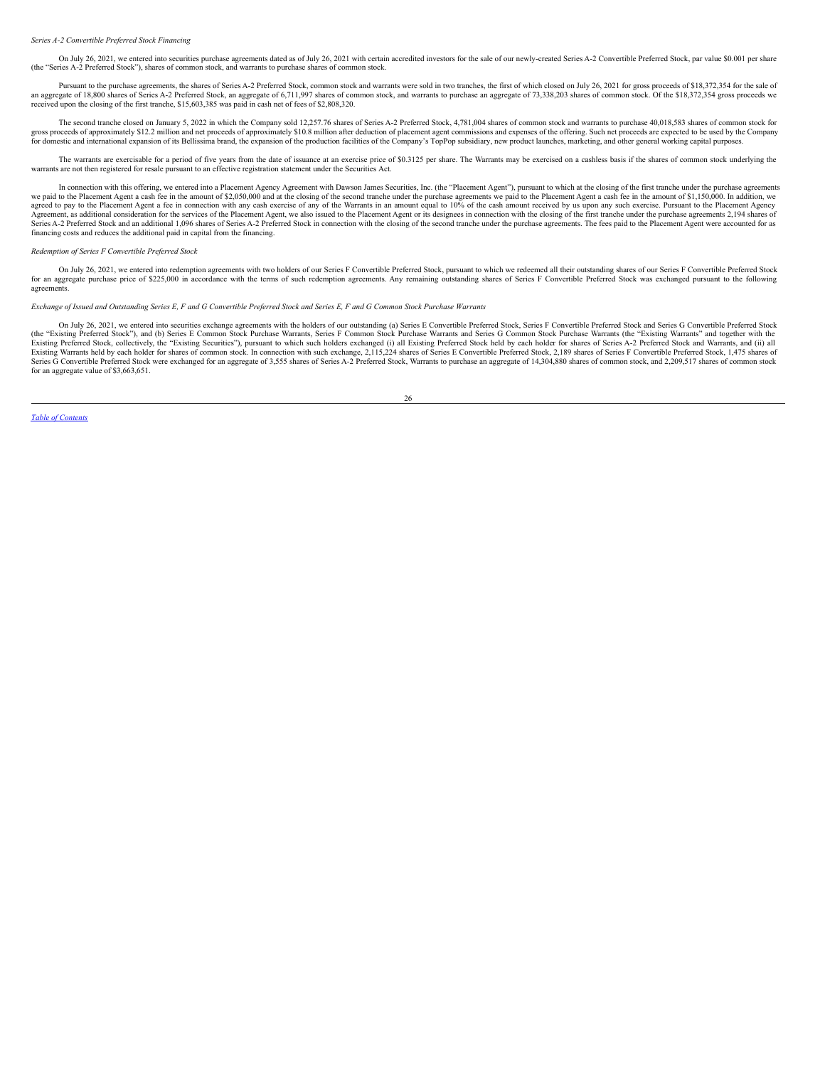*Series A-2 Convertible Preferred Stock Financing*

On July 26, 2021, we entered into securities purchase agreements dated as of July 26, 2021 with certain accredited investors for the sale of our newly-created Series A-2 Convertible Preferred Stock, par value $0.001 per share (the "Series A-2 Preferred Stock"), shares of common stock, and warrants to purchase shares of common stock.

Pursuant to the purchase agreements, the shares of Series A-2 Preferred Stock, common stock and warrants were sold in two tranches, the first of which closed on July 26, 2021 for gross proceeds of $18,372,354 for the sale of an aggregate of 18,800 shares of Series A-2 Preferred Stock, an aggregate of 6,711,997 shares of common stock, and warrants to purchase an aggregate of 73,338,203 shares of common stock. Of the $18,372,354 gross proceeds we received upon the closing of the first tranche, $15,603,385 was paid in cash net of fees of $2,808,320.

The second tranche closed on January 5, 2022 in which the Company sold 12,257.76 shares of Series A-2 Preferred Stock, 4,781,004 shares of common stock and warrants to purchase 40,018,583 shares of common stock for gross proceeds of approximately $12.2 million and net proceeds of approximately $10.8 million after deduction of placement agent commissions and expenses of the offering. Such net proceeds are expected to be used by the Company for domestic and international expansion of its Bellissima brand, the expansion of the production facilities of the Company's TopPop subsidiary, new product launches, marketing, and other general working capital purposes.

The warrants are exercisable for a period of five years from the date of issuance at an exercise price of $0.3125 per share. The Warrants may be exercised on a cashless basis if the shares of common stock underlying the warrants are not then registered for resale pursuant to an effective registration statement under the Securities Act.

In connection with this offering, we entered into a Placement Agency Agreement with Dawson James Securities, Inc. (the "Placement Agent"), pursuant to which at the closing of the first tranche under the purchase agreements we paid to the Placement Agent a cash fee in the amount of $2,050,000 and at the closing of the second tranche under the purchase agreements we paid to the Placement Agent a cash fee in the amount of $1,150,000. In addition, we agreed to pay to the Placement Agent a fee in connection with any cash exercise of any of the Warrants in an amount equal to 10% of the cash amount received by us upon any such exercise. Pursuant to the Placement Agency Agreement, as additional consideration for the services of the Placement Agent, we also issued to the Placement Agent or its designees in connection with the closing of the first tranche under the purchase agreements 2,194 shares of Series A-2 Preferred Stock and an additional 1,096 shares of Series A-2 Preferred Stock in connection with the closing of the second tranche under the purchase agreements. The fees paid to the Placement Agent were accounted for as financing costs and reduces the additional paid in capital from the financing.

*Redemption of Series F Convertible Preferred Stock*

On July 26, 2021, we entered into redemption agreements with two holders of our Series F Convertible Preferred Stock, pursuant to which we redeemed all their outstanding shares of our Series F Convertible Preferred Stock for an aggregate purchase price of $225,000 in accordance with the terms of such redemption agreements. Any remaining outstanding shares of Series F Convertible Preferred Stock was exchanged pursuant to the following agreements.

*Exchange of Issued and Outstanding Series E, F and G Convertible Preferred Stock and Series E, F and G Common Stock Purchase Warrants*

On July 26, 2021, we entered into securities exchange agreements with the holders of our outstanding (a) Series E Convertible Preferred Stock, Series F Convertible Preferred Stock and Series G Convertible Preferred Stock (the "Existing Preferred Stock"), and (b) Series E Common Stock Purchase Warrants, Series F Common Stock Purchase Warrants and Series G Common Stock Purchase Warrants (the "Existing Warrants" and together with the Existing Preferred Stock, collectively, the "Existing Securities"), pursuant to which such holders exchanged (i) all Existing Preferred Stock held by each holder for shares of Series A-2 Preferred Stock and Warrants, and (ii) all Existing Warrants held by each holder for shares of common stock. In connection with such exchange, 2,115,224 shares of Series E Convertible Preferred Stock, 2,189 shares of Series F Convertible Preferred Stock, 1,475 shares of Series G Convertible Preferred Stock were exchanged for an aggregate of 3,555 shares of Series A-2 Preferred Stock, Warrants to purchase an aggregate of 14,304,880 shares of common stock, and 2,209,517 shares of common stock for an aggregate value of $3,663,651.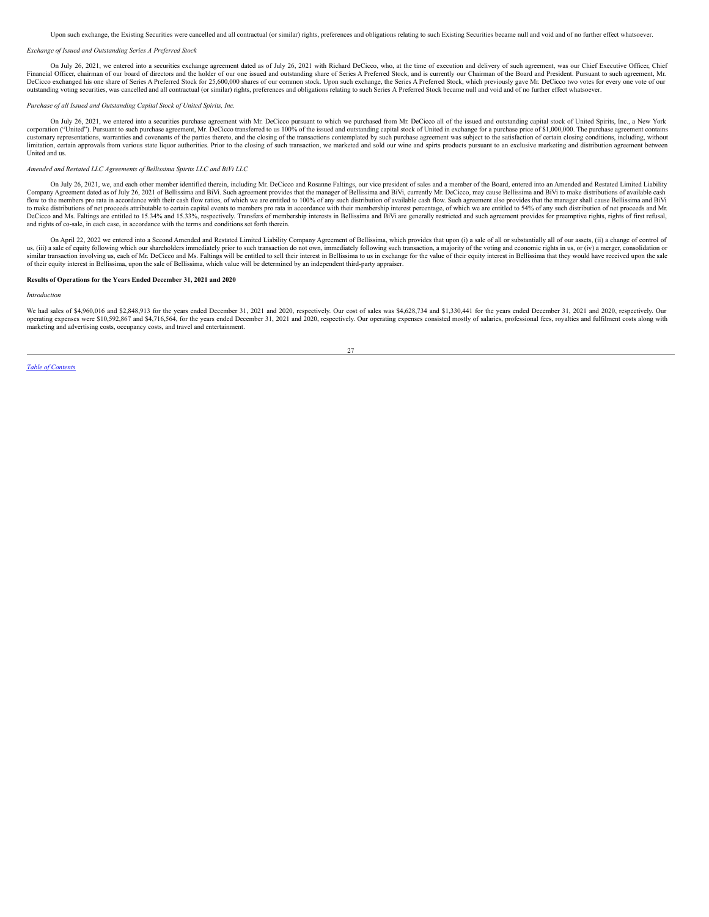Upon such exchange, the Existing Securities were cancelled and all contractual (or similar) rights, preferences and obligations relating to such Existing Securities became null and void and of no further effect whatsoever.

*Exchange of Issued and Outstanding Series A Preferred Stock*

On July 26, 2021, we entered into a securities exchange agreement dated as of July 26, 2021 with Richard DeCicco, who, at the time of execution and delivery of such agreement, was our Chief Executive Officer, Chief Financial Officer, chairman of our board of directors and the holder of our one issued and outstanding share of Series A Preferred Stock, and is currently our Chairman of the Board and President. Pursuant to such agreement, Mr. DeCicco exchanged his one share of Series A Preferred Stock for 25,600,000 shares of our common stock. Upon such exchange, the Series A Preferred Stock, which previously gave Mr. DeCicco two votes for every one vote of our outstanding voting securities, was cancelled and all contractual (or similar) rights, preferences and obligations relating to such Series A Preferred Stock became null and void and of no further effect whatsoever.

*Purchase of all Issued and Outstanding Capital Stock of United Spirits, Inc.*

On July 26, 2021, we entered into a securities purchase agreement with Mr. DeCicco pursuant to which we purchased from Mr. DeCicco all of the issued and outstanding capital stock of United Spirits, Inc., a New York corporation ("United"). Pursuant to such purchase agreement, Mr. DeCicco transferred to us 100% of the issued and outstanding capital stock of United in exchange for a purchase price of $1,000,000. The purchase agreement contains customary representations, warranties and covenants of the parties thereto, and the closing of the transactions contemplated by such purchase agreement was subject to the satisfaction of certain closing conditions, including, without limitation, certain approvals from various state liquor authorities. Prior to the closing of such transaction, we marketed and sold our wine and spirts products pursuant to an exclusive marketing and distribution agreement between United and us.

*Amended and Restated LLC Agreements of Bellissima Spirits LLC and BiVi LLC*

On July 26, 2021, we, and each other member identified therein, including Mr. DeCicco and Rosanne Faltings, our vice president of sales and a member of the Board, entered into an Amended and Restated Limited Liability Company Agreement dated as of July 26, 2021 of Bellissima and BiVi. Such agreement provides that the manager of Bellissima and BiVi, currently Mr. DeCicco, may cause Bellissima and BiVi to make distributions of available cash flow to the members pro rata in accordance with their cash flow ratios, of which we are entitled to 100% of any such distribution of available cash flow. Such agreement also provides that the manager shall cause Bellissima and BiVi to make distributions of net proceeds attributable to certain capital events to members pro rata in accordance with their membership interest percentage, of which we are entitled to 54% of any such distribution of net proceeds and Mr. DeCicco and Ms. Faltings are entitled to 15.34% and 15.33%, respectively. Transfers of membership interests in Bellissima and BiVi are generally restricted and such agreement provides for preemptive rights, rights of first refusal, and rights of co-sale, in each case, in accordance with the terms and conditions set forth therein.

On April 22, 2022 we entered into a Second Amended and Restated Limited Liability Company Agreement of Bellissima, which provides that upon (i) a sale of all or substantially all of our assets, (ii) a change of control of us, (iii) a sale of equity following which our shareholders immediately prior to such transaction do not own, immediately following such transaction, a majority of the voting and economic rights in us, or (iv) a merger, consolidation or similar transaction involving us, each of Mr. DeCicco and Ms. Faltings will be entitled to sell their interest in Bellissima to us in exchange for the value of their equity interest in Bellissima that they would have received upon the sale of their equity interest in Bellissima, upon the sale of Bellissima, which value will be determined by an independent third-party appraiser.

**Results of Operations for the Years Ended December 31, 2021 and 2020**

*Introduction*

We had sales of $4,960,016 and $2,848,913 for the years ended December 31, 2021 and 2020, respectively. Our cost of sales was $4,628,734 and $1,330,441 for the years ended December 31, 2021 and 2020, respectively. Our operating expenses were $10,592,867 and $4,716,564, for the years ended December 31, 2021 and 2020, respectively. Our operating expenses consisted mostly of salaries, professional fees, royalties and fulfilment costs along with marketing and advertising costs, occupancy costs, and travel and entertainment.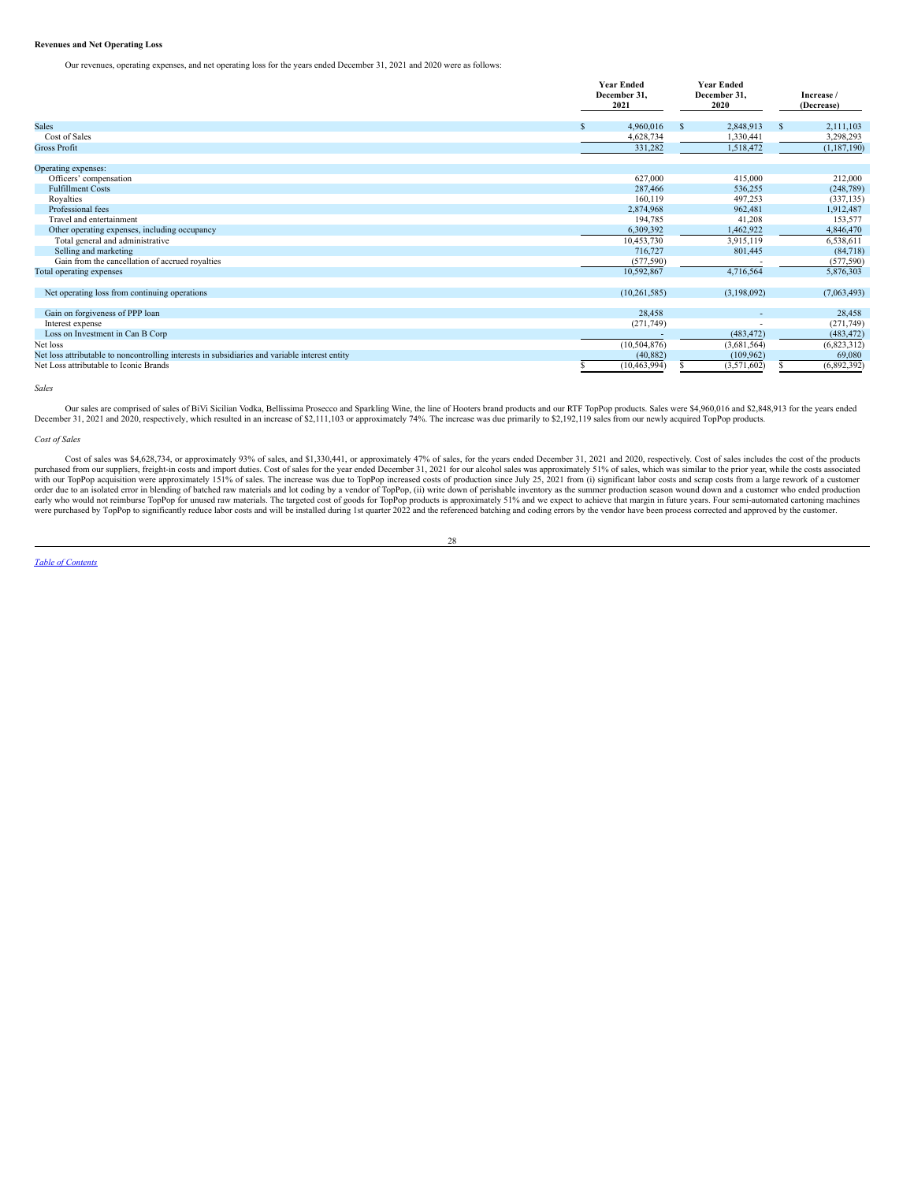**Revenues and Net Operating Loss**

Our revenues, operating expenses, and net operating loss for the years ended December 31, 2021 and 2020 were as follows:

| | Year Ended December 31, 2021 | Year Ended December 31, 2020 | Increase / (Decrease) |
|---|---|---|---|
| Sales | $ 4,960,016 | $ 2,848,913 | $ 2,111,103 |
| Cost of Sales | 4,628,734 | 1,330,441 | 3,298,293 |
| Gross Profit | 331,282 | 1,518,472 | (1,187,190) |
| Operating expenses: | | | |
| Officers' compensation | 627,000 | 415,000 | 212,000 |
| Fulfillment Costs | 287,466 | 536,255 | (248,789) |
| Royalties | 160,119 | 497,253 | (337,135) |
| Professional fees | 2,874,968 | 962,481 | 1,912,487 |
| Travel and entertainment | 194,785 | 41,208 | 153,577 |
| Other operating expenses, including occupancy | 6,309,392 | 1,462,922 | 4,846,470 |
| Total general and administrative | 10,453,730 | 3,915,119 | 6,538,611 |
| Selling and marketing | 716,727 | 801,445 | (84,718) |
| Gain from the cancellation of accrued royalties | (577,590) | - | (577,590) |
| Total operating expenses | 10,592,867 | 4,716,564 | 5,876,303 |
| Net operating loss from continuing operations | (10,261,585) | (3,198,092) | (7,063,493) |
| Gain on forgiveness of PPP loan | 28,458 | - | 28,458 |
| Interest expense | (271,749) | - | (271,749) |
| Loss on Investment in Can B Corp | - | (483,472) | (483,472) |
| Net loss | (10,504,876) | (3,681,564) | (6,823,312) |
| Net loss attributable to noncontrolling interests in subsidiaries and variable interest entity | (40,882) | (109,962) | 69,080 |
| Net Loss attributable to Iconic Brands | $ (10,463,994) | $ (3,571,602) | $ (6,892,392) |

*Sales*

Our sales are comprised of sales of BiVi Sicilian Vodka, Bellissima Prosecco and Sparkling Wine, the line of Hooters brand products and our RTF TopPop products. Sales were $4,960,016 and $2,848,913 for the years ended December 31, 2021 and 2020, respectively, which resulted in an increase of $2,111,103 or approximately 74%. The increase was due primarily to $2,192,119 sales from our newly acquired TopPop products.

*Cost of Sales*

Cost of sales was $4,628,734, or approximately 93% of sales, and $1,330,441, or approximately 47% of sales, for the years ended December 31, 2021 and 2020, respectively. Cost of sales includes the cost of the products purchased from our suppliers, freight-in costs and import duties. Cost of sales for the year ended December 31, 2021 for our alcohol sales was approximately 51% of sales, which was similar to the prior year, while the costs associated with our TopPop acquisition were approximately 151% of sales. The increase was due to TopPop increased costs of production since July 25, 2021 from (i) significant labor costs and scrap costs from a large rework of a customer order due to an isolated error in blending of batched raw materials and lot coding by a vendor of TopPop, (ii) write down of perishable inventory as the summer production season wound down and a customer who ended production early who would not reimburse TopPop for unused raw materials. The targeted cost of goods for TopPop products is approximately 51% and we expect to achieve that margin in future years. Four semi-automated cartoning machines were purchased by TopPop to significantly reduce labor costs and will be installed during 1st quarter 2022 and the referenced batching and coding errors by the vendor have been process corrected and approved by the customer.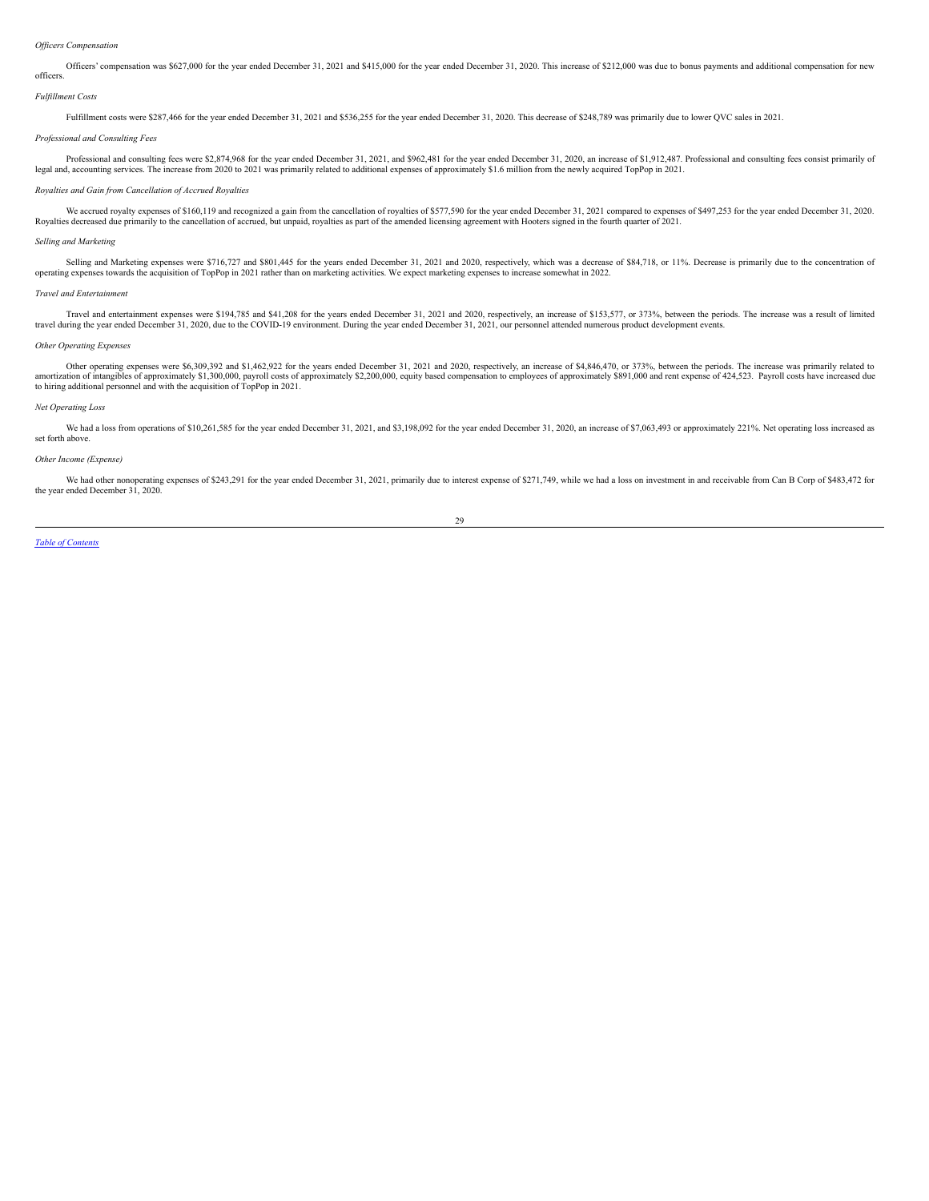*Officers Compensation*

Officers' compensation was $627,000 for the year ended December 31, 2021 and $415,000 for the year ended December 31, 2020. This increase of $212,000 was due to bonus payments and additional compensation for new officers.

*Fulfillment Costs*

Fulfillment costs were $287,466 for the year ended December 31, 2021 and $536,255 for the year ended December 31, 2020. This decrease of $248,789 was primarily due to lower QVC sales in 2021.

*Professional and Consulting Fees*

Professional and consulting fees were $2,874,968 for the year ended December 31, 2021, and $962,481 for the year ended December 31, 2020, an increase of $1,912,487. Professional and consulting fees consist primarily of legal and, accounting services. The increase from 2020 to 2021 was primarily related to additional expenses of approximately $1.6 million from the newly acquired TopPop in 2021.

*Royalties and Gain from Cancellation of Accrued Royalties*

We accrued royalty expenses of $160,119 and recognized a gain from the cancellation of royalties of $577,590 for the year ended December 31, 2021 compared to expenses of $497,253 for the year ended December 31, 2020. Royalties decreased due primarily to the cancellation of accrued, but unpaid, royalties as part of the amended licensing agreement with Hooters signed in the fourth quarter of 2021.

*Selling and Marketing*

Selling and Marketing expenses were $716,727 and $801,445 for the years ended December 31, 2021 and 2020, respectively, which was a decrease of $84,718, or 11%. Decrease is primarily due to the concentration of operating expenses towards the acquisition of TopPop in 2021 rather than on marketing activities. We expect marketing expenses to increase somewhat in 2022.

*Travel and Entertainment*

Travel and entertainment expenses were $194,785 and $41,208 for the years ended December 31, 2021 and 2020, respectively, an increase of $153,577, or 373%, between the periods. The increase was a result of limited travel during the year ended December 31, 2020, due to the COVID-19 environment. During the year ended December 31, 2021, our personnel attended numerous product development events.

*Other Operating Expenses*

Other operating expenses were $6,309,392 and $1,462,922 for the years ended December 31, 2021 and 2020, respectively, an increase of $4,846,470, or 373%, between the periods. The increase was primarily related to amortization of intangibles of approximately $1,300,000, payroll costs of approximately $2,200,000, equity based compensation to employees of approximately $891,000 and rent expense of 424,523. Payroll costs have increased due to hiring additional personnel and with the acquisition of TopPop in 2021.

*Net Operating Loss*

We had a loss from operations of $10,261,585 for the year ended December 31, 2021, and $3,198,092 for the year ended December 31, 2020, an increase of $7,063,493 or approximately 221%. Net operating loss increased as set forth above.

*Other Income (Expense)*

We had other nonoperating expenses of $243,291 for the year ended December 31, 2021, primarily due to interest expense of $271,749, while we had a loss on investment in and receivable from Can B Corp of $483,472 for the year ended December 31, 2020.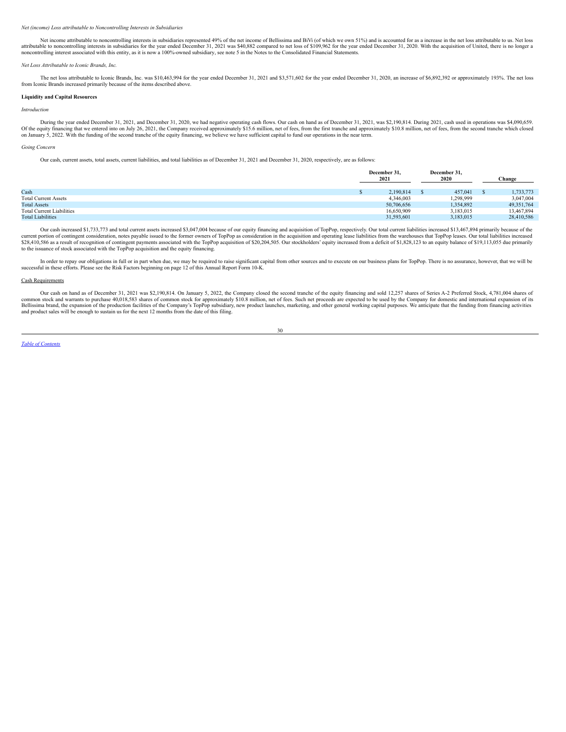*Net (income) Loss attributable to Noncontrolling Interests in Subsidiaries*

Net income attributable to noncontrolling interests in subsidiaries represented 49% of the net income of Bellissima and BiVi (of which we own 51%) and is accounted for as a increase in the net loss attributable to us. Net loss attributable to noncontrolling interests in subsidiaries for the year ended December 31, 2021 was $40,882 compared to net loss of $109,962 for the year ended December 31, 2020. With the acquisition of United, there is no longer a noncontrolling interest associated with this entity, as it is now a 100%-owned subsidiary, see note 5 in the Notes to the Consolidated Financial Statements.

*Net Loss Attributable to Iconic Brands, Inc.*

The net loss attributable to Iconic Brands, Inc. was $10,463,994 for the year ended December 31, 2021 and $3,571,602 for the year ended December 31, 2020, an increase of $6,892,392 or approximately 193%. The net loss from Iconic Brands increased primarily because of the items described above.

**Liquidity and Capital Resources**

*Introduction*

During the year ended December 31, 2021, and December 31, 2020, we had negative operating cash flows. Our cash on hand as of December 31, 2021, was $2,190,814. During 2021, cash used in operations was $4,090,659. Of the equity financing that we entered into on July 26, 2021, the Company received approximately $15.6 million, net of fees, from the first tranche and approximately $10.8 million, net of fees, from the second tranche which closed on January 5, 2022. With the funding of the second tranche of the equity financing, we believe we have sufficient capital to fund our operations in the near term.

*Going Concern*

Our cash, current assets, total assets, current liabilities, and total liabilities as of December 31, 2021 and December 31, 2020, respectively, are as follows:

| | December 31, 2021 | December 31, 2020 | Change |
|---|---|---|---|
| Cash | $ 2,190,814 | $ 457,041 | $ 1,733,773 |
| Total Current Assets | 4,346,003 | 1,298,999 | 3,047,004 |
| Total Assets | 50,706,656 | 1,354,892 | 49,351,764 |
| Total Current Liabilities | 16,650,909 | 3,183,015 | 13,467,894 |
| Total Liabilities | 31,593,601 | 3,183,015 | 28,410,586 |

Our cash increased $1,733,773 and total current assets increased $3,047,004 because of our equity financing and acquisition of TopPop, respectively. Our total current liabilities increased $13,467,894 primarily because of the current portion of contingent consideration, notes payable issued to the former owners of TopPop as consideration in the acquisition and operating lease liabilities from the warehouses that TopPop leases. Our total liabilities increased $28,410,586 as a result of recognition of contingent payments associated with the TopPop acquisition of $20,204,505. Our stockholders' equity increased from a deficit of $1,828,123 to an equity balance of $19,113,055 due primarily to the issuance of stock associated with the TopPop acquisition and the equity financing.

In order to repay our obligations in full or in part when due, we may be required to raise significant capital from other sources and to execute on our business plans for TopPop. There is no assurance, however, that we will be successful in these efforts. Please see the Risk Factors beginning on page 12 of this Annual Report Form 10-K.

Cash Requirements

Our cash on hand as of December 31, 2021 was $2,190,814. On January 5, 2022, the Company closed the second tranche of the equity financing and sold 12,257 shares of Series A-2 Preferred Stock, 4,781,004 shares of common stock and warrants to purchase 40,018,583 shares of common stock for approximately $10.8 million, net of fees. Such net proceeds are expected to be used by the Company for domestic and international expansion of its Bellissima brand, the expansion of the production facilities of the Company's TopPop subsidiary, new product launches, marketing, and other general working capital purposes. We anticipate that the funding from financing activities and product sales will be enough to sustain us for the next 12 months from the date of this filing.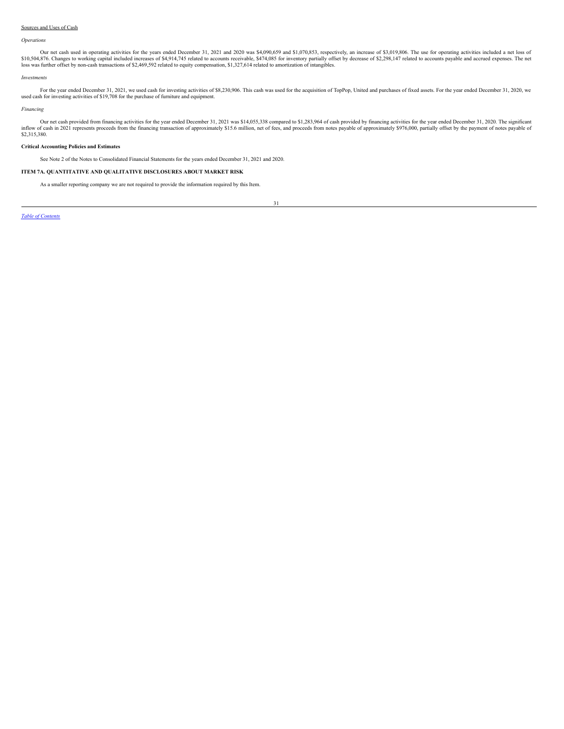Sources and Uses of Cash

*Operations*

Our net cash used in operating activities for the years ended December 31, 2021 and 2020 was $4,090,659 and $1,070,853, respectively, an increase of $3,019,806. The use for operating activities included a net loss of $10,504,876. Changes to working capital included increases of $4,914,745 related to accounts receivable, $474,085 for inventory partially offset by decrease of $2,298,147 related to accounts payable and accrued expenses. The net loss was further offset by non-cash transactions of $2,469,592 related to equity compensation, $1,327,614 related to amortization of intangibles.

*Investments*

For the year ended December 31, 2021, we used cash for investing activities of $8,230,906. This cash was used for the acquisition of TopPop, United and purchases of fixed assets. For the year ended December 31, 2020, we used cash for investing activities of $19,708 for the purchase of furniture and equipment.

*Financing*

Our net cash provided from financing activities for the year ended December 31, 2021 was $14,055,338 compared to $1,283,964 of cash provided by financing activities for the year ended December 31, 2020. The significant inflow of cash in 2021 represents proceeds from the financing transaction of approximately $15.6 million, net of fees, and proceeds from notes payable of approximately $976,000, partially offset by the payment of notes payable of $2,315,380.

**Critical Accounting Policies and Estimates**

See Note 2 of the Notes to Consolidated Financial Statements for the years ended December 31, 2021 and 2020.

**ITEM 7A. QUANTITATIVE AND QUALITATIVE DISCLOSURES ABOUT MARKET RISK**

As a smaller reporting company we are not required to provide the information required by this Item.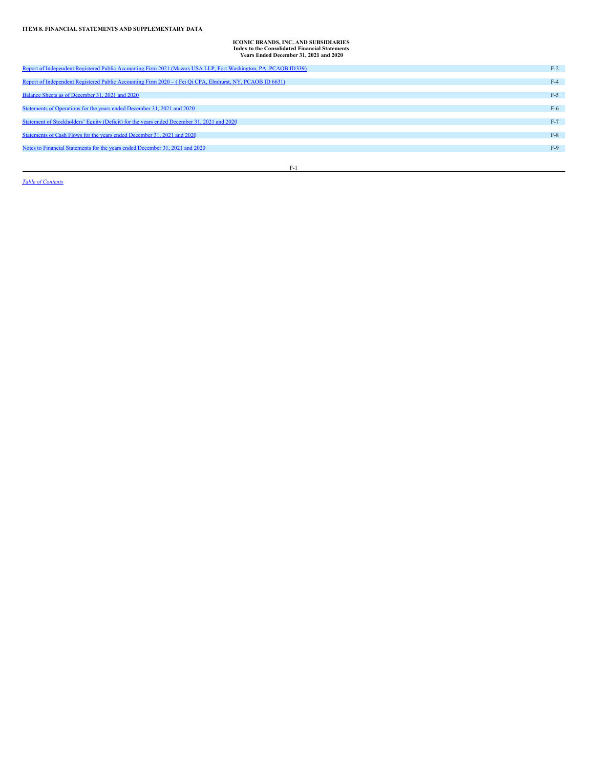**ITEM 8. FINANCIAL STATEMENTS AND SUPPLEMENTARY DATA**

**ICONIC BRANDS, INC. AND SUBSIDIARIES**
**Index to the Consolidated Financial Statements**
**Years Ended December 31, 2021 and 2020**

| | |
|---|---|
| Report of Independent Registered Public Accounting Firm 2021 (Mazars USA LLP, Fort Washington, PA, PCAOB ID339) | F-2 |
| Report of Independent Registered Public Accounting Firm 2020 – ( Fei Qi CPA, Elmhurst, NY, PCAOB ID 6631) | F-4 |
| Balance Sheets as of December 31, 2021 and 2020 | F-5 |
| Statements of Operations for the years ended December 31, 2021 and 2020 | F-6 |
| Statement of Stockholders' Equity (Deficit) for the years ended December 31, 2021 and 2020 | F-7 |
| Statements of Cash Flows for the years ended December 31, 2021 and 2020 | F-8 |
| Notes to Financial Statements for the years ended December 31, 2021 and 2020 | F-9 |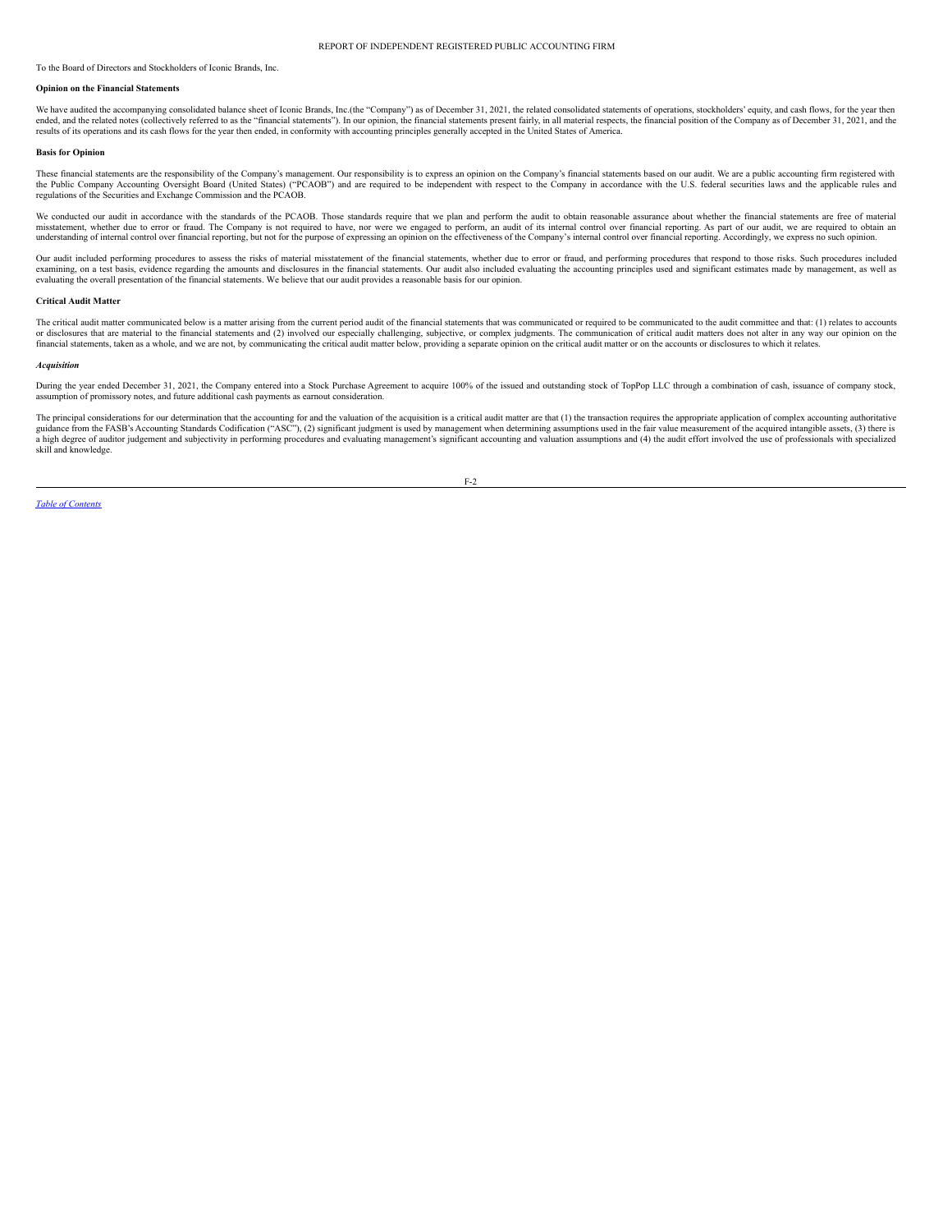# REPORT OF INDEPENDENT REGISTERED PUBLIC ACCOUNTING FIRM

To the Board of Directors and Stockholders of Iconic Brands, Inc.

**Opinion on the Financial Statements**

We have audited the accompanying consolidated balance sheet of Iconic Brands, Inc.(the "Company") as of December 31, 2021, the related consolidated statements of operations, stockholders' equity, and cash flows, for the year then ended, and the related notes (collectively referred to as the "financial statements"). In our opinion, the financial statements present fairly, in all material respects, the financial position of the Company as of December 31, 2021, and the results of its operations and its cash flows for the year then ended, in conformity with accounting principles generally accepted in the United States of America.

**Basis for Opinion**

These financial statements are the responsibility of the Company's management. Our responsibility is to express an opinion on the Company's financial statements based on our audit. We are a public accounting firm registered with the Public Company Accounting Oversight Board (United States) ("PCAOB") and are required to be independent with respect to the Company in accordance with the U.S. federal securities laws and the applicable rules and regulations of the Securities and Exchange Commission and the PCAOB.

We conducted our audit in accordance with the standards of the PCAOB. Those standards require that we plan and perform the audit to obtain reasonable assurance about whether the financial statements are free of material misstatement, whether due to error or fraud. The Company is not required to have, nor were we engaged to perform, an audit of its internal control over financial reporting. As part of our audit, we are required to obtain an understanding of internal control over financial reporting, but not for the purpose of expressing an opinion on the effectiveness of the Company's internal control over financial reporting. Accordingly, we express no such opinion.

Our audit included performing procedures to assess the risks of material misstatement of the financial statements, whether due to error or fraud, and performing procedures that respond to those risks. Such procedures included examining, on a test basis, evidence regarding the amounts and disclosures in the financial statements. Our audit also included evaluating the accounting principles used and significant estimates made by management, as well as evaluating the overall presentation of the financial statements. We believe that our audit provides a reasonable basis for our opinion.

**Critical Audit Matter**

The critical audit matter communicated below is a matter arising from the current period audit of the financial statements that was communicated or required to be communicated to the audit committee and that: (1) relates to accounts or disclosures that are material to the financial statements and (2) involved our especially challenging, subjective, or complex judgments. The communication of critical audit matters does not alter in any way our opinion on the financial statements, taken as a whole, and we are not, by communicating the critical audit matter below, providing a separate opinion on the critical audit matter or on the accounts or disclosures to which it relates.

***Acquisition***

During the year ended December 31, 2021, the Company entered into a Stock Purchase Agreement to acquire 100% of the issued and outstanding stock of TopPop LLC through a combination of cash, issuance of company stock, assumption of promissory notes, and future additional cash payments as earnout consideration.

The principal considerations for our determination that the accounting for and the valuation of the acquisition is a critical audit matter are that (1) the transaction requires the appropriate application of complex accounting authoritative guidance from the FASB's Accounting Standards Codification ("ASC"), (2) significant judgment is used by management when determining assumptions used in the fair value measurement of the acquired intangible assets, (3) there is a high degree of auditor judgement and subjectivity in performing procedures and evaluating management's significant accounting and valuation assumptions and (4) the audit effort involved the use of professionals with specialized skill and knowledge.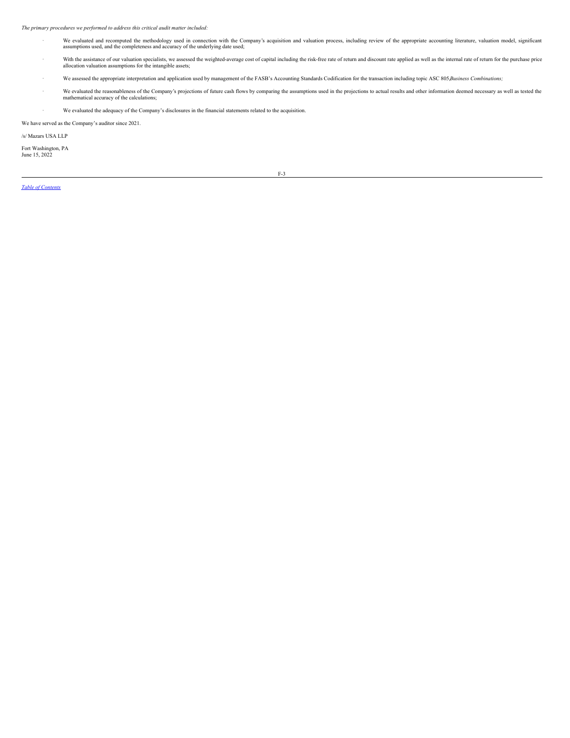*The primary procedures we performed to address this critical audit matter included:*

- We evaluated and recomputed the methodology used in connection with the Company's acquisition and valuation process, including review of the appropriate accounting literature, valuation model, significant assumptions used, and the completeness and accuracy of the underlying date used;
- With the assistance of our valuation specialists, we assessed the weighted-average cost of capital including the risk-free rate of return and discount rate applied as well as the internal rate of return for the purchase price allocation valuation assumptions for the intangible assets;
- We assessed the appropriate interpretation and application used by management of the FASB's Accounting Standards Codification for the transaction including topic ASC 805,*Business Combinations;*
- We evaluated the reasonableness of the Company's projections of future cash flows by comparing the assumptions used in the projections to actual results and other information deemed necessary as well as tested the mathematical accuracy of the calculations;
- We evaluated the adequacy of the Company's disclosures in the financial statements related to the acquisition.

We have served as the Company's auditor since 2021.

/s/ Mazars USA LLP

Fort Washington, PA
June 15, 2022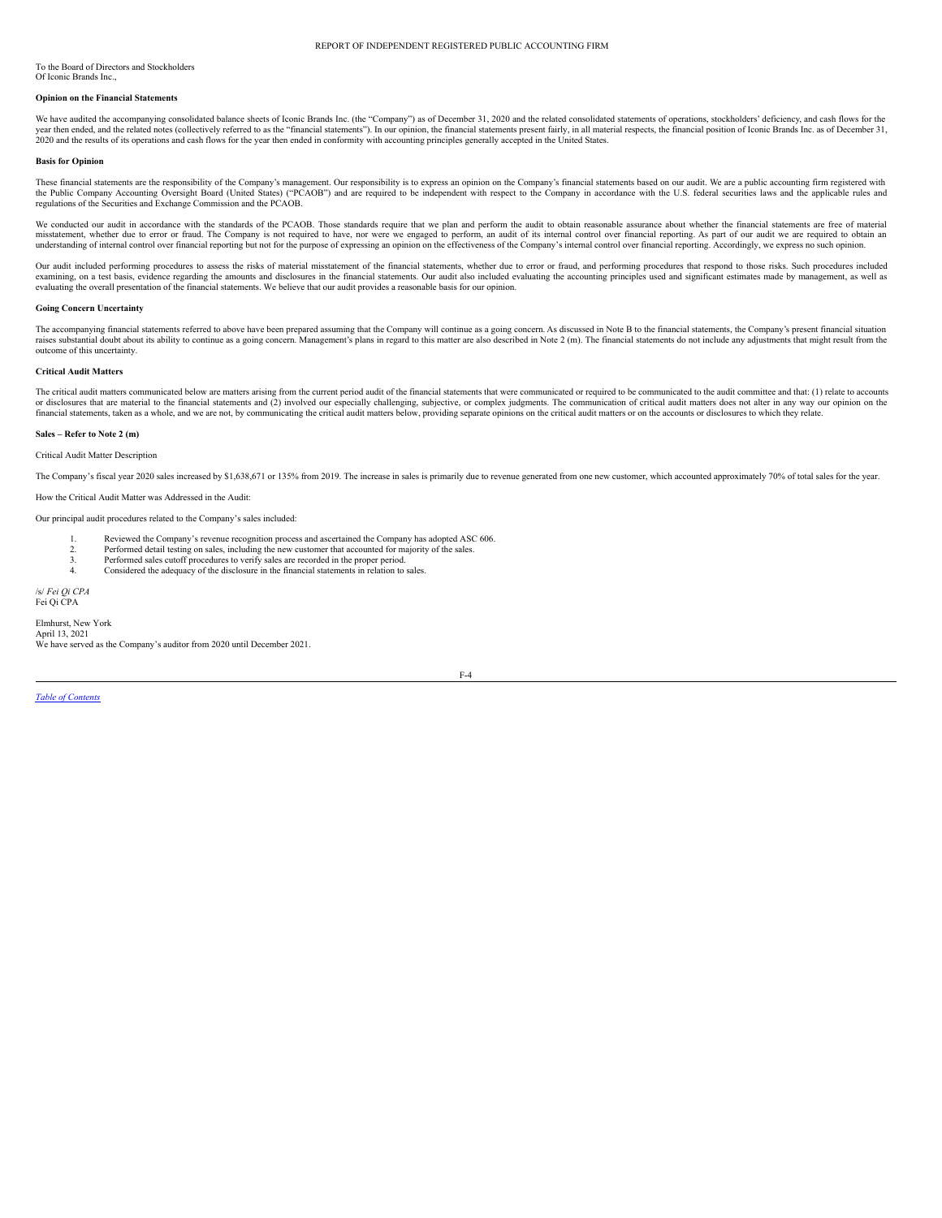## REPORT OF INDEPENDENT REGISTERED PUBLIC ACCOUNTING FIRM

To the Board of Directors and Stockholders
Of Iconic Brands Inc.,

**Opinion on the Financial Statements**

We have audited the accompanying consolidated balance sheets of Iconic Brands Inc. (the "Company") as of December 31, 2020 and the related consolidated statements of operations, stockholders' deficiency, and cash flows for the year then ended, and the related notes (collectively referred to as the "financial statements"). In our opinion, the financial statements present fairly, in all material respects, the financial position of Iconic Brands Inc. as of December 31, 2020 and the results of its operations and cash flows for the year then ended in conformity with accounting principles generally accepted in the United States.

**Basis for Opinion**

These financial statements are the responsibility of the Company's management. Our responsibility is to express an opinion on the Company's financial statements based on our audit. We are a public accounting firm registered with the Public Company Accounting Oversight Board (United States) ("PCAOB") and are required to be independent with respect to the Company in accordance with the U.S. federal securities laws and the applicable rules and regulations of the Securities and Exchange Commission and the PCAOB.

We conducted our audit in accordance with the standards of the PCAOB. Those standards require that we plan and perform the audit to obtain reasonable assurance about whether the financial statements are free of material misstatement, whether due to error or fraud. The Company is not required to have, nor were we engaged to perform, an audit of its internal control over financial reporting. As part of our audit we are required to obtain an understanding of internal control over financial reporting but not for the purpose of expressing an opinion on the effectiveness of the Company's internal control over financial reporting. Accordingly, we express no such opinion.

Our audit included performing procedures to assess the risks of material misstatement of the financial statements, whether due to error or fraud, and performing procedures that respond to those risks. Such procedures included examining, on a test basis, evidence regarding the amounts and disclosures in the financial statements. Our audit also included evaluating the accounting principles used and significant estimates made by management, as well as evaluating the overall presentation of the financial statements. We believe that our audit provides a reasonable basis for our opinion.

**Going Concern Uncertainty**

The accompanying financial statements referred to above have been prepared assuming that the Company will continue as a going concern. As discussed in Note B to the financial statements, the Company's present financial situation raises substantial doubt about its ability to continue as a going concern. Management's plans in regard to this matter are also described in Note 2 (m). The financial statements do not include any adjustments that might result from the outcome of this uncertainty.

**Critical Audit Matters**

The critical audit matters communicated below are matters arising from the current period audit of the financial statements that were communicated or required to be communicated to the audit committee and that: (1) relate to accounts or disclosures that are material to the financial statements and (2) involved our especially challenging, subjective, or complex judgments. The communication of critical audit matters does not alter in any way our opinion on the financial statements, taken as a whole, and we are not, by communicating the critical audit matters below, providing separate opinions on the critical audit matters or on the accounts or disclosures to which they relate.

**Sales – Refer to Note 2 (m)**

Critical Audit Matter Description

The Company's fiscal year 2020 sales increased by $1,638,671 or 135% from 2019. The increase in sales is primarily due to revenue generated from one new customer, which accounted approximately 70% of total sales for the year.

How the Critical Audit Matter was Addressed in the Audit:

Our principal audit procedures related to the Company's sales included:

1. Reviewed the Company's revenue recognition process and ascertained the Company has adopted ASC 606.
2. Performed detail testing on sales, including the new customer that accounted for majority of the sales.
3. Performed sales cutoff procedures to verify sales are recorded in the proper period.
4. Considered the adequacy of the disclosure in the financial statements in relation to sales.

/s/ *Fei Qi CPA*
Fei Qi CPA

Elmhurst, New York
April 13, 2021
We have served as the Company's auditor from 2020 until December 2021.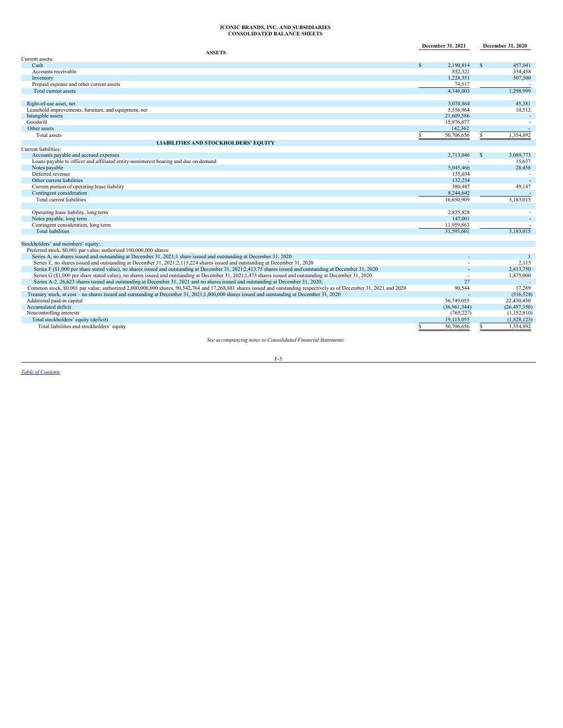# ICONIC BRANDS, INC. AND SUBSIDIARIES
## CONSOLIDATED BALANCE SHEETS

| | December 31, 2021 | December 31, 2020 |
|---|---|---|
| **ASSETS** | | |
| Current assets: | | |
| Cash | $ 2,190,814 | $ 457,041 |
| Accounts receivable | 852,321 | 334,458 |
| Inventory | 1,228,351 | 507,500 |
| Prepaid expense and other current assets | 74,517 | - |
| Total current assets | 4,346,003 | 1,298,999 |
| | | |
| Right-of-use asset, net | 3,074,864 | 45,381 |
| Leasehold improvements, furniture, and equipment, net | 5,556,964 | 10,512 |
| Intangible assets | 21,609,586 | - |
| Goodwill | 15,976,877 | - |
| Other assets | 142,362 | - |
| Total assets | $ 50,706,656 | $ 1,354,892 |
| **LIABILITIES AND STOCKHOLDERS' EQUITY** | | |
| Current liabilities: | | |
| Accounts payable and accrued expenses | 2,713,046 | $ 3,089,773 |
| Loans payable to officer and affiliated entity-noninterest bearing and due on demand | - | 15,637 |
| Notes payable | 5,045,466 | 28,458 |
| Deferred revenue | 135,034 | - |
| Other current liabilities | 132,234 | - |
| Current portion of operating lease liability | 380,487 | 49,147 |
| Contingent consideration | 8,244,642 | - |
| Total current liabilities | 16,650,909 | 3,183,015 |
| | | |
| Operating lease liability, long term | 2,835,828 | - |
| Notes payable, long term | 147,001 | - |
| Contingent consideration, long term | 11,959,863 | - |
| Total liabilities | 31,593,601 | 3,183,015 |
| | | |
| Stockholders' and members' equity: | | |
| Preferred stock, \$0.001 par value; authorized 100,000,000 shares: | | |
| Series A, no shares issued and outstanding at December 31, 2021;1 share issued and outstanding at December 31, 2020 | - | 1 |
| Series E, no shares issued and outstanding at December 31, 2021;2,115,224 shares issued and outstanding at December 31, 2020 | - | 2,115 |
| Series F (\$1,000 per share stated value), no shares issued and outstanding at December 31, 2021;2,413.75 shares issued and outstanding at December 31, 2020 | - | 2,413,750 |
| Series G (\$1,000 per share stated value), no shares issued and outstanding at December 31, 2021;1,475 shares issued and outstanding at December 31, 2020 | - | 1,475,000 |
| Series A-2, 26,623 shares issued and outstanding at December 31, 2021 and no shares issued and outstanding at December 31, 2020; | 27 | - |
| Common stock, \$0.001 par value; authorized 2,000,000,000 shares, 90,542,764 and 17,268,881 shares issued and outstanding respectively as of December 31, 2021 and 2020 | 90,544 | 17,269 |
| Treasury stock, at cost – no shares issued and outstanding at December 31, 2021;1,000,000 shares issued and outstanding at December 31, 2020 | - | (516,528) |
| Additional paid-in capital | 56,749,055 | 22,430,430 |
| Accumulated deficit | (36,961,344) | (26,497,350) |
| Noncontrolling interests | (765,227) | (1,152,810) |
| Total stockholders' equity (deficit) | 19,113,055 | (1,828,123) |
| Total liabilities and stockholders' equity | $ 50,706,656 | $ 1,354,892 |

*See accompanying notes to Consolidated Financial Statements.*

*Table of Contents*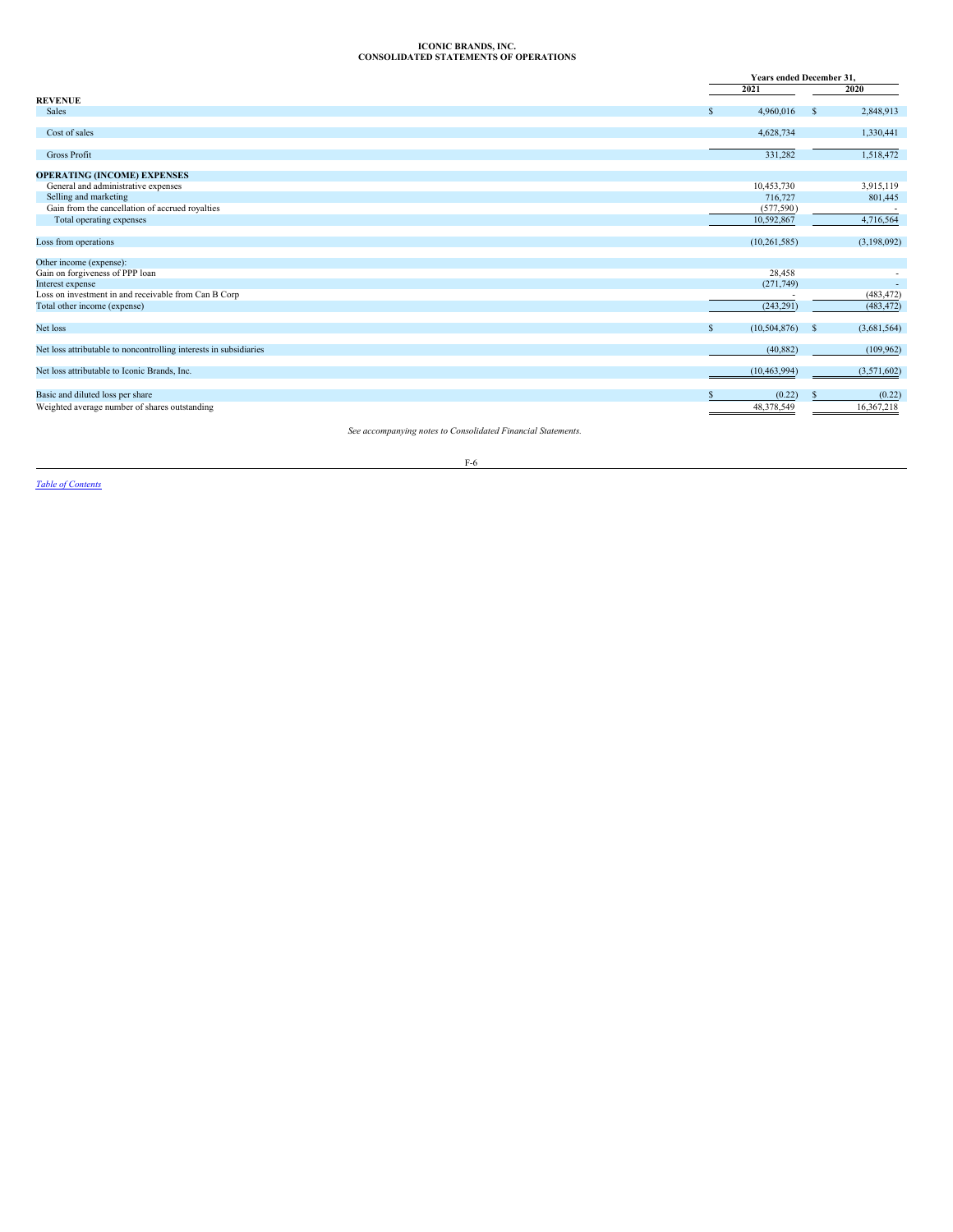# ICONIC BRANDS, INC.
## CONSOLIDATED STATEMENTS OF OPERATIONS

| | Years ended December 31, | |
|---|---|---|
| | 2021 | 2020 |
| **REVENUE** | | |
| Sales | $ 4,960,016 | $ 2,848,913 |
| Cost of sales | 4,628,734 | 1,330,441 |
| Gross Profit | 331,282 | 1,518,472 |
| **OPERATING (INCOME) EXPENSES** | | |
| General and administrative expenses | 10,453,730 | 3,915,119 |
| Selling and marketing | 716,727 | 801,445 |
| Gain from the cancellation of accrued royalties | (577,590) | - |
| Total operating expenses | 10,592,867 | 4,716,564 |
| Loss from operations | (10,261,585) | (3,198,092) |
| Other income (expense): | | |
| Gain on forgiveness of PPP loan | 28,458 | - |
| Interest expense | (271,749) | - |
| Loss on investment in and receivable from Can B Corp | - | (483,472) |
| Total other income (expense) | (243,291) | (483,472) |
| Net loss | $ (10,504,876) | $ (3,681,564) |
| Net loss attributable to noncontrolling interests in subsidiaries | (40,882) | (109,962) |
| Net loss attributable to Iconic Brands, Inc. | (10,463,994) | (3,571,602) |
| Basic and diluted loss per share | $ (0.22) | $ (0.22) |
| Weighted average number of shares outstanding | 48,378,549 | 16,367,218 |

*See accompanying notes to Consolidated Financial Statements.*

[Table of Contents](#)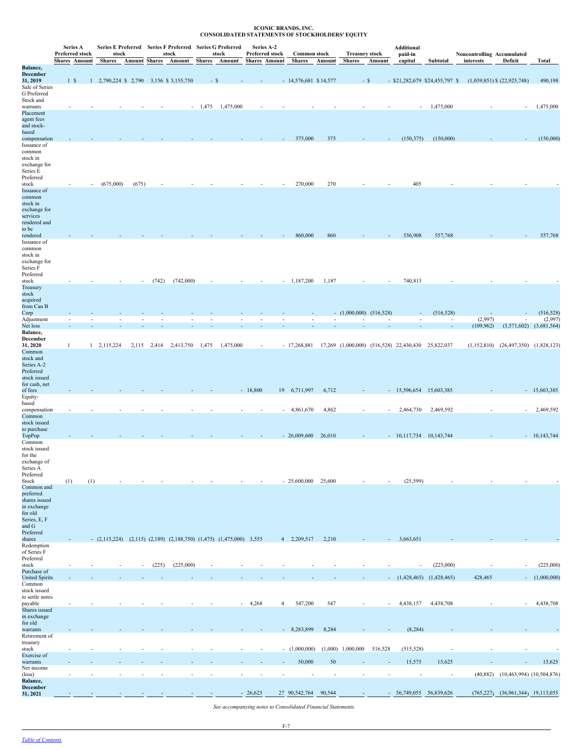**ICONIC BRANDS, INC.**
**CONSOLIDATED STATEMENTS OF STOCKHOLDERS' EQUITY**

| | Series A Preferred stock | | Series E Preferred stock | | Series F Preferred stock | | Series G Preferred stock | | Series A-2 Preferred stock | | Common stock | | Treasury stock | | Additional paid-in | | Noncontrolling | Accumulated | |
|---|---|---|---|---|---|---|---|---|---|---|---|---|---|---|---|---|---|---|---|
| | Shares | Amount | Shares | Amount | Shares | Amount | Shares | Amount | Shares | Amount | Shares | Amount | Shares | Amount | capital | Subtotal | interests | Deficit | Total |
| **Balance, December 31, 2019** | 1 | $ 1 | 2,790,224 | $ 2,790 | 3,156 | $ 3,155,750 | - | $ - | - | - | 14,576,681 | $ 14,577 | - | $ - | $ 21,282,679 | $ 24,455,797 | $ (1,039,851) | $ (22,925,748) | 490,198 |
| Sale of Series G Preferred Stock and warrants | - | - | - | - | - | - | 1,475 | 1,475,000 | - | - | - | - | - | - | - | 1,475,000 | - | - | 1,475,000 |
| Placement agent fees and stock-based compensation | - | - | - | - | - | - | - | - | - | - | 375,000 | 375 | - | - | (150,375) | (150,000) | - | - | (150,000) |
| Issuance of common stock in exchange for Series E Preferred stock | - | - | (675,000) | (675) | - | - | - | - | - | - | 270,000 | 270 | - | - | 405 | - | - | - | - |
| Issuance of common stock in exchange for services rendered and to be rendered | - | - | - | - | - | - | - | - | - | - | 860,000 | 860 | - | - | 556,908 | 557,768 | - | - | 557,768 |
| Issuance of common stock in exchange for Series F Preferred stock | - | - | - | - | (742) | (742,000) | - | - | - | - | 1,187,200 | 1,187 | - | - | 740,813 | - | - | - | - |
| Treasury stock acquired from Can B Corp | - | - | - | - | - | - | - | - | - | - | - | - | (1,000,000) | (516,528) | - | (516,528) | - | - | (516,528) |
| Adjustment | - | - | - | - | - | - | - | - | - | - | - | - | - | - | - | - | (2,997) | - | (2,997) |
| Net loss | - | - | - | - | - | - | - | - | - | - | - | - | - | - | - | - | (109,962) | (3,571,602) | (3,681,564) |
| **Balance, December 31, 2020** | 1 | 1 | 2,115,224 | 2,115 | 2,414 | 2,413,750 | 1,475 | 1,475,000 | - | - | 17,268,881 | 17,269 | (1,000,000) | (516,528) | 22,430,430 | 25,822,037 | (1,152,810) | (26,497,350) | (1,828,123) |
| Common stock and Series A-2 Preferred stock issued for cash, net of fees | - | - | - | - | - | - | - | - | 18,800 | 19 | 6,711,997 | 6,712 | - | - | 15,596,654 | 15,603,385 | - | - | 15,603,385 |
| Equity-based compensation | - | - | - | - | - | - | - | - | - | - | 4,861,670 | 4,862 | - | - | 2,464,730 | 2,469,592 | - | - | 2,469,592 |
| Common stock issued to purchase TopPop | - | - | - | - | - | - | - | - | - | - | 26,009,600 | 26,010 | - | - | 10,117,734 | 10,143,744 | - | - | 10,143,744 |
| Common stock issued for the exchange of Series A Preferred Stock | (1) | (1) | - | - | - | - | - | - | - | - | 25,600,000 | 25,600 | - | - | (25,599) | - | - | - | - |
| Common and preferred shares issued in exchange for old Series, E, F and G Preferred shares | - | - | (2,115,224) | (2,115) | (2,189) | (2,188,750) | (1,475) | (1,475,000) | 3,555 | 4 | 2,209,517 | 2,210 | - | - | 3,663,651 | - | - | - | - |
| Redemption of Series F Preferred stock | - | - | - | - | (225) | (225,000) | - | - | - | - | - | - | - | - | - | (225,000) | - | - | (225,000) |
| Purchase of United Spirits | - | - | - | - | - | - | - | - | - | - | - | - | - | - | (1,428,465) | (1,428,465) | 428,465 | - | (1,000,000) |
| Common stock issued to settle notes payable | - | - | - | - | - | - | - | - | 4,268 | 4 | 547,200 | 547 | - | - | 4,438,157 | 4,438,708 | - | - | 4,438,708 |
| Shares issued in exchange for old warrants | - | - | - | - | - | - | - | - | - | - | 8,283,899 | 8,284 | - | - | (8,284) | - | - | - | - |
| Retirement of treasury stock | - | - | - | - | - | - | - | - | - | - | (1,000,000) | (1,000) | 1,000,000 | 516,528 | (515,528) | - | - | - | - |
| Exercise of warrants | - | - | - | - | - | - | - | - | - | - | 50,000 | 50 | - | - | 15,575 | 15,625 | - | - | 15,625 |
| Net income (loss) | - | - | - | - | - | - | - | - | - | - | - | - | - | - | - | - | (40,882) | (10,463,994) | (10,504,876) |
| **Balance, December 31, 2021** | - | - | - | - | - | - | - | - | 26,623 | 27 | 90,542,764 | 90,544 | - | - | 56,749,055 | 56,839,626 | (765,227) | (36,961,344) | 19,113,055 |

*See accompanying notes to Consolidated Financial Statements.*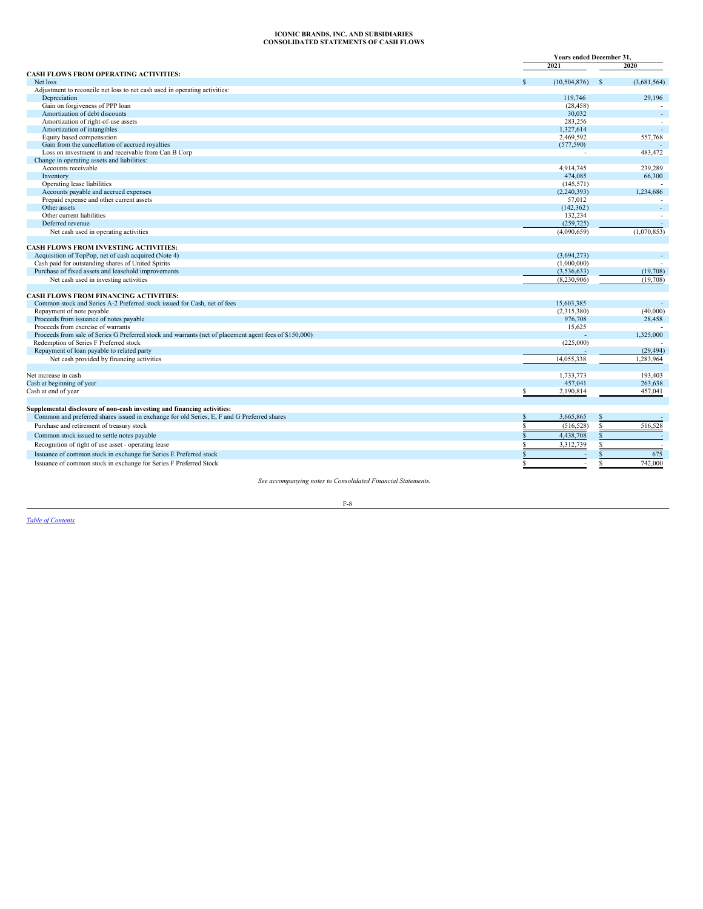**ICONIC BRANDS, INC. AND SUBSIDIARIES**
**CONSOLIDATED STATEMENTS OF CASH FLOWS**

| | Years ended December 31, | |
|---|---|---|
| | 2021 | 2020 |
| **CASH FLOWS FROM OPERATING ACTIVITIES:** | | |
| Net loss | $ (10,504,876) | $ (3,681,564) |
| Adjustment to reconcile net loss to net cash used in operating activities: | | |
| Depreciation | 119,746 | 29,196 |
| Gain on forgiveness of PPP loan | (28,458) | - |
| Amortization of debt discounts | 30,032 | - |
| Amortization of right-of-use assets | 283,256 | - |
| Amortization of intangibles | 1,327,614 | - |
| Equity based compensation | 2,469,592 | 557,768 |
| Gain from the cancellation of accrued royalties | (577,590) | - |
| Loss on investment in and receivable from Can B Corp | - | 483,472 |
| Change in operating assets and liabilities: | | |
| Accounts receivable | 4,914,745 | 239,289 |
| Inventory | 474,085 | 66,300 |
| Operating lease liabilities | (145,571) | - |
| Accounts payable and accrued expenses | (2,240,393) | 1,234,686 |
| Prepaid expense and other current assets | 57,012 | - |
| Other assets | (142,362) | - |
| Other current liabilities | 132,234 | - |
| Deferred revenue | (259,725) | - |
| Net cash used in operating activities | (4,090,659) | (1,070,853) |
| | | |
| **CASH FLOWS FROM INVESTING ACTIVITIES:** | | |
| Acquisition of TopPop, net of cash acquired (Note 4) | (3,694,273) | - |
| Cash paid for outstanding shares of United Spirits | (1,000,000) | - |
| Purchase of fixed assets and leasehold improvements | (3,536,633) | (19,708) |
| Net cash used in investing activities | (8,230,906) | (19,708) |
| | | |
| **CASH FLOWS FROM FINANCING ACTIVITIES:** | | |
| Common stock and Series A-2 Preferred stock issued for Cash, net of fees | 15,603,385 | - |
| Repayment of note payable | (2,315,380) | (40,000) |
| Proceeds from issuance of notes payable | 976,708 | 28,458 |
| Proceeds from exercise of warrants | 15,625 | - |
| Proceeds from sale of Series G Preferred stock and warrants (net of placement agent fees of $150,000) | - | 1,325,000 |
| Redemption of Series F Preferred stock | (225,000) | - |
| Repayment of loan payable to related party | - | (29,494) |
| Net cash provided by financing activities | 14,055,338 | 1,283,964 |
| | | |
| Net increase in cash | 1,733,773 | 193,403 |
| Cash at beginning of year | 457,041 | 263,638 |
| Cash at end of year | $ 2,190,814 | 457,041 |
| | | |
| **Supplemental disclosure of non-cash investing and financing activities:** | | |
| Common and preferred shares issued in exchange for old Series, E, F and G Preferred shares | $ 3,665,865 | $ - |
| Purchase and retirement of treasury stock | $ (516,528) | $ 516,528 |
| Common stock issued to settle notes payable | $ 4,438,708 | $ - |
| Recognition of right of use asset - operating lease | $ 3,312,739 | $ - |
| Issuance of common stock in exchange for Series E Preferred stock | $ - | $ 675 |
| Issuance of common stock in exchange for Series F Preferred Stock | $ - | $ 742,000 |

*See accompanying notes to Consolidated Financial Statements.*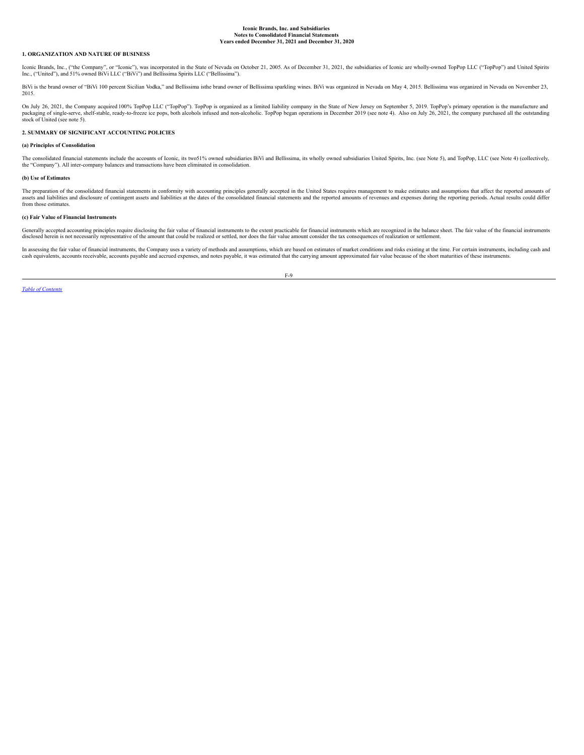**Iconic Brands, Inc. and Subsidiaries**
**Notes to Consolidated Financial Statements**
**Years ended December 31, 2021 and December 31, 2020**

## 1. ORGANIZATION AND NATURE OF BUSINESS

Iconic Brands, Inc., ("the Company", or "Iconic"), was incorporated in the State of Nevada on October 21, 2005. As of December 31, 2021, the subsidiaries of Iconic are wholly-owned TopPop LLC ("TopPop") and United Spirits Inc., ("United"), and 51% owned BiVi LLC ("BiVi") and Bellissima Spirits LLC ("Bellissima").

BiVi is the brand owner of "BiVi 100 percent Sicilian Vodka," and Bellissima isthe brand owner of Bellissima sparkling wines. BiVi was organized in Nevada on May 4, 2015. Bellissima was organized in Nevada on November 23, 2015.

On July 26, 2021, the Company acquired 100% TopPop LLC ("TopPop"). TopPop is organized as a limited liability company in the State of New Jersey on September 5, 2019. TopPop's primary operation is the manufacture and packaging of single-serve, shelf-stable, ready-to-freeze ice pops, both alcohols infused and non-alcoholic. TopPop began operations in December 2019 (see note 4). Also on July 26, 2021, the company purchased all the outstanding stock of United (see note 5).

## 2. SUMMARY OF SIGNIFICANT ACCOUNTING POLICIES

### (a) Principles of Consolidation

The consolidated financial statements include the accounts of Iconic, its two51% owned subsidiaries BiVi and Bellissima, its wholly owned subsidiaries United Spirits, Inc. (see Note 5), and TopPop, LLC (see Note 4) (collectively, the "Company"). All inter-company balances and transactions have been eliminated in consolidation.

### (b) Use of Estimates

The preparation of the consolidated financial statements in conformity with accounting principles generally accepted in the United States requires management to make estimates and assumptions that affect the reported amounts of assets and liabilities and disclosure of contingent assets and liabilities at the dates of the consolidated financial statements and the reported amounts of revenues and expenses during the reporting periods. Actual results could differ from those estimates.

### (c) Fair Value of Financial Instruments

Generally accepted accounting principles require disclosing the fair value of financial instruments to the extent practicable for financial instruments which are recognized in the balance sheet. The fair value of the financial instruments disclosed herein is not necessarily representative of the amount that could be realized or settled, nor does the fair value amount consider the tax consequences of realization or settlement.

In assessing the fair value of financial instruments, the Company uses a variety of methods and assumptions, which are based on estimates of market conditions and risks existing at the time. For certain instruments, including cash and cash equivalents, accounts receivable, accounts payable and accrued expenses, and notes payable, it was estimated that the carrying amount approximated fair value because of the short maturities of these instruments.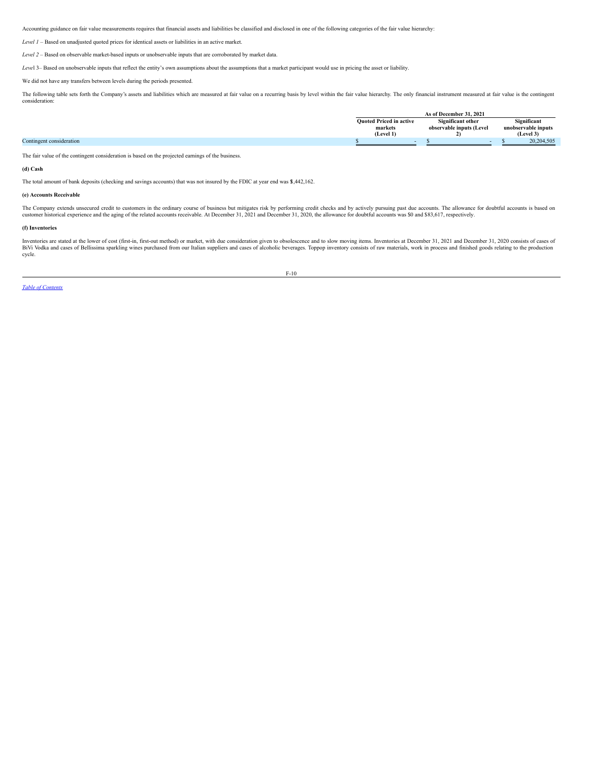Accounting guidance on fair value measurements requires that financial assets and liabilities be classified and disclosed in one of the following categories of the fair value hierarchy:

*Level 1* – Based on unadjusted quoted prices for identical assets or liabilities in an active market.

*Level 2* – Based on observable market-based inputs or unobservable inputs that are corroborated by market data.

*Leve*l 3– Based on unobservable inputs that reflect the entity's own assumptions about the assumptions that a market participant would use in pricing the asset or liability.

We did not have any transfers between levels during the periods presented.

The following table sets forth the Company's assets and liabilities which are measured at fair value on a recurring basis by level within the fair value hierarchy. The only financial instrument measured at fair value is the contingent consideration:

| | As of December 31, 2021 | | |
|---|---|---|---|
| | Quoted Priced in active markets (Level 1) | Significant other observable inputs (Level 2) | Significant unobservable inputs (Level 3) |
| Contingent consideration | $ - | $ - | $ 20,204,505 |

The fair value of the contingent consideration is based on the projected earnings of the business.

**(d) Cash**

The total amount of bank deposits (checking and savings accounts) that was not insured by the FDIC at year end was $1,442,162.

**(e) Accounts Receivable**

The Company extends unsecured credit to customers in the ordinary course of business but mitigates risk by performing credit checks and by actively pursuing past due accounts. The allowance for doubtful accounts is based on customer historical experience and the aging of the related accounts receivable. At December 31, 2021 and December 31, 2020, the allowance for doubtful accounts was $0 and $83,617, respectively.

**(f) Inventories**

Inventories are stated at the lower of cost (first-in, first-out method) or market, with due consideration given to obsolescence and to slow moving items. Inventories at December 31, 2021 and December 31, 2020 consists of cases of BiVi Vodka and cases of Bellissima sparkling wines purchased from our Italian suppliers and cases of alcoholic beverages. Toppop inventory consists of raw materials, work in process and finished goods relating to the production cycle.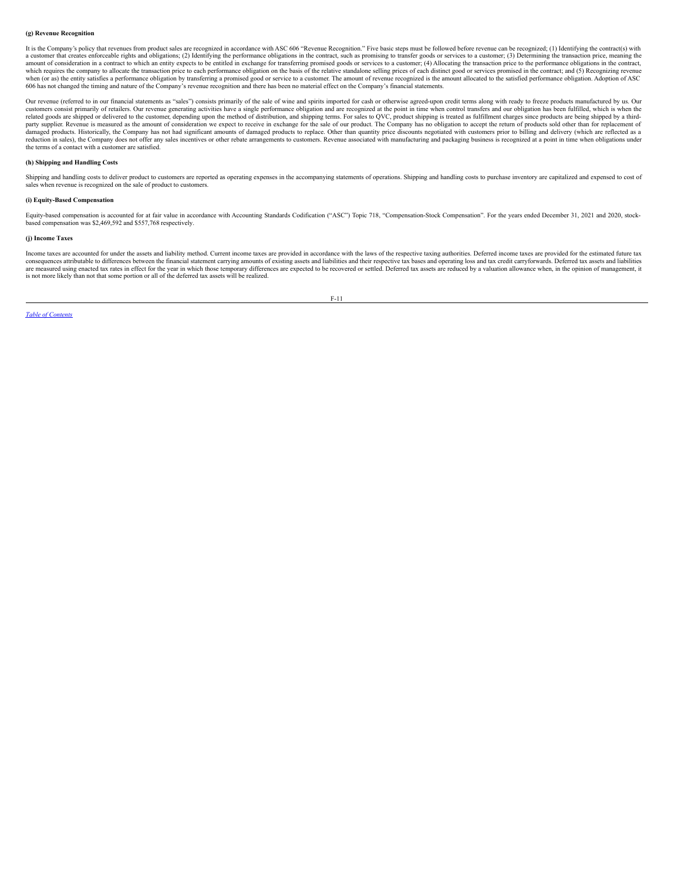**(g) Revenue Recognition**

It is the Company's policy that revenues from product sales are recognized in accordance with ASC 606 "Revenue Recognition." Five basic steps must be followed before revenue can be recognized; (1) Identifying the contract(s) with a customer that creates enforceable rights and obligations; (2) Identifying the performance obligations in the contract, such as promising to transfer goods or services to a customer; (3) Determining the transaction price, meaning the amount of consideration in a contract to which an entity expects to be entitled in exchange for transferring promised goods or services to a customer; (4) Allocating the transaction price to the performance obligations in the contract, which requires the company to allocate the transaction price to each performance obligation on the basis of the relative standalone selling prices of each distinct good or services promised in the contract; and (5) Recognizing revenue when (or as) the entity satisfies a performance obligation by transferring a promised good or service to a customer. The amount of revenue recognized is the amount allocated to the satisfied performance obligation. Adoption of ASC 606 has not changed the timing and nature of the Company's revenue recognition and there has been no material effect on the Company's financial statements.

Our revenue (referred to in our financial statements as "sales") consists primarily of the sale of wine and spirits imported for cash or otherwise agreed-upon credit terms along with ready to freeze products manufactured by us. Our customers consist primarily of retailers. Our revenue generating activities have a single performance obligation and are recognized at the point in time when control transfers and our obligation has been fulfilled, which is when the related goods are shipped or delivered to the customer, depending upon the method of distribution, and shipping terms. For sales to QVC, product shipping is treated as fulfillment charges since products are being shipped by a third-party supplier. Revenue is measured as the amount of consideration we expect to receive in exchange for the sale of our product. The Company has no obligation to accept the return of products sold other than for replacement of damaged products. Historically, the Company has not had significant amounts of damaged products to replace. Other than quantity price discounts negotiated with customers prior to billing and delivery (which are reflected as a reduction in sales), the Company does not offer any sales incentives or other rebate arrangements to customers. Revenue associated with manufacturing and packaging business is recognized at a point in time when obligations under the terms of a contact with a customer are satisfied.

**(h) Shipping and Handling Costs**

Shipping and handling costs to deliver product to customers are reported as operating expenses in the accompanying statements of operations. Shipping and handling costs to purchase inventory are capitalized and expensed to cost of sales when revenue is recognized on the sale of product to customers.

**(i) Equity-Based Compensation**

Equity-based compensation is accounted for at fair value in accordance with Accounting Standards Codification ("ASC") Topic 718, "Compensation-Stock Compensation". For the years ended December 31, 2021 and 2020, stock-based compensation was $2,469,592 and $557,768 respectively.

**(j) Income Taxes**

Income taxes are accounted for under the assets and liability method. Current income taxes are provided in accordance with the laws of the respective taxing authorities. Deferred income taxes are provided for the estimated future tax consequences attributable to differences between the financial statement carrying amounts of existing assets and liabilities and their respective tax bases and operating loss and tax credit carryforwards. Deferred tax assets and liabilities are measured using enacted tax rates in effect for the year in which those temporary differences are expected to be recovered or settled. Deferred tax assets are reduced by a valuation allowance when, in the opinion of management, it is not more likely than not that some portion or all of the deferred tax assets will be realized.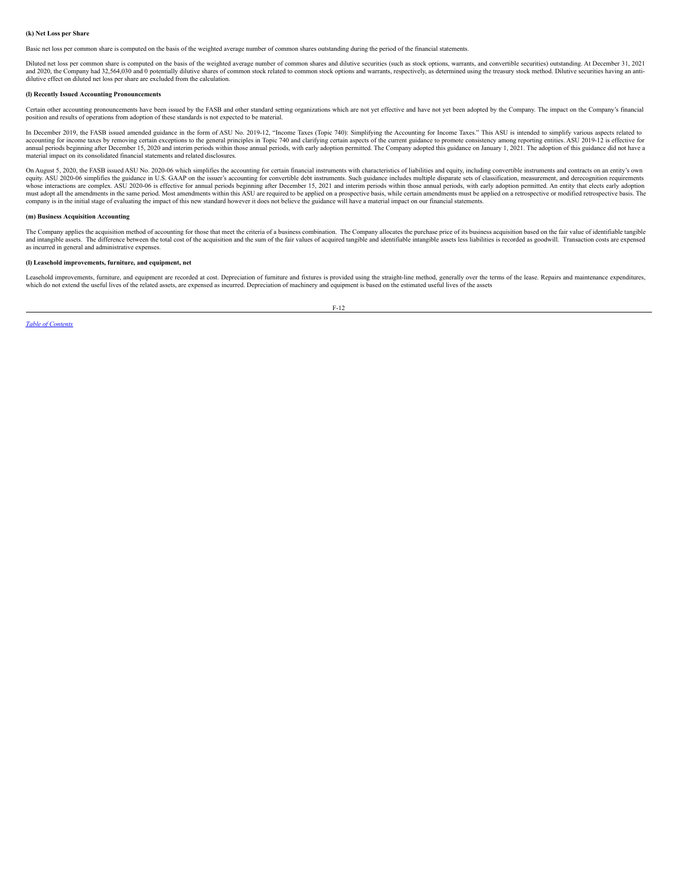**(k) Net Loss per Share**

Basic net loss per common share is computed on the basis of the weighted average number of common shares outstanding during the period of the financial statements.

Diluted net loss per common share is computed on the basis of the weighted average number of common shares and dilutive securities (such as stock options, warrants, and convertible securities) outstanding. At December 31, 2021 and 2020, the Company had 32,564,030 and 0 potentially dilutive shares of common stock related to common stock options and warrants, respectively, as determined using the treasury stock method. Dilutive securities having an anti-dilutive effect on diluted net loss per share are excluded from the calculation.

**(l) Recently Issued Accounting Pronouncements**

Certain other accounting pronouncements have been issued by the FASB and other standard setting organizations which are not yet effective and have not yet been adopted by the Company. The impact on the Company's financial position and results of operations from adoption of these standards is not expected to be material.

In December 2019, the FASB issued amended guidance in the form of ASU No. 2019-12, "Income Taxes (Topic 740): Simplifying the Accounting for Income Taxes." This ASU is intended to simplify various aspects related to accounting for income taxes by removing certain exceptions to the general principles in Topic 740 and clarifying certain aspects of the current guidance to promote consistency among reporting entities. ASU 2019-12 is effective for annual periods beginning after December 15, 2020 and interim periods within those annual periods, with early adoption permitted. The Company adopted this guidance on January 1, 2021. The adoption of this guidance did not have a material impact on its consolidated financial statements and related disclosures.

On August 5, 2020, the FASB issued ASU No. 2020-06 which simplifies the accounting for certain financial instruments with characteristics of liabilities and equity, including convertible instruments and contracts on an entity's own equity. ASU 2020-06 simplifies the guidance in U.S. GAAP on the issuer's accounting for convertible debt instruments. Such guidance includes multiple disparate sets of classification, measurement, and derecognition requirements whose interactions are complex. ASU 2020-06 is effective for annual periods beginning after December 15, 2021 and interim periods within those annual periods, with early adoption permitted. An entity that elects early adoption must adopt all the amendments in the same period. Most amendments within this ASU are required to be applied on a prospective basis, while certain amendments must be applied on a retrospective or modified retrospective basis. The company is in the initial stage of evaluating the impact of this new standard however it does not believe the guidance will have a material impact on our financial statements.

**(m) Business Acquisition Accounting**

The Company applies the acquisition method of accounting for those that meet the criteria of a business combination. The Company allocates the purchase price of its business acquisition based on the fair value of identifiable tangible and intangible assets. The difference between the total cost of the acquisition and the sum of the fair values of acquired tangible and identifiable intangible assets less liabilities is recorded as goodwill. Transaction costs are expensed as incurred in general and administrative expenses.

**(l) Leasehold improvements, furniture, and equipment, net**

Leasehold improvements, furniture, and equipment are recorded at cost. Depreciation of furniture and fixtures is provided using the straight-line method, generally over the terms of the lease. Repairs and maintenance expenditures, which do not extend the useful lives of the related assets, are expensed as incurred. Depreciation of machinery and equipment is based on the estimated useful lives of the assets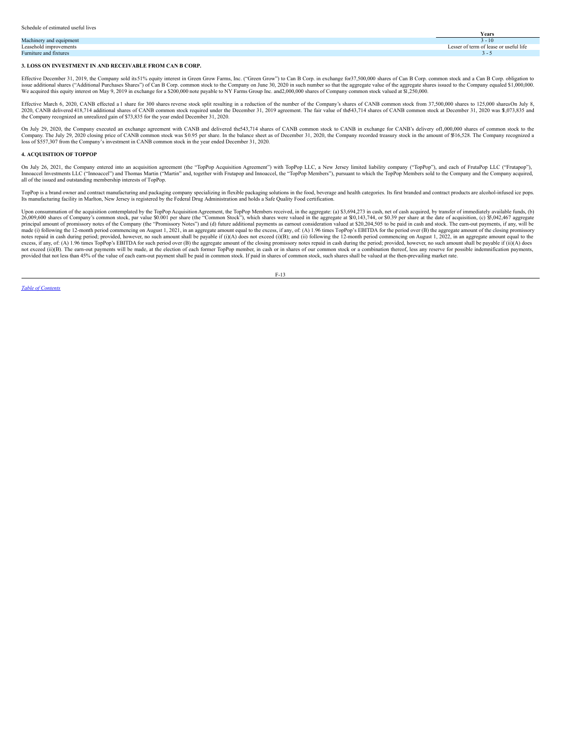Schedule of estimated useful lives

| | Years |
|---|---|
| Machinery and equipment | 3 - 10 |
| Leasehold improvements | Lesser of term of lease or useful life |
| Furniture and fixtures | 3 - 5 |

**3. LOSS ON INVESTMENT IN AND RECEIVABLE FROM CAN B CORP.**

Effective December 31, 2019, the Company sold its 51% equity interest in Green Grow Farms, Inc. ("Green Grow") to Can B Corp. in exchange for 37,500,000 shares of Can B Corp. common stock and a Can B Corp. obligation to issue additional shares ("Additional Purchases Shares") of Can B Corp. common stock to the Company on June 30, 2020 in such number so that the aggregate value of the aggregate shares issued to the Company equaled $1,000,000. We acquired this equity interest on May 9, 2019 in exchange for a $200,000 note payable to NY Farms Group Inc. and 2,000,000 shares of Company common stock valued at $1,250,000.

Effective March 6, 2020, CANB effected a 1 share for 300 shares reverse stock split resulting in a reduction of the number of the Company's shares of CANB common stock from 37,500,000 shares to 125,000 shares On July 8, 2020, CANB delivered 418,714 additional shares of CANB common stock required under the December 31, 2019 agreement. The fair value of the 543,714 shares of CANB common stock at December 31, 2020 was $1,073,835 and the Company recognized an unrealized gain of $73,835 for the year ended December 31, 2020.

On July 29, 2020, the Company executed an exchange agreement with CANB and delivered the 543,714 shares of CANB common stock to CANB in exchange for CANB's delivery of 1,000,000 shares of common stock to the Company. The July 29, 2020 closing price of CANB common stock was $0.95 per share. In the balance sheet as of December 31, 2020, the Company recorded treasury stock in the amount of $516,528. The Company recognized a loss of $557,307 from the Company's investment in CANB common stock in the year ended December 31, 2020.

**4. ACQUISITION OF TOPPOP**

On July 26, 2021, the Company entered into an acquisition agreement (the "TopPop Acquisition Agreement") with TopPop LLC, a New Jersey limited liability company ("TopPop"), and each of FrutaPop LLC ("Frutapop"), Innoaccel Investments LLC ("Innoaccel") and Thomas Martin ("Martin" and, together with Frutapop and Innoaccel, the "TopPop Members"), pursuant to which the TopPop Members sold to the Company and the Company acquired, all of the issued and outstanding membership interests of TopPop.

TopPop is a brand owner and contract manufacturing and packaging company specializing in flexible packaging solutions in the food, beverage and health categories. Its first branded and contract products are alcohol-infused ice pops. Its manufacturing facility in Marlton, New Jersey is registered by the Federal Drug Administration and holds a Safe Quality Food certification.

Upon consummation of the acquisition contemplated by the TopPop Acquisition Agreement, the TopPop Members received, in the aggregate: (a) $3,694,273 in cash, net of cash acquired, by transfer of immediately available funds, (b) 26,009,600 shares of Company's common stock, par value $0.001 per share (the "Common Stock"), which shares were valued in the aggregate at $10,143,744, or $0.39 per share at the date of acquisition, (c) $5,042,467 aggregate principal amount of promissory notes of the Company (the "Promissory Notes") and (d) future additional payments as earnout consideration valued at $20,204,505 to be paid in cash and stock. The earn-out payments, if any, will be made (i) following the 12-month period commencing on August 1, 2021, in an aggregate amount equal to the excess, if any, of: (A) 1.96 times TopPop's EBITDA for the period over (B) the aggregate amount of the closing promissory notes repaid in cash during period; provided, however, no such amount shall be payable if (i)(A) does not exceed (i)(B); and (ii) following the 12-month period commencing on August 1, 2022, in an aggregate amount equal to the excess, if any, of: (A) 1.96 times TopPop's EBITDA for such period over (B) the aggregate amount of the closing promissory notes repaid in cash during the period; provided, however, no such amount shall be payable if (ii)(A) does not exceed (ii)(B). The earn-out payments will be made, at the election of each former TopPop member, in cash or in shares of our common stock or a combination thereof, less any reserve for possible indemnification payments, provided that not less than 45% of the value of each earn-out payment shall be paid in common stock. If paid in shares of common stock, such shares shall be valued at the then-prevailing market rate.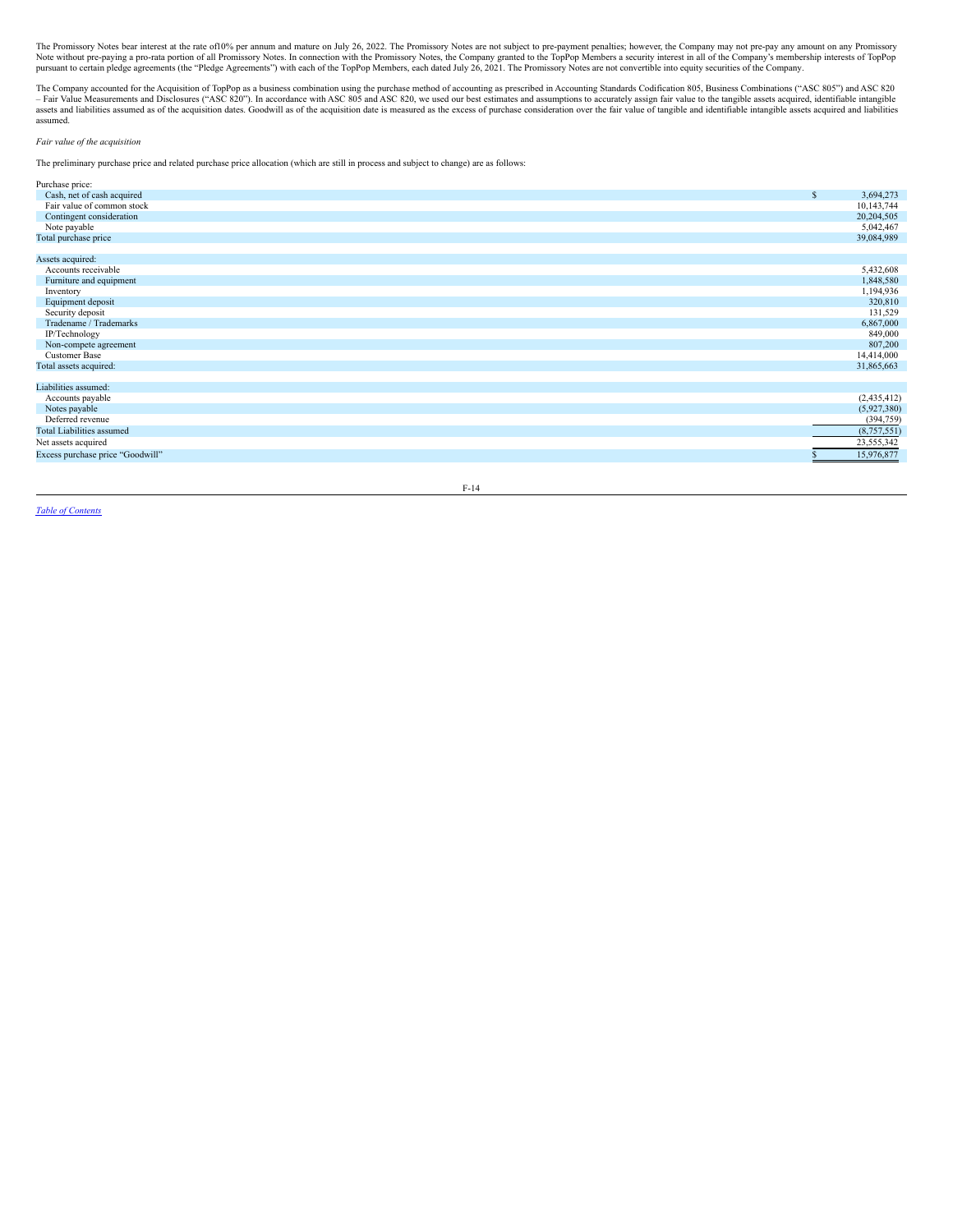The Promissory Notes bear interest at the rate of10% per annum and mature on July 26, 2022. The Promissory Notes are not subject to pre-payment penalties; however, the Company may not pre-pay any amount on any Promissory Note without pre-paying a pro-rata portion of all Promissory Notes. In connection with the Promissory Notes, the Company granted to the TopPop Members a security interest in all of the Company's membership interests of TopPop pursuant to certain pledge agreements (the "Pledge Agreements") with each of the TopPop Members, each dated July 26, 2021. The Promissory Notes are not convertible into equity securities of the Company.

The Company accounted for the Acquisition of TopPop as a business combination using the purchase method of accounting as prescribed in Accounting Standards Codification 805, Business Combinations ("ASC 805") and ASC 820 – Fair Value Measurements and Disclosures ("ASC 820"). In accordance with ASC 805 and ASC 820, we used our best estimates and assumptions to accurately assign fair value to the tangible assets acquired, identifiable intangible assets and liabilities assumed as of the acquisition dates. Goodwill as of the acquisition date is measured as the excess of purchase consideration over the fair value of tangible and identifiable intangible assets acquired and liabilities assumed.

*Fair value of the acquisition*

The preliminary purchase price and related purchase price allocation (which are still in process and subject to change) are as follows:

| | |
|---|---|
| Purchase price: | |
| Cash, net of cash acquired | $ 3,694,273 |
| Fair value of common stock | 10,143,744 |
| Contingent consideration | 20,204,505 |
| Note payable | 5,042,467 |
| Total purchase price | 39,084,989 |
| | |
| Assets acquired: | |
| Accounts receivable | 5,432,608 |
| Furniture and equipment | 1,848,580 |
| Inventory | 1,194,936 |
| Equipment deposit | 320,810 |
| Security deposit | 131,529 |
| Tradename / Trademarks | 6,867,000 |
| IP/Technology | 849,000 |
| Non-compete agreement | 807,200 |
| Customer Base | 14,414,000 |
| Total assets acquired: | 31,865,663 |
| | |
| Liabilities assumed: | |
| Accounts payable | (2,435,412) |
| Notes payable | (5,927,380) |
| Deferred revenue | (394,759) |
| Total Liabilities assumed | (8,757,551) |
| Net assets acquired | 23,555,342 |
| Excess purchase price "Goodwill" | $ 15,976,877 |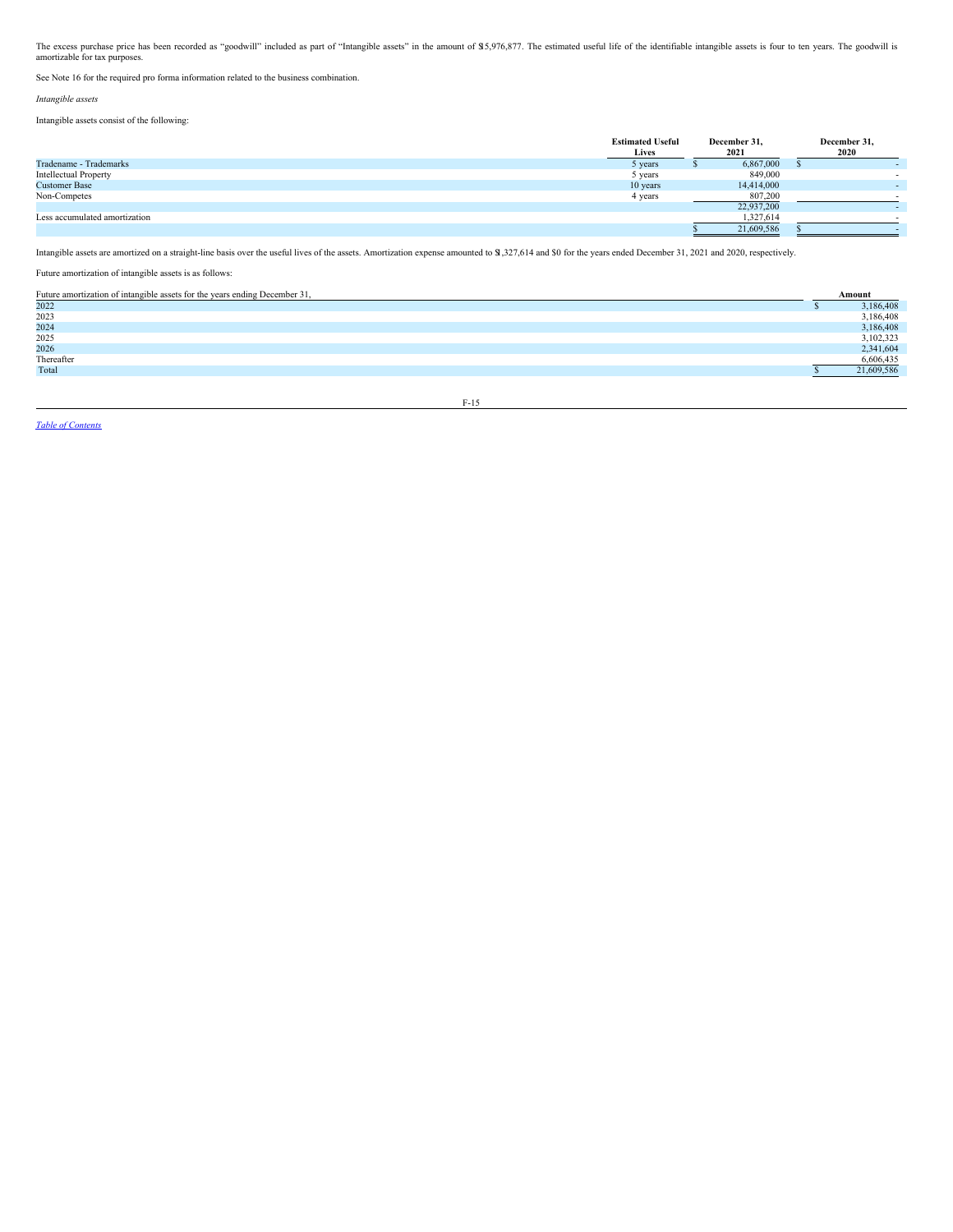The excess purchase price has been recorded as "goodwill" included as part of "Intangible assets" in the amount of $15,976,877. The estimated useful life of the identifiable intangible assets is four to ten years. The goodwill is amortizable for tax purposes.

See Note 16 for the required pro forma information related to the business combination.

*Intangible assets*

Intangible assets consist of the following:

| | Estimated Useful Lives | December 31, 2021 | December 31, 2020 |
|---|---|---|---|
| Tradename - Trademarks | 5 years | $ 6,867,000 | $ - |
| Intellectual Property | 5 years | 849,000 | - |
| Customer Base | 10 years | 14,414,000 | - |
| Non-Competes | 4 years | 807,200 | - |
| | | 22,937,200 | - |
| Less accumulated amortization | | 1,327,614 | - |
| | | $ 21,609,586 | $ - |

Intangible assets are amortized on a straight-line basis over the useful lives of the assets. Amortization expense amounted to $1,327,614 and $0 for the years ended December 31, 2021 and 2020, respectively.

Future amortization of intangible assets is as follows:

| Future amortization of intangible assets for the years ending December 31, | Amount |
|---|---|
| 2022 | $ 3,186,408 |
| 2023 | 3,186,408 |
| 2024 | 3,186,408 |
| 2025 | 3,102,323 |
| 2026 | 2,341,604 |
| Thereafter | 6,606,435 |
| Total | $ 21,609,586 |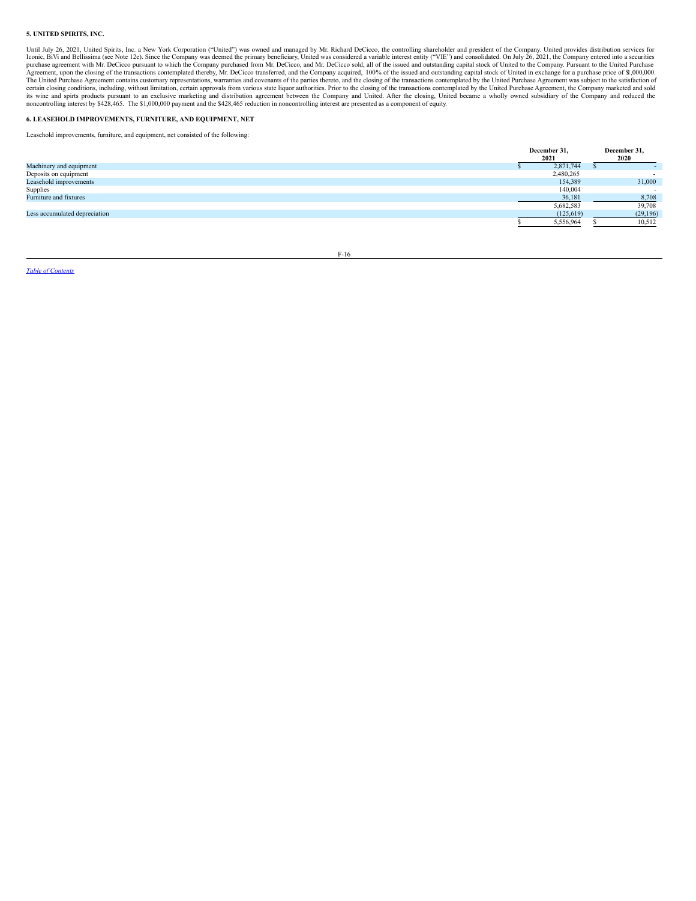**5. UNITED SPIRITS, INC.**

Until July 26, 2021, United Spirits, Inc. a New York Corporation ("United") was owned and managed by Mr. Richard DeCicco, the controlling shareholder and president of the Company. United provides distribution services for Iconic, BiVi and Bellissima (see Note 12e). Since the Company was deemed the primary beneficiary, United was considered a variable interest entity ("VIE") and consolidated. On July 26, 2021, the Company entered into a securities purchase agreement with Mr. DeCicco pursuant to which the Company purchased from Mr. DeCicco, and Mr. DeCicco sold, all of the issued and outstanding capital stock of United to the Company. Pursuant to the United Purchase Agreement, upon the closing of the transactions contemplated thereby, Mr. DeCicco transferred, and the Company acquired, 100% of the issued and outstanding capital stock of United in exchange for a purchase price of $1,000,000. The United Purchase Agreement contains customary representations, warranties and covenants of the parties thereto, and the closing of the transactions contemplated by the United Purchase Agreement was subject to the satisfaction of certain closing conditions, including, without limitation, certain approvals from various state liquor authorities. Prior to the closing of the transactions contemplated by the United Purchase Agreement, the Company marketed and sold its wine and spirts products pursuant to an exclusive marketing and distribution agreement between the Company and United. After the closing, United became a wholly owned subsidiary of the Company and reduced the noncontrolling interest by $428,465. The $1,000,000 payment and the $428,465 reduction in noncontrolling interest are presented as a component of equity.

**6. LEASEHOLD IMPROVEMENTS, FURNITURE, AND EQUIPMENT, NET**

Leasehold improvements, furniture, and equipment, net consisted of the following:

| | December 31, 2021 | December 31, 2020 |
|---|---|---|
| Machinery and equipment | $ 2,871,744 | $ - |
| Deposits on equipment | 2,480,265 | - |
| Leasehold improvements | 154,389 | 31,000 |
| Supplies | 140,004 | - |
| Furniture and fixtures | 36,181 | 8,708 |
| | 5,682,583 | 39,708 |
| Less accumulated depreciation | (125,619) | (29,196) |
| | $ 5,556,964 | $ 10,512 |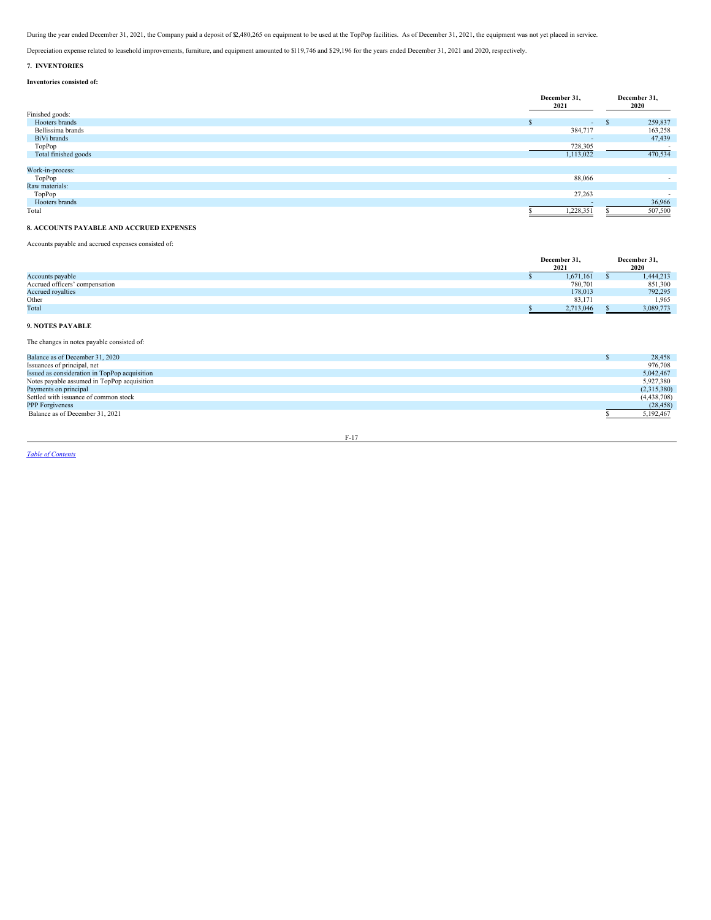During the year ended December 31, 2021, the Company paid a deposit of $2,480,265 on equipment to be used at the TopPop facilities. As of December 31, 2021, the equipment was not yet placed in service.

Depreciation expense related to leasehold improvements, furniture, and equipment amounted to $119,746 and $29,196 for the years ended December 31, 2021 and 2020, respectively.

## 7. INVENTORIES

**Inventories consisted of:**

| | December 31, 2021 | December 31, 2020 |
|---|---|---|
| Finished goods: | | |
| Hooters brands | $ - | $ 259,837 |
| Bellissima brands | 384,717 | 163,258 |
| BiVi brands | - | 47,439 |
| TopPop | 728,305 | - |
| Total finished goods | 1,113,022 | 470,534 |
| | | |
| Work-in-process: | | |
| TopPop | 88,066 | - |
| Raw materials: | | |
| TopPop | 27,263 | - |
| Hooters brands | - | 36,966 |
| Total | $ 1,228,351 | $ 507,500 |

## 8. ACCOUNTS PAYABLE AND ACCRUED EXPENSES

Accounts payable and accrued expenses consisted of:

| | December 31, 2021 | December 31, 2020 |
|---|---|---|
| Accounts payable | $ 1,671,161 | $ 1,444,213 |
| Accrued officers' compensation | 780,701 | 851,300 |
| Accrued royalties | 178,013 | 792,295 |
| Other | 83,171 | 1,965 |
| Total | $ 2,713,046 | $ 3,089,773 |

## 9. NOTES PAYABLE

The changes in notes payable consisted of:

| | |
|---|---|
| Balance as of December 31, 2020 | $ 28,458 |
| Issuances of principal, net | 976,708 |
| Issued as consideration in TopPop acquisition | 5,042,467 |
| Notes payable assumed in TopPop acquisition | 5,927,380 |
| Payments on principal | (2,315,380) |
| Settled with issuance of common stock | (4,438,708) |
| PPP Forgiveness | (28,458) |
| Balance as of December 31, 2021 | $ 5,192,467 |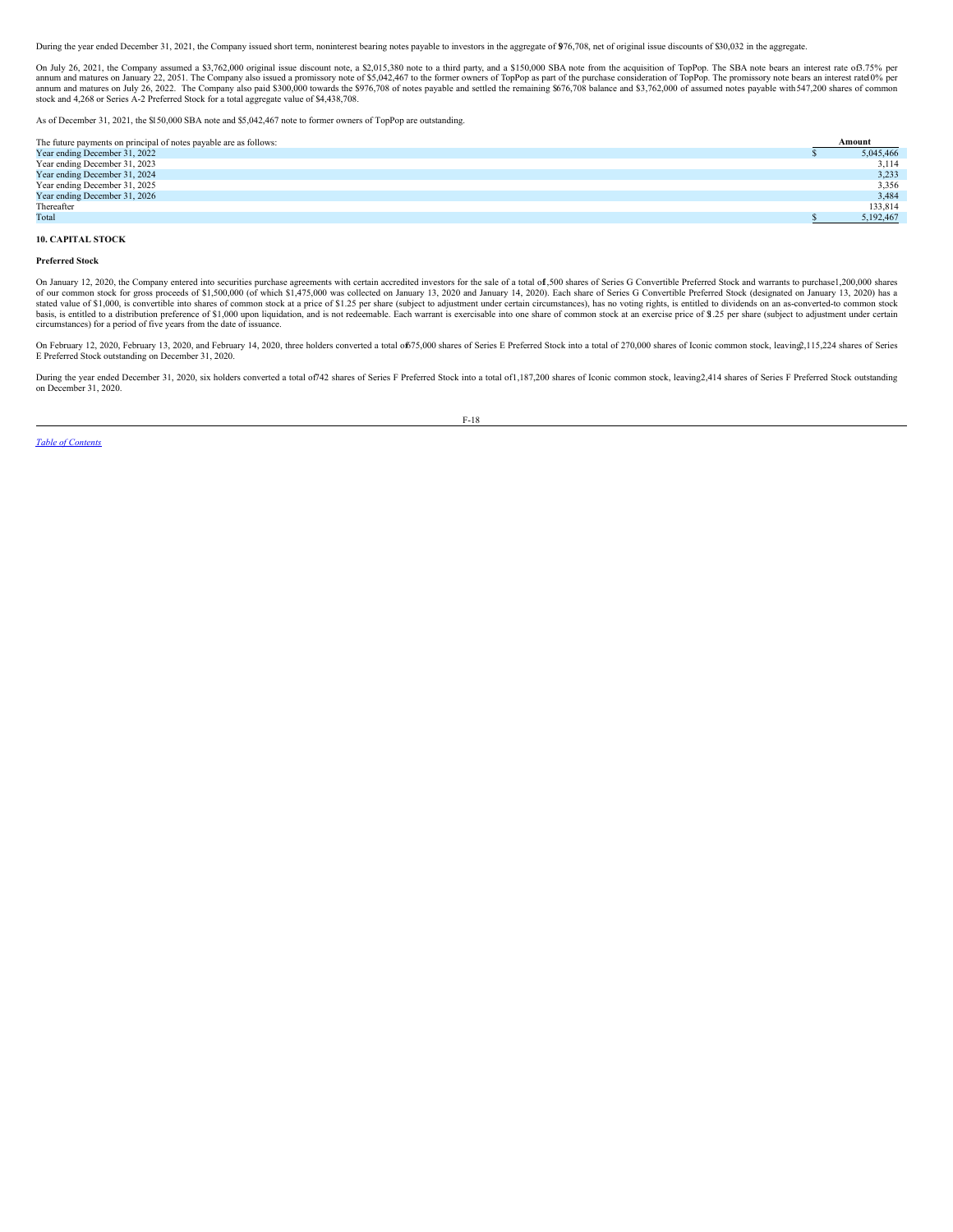During the year ended December 31, 2021, the Company issued short term, noninterest bearing notes payable to investors in the aggregate of $976,708, net of original issue discounts of $30,032 in the aggregate.

On July 26, 2021, the Company assumed a $3,762,000 original issue discount note, a $2,015,380 note to a third party, and a $150,000 SBA note from the acquisition of TopPop. The SBA note bears an interest rate of 3.75% per annum and matures on January 22, 2051. The Company also issued a promissory note of $5,042,467 to the former owners of TopPop as part of the purchase consideration of TopPop. The promissory note bears an interest rate 10% per annum and matures on July 26, 2022. The Company also paid $300,000 towards the $976,708 of notes payable and settled the remaining $676,708 balance and $3,762,000 of assumed notes payable with 547,200 shares of common stock and 4,268 or Series A-2 Preferred Stock for a total aggregate value of $4,438,708.

As of December 31, 2021, the $150,000 SBA note and $5,042,467 note to former owners of TopPop are outstanding.

| The future payments on principal of notes payable are as follows: | Amount |
|---|---|
| Year ending December 31, 2022 | $ 5,045,466 |
| Year ending December 31, 2023 | 3,114 |
| Year ending December 31, 2024 | 3,233 |
| Year ending December 31, 2025 | 3,356 |
| Year ending December 31, 2026 | 3,484 |
| Thereafter | 133,814 |
| Total | $ 5,192,467 |

## 10. CAPITAL STOCK

### Preferred Stock

On January 12, 2020, the Company entered into securities purchase agreements with certain accredited investors for the sale of a total of 1,500 shares of Series G Convertible Preferred Stock and warrants to purchase 1,200,000 shares of our common stock for gross proceeds of $1,500,000 (of which $1,475,000 was collected on January 13, 2020 and January 14, 2020). Each share of Series G Convertible Preferred Stock (designated on January 13, 2020) has a stated value of $1,000, is convertible into shares of common stock at a price of $1.25 per share (subject to adjustment under certain circumstances), has no voting rights, is entitled to dividends on an as-converted-to common stock basis, is entitled to a distribution preference of $1,000 upon liquidation, and is not redeemable. Each warrant is exercisable into one share of common stock at an exercise price of $1.25 per share (subject to adjustment under certain circumstances) for a period of five years from the date of issuance.

On February 12, 2020, February 13, 2020, and February 14, 2020, three holders converted a total of 675,000 shares of Series E Preferred Stock into a total of 270,000 shares of Iconic common stock, leaving 2,115,224 shares of Series E Preferred Stock outstanding on December 31, 2020.

During the year ended December 31, 2020, six holders converted a total of 742 shares of Series F Preferred Stock into a total of 1,187,200 shares of Iconic common stock, leaving 2,414 shares of Series F Preferred Stock outstanding on December 31, 2020.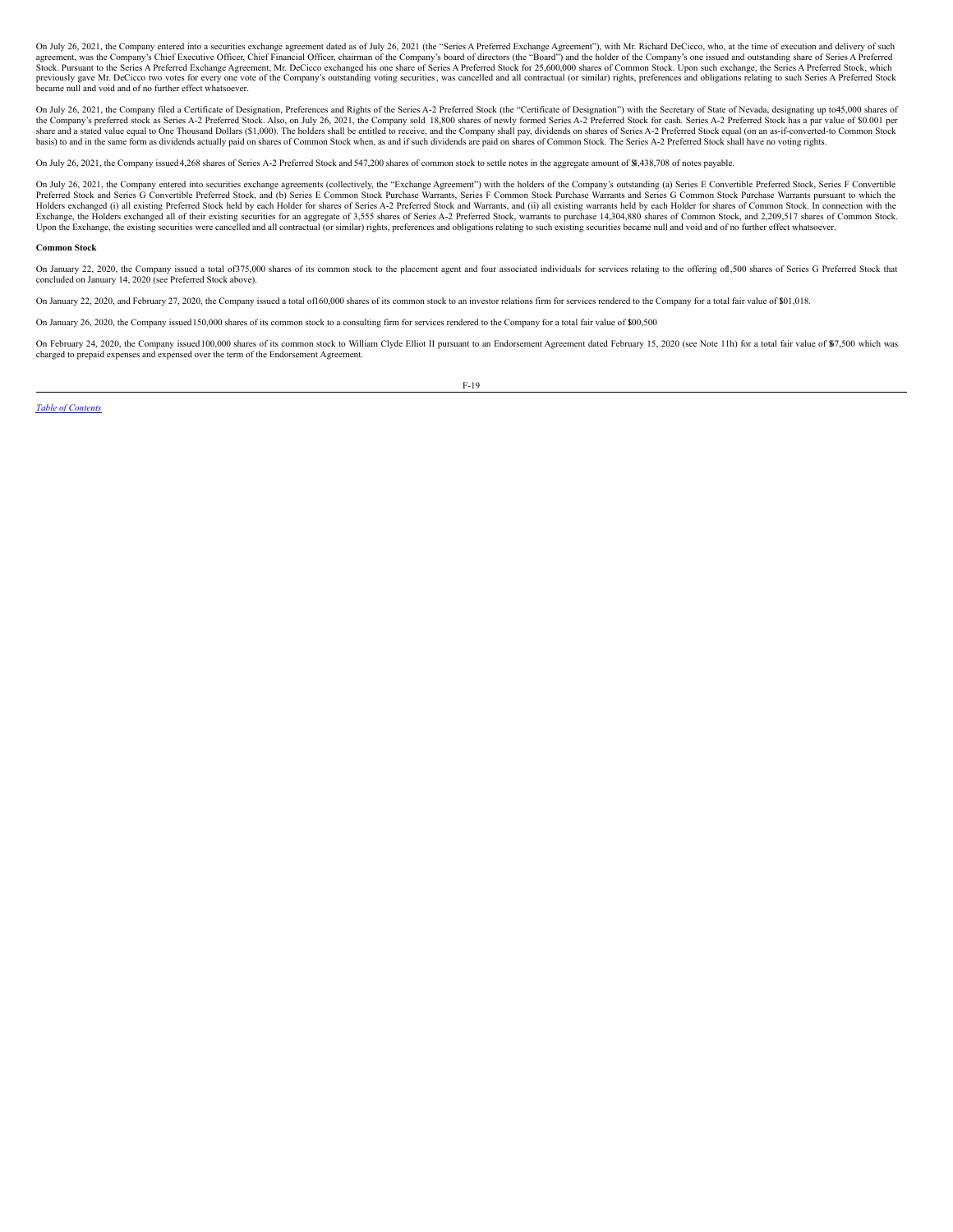On July 26, 2021, the Company entered into a securities exchange agreement dated as of July 26, 2021 (the "Series A Preferred Exchange Agreement"), with Mr. Richard DeCicco, who, at the time of execution and delivery of such agreement, was the Company's Chief Executive Officer, Chief Financial Officer, chairman of the Company's board of directors (the "Board") and the holder of the Company's one issued and outstanding share of Series A Preferred Stock. Pursuant to the Series A Preferred Exchange Agreement, Mr. DeCicco exchanged his one share of Series A Preferred Stock for 25,600,000 shares of Common Stock. Upon such exchange, the Series A Preferred Stock, which previously gave Mr. DeCicco two votes for every one vote of the Company's outstanding voting securities, was cancelled and all contractual (or similar) rights, preferences and obligations relating to such Series A Preferred Stock became null and void and of no further effect whatsoever.

On July 26, 2021, the Company filed a Certificate of Designation, Preferences and Rights of the Series A-2 Preferred Stock (the "Certificate of Designation") with the Secretary of State of Nevada, designating up to 45,000 shares of the Company's preferred stock as Series A-2 Preferred Stock. Also, on July 26, 2021, the Company sold 18,800 shares of newly formed Series A-2 Preferred Stock for cash. Series A-2 Preferred Stock has a par value of $0.001 per share and a stated value equal to One Thousand Dollars ($1,000). The holders shall be entitled to receive, and the Company shall pay, dividends on shares of Series A-2 Preferred Stock equal (on an as-if-converted-to Common Stock basis) to and in the same form as dividends actually paid on shares of Common Stock when, as and if such dividends are paid on shares of Common Stock. The Series A-2 Preferred Stock shall have no voting rights.

On July 26, 2021, the Company issued 4,268 shares of Series A-2 Preferred Stock and 547,200 shares of common stock to settle notes in the aggregate amount of $4,438,708 of notes payable.

On July 26, 2021, the Company entered into securities exchange agreements (collectively, the "Exchange Agreement") with the holders of the Company's outstanding (a) Series E Convertible Preferred Stock, Series F Convertible Preferred Stock and Series G Convertible Preferred Stock, and (b) Series E Common Stock Purchase Warrants, Series F Common Stock Purchase Warrants and Series G Common Stock Purchase Warrants pursuant to which the Holders exchanged (i) all existing Preferred Stock held by each Holder for shares of Series A-2 Preferred Stock and Warrants, and (ii) all existing warrants held by each Holder for shares of Common Stock. In connection with the Exchange, the Holders exchanged all of their existing securities for an aggregate of 3,555 shares of Series A-2 Preferred Stock, warrants to purchase 14,304,880 shares of Common Stock, and 2,209,517 shares of Common Stock. Upon the Exchange, the existing securities were cancelled and all contractual (or similar) rights, preferences and obligations relating to such existing securities became null and void and of no further effect whatsoever.

**Common Stock**

On January 22, 2020, the Company issued a total of 375,000 shares of its common stock to the placement agent and four associated individuals for services relating to the offering of 1,500 shares of Series G Preferred Stock that concluded on January 14, 2020 (see Preferred Stock above).

On January 22, 2020, and February 27, 2020, the Company issued a total of 160,000 shares of its common stock to an investor relations firm for services rendered to the Company for a total fair value of $301,018.

On January 26, 2020, the Company issued 150,000 shares of its common stock to a consulting firm for services rendered to the Company for a total fair value of $300,500

On February 24, 2020, the Company issued 100,000 shares of its common stock to William Clyde Elliot II pursuant to an Endorsement Agreement dated February 15, 2020 (see Note 11h) for a total fair value of $67,500 which was charged to prepaid expenses and expensed over the term of the Endorsement Agreement.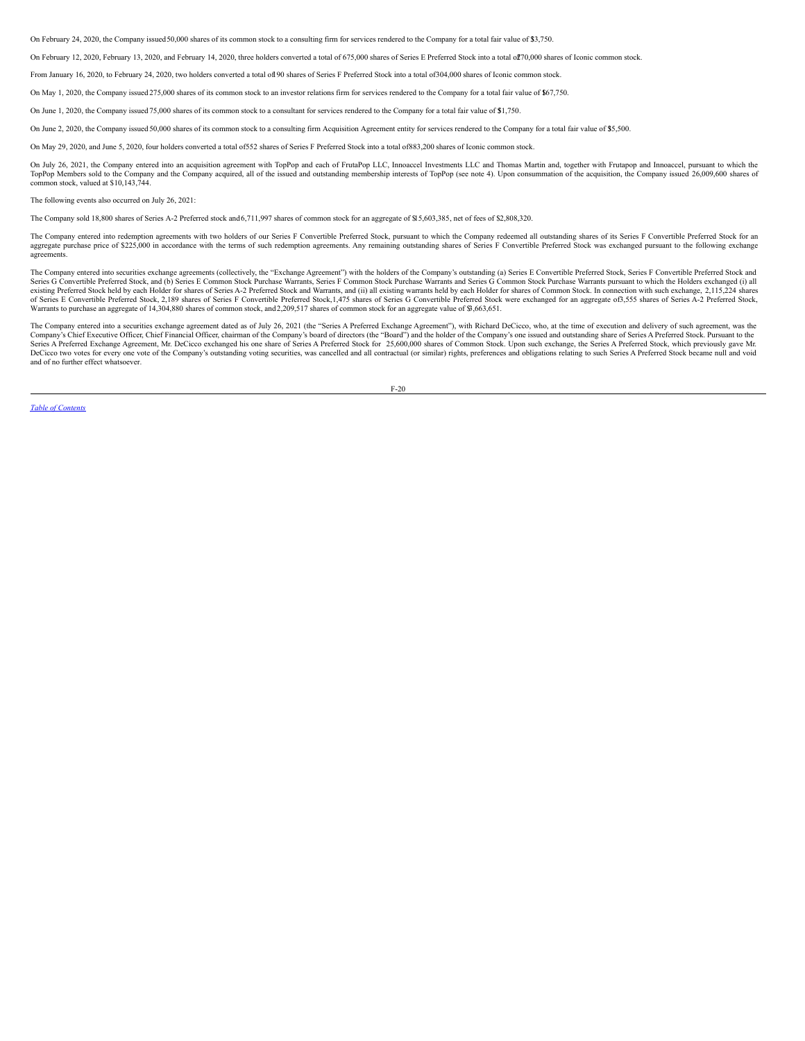On February 24, 2020, the Company issued 50,000 shares of its common stock to a consulting firm for services rendered to the Company for a total fair value of $3,750.

On February 12, 2020, February 13, 2020, and February 14, 2020, three holders converted a total of 675,000 shares of Series E Preferred Stock into a total of 270,000 shares of Iconic common stock.

From January 16, 2020, to February 24, 2020, two holders converted a total of 190 shares of Series F Preferred Stock into a total of 304,000 shares of Iconic common stock.

On May 1, 2020, the Company issued 275,000 shares of its common stock to an investor relations firm for services rendered to the Company for a total fair value of $67,750.

On June 1, 2020, the Company issued 75,000 shares of its common stock to a consultant for services rendered to the Company for a total fair value of $1,750.

On June 2, 2020, the Company issued 50,000 shares of its common stock to a consulting firm Acquisition Agreement entity for services rendered to the Company for a total fair value of $5,500.

On May 29, 2020, and June 5, 2020, four holders converted a total of 552 shares of Series F Preferred Stock into a total of 883,200 shares of Iconic common stock.

On July 26, 2021, the Company entered into an acquisition agreement with TopPop and each of FrutaPop LLC, Innoaccel Investments LLC and Thomas Martin and, together with Frutapop and Innoaccel, pursuant to which the TopPop Members sold to the Company and the Company acquired, all of the issued and outstanding membership interests of TopPop (see note 4). Upon consummation of the acquisition, the Company issued 26,009,600 shares of common stock, valued at $10,143,744.

The following events also occurred on July 26, 2021:

The Company sold 18,800 shares of Series A-2 Preferred stock and 6,711,997 shares of common stock for an aggregate of $15,603,385, net of fees of $2,808,320.

The Company entered into redemption agreements with two holders of our Series F Convertible Preferred Stock, pursuant to which the Company redeemed all outstanding shares of its Series F Convertible Preferred Stock for an aggregate purchase price of $225,000 in accordance with the terms of such redemption agreements. Any remaining outstanding shares of Series F Convertible Preferred Stock was exchanged pursuant to the following exchange agreements.

The Company entered into securities exchange agreements (collectively, the "Exchange Agreement") with the holders of the Company's outstanding (a) Series E Convertible Preferred Stock, Series F Convertible Preferred Stock and Series G Convertible Preferred Stock, and (b) Series E Common Stock Purchase Warrants, Series F Common Stock Purchase Warrants and Series G Common Stock Purchase Warrants pursuant to which the Holders exchanged (i) all existing Preferred Stock held by each Holder for shares of Series A-2 Preferred Stock and Warrants, and (ii) all existing warrants held by each Holder for shares of Common Stock. In connection with such exchange, 2,115,224 shares of Series E Convertible Preferred Stock, 2,189 shares of Series F Convertible Preferred Stock, 1,475 shares of Series G Convertible Preferred Stock were exchanged for an aggregate of 3,555 shares of Series A-2 Preferred Stock, Warrants to purchase an aggregate of 14,304,880 shares of common stock, and 2,209,517 shares of common stock for an aggregate value of $3,663,651.

The Company entered into a securities exchange agreement dated as of July 26, 2021 (the "Series A Preferred Exchange Agreement"), with Richard DeCicco, who, at the time of execution and delivery of such agreement, was the Company's Chief Executive Officer, Chief Financial Officer, chairman of the Company's board of directors (the "Board") and the holder of the Company's one issued and outstanding share of Series A Preferred Stock. Pursuant to the Series A Preferred Exchange Agreement, Mr. DeCicco exchanged his one share of Series A Preferred Stock for 25,600,000 shares of Common Stock. Upon such exchange, the Series A Preferred Stock, which previously gave Mr. DeCicco two votes for every one vote of the Company's outstanding voting securities, was cancelled and all contractual (or similar) rights, preferences and obligations relating to such Series A Preferred Stock became null and void and of no further effect whatsoever.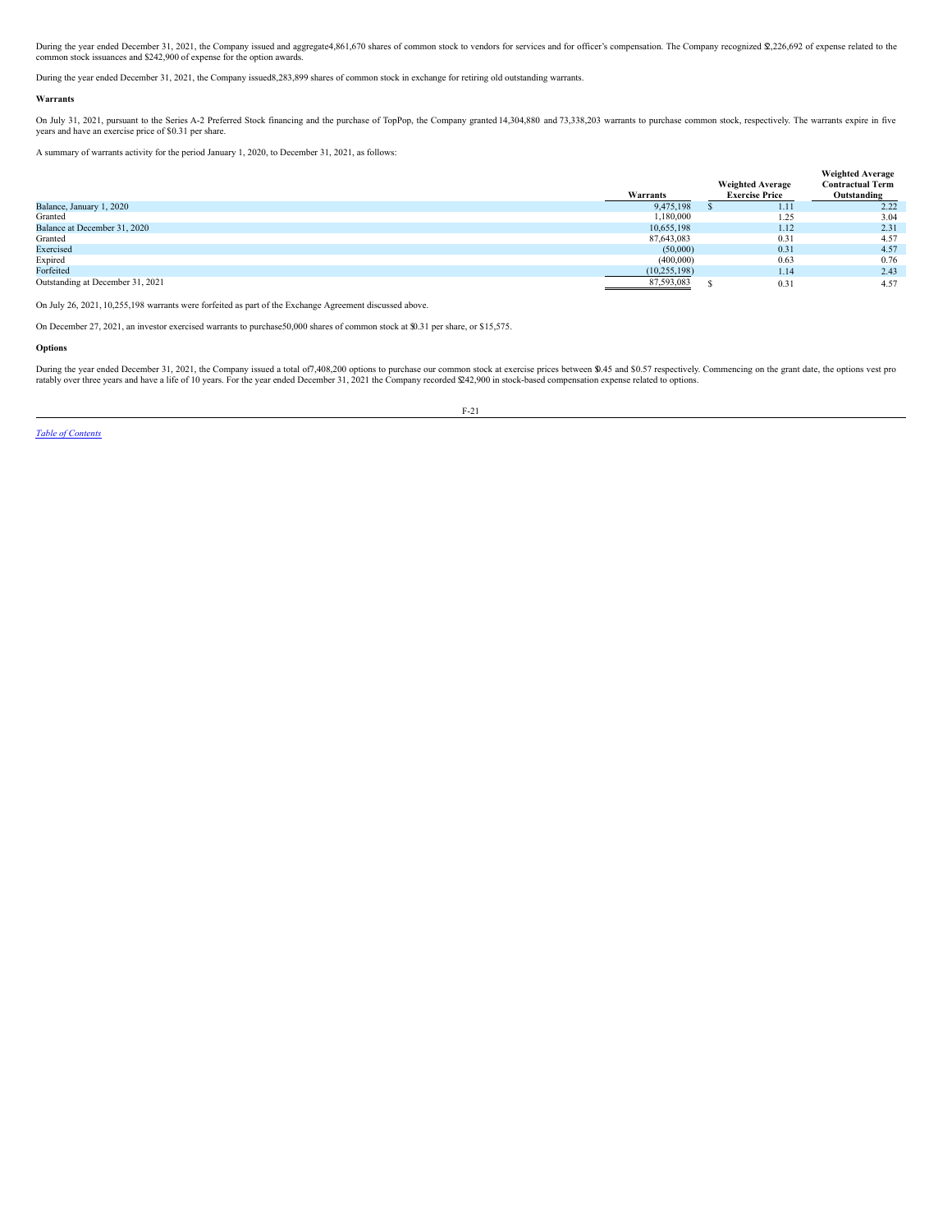During the year ended December 31, 2021, the Company issued and aggregate4,861,670 shares of common stock to vendors for services and for officer's compensation. The Company recognized $2,226,692 of expense related to the common stock issuances and $242,900 of expense for the option awards.

During the year ended December 31, 2021, the Company issued8,283,899 shares of common stock in exchange for retiring old outstanding warrants.

**Warrants**

On July 31, 2021, pursuant to the Series A-2 Preferred Stock financing and the purchase of TopPop, the Company granted 14,304,880 and 73,338,203 warrants to purchase common stock, respectively. The warrants expire in five years and have an exercise price of $0.31 per share.

A summary of warrants activity for the period January 1, 2020, to December 31, 2021, as follows:

| | Warrants | Weighted Average Exercise Price | Weighted Average Contractual Term Outstanding |
|---|---|---|---|
| Balance, January 1, 2020 | 9,475,198 | $ 1.11 | 2.22 |
| Granted | 1,180,000 | 1.25 | 3.04 |
| Balance at December 31, 2020 | 10,655,198 | 1.12 | 2.31 |
| Granted | 87,643,083 | 0.31 | 4.57 |
| Exercised | (50,000) | 0.31 | 4.57 |
| Expired | (400,000) | 0.63 | 0.76 |
| Forfeited | (10,255,198) | 1.14 | 2.43 |
| Outstanding at December 31, 2021 | 87,593,083 | $ 0.31 | 4.57 |

On July 26, 2021, 10,255,198 warrants were forfeited as part of the Exchange Agreement discussed above.

On December 27, 2021, an investor exercised warrants to purchase50,000 shares of common stock at $0.31 per share, or $15,575.

**Options**

During the year ended December 31, 2021, the Company issued a total of7,408,200 options to purchase our common stock at exercise prices between $0.45 and $0.57 respectively. Commencing on the grant date, the options vest pro ratably over three years and have a life of 10 years. For the year ended December 31, 2021 the Company recorded $242,900 in stock-based compensation expense related to options.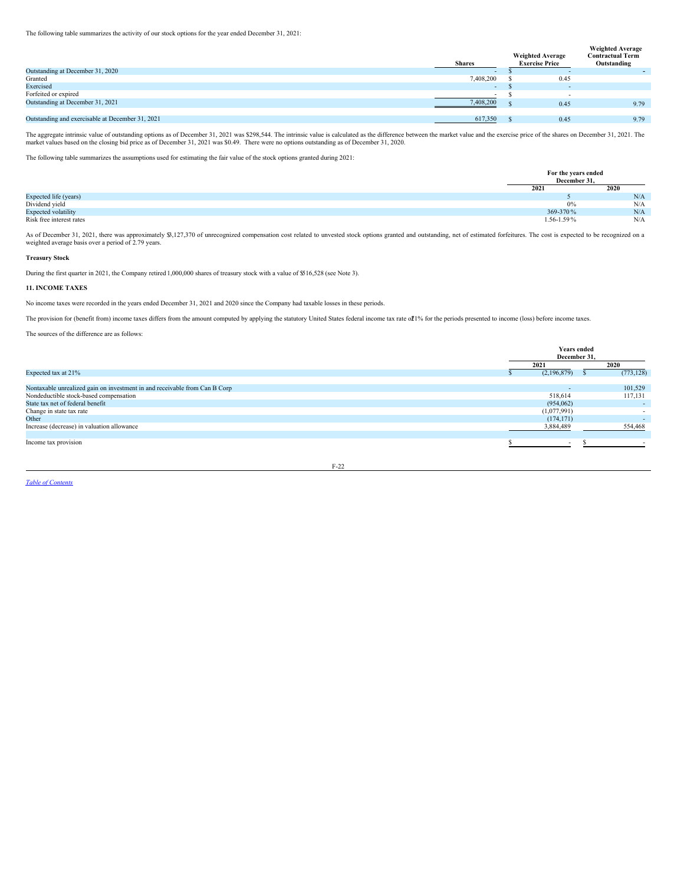The following table summarizes the activity of our stock options for the year ended December 31, 2021:

| | Shares | Weighted Average Exercise Price | Weighted Average Contractual Term Outstanding |
|---|---|---|---|
| Outstanding at December 31, 2020 | - | $ - | - |
| Granted | 7,408,200 | $ 0.45 | |
| Exercised | - | $ - | |
| Forfeited or expired | - | $ - | |
| Outstanding at December 31, 2021 | 7,408,200 | $ 0.45 | 9.79 |
| | | | |
| Outstanding and exercisable at December 31, 2021 | 617,350 | $ 0.45 | 9.79 |

The aggregate intrinsic value of outstanding options as of December 31, 2021 was $298,544. The intrinsic value is calculated as the difference between the market value and the exercise price of the shares on December 31, 2021. The market values based on the closing bid price as of December 31, 2021 was $0.49. There were no options outstanding as of December 31, 2020.

The following table summarizes the assumptions used for estimating the fair value of the stock options granted during 2021:

| | For the years ended December 31, | |
|---|---|---|
| | 2021 | 2020 |
| Expected life (years) | 5 | N/A |
| Dividend yield | 0% | N/A |
| Expected volatility | 369-370% | N/A |
| Risk free interest rates | 1.56-1.59% | N/A |

As of December 31, 2021, there was approximately $3,127,370 of unrecognized compensation cost related to unvested stock options granted and outstanding, net of estimated forfeitures. The cost is expected to be recognized on a weighted average basis over a period of 2.79 years.

**Treasury Stock**

During the first quarter in 2021, the Company retired 1,000,000 shares of treasury stock with a value of $516,528 (see Note 3).

**11. INCOME TAXES**

No income taxes were recorded in the years ended December 31, 2021 and 2020 since the Company had taxable losses in these periods.

The provision for (benefit from) income taxes differs from the amount computed by applying the statutory United States federal income tax rate of 21% for the periods presented to income (loss) before income taxes.

The sources of the difference are as follows:

| | Years ended December 31, | |
|---|---|---|
| | 2021 | 2020 |
| Expected tax at 21% | $ (2,196,879) | $ (773,128) |
| | | |
| Nontaxable unrealized gain on investment in and receivable from Can B Corp | - | 101,529 |
| Nondeductible stock-based compensation | 518,614 | 117,131 |
| State tax net of federal benefit | (954,062) | - |
| Change in state tax rate | (1,077,991) | - |
| Other | (174,171) | - |
| Increase (decrease) in valuation allowance | 3,884,489 | 554,468 |
| | | |
| Income tax provision | $ - | $ - |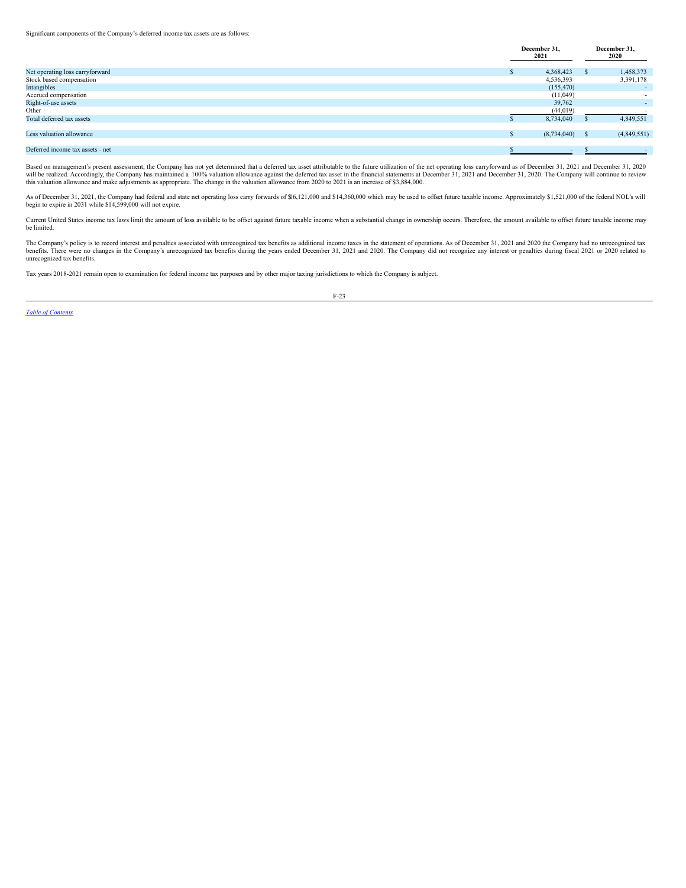Significant components of the Company's deferred income tax assets are as follows:

| | December 31, 2021 | December 31, 2020 |
|---|---|---|
| Net operating loss carryforward | $ 4,368,423 | $ 1,458,373 |
| Stock based compensation | 4,536,393 | 3,391,178 |
| Intangibles | (155,470) | - |
| Accrued compensation | (11,049) | - |
| Right-of-use assets | 39,762 | - |
| Other | (44,019) | - |
| Total deferred tax assets | $ 8,734,040 | $ 4,849,551 |
| | | |
| Less valuation allowance | $ (8,734,040) | $ (4,849,551) |
| | | |
| Deferred income tax assets - net | $ - | $ - |

Based on management's present assessment, the Company has not yet determined that a deferred tax asset attributable to the future utilization of the net operating loss carryforward as of December 31, 2021 and December 31, 2020 will be realized. Accordingly, the Company has maintained a 100% valuation allowance against the deferred tax asset in the financial statements at December 31, 2021 and December 31, 2020. The Company will continue to review this valuation allowance and make adjustments as appropriate. The change in the valuation allowance from 2020 to 2021 is an increase of $3,884,000.

As of December 31, 2021, the Company had federal and state net operating loss carry forwards of $16,121,000 and $14,360,000 which may be used to offset future taxable income. Approximately $1,521,000 of the federal NOL's will begin to expire in 2031 while $14,599,000 will not expire.

Current United States income tax laws limit the amount of loss available to be offset against future taxable income when a substantial change in ownership occurs. Therefore, the amount available to offset future taxable income may be limited.

The Company's policy is to record interest and penalties associated with unrecognized tax benefits as additional income taxes in the statement of operations. As of December 31, 2021 and 2020 the Company had no unrecognized tax benefits. There were no changes in the Company's unrecognized tax benefits during the years ended December 31, 2021 and 2020. The Company did not recognize any interest or penalties during fiscal 2021 or 2020 related to unrecognized tax benefits.

Tax years 2018-2021 remain open to examination for federal income tax purposes and by other major taxing jurisdictions to which the Company is subject.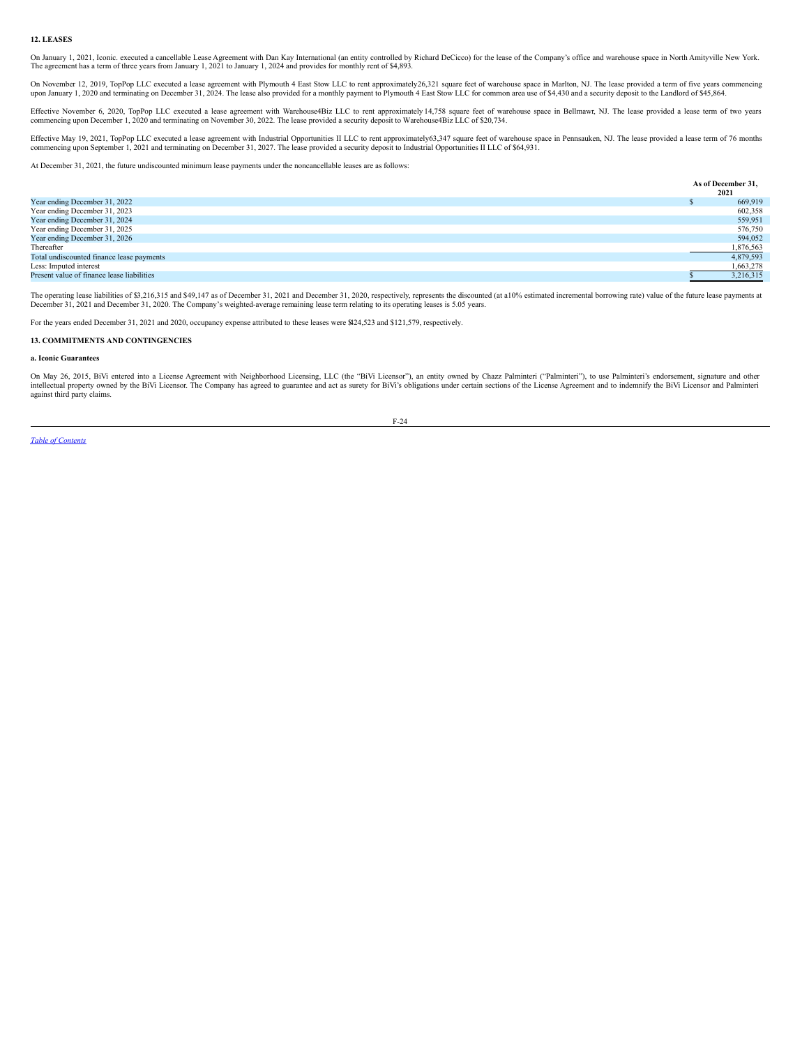**12. LEASES**

On January 1, 2021, Iconic. executed a cancellable Lease Agreement with Dan Kay International (an entity controlled by Richard DeCicco) for the lease of the Company's office and warehouse space in North Amityville New York. The agreement has a term of three years from January 1, 2021 to January 1, 2024 and provides for monthly rent of $4,893.

On November 12, 2019, TopPop LLC executed a lease agreement with Plymouth 4 East Stow LLC to rent approximately26,321 square feet of warehouse space in Marlton, NJ. The lease provided a term of five years commencing upon January 1, 2020 and terminating on December 31, 2024. The lease also provided for a monthly payment to Plymouth 4 East Stow LLC for common area use of $4,430 and a security deposit to the Landlord of $45,864.

Effective November 6, 2020, TopPop LLC executed a lease agreement with Warehouse4Biz LLC to rent approximately 14,758 square feet of warehouse space in Bellmawr, NJ. The lease provided a lease term of two years commencing upon December 1, 2020 and terminating on November 30, 2022. The lease provided a security deposit to Warehouse4Biz LLC of $20,734.

Effective May 19, 2021, TopPop LLC executed a lease agreement with Industrial Opportunities II LLC to rent approximately63,347 square feet of warehouse space in Pennsauken, NJ. The lease provided a lease term of 76 months commencing upon September 1, 2021 and terminating on December 31, 2027. The lease provided a security deposit to Industrial Opportunities II LLC of $64,931.

At December 31, 2021, the future undiscounted minimum lease payments under the noncancellable leases are as follows:

| | As of December 31, 2021 |
|---|---|
| Year ending December 31, 2022 | $ 669,919 |
| Year ending December 31, 2023 | 602,358 |
| Year ending December 31, 2024 | 559,951 |
| Year ending December 31, 2025 | 576,750 |
| Year ending December 31, 2026 | 594,052 |
| Thereafter | 1,876,563 |
| Total undiscounted finance lease payments | 4,879,593 |
| Less: Imputed interest | 1,663,278 |
| Present value of finance lease liabilities | $ 3,216,315 |

The operating lease liabilities of $3,216,315 and $49,147 as of December 31, 2021 and December 31, 2020, respectively, represents the discounted (at a10% estimated incremental borrowing rate) value of the future lease payments at December 31, 2021 and December 31, 2020. The Company's weighted-average remaining lease term relating to its operating leases is 5.05 years.

For the years ended December 31, 2021 and 2020, occupancy expense attributed to these leases were $424,523 and $121,579, respectively.

**13. COMMITMENTS AND CONTINGENCIES**

**a. Iconic Guarantees**

On May 26, 2015, BiVi entered into a License Agreement with Neighborhood Licensing, LLC (the "BiVi Licensor"), an entity owned by Chazz Palminteri ("Palminteri"), to use Palminteri's endorsement, signature and other intellectual property owned by the BiVi Licensor. The Company has agreed to guarantee and act as surety for BiVi's obligations under certain sections of the License Agreement and to indemnify the BiVi Licensor and Palminteri against third party claims.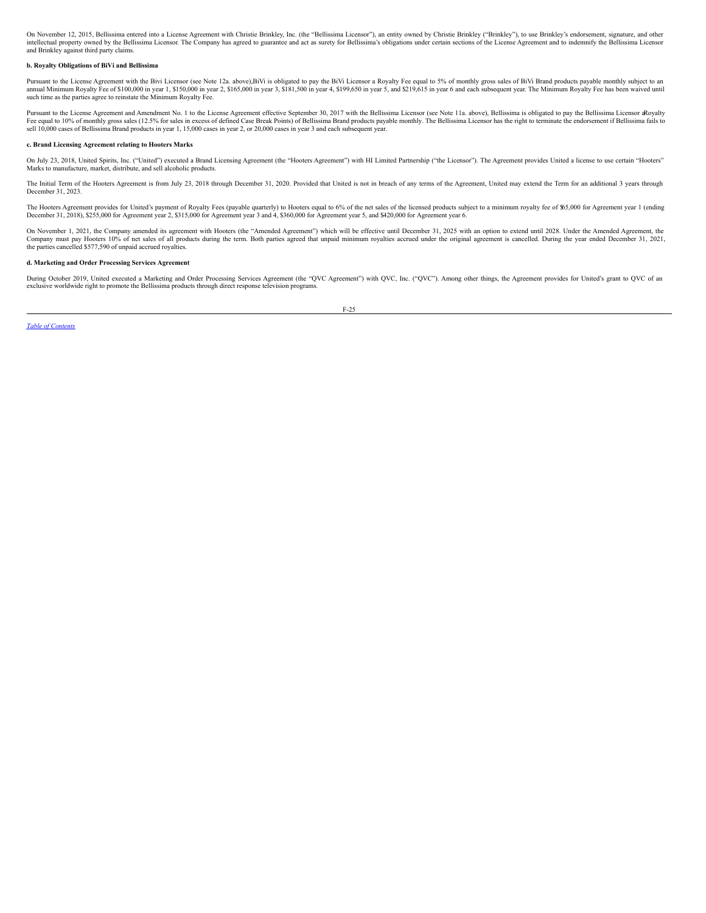On November 12, 2015, Bellissima entered into a License Agreement with Christie Brinkley, Inc. (the "Bellissima Licensor"), an entity owned by Christie Brinkley ("Brinkley"), to use Brinkley's endorsement, signature, and other intellectual property owned by the Bellissima Licensor. The Company has agreed to guarantee and act as surety for Bellissima's obligations under certain sections of the License Agreement and to indemnify the Bellissima Licensor and Brinkley against third party claims.

**b. Royalty Obligations of BiVi and Bellissima**

Pursuant to the License Agreement with the Bivi Licensor (see Note 12a. above),BiVi is obligated to pay the BiVi Licensor a Royalty Fee equal to 5% of monthly gross sales of BiVi Brand products payable monthly subject to an annual Minimum Royalty Fee of $100,000 in year 1, $150,000 in year 2, $165,000 in year 3, $181,500 in year 4, $199,650 in year 5, and $219,615 in year 6 and each subsequent year. The Minimum Royalty Fee has been waived until such time as the parties agree to reinstate the Minimum Royalty Fee.

Pursuant to the License Agreement and Amendment No. 1 to the License Agreement effective September 30, 2017 with the Bellissima Licensor (see Note 11a. above), Bellissima is obligated to pay the Bellissima Licensor a Royalty Fee equal to 10% of monthly gross sales (12.5% for sales in excess of defined Case Break Points) of Bellissima Brand products payable monthly. The Bellissima Licensor has the right to terminate the endorsement if Bellissima fails to sell 10,000 cases of Bellissima Brand products in year 1, 15,000 cases in year 2, or 20,000 cases in year 3 and each subsequent year.

**c. Brand Licensing Agreement relating to Hooters Marks**

On July 23, 2018, United Spirits, Inc. ("United") executed a Brand Licensing Agreement (the "Hooters Agreement") with HI Limited Partnership ("the Licensor"). The Agreement provides United a license to use certain "Hooters" Marks to manufacture, market, distribute, and sell alcoholic products.

The Initial Term of the Hooters Agreement is from July 23, 2018 through December 31, 2020. Provided that United is not in breach of any terms of the Agreement, United may extend the Term for an additional 3 years through December 31, 2023.

The Hooters Agreement provides for United's payment of Royalty Fees (payable quarterly) to Hooters equal to 6% of the net sales of the licensed products subject to a minimum royalty fee of $65,000 for Agreement year 1 (ending December 31, 2018), $255,000 for Agreement year 2, $315,000 for Agreement year 3 and 4, $360,000 for Agreement year 5, and $420,000 for Agreement year 6.

On November 1, 2021, the Company amended its agreement with Hooters (the "Amended Agreement") which will be effective until December 31, 2025 with an option to extend until 2028. Under the Amended Agreement, the Company must pay Hooters 10% of net sales of all products during the term. Both parties agreed that unpaid minimum royalties accrued under the original agreement is cancelled. During the year ended December 31, 2021, the parties cancelled $577,590 of unpaid accrued royalties.

**d. Marketing and Order Processing Services Agreement**

During October 2019, United executed a Marketing and Order Processing Services Agreement (the "QVC Agreement") with QVC, Inc. ("QVC"). Among other things, the Agreement provides for United's grant to QVC of an exclusive worldwide right to promote the Bellissima products through direct response television programs.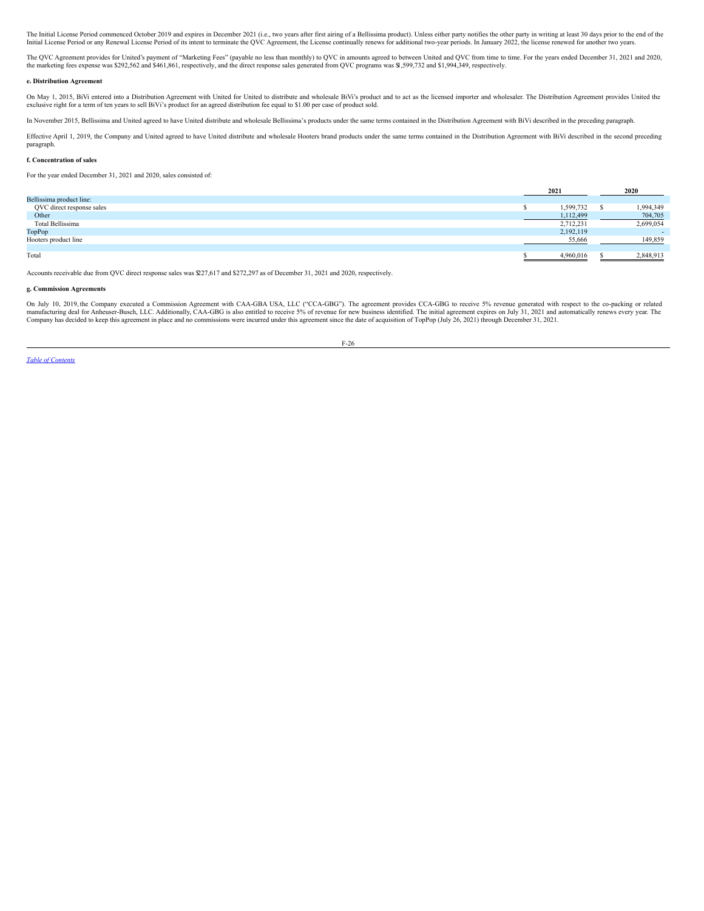The Initial License Period commenced October 2019 and expires in December 2021 (i.e., two years after first airing of a Bellissima product). Unless either party notifies the other party in writing at least 30 days prior to the end of the Initial License Period or any Renewal License Period of its intent to terminate the QVC Agreement, the License continually renews for additional two-year periods. In January 2022, the license renewed for another two years.

The QVC Agreement provides for United's payment of "Marketing Fees" (payable no less than monthly) to QVC in amounts agreed to between United and QVC from time to time. For the years ended December 31, 2021 and 2020, the marketing fees expense was $292,562 and $461,861, respectively, and the direct response sales generated from QVC programs was $1,599,732 and $1,994,349, respectively.

#### e. Distribution Agreement

On May 1, 2015, BiVi entered into a Distribution Agreement with United for United to distribute and wholesale BiVi's product and to act as the licensed importer and wholesaler. The Distribution Agreement provides United the exclusive right for a term of ten years to sell BiVi's product for an agreed distribution fee equal to $1.00 per case of product sold.

In November 2015, Bellissima and United agreed to have United distribute and wholesale Bellissima's products under the same terms contained in the Distribution Agreement with BiVi described in the preceding paragraph.

Effective April 1, 2019, the Company and United agreed to have United distribute and wholesale Hooters brand products under the same terms contained in the Distribution Agreement with BiVi described in the second preceding paragraph.

#### f. Concentration of sales

For the year ended December 31, 2021 and 2020, sales consisted of:

| | 2021 | 2020 |
|---|---|---|
| Bellissima product line: | | |
| QVC direct response sales | $ 1,599,732 | $ 1,994,349 |
| Other | 1,112,499 | 704,705 |
| Total Bellissima | 2,712,231 | 2,699,054 |
| TopPop | 2,192,119 | - |
| Hooters product line | 55,666 | 149,859 |
| Total | $ 4,960,016 | $ 2,848,913 |

Accounts receivable due from QVC direct response sales was $227,617 and $272,297 as of December 31, 2021 and 2020, respectively.

#### g. Commission Agreements

On July 10, 2019, the Company executed a Commission Agreement with CAA-GBA USA, LLC ("CCA-GBG"). The agreement provides CCA-GBG to receive 5% revenue generated with respect to the co-packing or related manufacturing deal for Anheuser-Busch, LLC. Additionally, CAA-GBG is also entitled to receive 5% of revenue for new business identified. The initial agreement expires on July 31, 2021 and automatically renews every year. The Company has decided to keep this agreement in place and no commissions were incurred under this agreement since the date of acquisition of TopPop (July 26, 2021) through December 31, 2021.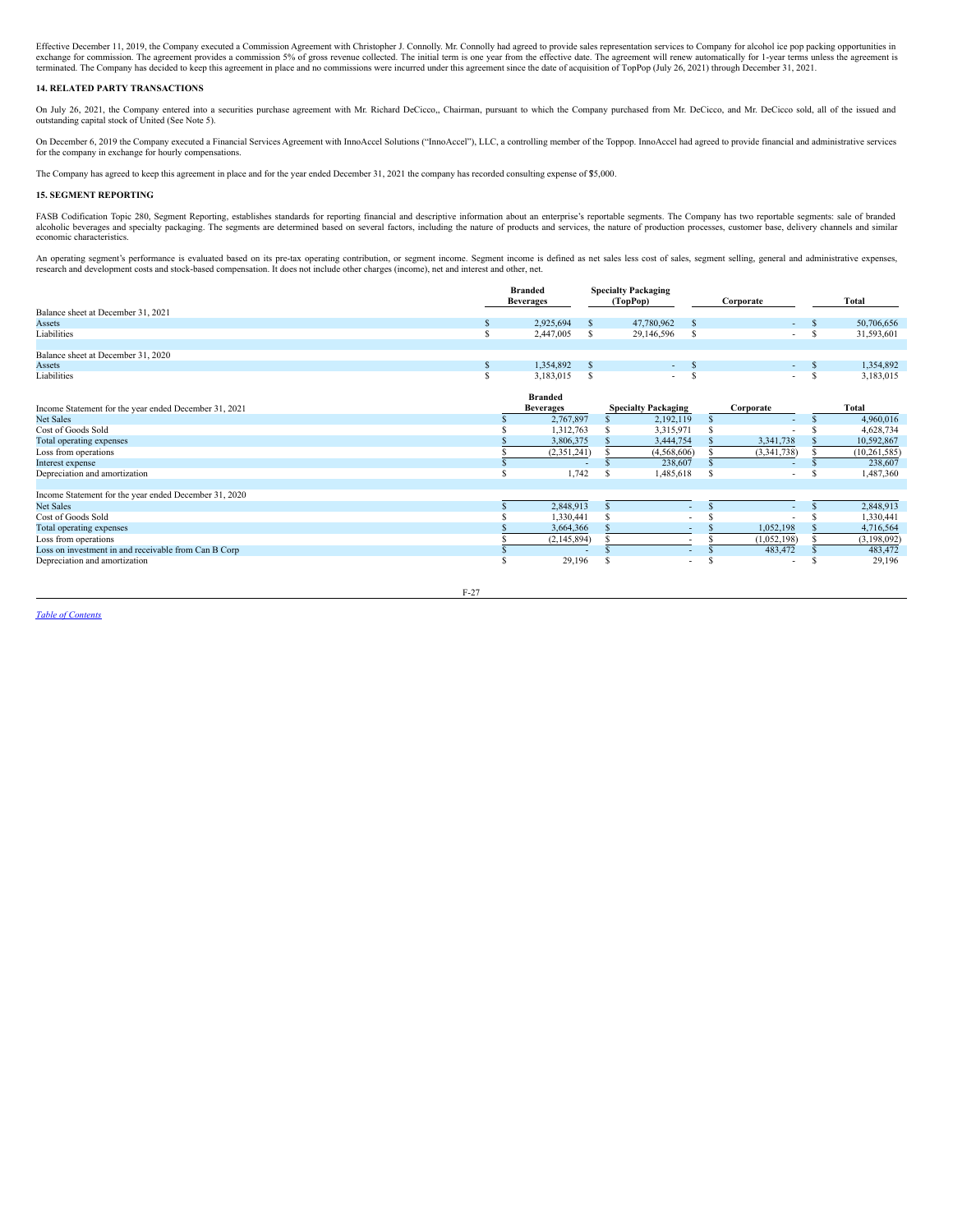Effective December 11, 2019, the Company executed a Commission Agreement with Christopher J. Connolly. Mr. Connolly had agreed to provide sales representation services to Company for alcohol ice pop packing opportunities in exchange for commission. The agreement provides a commission 5% of gross revenue collected. The initial term is one year from the effective date. The agreement will renew automatically for 1-year terms unless the agreement is terminated. The Company has decided to keep this agreement in place and no commissions were incurred under this agreement since the date of acquisition of TopPop (July 26, 2021) through December 31, 2021.

### 14. RELATED PARTY TRANSACTIONS

On July 26, 2021, the Company entered into a securities purchase agreement with Mr. Richard DeCicco,, Chairman, pursuant to which the Company purchased from Mr. DeCicco, and Mr. DeCicco sold, all of the issued and outstanding capital stock of United (See Note 5).

On December 6, 2019 the Company executed a Financial Services Agreement with InnoAccel Solutions ("InnoAccel"), LLC, a controlling member of the Toppop. InnoAccel had agreed to provide financial and administrative services for the company in exchange for hourly compensations.

The Company has agreed to keep this agreement in place and for the year ended December 31, 2021 the company has recorded consulting expense of $5,000.

### 15. SEGMENT REPORTING

FASB Codification Topic 280, Segment Reporting, establishes standards for reporting financial and descriptive information about an enterprise's reportable segments. The Company has two reportable segments: sale of branded alcoholic beverages and specialty packaging. The segments are determined based on several factors, including the nature of products and services, the nature of production processes, customer base, delivery channels and similar economic characteristics.

An operating segment's performance is evaluated based on its pre-tax operating contribution, or segment income. Segment income is defined as net sales less cost of sales, segment selling, general and administrative expenses, research and development costs and stock-based compensation. It does not include other charges (income), net and interest and other, net.

| | Branded Beverages | Specialty Packaging (TopPop) | Corporate | Total |
|---|---|---|---|---|
| Balance sheet at December 31, 2021 | | | | |
| Assets | $ 2,925,694 | $ 47,780,962 | $ - | $ 50,706,656 |
| Liabilities | $ 2,447,005 | $ 29,146,596 | $ - | $ 31,593,601 |
| | | | | |
| Balance sheet at December 31, 2020 | | | | |
| Assets | $ 1,354,892 | $ - | $ - | $ 1,354,892 |
| Liabilities | $ 3,183,015 | $ - | $ - | $ 3,183,015 |

| Income Statement for the year ended December 31, 2021 | Branded Beverages | Specialty Packaging | Corporate | Total |
|---|---|---|---|---|
| Net Sales | $ 2,767,897 | $ 2,192,119 | $ - | $ 4,960,016 |
| Cost of Goods Sold | $ 1,312,763 | $ 3,315,971 | $ - | $ 4,628,734 |
| Total operating expenses | $ 3,806,375 | $ 3,444,754 | $ 3,341,738 | $ 10,592,867 |
| Loss from operations | $ (2,351,241) | $ (4,568,606) | $ (3,341,738) | $ (10,261,585) |
| Interest expense | $ - | $ 238,607 | $ - | $ 238,607 |
| Depreciation and amortization | $ 1,742 | $ 1,485,618 | $ - | $ 1,487,360 |
| | | | | |
| Income Statement for the year ended December 31, 2020 | | | | |
| Net Sales | $ 2,848,913 | $ - | $ - | $ 2,848,913 |
| Cost of Goods Sold | $ 1,330,441 | $ - | $ - | $ 1,330,441 |
| Total operating expenses | $ 3,664,366 | $ - | $ 1,052,198 | $ 4,716,564 |
| Loss from operations | $ (2,145,894) | $ - | $ (1,052,198) | $ (3,198,092) |
| Loss on investment in and receivable from Can B Corp | $ - | $ - | $ 483,472 | $ 483,472 |
| Depreciation and amortization | $ 29,196 | $ - | $ - | $ 29,196 |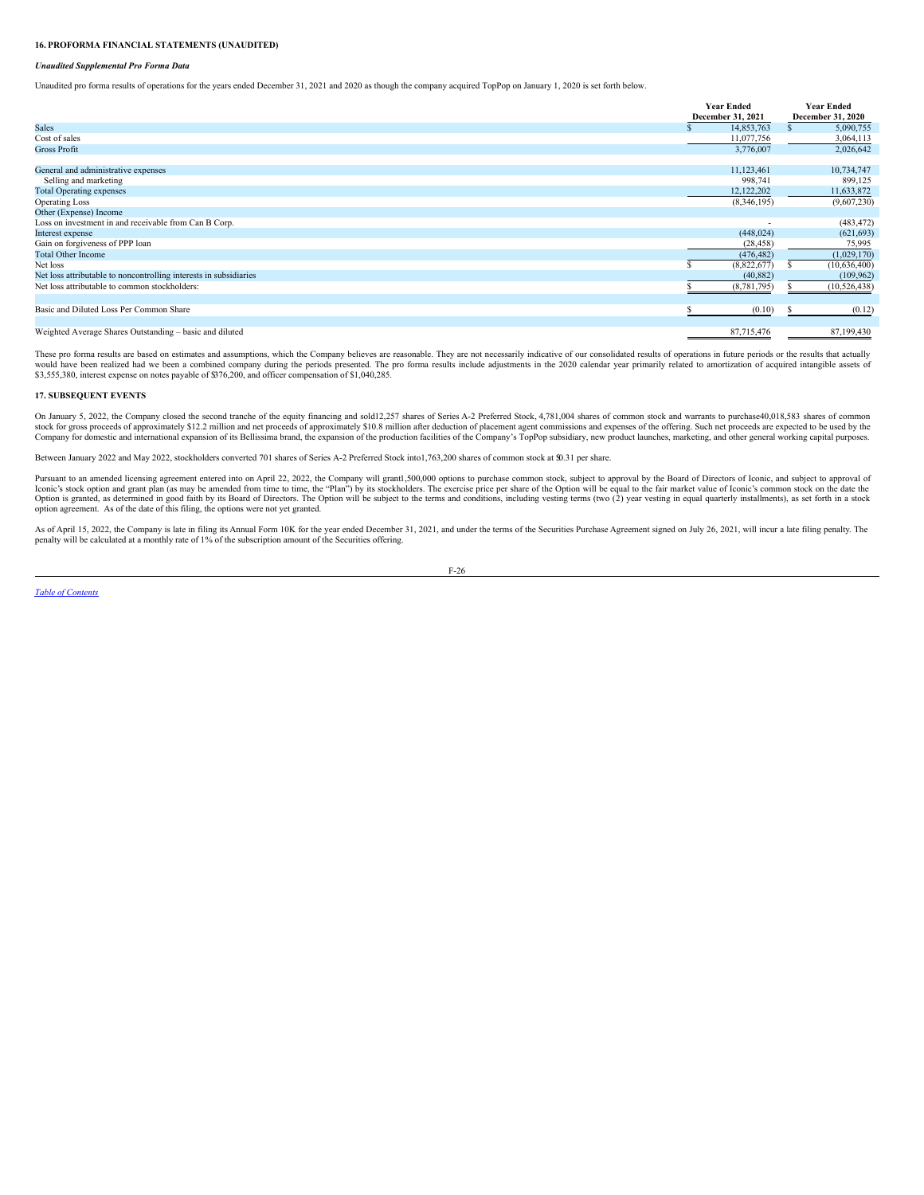### 16. PROFORMA FINANCIAL STATEMENTS (UNAUDITED)

***Unaudited Supplemental Pro Forma Data***

Unaudited pro forma results of operations for the years ended December 31, 2021 and 2020 as though the company acquired TopPop on January 1, 2020 is set forth below.

| | Year Ended December 31, 2021 | Year Ended December 31, 2020 |
|---|---|---|
| Sales | $ 14,853,763 | $ 5,090,755 |
| Cost of sales | 11,077,756 | 3,064,113 |
| Gross Profit | 3,776,007 | 2,026,642 |
| | | |
| General and administrative expenses | 11,123,461 | 10,734,747 |
| Selling and marketing | 998,741 | 899,125 |
| Total Operating expenses | 12,122,202 | 11,633,872 |
| Operating Loss | (8,346,195) | (9,607,230) |
| Other (Expense) Income | | |
| Loss on investment in and receivable from Can B Corp. | - | (483,472) |
| Interest expense | (448,024) | (621,693) |
| Gain on forgiveness of PPP loan | (28,458) | 75,995 |
| Total Other Income | (476,482) | (1,029,170) |
| Net loss | $ (8,822,677) | $ (10,636,400) |
| Net loss attributable to noncontrolling interests in subsidiaries | (40,882) | (109,962) |
| Net loss attributable to common stockholders: | $ (8,781,795) | $ (10,526,438) |
| | | |
| Basic and Diluted Loss Per Common Share | $ (0.10) | $ (0.12) |
| | | |
| Weighted Average Shares Outstanding – basic and diluted | 87,715,476 | 87,199,430 |

These pro forma results are based on estimates and assumptions, which the Company believes are reasonable. They are not necessarily indicative of our consolidated results of operations in future periods or the results that actually would have been realized had we been a combined company during the periods presented. The pro forma results include adjustments in the 2020 calendar year primarily related to amortization of acquired intangible assets of $3,555,380, interest expense on notes payable of $376,200, and officer compensation of $1,040,285.

### 17. SUBSEQUENT EVENTS

On January 5, 2022, the Company closed the second tranche of the equity financing and sold12,257 shares of Series A-2 Preferred Stock, 4,781,004 shares of common stock and warrants to purchase40,018,583 shares of common stock for gross proceeds of approximately $12.2 million and net proceeds of approximately $10.8 million after deduction of placement agent commissions and expenses of the offering. Such net proceeds are expected to be used by the Company for domestic and international expansion of its Bellissima brand, the expansion of the production facilities of the Company's TopPop subsidiary, new product launches, marketing, and other general working capital purposes.

Between January 2022 and May 2022, stockholders converted 701 shares of Series A-2 Preferred Stock into1,763,200 shares of common stock at $0.31 per share.

Pursuant to an amended licensing agreement entered into on April 22, 2022, the Company will grant1,500,000 options to purchase common stock, subject to approval by the Board of Directors of Iconic, and subject to approval of Iconic's stock option and grant plan (as may be amended from time to time, the "Plan") by its stockholders. The exercise price per share of the Option will be equal to the fair market value of Iconic's common stock on the date the Option is granted, as determined in good faith by its Board of Directors. The Option will be subject to the terms and conditions, including vesting terms (two (2) year vesting in equal quarterly installments), as set forth in a stock option agreement. As of the date of this filing, the options were not yet granted.

As of April 15, 2022, the Company is late in filing its Annual Form 10K for the year ended December 31, 2021, and under the terms of the Securities Purchase Agreement signed on July 26, 2021, will incur a late filing penalty. The penalty will be calculated at a monthly rate of 1% of the subscription amount of the Securities offering.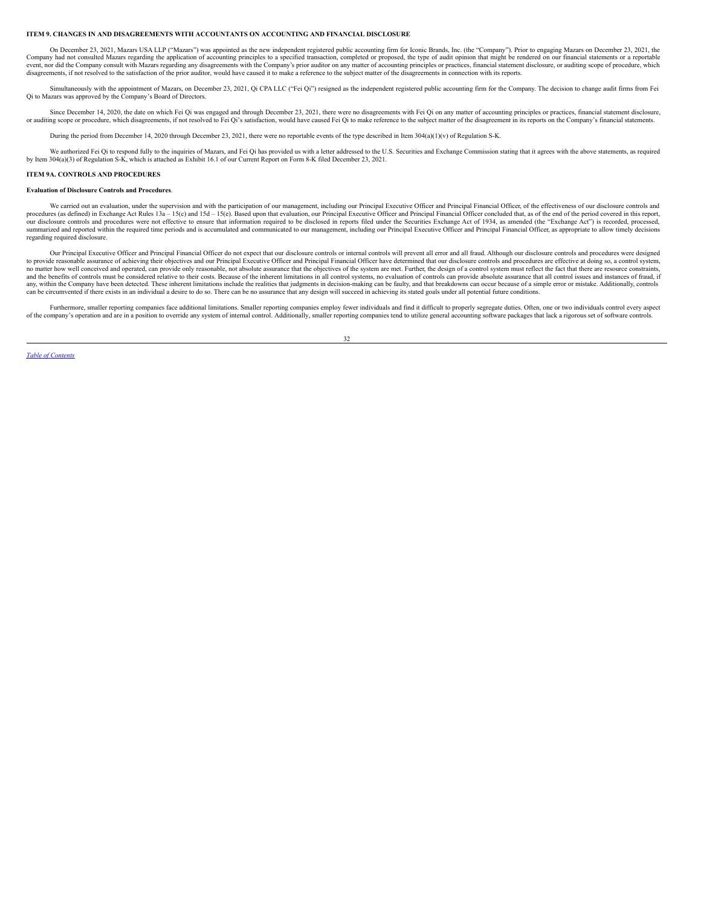## ITEM 9. CHANGES IN AND DISAGREEMENTS WITH ACCOUNTANTS ON ACCOUNTING AND FINANCIAL DISCLOSURE

On December 23, 2021, Mazars USA LLP ("Mazars") was appointed as the new independent registered public accounting firm for Iconic Brands, Inc. (the "Company"). Prior to engaging Mazars on December 23, 2021, the Company had not consulted Mazars regarding the application of accounting principles to a specified transaction, completed or proposed, the type of audit opinion that might be rendered on our financial statements or a reportable event, nor did the Company consult with Mazars regarding any disagreements with the Company's prior auditor on any matter of accounting principles or practices, financial statement disclosure, or auditing scope of procedure, which disagreements, if not resolved to the satisfaction of the prior auditor, would have caused it to make a reference to the subject matter of the disagreements in connection with its reports.

Simultaneously with the appointment of Mazars, on December 23, 2021, Qi CPA LLC ("Fei Qi") resigned as the independent registered public accounting firm for the Company. The decision to change audit firms from Fei Qi to Mazars was approved by the Company's Board of Directors.

Since December 14, 2020, the date on which Fei Qi was engaged and through December 23, 2021, there were no disagreements with Fei Qi on any matter of accounting principles or practices, financial statement disclosure, or auditing scope or procedure, which disagreements, if not resolved to Fei Qi's satisfaction, would have caused Fei Qi to make reference to the subject matter of the disagreement in its reports on the Company's financial statements.

During the period from December 14, 2020 through December 23, 2021, there were no reportable events of the type described in Item 304(a)(1)(v) of Regulation S-K.

We authorized Fei Qi to respond fully to the inquiries of Mazars, and Fei Qi has provided us with a letter addressed to the U.S. Securities and Exchange Commission stating that it agrees with the above statements, as required by Item 304(a)(3) of Regulation S-K, which is attached as Exhibit 16.1 of our Current Report on Form 8-K filed December 23, 2021.

## ITEM 9A. CONTROLS AND PROCEDURES

**Evaluation of Disclosure Controls and Procedures**.

We carried out an evaluation, under the supervision and with the participation of our management, including our Principal Executive Officer and Principal Financial Officer, of the effectiveness of our disclosure controls and procedures (as defined) in Exchange Act Rules 13a – 15(c) and 15d – 15(e). Based upon that evaluation, our Principal Executive Officer and Principal Financial Officer concluded that, as of the end of the period covered in this report, our disclosure controls and procedures were not effective to ensure that information required to be disclosed in reports filed under the Securities Exchange Act of 1934, as amended (the "Exchange Act") is recorded, processed, summarized and reported within the required time periods and is accumulated and communicated to our management, including our Principal Executive Officer and Principal Financial Officer, as appropriate to allow timely decisions regarding required disclosure.

Our Principal Executive Officer and Principal Financial Officer do not expect that our disclosure controls or internal controls will prevent all error and all fraud. Although our disclosure controls and procedures were designed to provide reasonable assurance of achieving their objectives and our Principal Executive Officer and Principal Financial Officer have determined that our disclosure controls and procedures are effective at doing so, a control system, no matter how well conceived and operated, can provide only reasonable, not absolute assurance that the objectives of the system are met. Further, the design of a control system must reflect the fact that there are resource constraints, and the benefits of controls must be considered relative to their costs. Because of the inherent limitations in all control systems, no evaluation of controls can provide absolute assurance that all control issues and instances of fraud, if any, within the Company have been detected. These inherent limitations include the realities that judgments in decision-making can be faulty, and that breakdowns can occur because of a simple error or mistake. Additionally, controls can be circumvented if there exists in an individual a desire to do so. There can be no assurance that any design will succeed in achieving its stated goals under all potential future conditions.

Furthermore, smaller reporting companies face additional limitations. Smaller reporting companies employ fewer individuals and find it difficult to properly segregate duties. Often, one or two individuals control every aspect of the company's operation and are in a position to override any system of internal control. Additionally, smaller reporting companies tend to utilize general accounting software packages that lack a rigorous set of software controls.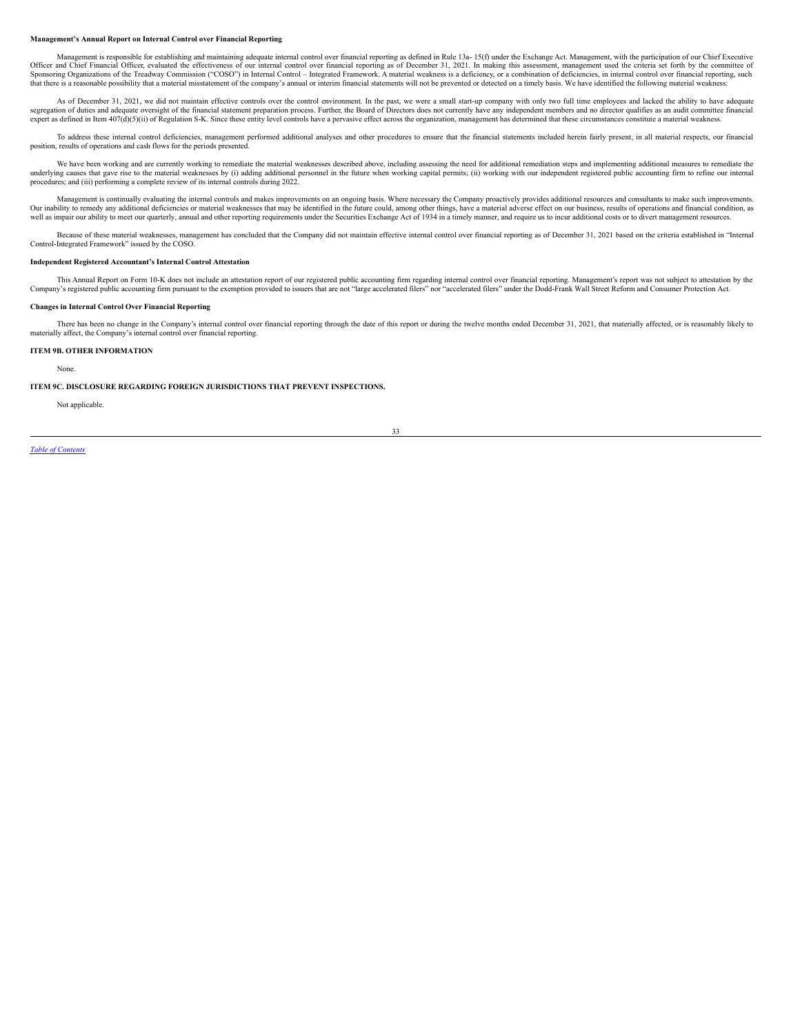**Management's Annual Report on Internal Control over Financial Reporting**

Management is responsible for establishing and maintaining adequate internal control over financial reporting as defined in Rule 13a- 15(f) under the Exchange Act. Management, with the participation of our Chief Executive Officer and Chief Financial Officer, evaluated the effectiveness of our internal control over financial reporting as of December 31, 2021. In making this assessment, management used the criteria set forth by the committee of Sponsoring Organizations of the Treadway Commission ("COSO") in Internal Control – Integrated Framework. A material weakness is a deficiency, or a combination of deficiencies, in internal control over financial reporting, such that there is a reasonable possibility that a material misstatement of the company's annual or interim financial statements will not be prevented or detected on a timely basis. We have identified the following material weakness:

As of December 31, 2021, we did not maintain effective controls over the control environment. In the past, we were a small start-up company with only two full time employees and lacked the ability to have adequate segregation of duties and adequate oversight of the financial statement preparation process. Further, the Board of Directors does not currently have any independent members and no director qualifies as an audit committee financial expert as defined in Item 407(d)(5)(ii) of Regulation S-K. Since these entity level controls have a pervasive effect across the organization, management has determined that these circumstances constitute a material weakness.

To address these internal control deficiencies, management performed additional analyses and other procedures to ensure that the financial statements included herein fairly present, in all material respects, our financial position, results of operations and cash flows for the periods presented.

We have been working and are currently working to remediate the material weaknesses described above, including assessing the need for additional remediation steps and implementing additional measures to remediate the underlying causes that gave rise to the material weaknesses by (i) adding additional personnel in the future when working capital permits; (ii) working with our independent registered public accounting firm to refine our internal procedures; and (iii) performing a complete review of its internal controls during 2022.

Management is continually evaluating the internal controls and makes improvements on an ongoing basis. Where necessary the Company proactively provides additional resources and consultants to make such improvements. Our inability to remedy any additional deficiencies or material weaknesses that may be identified in the future could, among other things, have a material adverse effect on our business, results of operations and financial condition, as well as impair our ability to meet our quarterly, annual and other reporting requirements under the Securities Exchange Act of 1934 in a timely manner, and require us to incur additional costs or to divert management resources.

Because of these material weaknesses, management has concluded that the Company did not maintain effective internal control over financial reporting as of December 31, 2021 based on the criteria established in "Internal Control-Integrated Framework" issued by the COSO.

**Independent Registered Accountant's Internal Control Attestation**

This Annual Report on Form 10-K does not include an attestation report of our registered public accounting firm regarding internal control over financial reporting. Management's report was not subject to attestation by the Company's registered public accounting firm pursuant to the exemption provided to issuers that are not "large accelerated filers" nor "accelerated filers" under the Dodd-Frank Wall Street Reform and Consumer Protection Act.

**Changes in Internal Control Over Financial Reporting**

There has been no change in the Company's internal control over financial reporting through the date of this report or during the twelve months ended December 31, 2021, that materially affected, or is reasonably likely to materially affect, the Company's internal control over financial reporting.

**ITEM 9B. OTHER INFORMATION**

None.

**ITEM 9C. DISCLOSURE REGARDING FOREIGN JURISDICTIONS THAT PREVENT INSPECTIONS.**

Not applicable.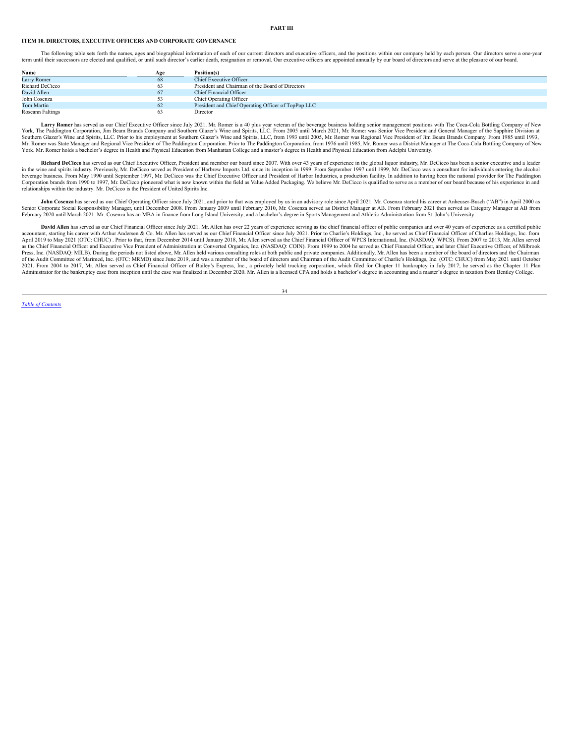# PART III

## ITEM 10. DIRECTORS, EXECUTIVE OFFICERS AND CORPORATE GOVERNANCE

The following table sets forth the names, ages and biographical information of each of our current directors and executive officers, and the positions within our company held by each person. Our directors serve a one-year term until their successors are elected and qualified, or until such director's earlier death, resignation or removal. Our executive officers are appointed annually by our board of directors and serve at the pleasure of our board.

| Name | Age | Position(s) |
| --- | --- | --- |
| Larry Romer | 68 | Chief Executive Officer |
| Richard DeCicco | 63 | President and Chairman of the Board of Directors |
| David Allen | 67 | Chief Financial Officer |
| John Cosenza | 53 | Chief Operating Officer |
| Tom Martin | 62 | President and Chief Operating Officer of TopPop LLC |
| Roseann Faltings | 63 | Director |

**Larry Romer** has served as our Chief Executive Officer since July 2021. Mr. Romer is a 40 plus year veteran of the beverage business holding senior management positions with The Coca-Cola Bottling Company of New York, The Paddington Corporation, Jim Beam Brands Company and Southern Glazer's Wine and Spirits, LLC. From 2005 until March 2021, Mr. Romer was Senior Vice President and General Manager of the Sapphire Division at Southern Glazer's Wine and Spirits, LLC. Prior to his employment at Southern Glazer's Wine and Spirits, LLC, from 1993 until 2005, Mr. Romer was Regional Vice President of Jim Beam Brands Company. From 1985 until 1993, Mr. Romer was State Manager and Regional Vice President of The Paddington Corporation. Prior to The Paddington Corporation, from 1976 until 1985, Mr. Romer was a District Manager at The Coca-Cola Bottling Company of New York. Mr. Romer holds a bachelor's degree in Health and Physical Education from Manhattan College and a master's degree in Health and Physical Education from Adelphi University.

**Richard DeCicco** has served as our Chief Executive Officer, President and member our board since 2007. With over 43 years of experience in the global liquor industry, Mr. DeCicco has been a senior executive and a leader in the wine and spirits industry. Previously, Mr. DeCicco served as President of Harbrew Imports Ltd. since its inception in 1999. From September 1997 until 1999, Mr. DeCicco was a consultant for individuals entering the alcohol beverage business. From May 1990 until September 1997, Mr. DeCicco was the Chief Executive Officer and President of Harbor Industries, a production facility. In addition to having been the national provider for The Paddington Corporation brands from 1990 to 1997, Mr. DeCicco pioneered what is now known within the field as Value Added Packaging. We believe Mr. DeCicco is qualified to serve as a member of our board because of his experience in and relationships within the industry. Mr. DeCicco is the President of United Spirits Inc.

**John Cosenza** has served as our Chief Operating Officer since July 2021, and prior to that was employed by us in an advisory role since April 2021. Mr. Cosenza started his career at Anheuser-Busch ("AB") in April 2000 as Senior Corporate Social Responsibility Manager, until December 2008. From January 2009 until February 2010, Mr. Cosenza served as District Manager at AB. From February 2021 then served as Category Manager at AB from February 2020 until March 2021. Mr. Cosenza has an MBA in finance from Long Island University, and a bachelor's degree in Sports Management and Athletic Administration from St. John's University.

**David Allen** has served as our Chief Financial Officer since July 2021. Mr. Allen has over 22 years of experience serving as the chief financial officer of public companies and over 40 years of experience as a certified public accountant, starting his career with Arthur Andersen & Co. Mr. Allen has served as our Chief Financial Officer since July 2021. Prior to Charlie's Holdings, Inc., he served as Chief Financial Officer of Charlies Holdings, Inc. from April 2019 to May 2021 (OTC: CHUC) . Prior to that, from December 2014 until January 2018, Mr. Allen served as the Chief Financial Officer of WPCS International, Inc. (NASDAQ: WPCS). From 2007 to 2013, Mr. Allen served as the Chief Financial Officer and Executive Vice President of Administration at Converted Organics, Inc. (NASDAQ: COIN). From 1999 to 2004 he served as Chief Financial Officer, and later Chief Executive Officer, of Milbrook Press, Inc. (NASDAQ: MILB). During the periods not listed above, Mr. Allen held various consulting roles at both public and private companies. Additionally, Mr. Allen has been a member of the board of directors and the Chairman of the Audit Committee of Marimed, Inc. (OTC: MRMD) since June 2019, and was a member of the board of directors and Chairman of the Audit Committee of Charlie's Holdings, Inc. (OTC: CHUC) from May 2021 until October 2021. From 2004 to 2017, Mr. Allen served as Chief Financial Officer of Bailey's Express, Inc., a privately held trucking corporation, which filed for Chapter 11 bankruptcy in July 2017; he served as the Chapter 11 Plan Administrator for the bankruptcy case from inception until the case was finalized in December 2020. Mr. Allen is a licensed CPA and holds a bachelor's degree in accounting and a master's degree in taxation from Bentley College.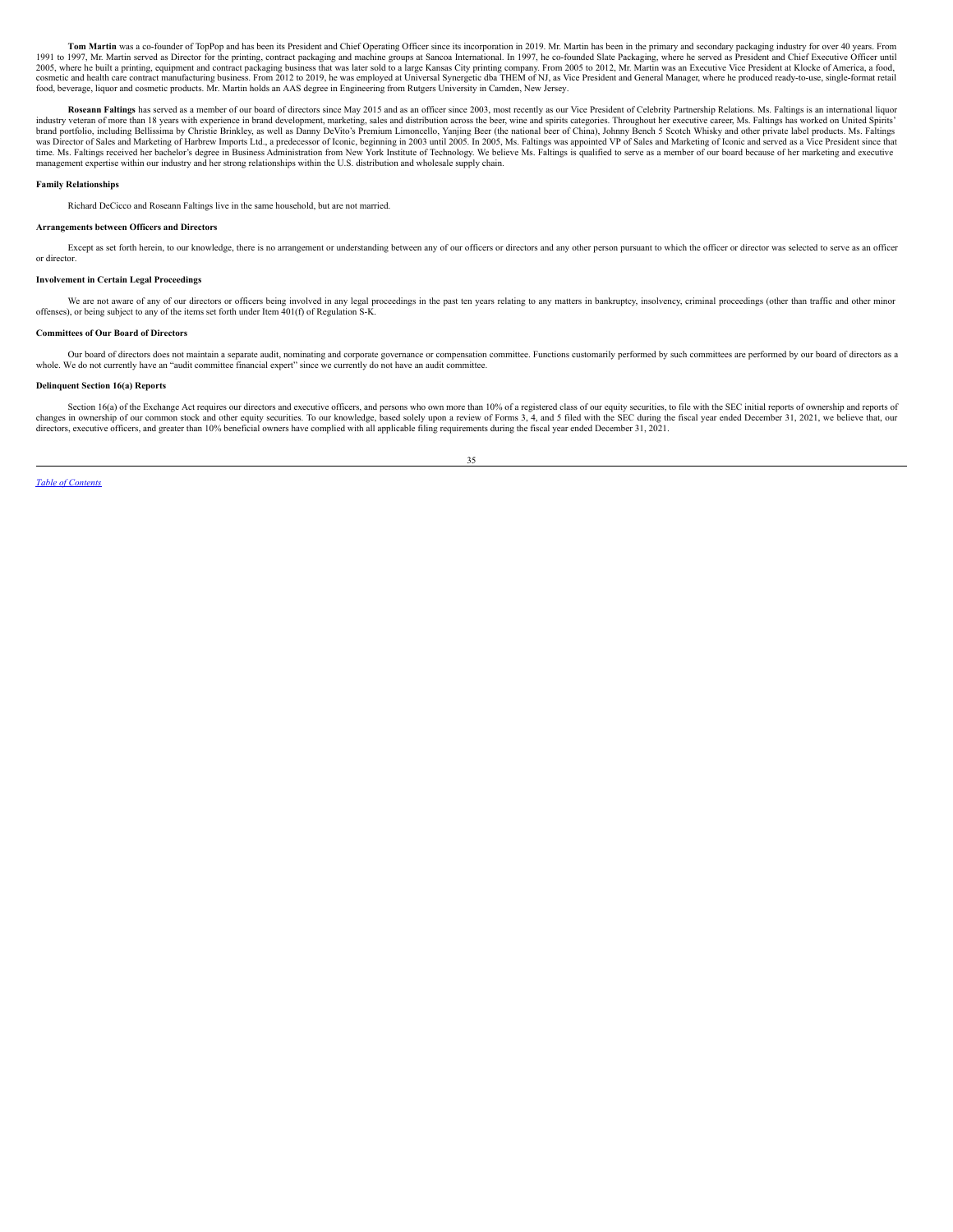**Tom Martin** was a co-founder of TopPop and has been its President and Chief Operating Officer since its incorporation in 2019. Mr. Martin has been in the primary and secondary packaging industry for over 40 years. From 1991 to 1997, Mr. Martin served as Director for the printing, contract packaging and machine groups at Sancoa International. In 1997, he co-founded Slate Packaging, where he served as President and Chief Executive Officer until 2005, where he built a printing, equipment and contract packaging business that was later sold to a large Kansas City printing company. From 2005 to 2012, Mr. Martin was an Executive Vice President at Klocke of America, a food, cosmetic and health care contract manufacturing business. From 2012 to 2019, he was employed at Universal Synergetic dba THEM of NJ, as Vice President and General Manager, where he produced ready-to-use, single-format retail food, beverage, liquor and cosmetic products. Mr. Martin holds an AAS degree in Engineering from Rutgers University in Camden, New Jersey.

**Roseann Faltings** has served as a member of our board of directors since May 2015 and as an officer since 2003, most recently as our Vice President of Celebrity Partnership Relations. Ms. Faltings is an international liquor industry veteran of more than 18 years with experience in brand development, marketing, sales and distribution across the beer, wine and spirits categories. Throughout her executive career, Ms. Faltings has worked on United Spirits' brand portfolio, including Bellissima by Christie Brinkley, as well as Danny DeVito's Premium Limoncello, Yanjing Beer (the national beer of China), Johnny Bench 5 Scotch Whisky and other private label products. Ms. Faltings was Director of Sales and Marketing of Harbrew Imports Ltd., a predecessor of Iconic, beginning in 2003 until 2005. In 2005, Ms. Faltings was appointed VP of Sales and Marketing of Iconic and served as a Vice President since that time. Ms. Faltings received her bachelor's degree in Business Administration from New York Institute of Technology. We believe Ms. Faltings is qualified to serve as a member of our board because of her marketing and executive management expertise within our industry and her strong relationships within the U.S. distribution and wholesale supply chain.

**Family Relationships**

Richard DeCicco and Roseann Faltings live in the same household, but are not married.

**Arrangements between Officers and Directors**

Except as set forth herein, to our knowledge, there is no arrangement or understanding between any of our officers or directors and any other person pursuant to which the officer or director was selected to serve as an officer or director.

**Involvement in Certain Legal Proceedings**

We are not aware of any of our directors or officers being involved in any legal proceedings in the past ten years relating to any matters in bankruptcy, insolvency, criminal proceedings (other than traffic and other minor offenses), or being subject to any of the items set forth under Item 401(f) of Regulation S-K.

**Committees of Our Board of Directors**

Our board of directors does not maintain a separate audit, nominating and corporate governance or compensation committee. Functions customarily performed by such committees are performed by our board of directors as a whole. We do not currently have an "audit committee financial expert" since we currently do not have an audit committee.

**Delinquent Section 16(a) Reports**

Section 16(a) of the Exchange Act requires our directors and executive officers, and persons who own more than 10% of a registered class of our equity securities, to file with the SEC initial reports of ownership and reports of changes in ownership of our common stock and other equity securities. To our knowledge, based solely upon a review of Forms 3, 4, and 5 filed with the SEC during the fiscal year ended December 31, 2021, we believe that, our directors, executive officers, and greater than 10% beneficial owners have complied with all applicable filing requirements during the fiscal year ended December 31, 2021.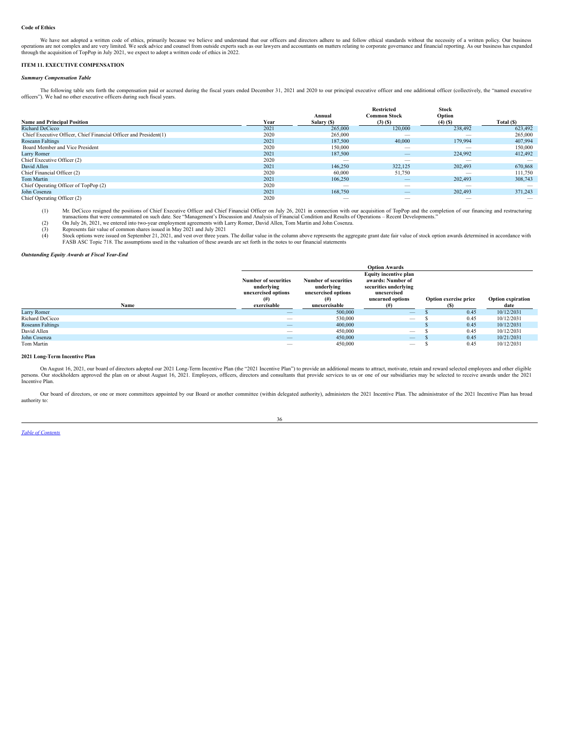**Code of Ethics**

We have not adopted a written code of ethics, primarily because we believe and understand that our officers and directors adhere to and follow ethical standards without the necessity of a written policy. Our business operations are not complex and are very limited. We seek advice and counsel from outside experts such as our lawyers and accountants on matters relating to corporate governance and financial reporting. As our business has expanded through the acquisition of TopPop in July 2021, we expect to adopt a written code of ethics in 2022.

**ITEM 11. EXECUTIVE COMPENSATION**

***Summary Compensation Table***

The following table sets forth the compensation paid or accrued during the fiscal years ended December 31, 2021 and 2020 to our principal executive officer and one additional officer (collectively, the "named executive officers"). We had no other executive officers during such fiscal years.

| Name and Principal Position | Year | Annual Salary ($) | Restricted Common Stock (3) ($) | Stock Option (4) ($) | Total ($) |
|---|---|---|---|---|---|
| Richard DeCicco | 2021 | 265,000 | 120,000 | 238,492 | 623,492 |
| Chief Executive Officer, Chief Financial Officer and President(1) | 2020 | 265,000 | — | — | 265,000 |
| Roseann Faltings | 2021 | 187,500 | 40,000 | 179,994 | 407,994 |
| Board Member and Vice President | 2020 | 150,000 | — | — | 150,000 |
| Larry Romer | 2021 | 187,500 | — | 224,992 | 412,492 |
| Chief Executive Officer (2) | 2020 | — | — | — | — |
| David Allen | 2021 | 146,250 | 322,125 | 202,493 | 670,868 |
| Chief Financial Officer (2) | 2020 | 60,000 | 51,750 | — | 111,750 |
| Tom Martin | 2021 | 106,250 | — | 202,493 | 308,743 |
| Chief Operating Officer of TopPop (2) | 2020 | — | — | — | — |
| John Cosenza | 2021 | 168,750 | — | 202,493 | 371,243 |
| Chief Operating Officer (2) | 2020 | — | — | — | — |

(1) Mr. DeCicco resigned the positions of Chief Executive Officer and Chief Financial Officer on July 26, 2021 in connection with our acquisition of TopPop and the completion of our financing and restructuring transactions that were consummated on such date. See "Management's Discussion and Analysis of Financial Condition and Results of Operations – Recent Developments."

(2) On July 26, 2021, we entered into two-year employment agreements with Larry Romer, David Allen, Tom Martin and John Cosenza.

(3) Represents fair value of common shares issued in May 2021 and July 2021

(4) Stock options were issued on September 21, 2021, and vest over three years. The dollar value in the column above represents the aggregate grant date fair value of stock option awards determined in accordance with FASB ASC Topic 718. The assumptions used in the valuation of these awards are set forth in the notes to our financial statements

***Outstanding Equity Awards at Fiscal Year-End***

| | Option Awards | | | | |
|---|---|---|---|---|---|
| Name | Number of securities underlying unexercised options (#) exercisable | Number of securities underlying unexercised options (#) unexercisable | Equity incentive plan awards: Number of securities underlying unexercised unearned options (#) | Option exercise price ($) | Option expiration date |
| Larry Romer | — | 500,000 | — | $ 0.45 | 10/12/2031 |
| Richard DeCicco | — | 530,000 | — | $ 0.45 | 10/12/2031 |
| Roseann Faltings | — | 400,000 | | $ 0.45 | 10/12/2031 |
| David Allen | — | 450,000 | — | $ 0.45 | 10/12/2031 |
| John Cosenza | — | 450,000 | — | $ 0.45 | 10/21/2031 |
| Tom Martin | — | 450,000 | — | $ 0.45 | 10/12/2031 |

**2021 Long-Term Incentive Plan**

On August 16, 2021, our board of directors adopted our 2021 Long-Term Incentive Plan (the "2021 Incentive Plan") to provide an additional means to attract, motivate, retain and reward selected employees and other eligible persons. Our stockholders approved the plan on or about August 16, 2021. Employees, officers, directors and consultants that provide services to us or one of our subsidiaries may be selected to receive awards under the 2021 Incentive Plan.

Our board of directors, or one or more committees appointed by our Board or another committee (within delegated authority), administers the 2021 Incentive Plan. The administrator of the 2021 Incentive Plan has broad authority to: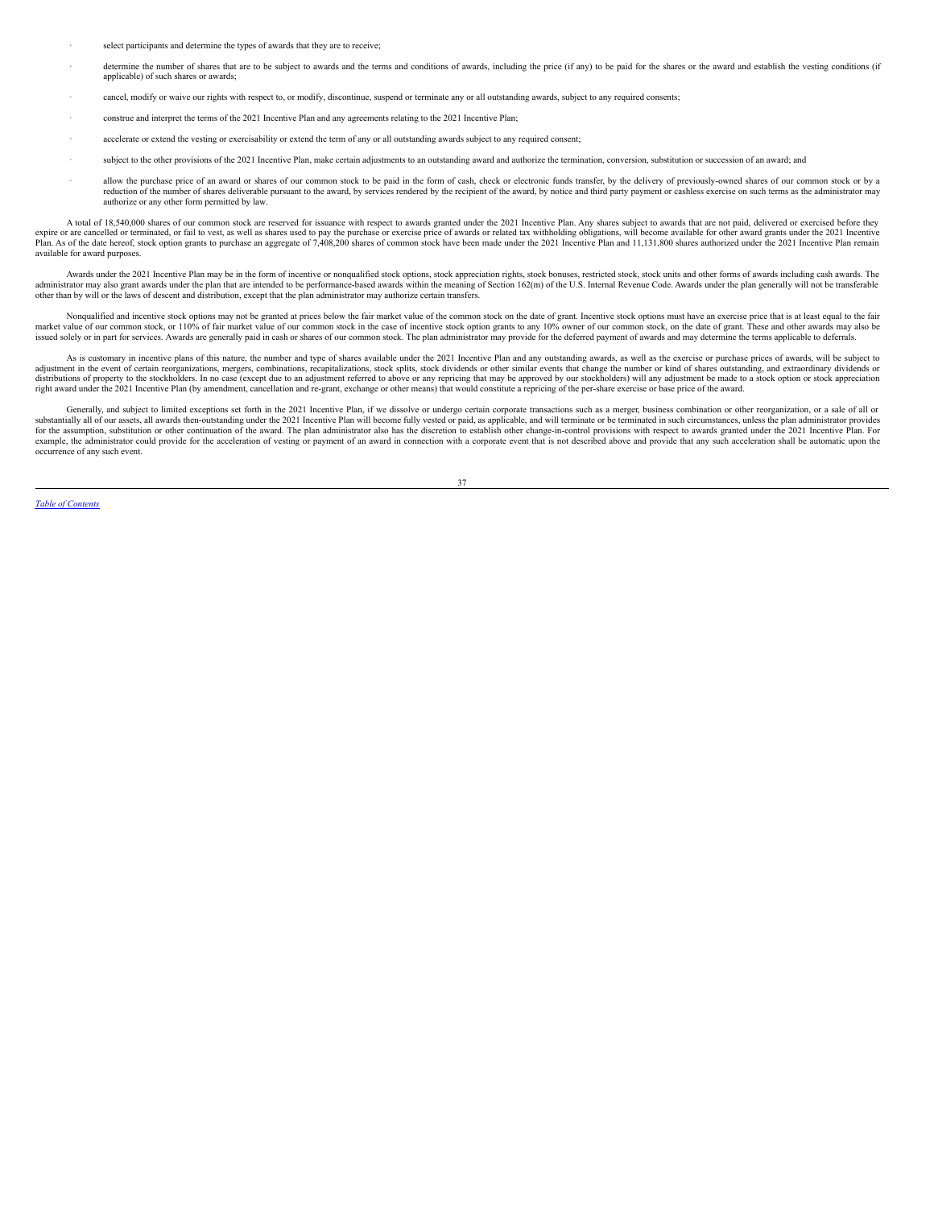- select participants and determine the types of awards that they are to receive;
- determine the number of shares that are to be subject to awards and the terms and conditions of awards, including the price (if any) to be paid for the shares or the award and establish the vesting conditions (if applicable) of such shares or awards;
- cancel, modify or waive our rights with respect to, or modify, discontinue, suspend or terminate any or all outstanding awards, subject to any required consents;
- construe and interpret the terms of the 2021 Incentive Plan and any agreements relating to the 2021 Incentive Plan;
- accelerate or extend the vesting or exercisability or extend the term of any or all outstanding awards subject to any required consent;
- subject to the other provisions of the 2021 Incentive Plan, make certain adjustments to an outstanding award and authorize the termination, conversion, substitution or succession of an award; and
- allow the purchase price of an award or shares of our common stock to be paid in the form of cash, check or electronic funds transfer, by the delivery of previously-owned shares of our common stock or by a reduction of the number of shares deliverable pursuant to the award, by services rendered by the recipient of the award, by notice and third party payment or cashless exercise on such terms as the administrator may authorize or any other form permitted by law.

A total of 18,540,000 shares of our common stock are reserved for issuance with respect to awards granted under the 2021 Incentive Plan. Any shares subject to awards that are not paid, delivered or exercised before they expire or are cancelled or terminated, or fail to vest, as well as shares used to pay the purchase or exercise price of awards or related tax withholding obligations, will become available for other award grants under the 2021 Incentive Plan. As of the date hereof, stock option grants to purchase an aggregate of 7,408,200 shares of common stock have been made under the 2021 Incentive Plan and 11,131,800 shares authorized under the 2021 Incentive Plan remain available for award purposes.

Awards under the 2021 Incentive Plan may be in the form of incentive or nonqualified stock options, stock appreciation rights, stock bonuses, restricted stock, stock units and other forms of awards including cash awards. The administrator may also grant awards under the plan that are intended to be performance-based awards within the meaning of Section 162(m) of the U.S. Internal Revenue Code. Awards under the plan generally will not be transferable other than by will or the laws of descent and distribution, except that the plan administrator may authorize certain transfers.

Nonqualified and incentive stock options may not be granted at prices below the fair market value of the common stock on the date of grant. Incentive stock options must have an exercise price that is at least equal to the fair market value of our common stock, or 110% of fair market value of our common stock in the case of incentive stock option grants to any 10% owner of our common stock, on the date of grant. These and other awards may also be issued solely or in part for services. Awards are generally paid in cash or shares of our common stock. The plan administrator may provide for the deferred payment of awards and may determine the terms applicable to deferrals.

As is customary in incentive plans of this nature, the number and type of shares available under the 2021 Incentive Plan and any outstanding awards, as well as the exercise or purchase prices of awards, will be subject to adjustment in the event of certain reorganizations, mergers, combinations, recapitalizations, stock splits, stock dividends or other similar events that change the number or kind of shares outstanding, and extraordinary dividends or distributions of property to the stockholders. In no case (except due to an adjustment referred to above or any repricing that may be approved by our stockholders) will any adjustment be made to a stock option or stock appreciation right award under the 2021 Incentive Plan (by amendment, cancellation and re-grant, exchange or other means) that would constitute a repricing of the per-share exercise or base price of the award.

Generally, and subject to limited exceptions set forth in the 2021 Incentive Plan, if we dissolve or undergo certain corporate transactions such as a merger, business combination or other reorganization, or a sale of all or substantially all of our assets, all awards then-outstanding under the 2021 Incentive Plan will become fully vested or paid, as applicable, and will terminate or be terminated in such circumstances, unless the plan administrator provides for the assumption, substitution or other continuation of the award. The plan administrator also has the discretion to establish other change-in-control provisions with respect to awards granted under the 2021 Incentive Plan. For example, the administrator could provide for the acceleration of vesting or payment of an award in connection with a corporate event that is not described above and provide that any such acceleration shall be automatic upon the occurrence of any such event.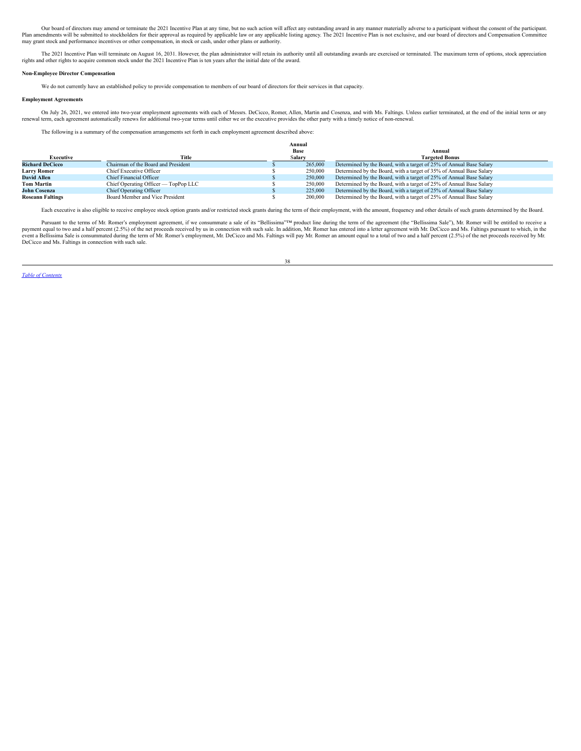Our board of directors may amend or terminate the 2021 Incentive Plan at any time, but no such action will affect any outstanding award in any manner materially adverse to a participant without the consent of the participant. Plan amendments will be submitted to stockholders for their approval as required by applicable law or any applicable listing agency. The 2021 Incentive Plan is not exclusive, and our board of directors and Compensation Committee may grant stock and performance incentives or other compensation, in stock or cash, under other plans or authority.

The 2021 Incentive Plan will terminate on August 16, 2031. However, the plan administrator will retain its authority until all outstanding awards are exercised or terminated. The maximum term of options, stock appreciation rights and other rights to acquire common stock under the 2021 Incentive Plan is ten years after the initial date of the award.

**Non-Employee Director Compensation**

We do not currently have an established policy to provide compensation to members of our board of directors for their services in that capacity.

**Employment Agreements**

On July 26, 2021, we entered into two-year employment agreements with each of Messrs. DeCicco, Romer, Allen, Martin and Cosenza, and with Ms. Faltings. Unless earlier terminated, at the end of the initial term or any renewal term, each agreement automatically renews for additional two-year terms until either we or the executive provides the other party with a timely notice of non-renewal.

The following is a summary of the compensation arrangements set forth in each employment agreement described above:

| Executive | Title | Annual Base Salary | Annual Targeted Bonus |
|---|---|---|---|
| **Richard DeCicco** | Chairman of the Board and President | $ 265,000 | Determined by the Board, with a target of 25% of Annual Base Salary |
| **Larry Romer** | Chief Executive Officer | $ 250,000 | Determined by the Board, with a target of 35% of Annual Base Salary |
| **David Allen** | Chief Financial Officer | $ 250,000 | Determined by the Board, with a target of 25% of Annual Base Salary |
| **Tom Martin** | Chief Operating Officer — TopPop LLC | $ 250,000 | Determined by the Board, with a target of 25% of Annual Base Salary |
| **John Cosenza** | Chief Operating Officer | $ 225,000 | Determined by the Board, with a target of 25% of Annual Base Salary |
| **Roseann Faltings** | Board Member and Vice President | $ 200,000 | Determined by the Board, with a target of 25% of Annual Base Salary |

Each executive is also eligible to receive employee stock option grants and/or restricted stock grants during the term of their employment, with the amount, frequency and other details of such grants determined by the Board.

Pursuant to the terms of Mr. Romer's employment agreement, if we consummate a sale of its "Bellissima"™ product line during the term of the agreement (the "Bellissima Sale"), Mr. Romer will be entitled to receive a payment equal to two and a half percent (2.5%) of the net proceeds received by us in connection with such sale. In addition, Mr. Romer has entered into a letter agreement with Mr. DeCicco and Ms. Faltings pursuant to which, in the event a Bellissima Sale is consummated during the term of Mr. Romer's employment, Mr. DeCicco and Ms. Faltings will pay Mr. Romer an amount equal to a total of two and a half percent (2.5%) of the net proceeds received by Mr. DeCicco and Ms. Faltings in connection with such sale.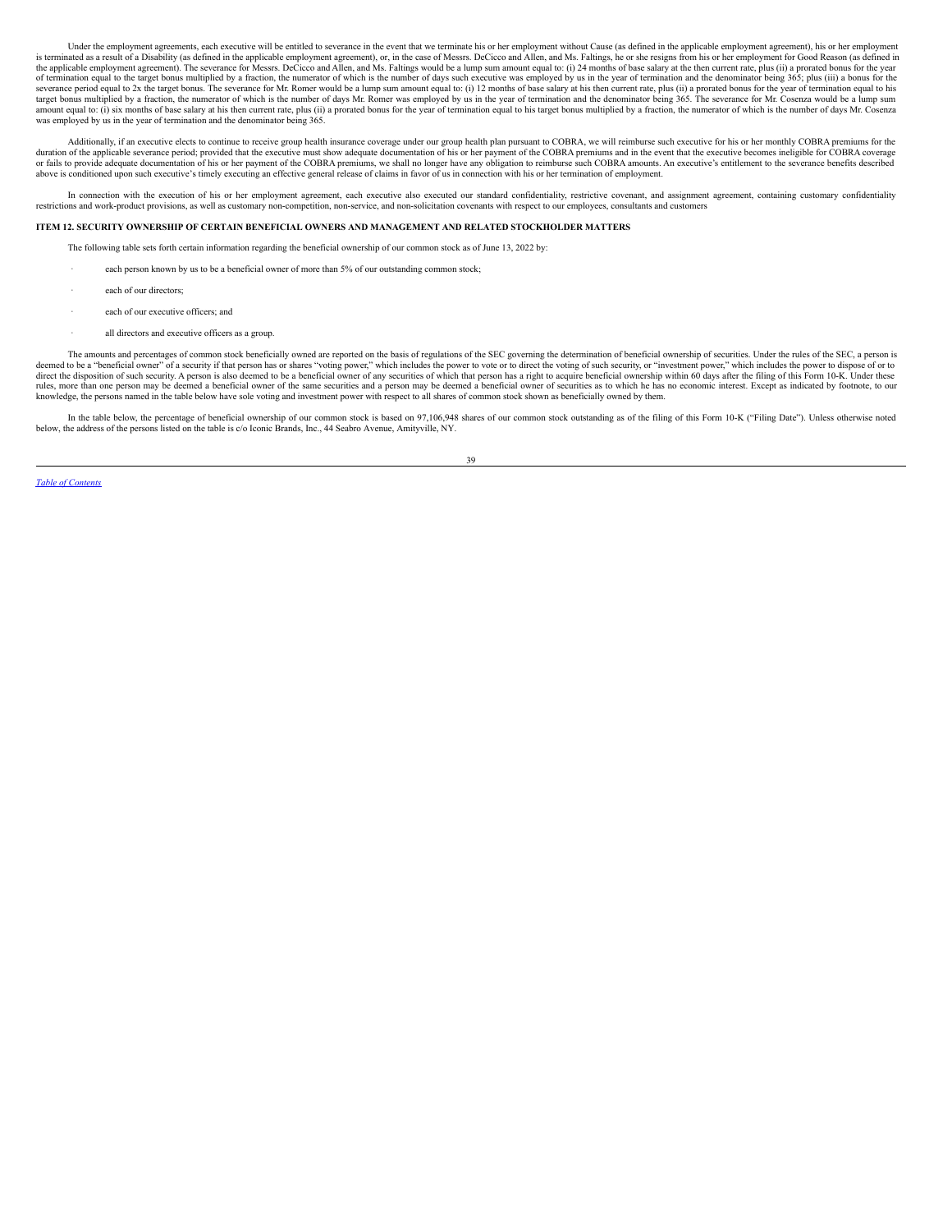Under the employment agreements, each executive will be entitled to severance in the event that we terminate his or her employment without Cause (as defined in the applicable employment agreement), his or her employment is terminated as a result of a Disability (as defined in the applicable employment agreement), or, in the case of Messrs. DeCicco and Allen, and Ms. Faltings, he or she resigns from his or her employment for Good Reason (as defined in the applicable employment agreement). The severance for Messrs. DeCicco and Allen, and Ms. Faltings would be a lump sum amount equal to: (i) 24 months of base salary at the then current rate, plus (ii) a prorated bonus for the year of termination equal to the target bonus multiplied by a fraction, the numerator of which is the number of days such executive was employed by us in the year of termination and the denominator being 365; plus (iii) a bonus for the severance period equal to 2x the target bonus. The severance for Mr. Romer would be a lump sum amount equal to: (i) 12 months of base salary at his then current rate, plus (ii) a prorated bonus for the year of termination equal to his target bonus multiplied by a fraction, the numerator of which is the number of days Mr. Romer was employed by us in the year of termination and the denominator being 365. The severance for Mr. Cosenza would be a lump sum amount equal to: (i) six months of base salary at his then current rate, plus (ii) a prorated bonus for the year of termination equal to his target bonus multiplied by a fraction, the numerator of which is the number of days Mr. Cosenza was employed by us in the year of termination and the denominator being 365.

Additionally, if an executive elects to continue to receive group health insurance coverage under our group health plan pursuant to COBRA, we will reimburse such executive for his or her monthly COBRA premiums for the duration of the applicable severance period; provided that the executive must show adequate documentation of his or her payment of the COBRA premiums and in the event that the executive becomes ineligible for COBRA coverage or fails to provide adequate documentation of his or her payment of the COBRA premiums, we shall no longer have any obligation to reimburse such COBRA amounts. An executive's entitlement to the severance benefits described above is conditioned upon such executive's timely executing an effective general release of claims in favor of us in connection with his or her termination of employment.

In connection with the execution of his or her employment agreement, each executive also executed our standard confidentiality, restrictive covenant, and assignment agreement, containing customary confidentiality restrictions and work-product provisions, as well as customary non-competition, non-service, and non-solicitation covenants with respect to our employees, consultants and customers

## ITEM 12. SECURITY OWNERSHIP OF CERTAIN BENEFICIAL OWNERS AND MANAGEMENT AND RELATED STOCKHOLDER MATTERS

The following table sets forth certain information regarding the beneficial ownership of our common stock as of June 13, 2022 by:

- each person known by us to be a beneficial owner of more than 5% of our outstanding common stock;
- each of our directors;
- each of our executive officers; and
- all directors and executive officers as a group.

The amounts and percentages of common stock beneficially owned are reported on the basis of regulations of the SEC governing the determination of beneficial ownership of securities. Under the rules of the SEC, a person is deemed to be a "beneficial owner" of a security if that person has or shares "voting power," which includes the power to vote or to direct the voting of such security, or "investment power," which includes the power to dispose of or to direct the disposition of such security. A person is also deemed to be a beneficial owner of any securities of which that person has a right to acquire beneficial ownership within 60 days after the filing of this Form 10-K. Under these rules, more than one person may be deemed a beneficial owner of the same securities and a person may be deemed a beneficial owner of securities as to which he has no economic interest. Except as indicated by footnote, to our knowledge, the persons named in the table below have sole voting and investment power with respect to all shares of common stock shown as beneficially owned by them.

In the table below, the percentage of beneficial ownership of our common stock is based on 97,106,948 shares of our common stock outstanding as of the filing of this Form 10-K ("Filing Date"). Unless otherwise noted below, the address of the persons listed on the table is c/o Iconic Brands, Inc., 44 Seabro Avenue, Amityville, NY.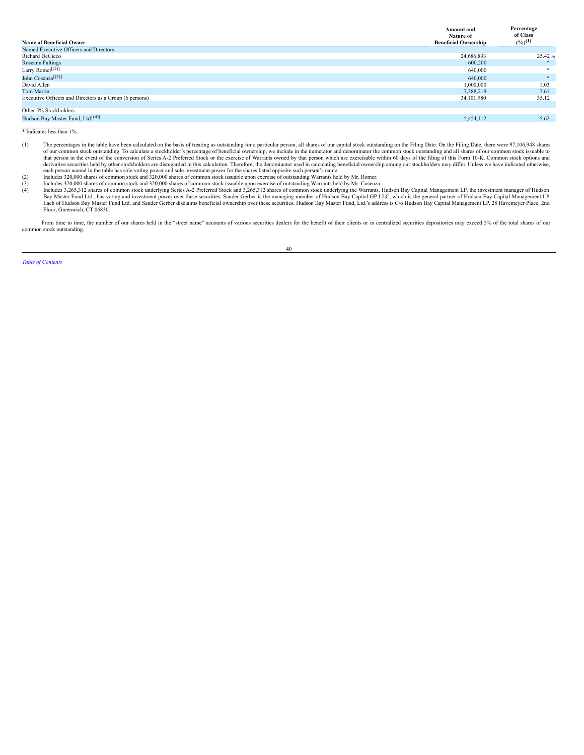| Name of Beneficial Owner | Amount and Nature of Beneficial Ownership | Percentage of Class (%)[(1)] |
|---|---|---|
| Named Executive Officers and Directors | | |
| Richard DeCicco | 24,686,893 | 25.42% |
| Roseann Faltings | 600,200 | * |
| Larry Romer[(2)] | 640,000 | * |
| John Cosenza[(3)] | 640,000 | * |
| David Allen | 1,000,000 | 1.03 |
| Tom Martin | 7,388,219 | 7.61 |
| Executive Officers and Directors as a Group (6 persons) | 34,101,980 | 35.12 |
| | | |
| Other 5% Stockholders | | |
| Hudson Bay Master Fund, Ltd.[(4)] | 5,454,112 | 5.62 |

\* Indicates less than 1%.

(1) The percentages in the table have been calculated on the basis of treating as outstanding for a particular person, all shares of our capital stock outstanding on the Filing Date. On the Filing Date, there were 97,106,948 shares of our common stock outstanding. To calculate a stockholder's percentage of beneficial ownership, we include in the numerator and denominator the common stock outstanding and all shares of our common stock issuable to that person in the event of the conversion of Series A-2 Preferred Stock or the exercise of Warrants owned by that person which are exercisable within 60 days of the filing of this Form 10-K. Common stock options and derivative securities held by other stockholders are disregarded in this calculation. Therefore, the denominator used in calculating beneficial ownership among our stockholders may differ. Unless we have indicated otherwise, each person named in the table has sole voting power and sole investment power for the shares listed opposite such person's name.

(2) Includes 320,000 shares of common stock and 320,000 shares of common stock issuable upon exercise of outstanding Warrants held by Mr. Romer.

(3) Includes 320,000 shares of common stock and 320,000 shares of common stock issuable upon exercise of outstanding Warrants held by Mr. Cosenza.

(4) Includes 3,265,312 shares of common stock underlying Series A-2 Preferred Stock and 3,265,312 shares of common stock underlying the Warrants. Hudson Bay Capital Management LP, the investment manager of Hudson Bay Master Fund Ltd., has voting and investment power over these securities. Sander Gerber is the managing member of Hudson Bay Capital GP LLC, which is the general partner of Hudson Bay Capital Management LP. Each of Hudson Bay Master Fund Ltd. and Sander Gerber disclaims beneficial ownership over these securities. Hudson Bay Master Fund, Ltd.'s address is C/o Hudson Bay Capital Management LP, 28 Havemeyer Place, 2nd Floor, Greenwich, CT 06830.

From time to time, the number of our shares held in the "street name" accounts of various securities dealers for the benefit of their clients or in centralized securities depositories may exceed 5% of the total shares of our common stock outstanding.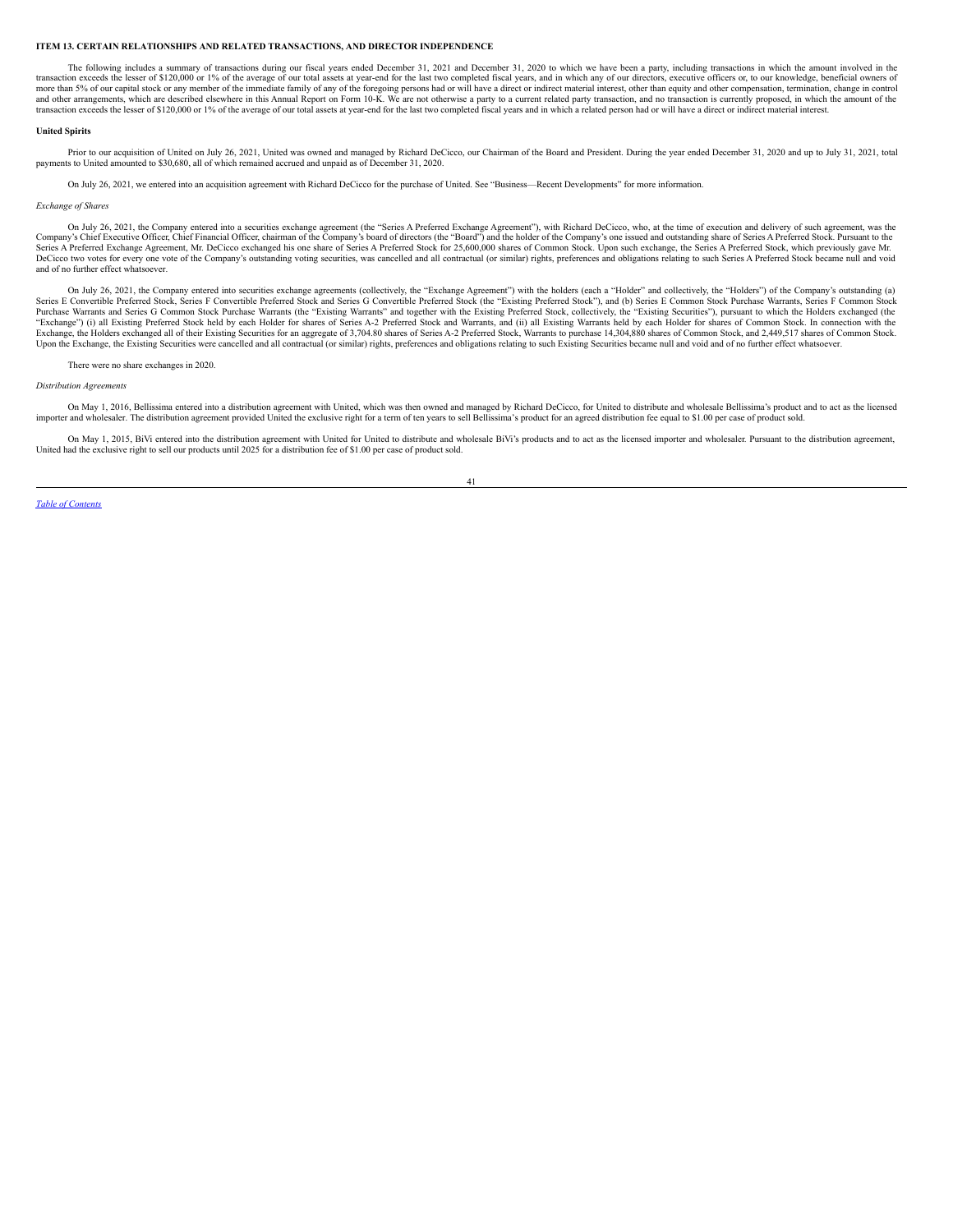## ITEM 13. CERTAIN RELATIONSHIPS AND RELATED TRANSACTIONS, AND DIRECTOR INDEPENDENCE

The following includes a summary of transactions during our fiscal years ended December 31, 2021 and December 31, 2020 to which we have been a party, including transactions in which the amount involved in the transaction exceeds the lesser of $120,000 or 1% of the average of our total assets at year-end for the last two completed fiscal years, and in which any of our directors, executive officers or, to our knowledge, beneficial owners of more than 5% of our capital stock or any member of the immediate family of any of the foregoing persons had or will have a direct or indirect material interest, other than equity and other compensation, termination, change in control and other arrangements, which are described elsewhere in this Annual Report on Form 10-K. We are not otherwise a party to a current related party transaction, and no transaction is currently proposed, in which the amount of the transaction exceeds the lesser of $120,000 or 1% of the average of our total assets at year-end for the last two completed fiscal years and in which a related person had or will have a direct or indirect material interest.

**United Spirits**

Prior to our acquisition of United on July 26, 2021, United was owned and managed by Richard DeCicco, our Chairman of the Board and President. During the year ended December 31, 2020 and up to July 31, 2021, total payments to United amounted to $30,680, all of which remained accrued and unpaid as of December 31, 2020.

On July 26, 2021, we entered into an acquisition agreement with Richard DeCicco for the purchase of United. See "Business—Recent Developments" for more information.

*Exchange of Shares*

On July 26, 2021, the Company entered into a securities exchange agreement (the "Series A Preferred Exchange Agreement"), with Richard DeCicco, who, at the time of execution and delivery of such agreement, was the Company's Chief Executive Officer, Chief Financial Officer, chairman of the Company's board of directors (the "Board") and the holder of the Company's one issued and outstanding share of Series A Preferred Stock. Pursuant to the Series A Preferred Exchange Agreement, Mr. DeCicco exchanged his one share of Series A Preferred Stock for 25,600,000 shares of Common Stock. Upon such exchange, the Series A Preferred Stock, which previously gave Mr. DeCicco two votes for every one vote of the Company's outstanding voting securities, was cancelled and all contractual (or similar) rights, preferences and obligations relating to such Series A Preferred Stock became null and void and of no further effect whatsoever.

On July 26, 2021, the Company entered into securities exchange agreements (collectively, the "Exchange Agreement") with the holders (each a "Holder" and collectively, the "Holders") of the Company's outstanding (a) Series E Convertible Preferred Stock, Series F Convertible Preferred Stock and Series G Convertible Preferred Stock (the "Existing Preferred Stock"), and (b) Series E Common Stock Purchase Warrants, Series F Common Stock Purchase Warrants and Series G Common Stock Purchase Warrants (the "Existing Warrants" and together with the Existing Preferred Stock, collectively, the "Existing Securities"), pursuant to which the Holders exchanged (the "Exchange") (i) all Existing Preferred Stock held by each Holder for shares of Series A-2 Preferred Stock and Warrants, and (ii) all Existing Warrants held by each Holder for shares of Common Stock. In connection with the Exchange, the Holders exchanged all of their Existing Securities for an aggregate of 3,704.80 shares of Series A-2 Preferred Stock, Warrants to purchase 14,304,880 shares of Common Stock, and 2,449,517 shares of Common Stock. Upon the Exchange, the Existing Securities were cancelled and all contractual (or similar) rights, preferences and obligations relating to such Existing Securities became null and void and of no further effect whatsoever.

There were no share exchanges in 2020.

*Distribution Agreements*

On May 1, 2016, Bellissima entered into a distribution agreement with United, which was then owned and managed by Richard DeCicco, for United to distribute and wholesale Bellissima's product and to act as the licensed importer and wholesaler. The distribution agreement provided United the exclusive right for a term of ten years to sell Bellissima's product for an agreed distribution fee equal to $1.00 per case of product sold.

On May 1, 2015, BiVi entered into the distribution agreement with United for United to distribute and wholesale BiVi's products and to act as the licensed importer and wholesaler. Pursuant to the distribution agreement, United had the exclusive right to sell our products until 2025 for a distribution fee of $1.00 per case of product sold.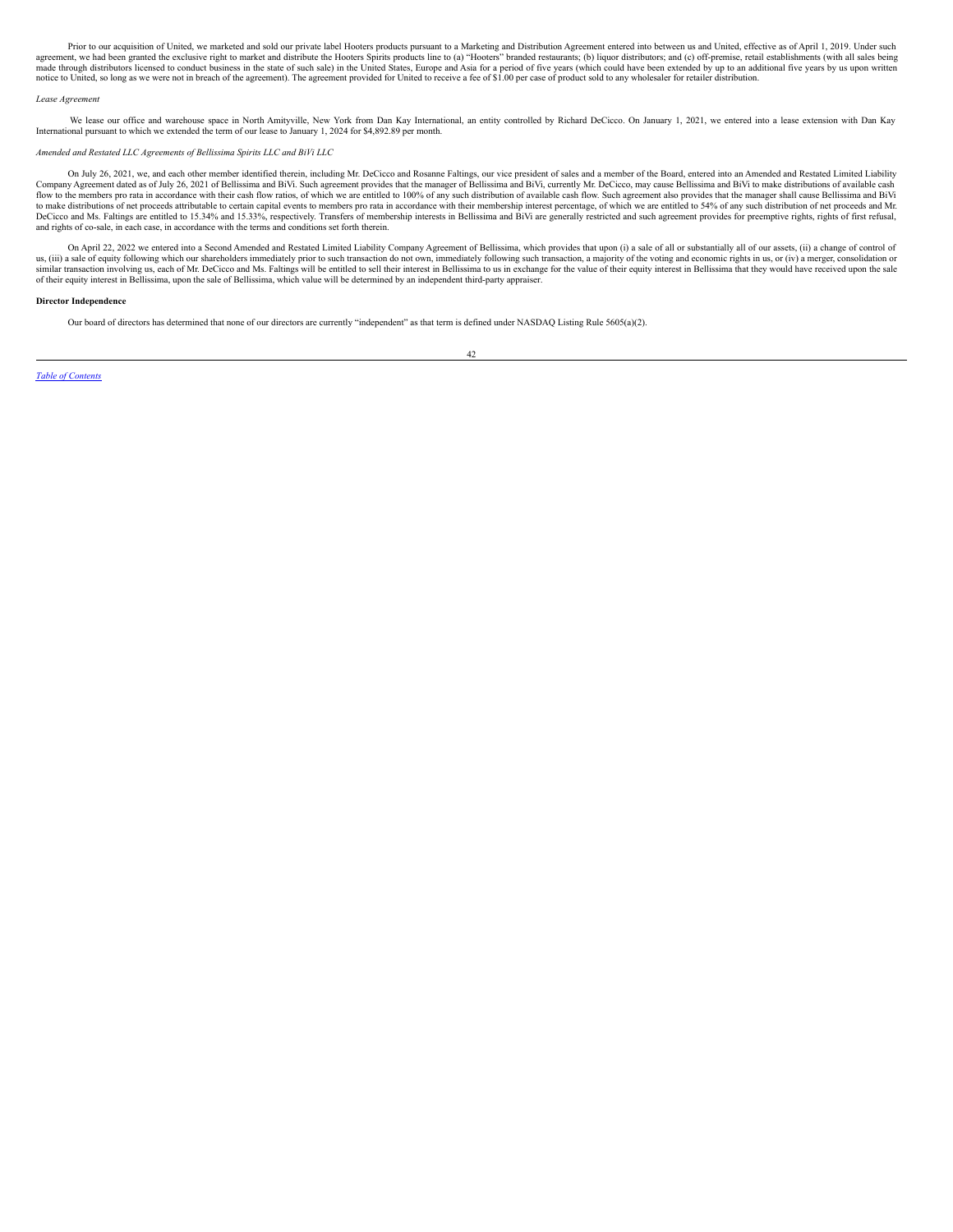Prior to our acquisition of United, we marketed and sold our private label Hooters products pursuant to a Marketing and Distribution Agreement entered into between us and United, effective as of April 1, 2019. Under such agreement, we had been granted the exclusive right to market and distribute the Hooters Spirits products line to (a) "Hooters" branded restaurants; (b) liquor distributors; and (c) off-premise, retail establishments (with all sales being made through distributors licensed to conduct business in the state of such sale) in the United States, Europe and Asia for a period of five years (which could have been extended by up to an additional five years by us upon written notice to United, so long as we were not in breach of the agreement). The agreement provided for United to receive a fee of $1.00 per case of product sold to any wholesaler for retailer distribution.

*Lease Agreement*

We lease our office and warehouse space in North Amityville, New York from Dan Kay International, an entity controlled by Richard DeCicco. On January 1, 2021, we entered into a lease extension with Dan Kay International pursuant to which we extended the term of our lease to January 1, 2024 for $4,892.89 per month.

*Amended and Restated LLC Agreements of Bellissima Spirits LLC and BiVi LLC*

On July 26, 2021, we, and each other member identified therein, including Mr. DeCicco and Rosanne Faltings, our vice president of sales and a member of the Board, entered into an Amended and Restated Limited Liability Company Agreement dated as of July 26, 2021 of Bellissima and BiVi. Such agreement provides that the manager of Bellissima and BiVi, currently Mr. DeCicco, may cause Bellissima and BiVi to make distributions of available cash flow to the members pro rata in accordance with their cash flow ratios, of which we are entitled to 100% of any such distribution of available cash flow. Such agreement also provides that the manager shall cause Bellissima and BiVi to make distributions of net proceeds attributable to certain capital events to members pro rata in accordance with their membership interest percentage, of which we are entitled to 54% of any such distribution of net proceeds and Mr. DeCicco and Ms. Faltings are entitled to 15.34% and 15.33%, respectively. Transfers of membership interests in Bellissima and BiVi are generally restricted and such agreement provides for preemptive rights, rights of first refusal, and rights of co-sale, in each case, in accordance with the terms and conditions set forth therein.

On April 22, 2022 we entered into a Second Amended and Restated Limited Liability Company Agreement of Bellissima, which provides that upon (i) a sale of all or substantially all of our assets, (ii) a change of control of us, (iii) a sale of equity following which our shareholders immediately prior to such transaction do not own, immediately following such transaction, a majority of the voting and economic rights in us, or (iv) a merger, consolidation or similar transaction involving us, each of Mr. DeCicco and Ms. Faltings will be entitled to sell their interest in Bellissima to us in exchange for the value of their equity interest in Bellissima that they would have received upon the sale of their equity interest in Bellissima, upon the sale of Bellissima, which value will be determined by an independent third-party appraiser.

**Director Independence**

Our board of directors has determined that none of our directors are currently "independent" as that term is defined under NASDAQ Listing Rule 5605(a)(2).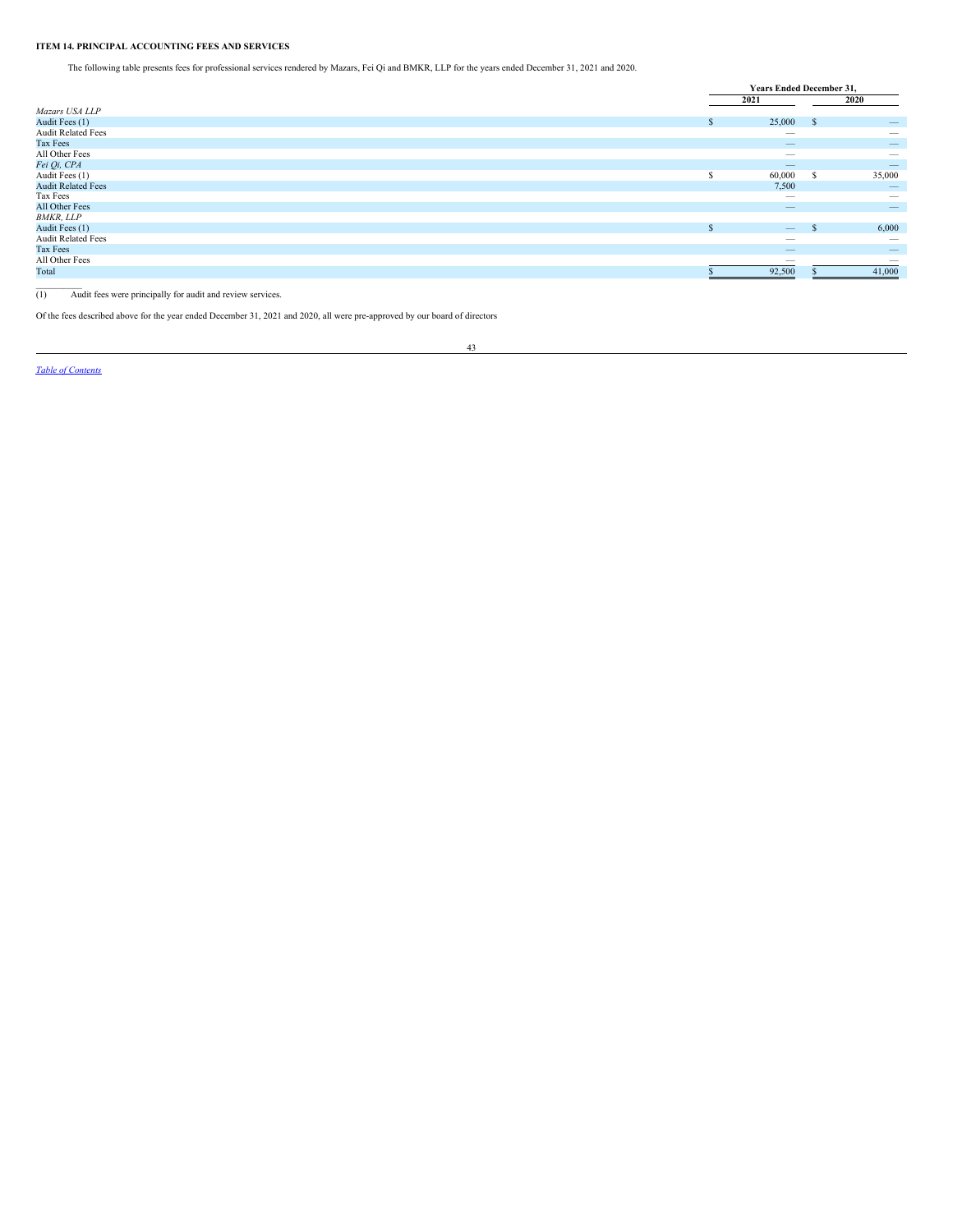**ITEM 14. PRINCIPAL ACCOUNTING FEES AND SERVICES**

The following table presents fees for professional services rendered by Mazars, Fei Qi and BMKR, LLP for the years ended December 31, 2021 and 2020.

| | Years Ended December 31, | |
|---|---|---|
| | 2021 | 2020 |
| *Mazars USA LLP* | | |
| Audit Fees (1) | $ 25,000 | $ — |
| Audit Related Fees | — | — |
| Tax Fees | — | — |
| All Other Fees | — | — |
| *Fei Qi, CPA* | — | — |
| Audit Fees (1) | $ 60,000 | $ 35,000 |
| Audit Related Fees | 7,500 | — |
| Tax Fees | — | — |
| All Other Fees | — | — |
| *BMKR, LLP* | | |
| Audit Fees (1) | $ — | $ 6,000 |
| Audit Related Fees | — | — |
| Tax Fees | — | — |
| All Other Fees | — | — |
| Total | $ 92,500 | $ 41,000 |

(1) Audit fees were principally for audit and review services.

Of the fees described above for the year ended December 31, 2021 and 2020, all were pre-approved by our board of directors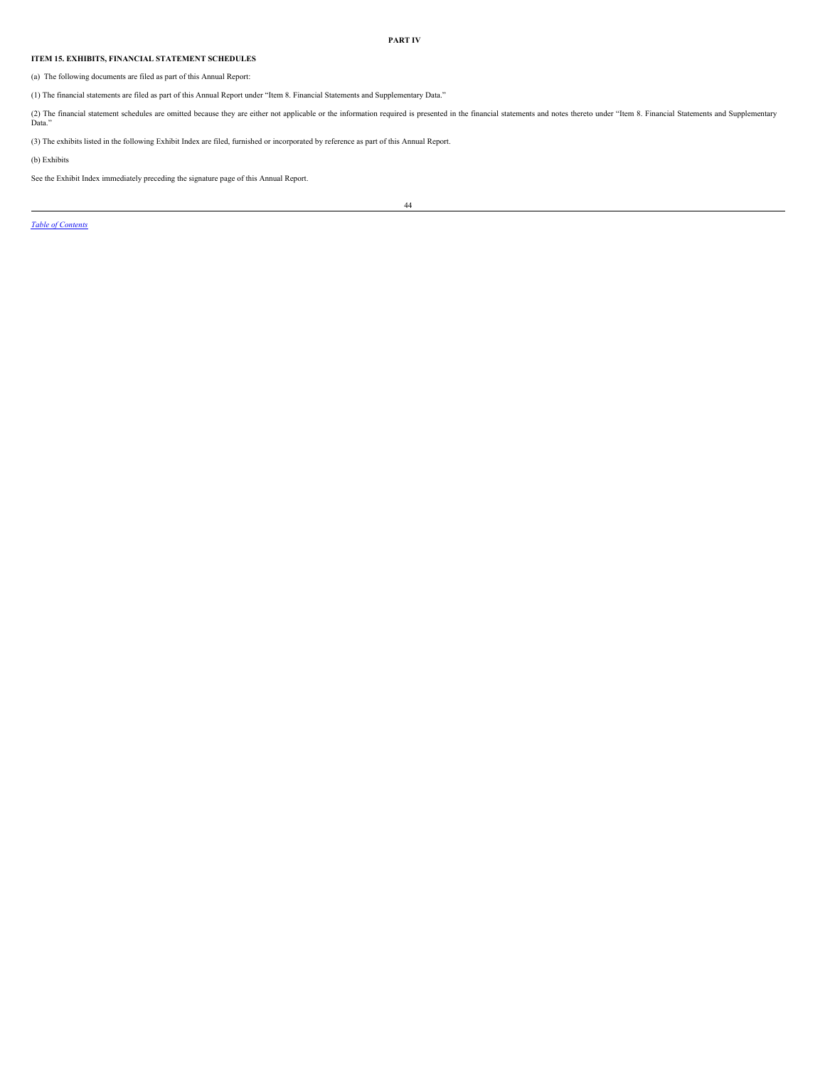# PART IV

## ITEM 15. EXHIBITS, FINANCIAL STATEMENT SCHEDULES

(a) The following documents are filed as part of this Annual Report:

(1) The financial statements are filed as part of this Annual Report under "Item 8. Financial Statements and Supplementary Data."

(2) The financial statement schedules are omitted because they are either not applicable or the information required is presented in the financial statements and notes thereto under "Item 8. Financial Statements and Supplementary Data."

(3) The exhibits listed in the following Exhibit Index are filed, furnished or incorporated by reference as part of this Annual Report.

(b) Exhibits

See the Exhibit Index immediately preceding the signature page of this Annual Report.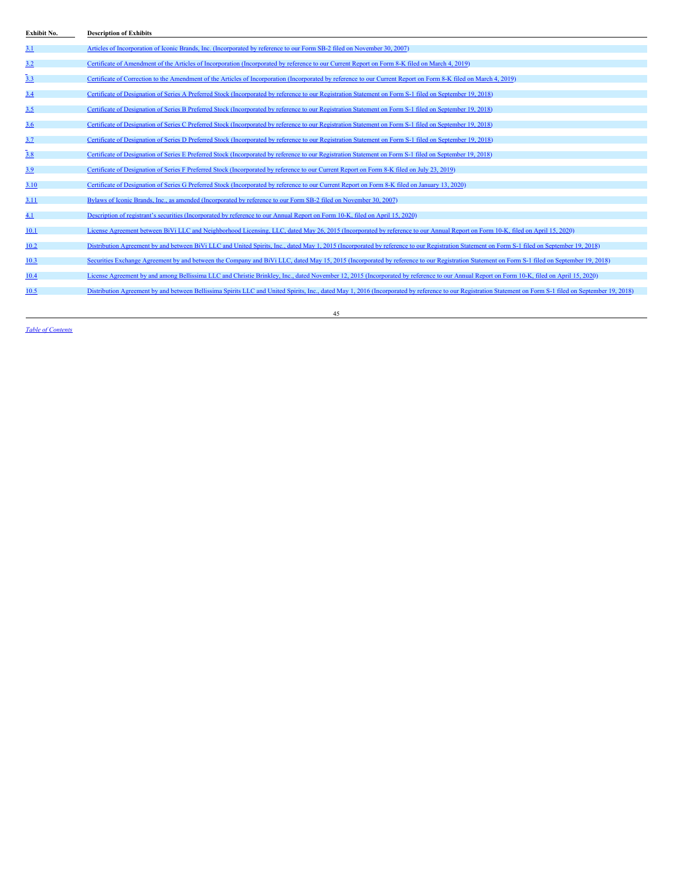| Exhibit No. | Description of Exhibits |
| --- | --- |
| 3.1 | Articles of Incorporation of Iconic Brands, Inc. (Incorporated by reference to our Form SB-2 filed on November 30, 2007) |
| 3.2 | Certificate of Amendment of the Articles of Incorporation (Incorporated by reference to our Current Report on Form 8-K filed on March 4, 2019) |
| 3.3 | Certificate of Correction to the Amendment of the Articles of Incorporation (Incorporated by reference to our Current Report on Form 8-K filed on March 4, 2019) |
| 3.4 | Certificate of Designation of Series A Preferred Stock (Incorporated by reference to our Registration Statement on Form S-1 filed on September 19, 2018) |
| 3.5 | Certificate of Designation of Series B Preferred Stock (Incorporated by reference to our Registration Statement on Form S-1 filed on September 19, 2018) |
| 3.6 | Certificate of Designation of Series C Preferred Stock (Incorporated by reference to our Registration Statement on Form S-1 filed on September 19, 2018) |
| 3.7 | Certificate of Designation of Series D Preferred Stock (Incorporated by reference to our Registration Statement on Form S-1 filed on September 19, 2018) |
| 3.8 | Certificate of Designation of Series E Preferred Stock (Incorporated by reference to our Registration Statement on Form S-1 filed on September 19, 2018) |
| 3.9 | Certificate of Designation of Series F Preferred Stock (Incorporated by reference to our Current Report on Form 8-K filed on July 23, 2019) |
| 3.10 | Certificate of Designation of Series G Preferred Stock (Incorporated by reference to our Current Report on Form 8-K filed on January 13, 2020) |
| 3.11 | Bylaws of Iconic Brands, Inc., as amended (Incorporated by reference to our Form SB-2 filed on November 30, 2007) |
| 4.1 | Description of registrant's securities (Incorporated by reference to our Annual Report on Form 10-K, filed on April 15, 2020) |
| 10.1 | License Agreement between BiVi LLC and Neighborhood Licensing, LLC, dated May 26, 2015 (Incorporated by reference to our Annual Report on Form 10-K, filed on April 15, 2020) |
| 10.2 | Distribution Agreement by and between BiVi LLC and United Spirits, Inc., dated May 1, 2015 (Incorporated by reference to our Registration Statement on Form S-1 filed on September 19, 2018) |
| 10.3 | Securities Exchange Agreement by and between the Company and BiVi LLC, dated May 15, 2015 (Incorporated by reference to our Registration Statement on Form S-1 filed on September 19, 2018) |
| 10.4 | License Agreement by and among Bellissima LLC and Christie Brinkley, Inc., dated November 12, 2015 (Incorporated by reference to our Annual Report on Form 10-K, filed on April 15, 2020) |
| 10.5 | Distribution Agreement by and between Bellissima Spirits LLC and United Spirits, Inc., dated May 1, 2016 (Incorporated by reference to our Registration Statement on Form S-1 filed on September 19, 2018) |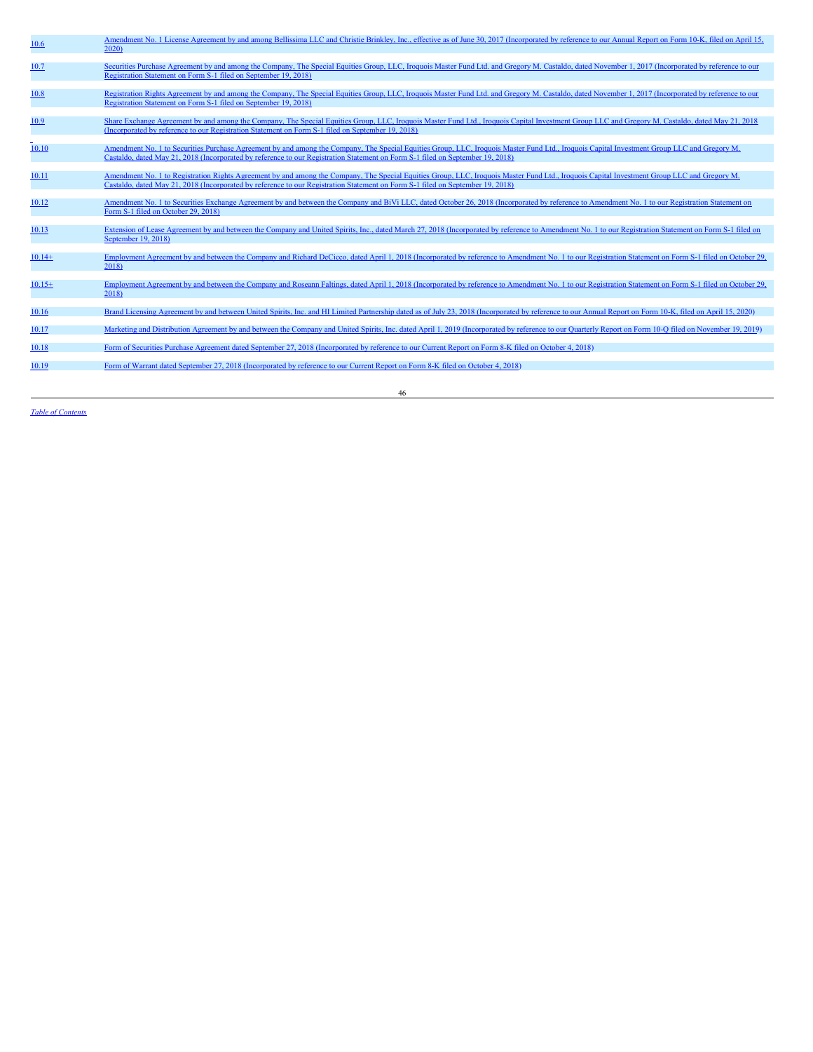| | |
|---|---|
| 10.6 | Amendment No. 1 License Agreement by and among Bellissima LLC and Christie Brinkley, Inc., effective as of June 30, 2017 (Incorporated by reference to our Annual Report on Form 10-K, filed on April 15, 2020) |
| 10.7 | Securities Purchase Agreement by and among the Company, The Special Equities Group, LLC, Iroquois Master Fund Ltd. and Gregory M. Castaldo, dated November 1, 2017 (Incorporated by reference to our Registration Statement on Form S-1 filed on September 19, 2018) |
| 10.8 | Registration Rights Agreement by and among the Company, The Special Equities Group, LLC, Iroquois Master Fund Ltd. and Gregory M. Castaldo, dated November 1, 2017 (Incorporated by reference to our Registration Statement on Form S-1 filed on September 19, 2018) |
| 10.9 | Share Exchange Agreement by and among the Company, The Special Equities Group, LLC, Iroquois Master Fund Ltd., Iroquois Capital Investment Group LLC and Gregory M. Castaldo, dated May 21, 2018 (Incorporated by reference to our Registration Statement on Form S-1 filed on September 19, 2018) |
| 10.10 | Amendment No. 1 to Securities Purchase Agreement by and among the Company, The Special Equities Group, LLC, Iroquois Master Fund Ltd., Iroquois Capital Investment Group LLC and Gregory M. Castaldo, dated May 21, 2018 (Incorporated by reference to our Registration Statement on Form S-1 filed on September 19, 2018) |
| 10.11 | Amendment No. 1 to Registration Rights Agreement by and among the Company, The Special Equities Group, LLC, Iroquois Master Fund Ltd., Iroquois Capital Investment Group LLC and Gregory M. Castaldo, dated May 21, 2018 (Incorporated by reference to our Registration Statement on Form S-1 filed on September 19, 2018) |
| 10.12 | Amendment No. 1 to Securities Exchange Agreement by and between the Company and BiVi LLC, dated October 26, 2018 (Incorporated by reference to Amendment No. 1 to our Registration Statement on Form S-1 filed on October 29, 2018) |
| 10.13 | Extension of Lease Agreement by and between the Company and United Spirits, Inc., dated March 27, 2018 (Incorporated by reference to Amendment No. 1 to our Registration Statement on Form S-1 filed on September 19, 2018) |
| 10.14+ | Employment Agreement by and between the Company and Richard DeCicco, dated April 1, 2018 (Incorporated by reference to Amendment No. 1 to our Registration Statement on Form S-1 filed on October 29, 2018) |
| 10.15+ | Employment Agreement by and between the Company and Roseann Faltings, dated April 1, 2018 (Incorporated by reference to Amendment No. 1 to our Registration Statement on Form S-1 filed on October 29, 2018) |
| 10.16 | Brand Licensing Agreement by and between United Spirits, Inc. and HI Limited Partnership dated as of July 23, 2018 (Incorporated by reference to our Annual Report on Form 10-K, filed on April 15, 2020) |
| 10.17 | Marketing and Distribution Agreement by and between the Company and United Spirits, Inc. dated April 1, 2019 (Incorporated by reference to our Quarterly Report on Form 10-Q filed on November 19, 2019) |
| 10.18 | Form of Securities Purchase Agreement dated September 27, 2018 (Incorporated by reference to our Current Report on Form 8-K filed on October 4, 2018) |
| 10.19 | Form of Warrant dated September 27, 2018 (Incorporated by reference to our Current Report on Form 8-K filed on October 4, 2018) |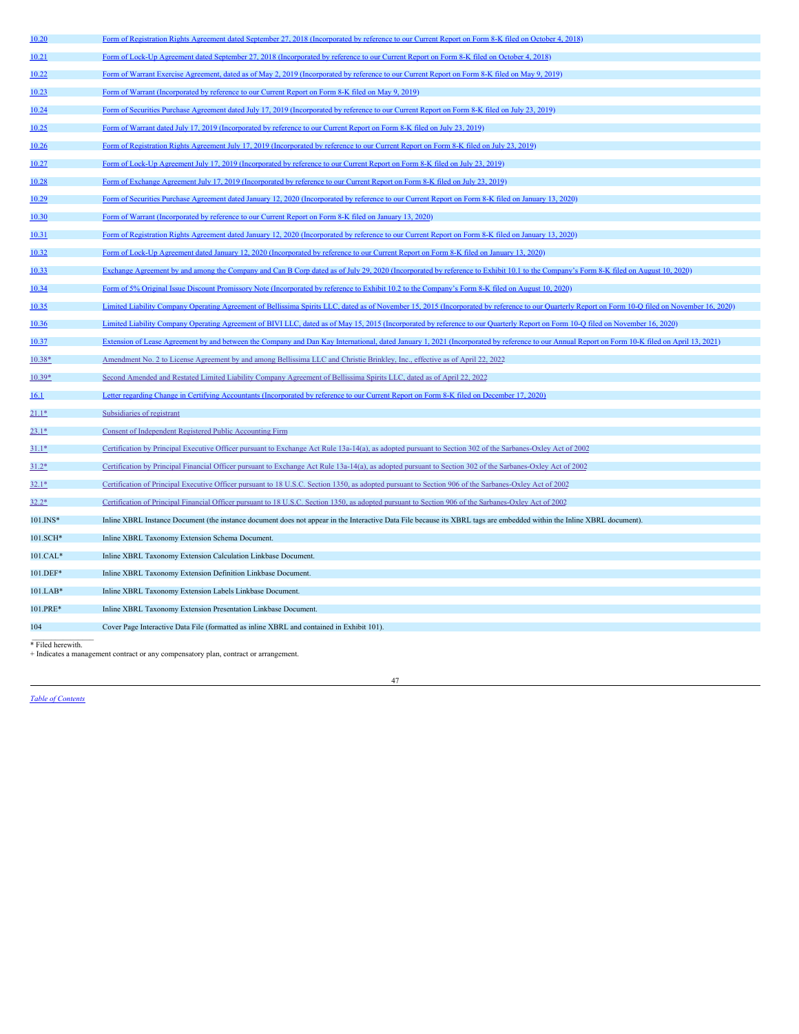| | |
|---|---|
| 10.20 | Form of Registration Rights Agreement dated September 27, 2018 (Incorporated by reference to our Current Report on Form 8-K filed on October 4, 2018) |
| 10.21 | Form of Lock-Up Agreement dated September 27, 2018 (Incorporated by reference to our Current Report on Form 8-K filed on October 4, 2018) |
| 10.22 | Form of Warrant Exercise Agreement, dated as of May 2, 2019 (Incorporated by reference to our Current Report on Form 8-K filed on May 9, 2019) |
| 10.23 | Form of Warrant (Incorporated by reference to our Current Report on Form 8-K filed on May 9, 2019) |
| 10.24 | Form of Securities Purchase Agreement dated July 17, 2019 (Incorporated by reference to our Current Report on Form 8-K filed on July 23, 2019) |
| 10.25 | Form of Warrant dated July 17, 2019 (Incorporated by reference to our Current Report on Form 8-K filed on July 23, 2019) |
| 10.26 | Form of Registration Rights Agreement July 17, 2019 (Incorporated by reference to our Current Report on Form 8-K filed on July 23, 2019) |
| 10.27 | Form of Lock-Up Agreement July 17, 2019 (Incorporated by reference to our Current Report on Form 8-K filed on July 23, 2019) |
| 10.28 | Form of Exchange Agreement July 17, 2019 (Incorporated by reference to our Current Report on Form 8-K filed on July 23, 2019) |
| 10.29 | Form of Securities Purchase Agreement dated January 12, 2020 (Incorporated by reference to our Current Report on Form 8-K filed on January 13, 2020) |
| 10.30 | Form of Warrant (Incorporated by reference to our Current Report on Form 8-K filed on January 13, 2020) |
| 10.31 | Form of Registration Rights Agreement dated January 12, 2020 (Incorporated by reference to our Current Report on Form 8-K filed on January 13, 2020) |
| 10.32 | Form of Lock-Up Agreement dated January 12, 2020 (Incorporated by reference to our Current Report on Form 8-K filed on January 13, 2020) |
| 10.33 | Exchange Agreement by and among the Company and Can B Corp dated as of July 29, 2020 (Incorporated by reference to Exhibit 10.1 to the Company's Form 8-K filed on August 10, 2020) |
| 10.34 | Form of 5% Original Issue Discount Promissory Note (Incorporated by reference to Exhibit 10.2 to the Company's Form 8-K filed on August 10, 2020) |
| 10.35 | Limited Liability Company Operating Agreement of Bellissima Spirits LLC, dated as of November 15, 2015 (Incorporated by reference to our Quarterly Report on Form 10-Q filed on November 16, 2020) |
| 10.36 | Limited Liability Company Operating Agreement of BIVI LLC, dated as of May 15, 2015 (Incorporated by reference to our Quarterly Report on Form 10-Q filed on November 16, 2020) |
| 10.37 | Extension of Lease Agreement by and between the Company and Dan Kay International, dated January 1, 2021 (Incorporated by reference to our Annual Report on Form 10-K filed on April 13, 2021) |
| 10.38* | Amendment No. 2 to License Agreement by and among Bellissima LLC and Christie Brinkley, Inc., effective as of April 22, 2022 |
| 10.39* | Second Amended and Restated Limited Liability Company Agreement of Bellissima Spirits LLC, dated as of April 22, 2022 |
| 16.1 | Letter regarding Change in Certifying Accountants (Incorporated by reference to our Current Report on Form 8-K filed on December 17, 2020) |
| 21.1* | Subsidiaries of registrant |
| 23.1* | Consent of Independent Registered Public Accounting Firm |
| 31.1* | Certification by Principal Executive Officer pursuant to Exchange Act Rule 13a-14(a), as adopted pursuant to Section 302 of the Sarbanes-Oxley Act of 2002 |
| 31.2* | Certification by Principal Financial Officer pursuant to Exchange Act Rule 13a-14(a), as adopted pursuant to Section 302 of the Sarbanes-Oxley Act of 2002 |
| 32.1* | Certification of Principal Executive Officer pursuant to 18 U.S.C. Section 1350, as adopted pursuant to Section 906 of the Sarbanes-Oxley Act of 2002 |
| 32.2* | Certification of Principal Financial Officer pursuant to 18 U.S.C. Section 1350, as adopted pursuant to Section 906 of the Sarbanes-Oxley Act of 2002 |
| 101.INS* | Inline XBRL Instance Document (the instance document does not appear in the Interactive Data File because its XBRL tags are embedded within the Inline XBRL document). |
| 101.SCH* | Inline XBRL Taxonomy Extension Schema Document. |
| 101.CAL* | Inline XBRL Taxonomy Extension Calculation Linkbase Document. |
| 101.DEF* | Inline XBRL Taxonomy Extension Definition Linkbase Document. |
| 101.LAB* | Inline XBRL Taxonomy Extension Labels Linkbase Document. |
| 101.PRE* | Inline XBRL Taxonomy Extension Presentation Linkbase Document. |
| 104 | Cover Page Interactive Data File (formatted as inline XBRL and contained in Exhibit 101). |

* Filed herewith.
+ Indicates a management contract or any compensatory plan, contract or arrangement.

*Table of Contents*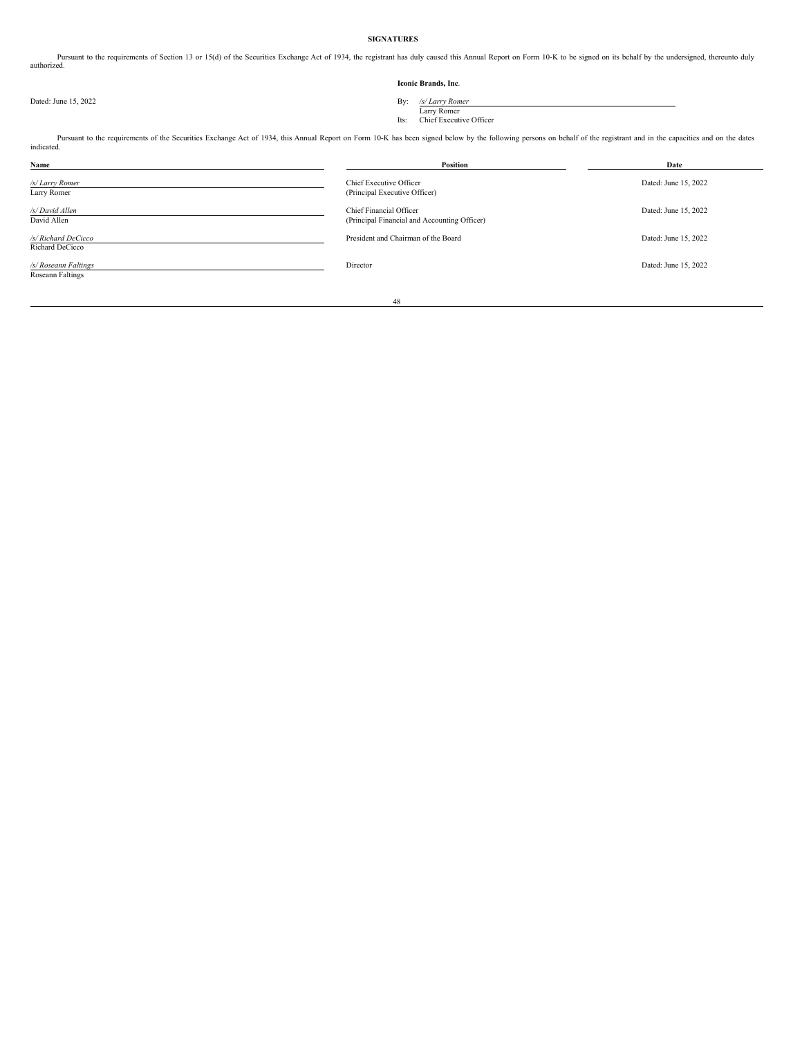**SIGNATURES**

Pursuant to the requirements of Section 13 or 15(d) of the Securities Exchange Act of 1934, the registrant has duly caused this Annual Report on Form 10-K to be signed on its behalf by the undersigned, thereunto duly authorized.

**Iconic Brands, Inc**.

Dated: June 15, 2022

By: */s/ Larry Romer*
Larry Romer
Its: Chief Executive Officer

Pursuant to the requirements of the Securities Exchange Act of 1934, this Annual Report on Form 10-K has been signed below by the following persons on behalf of the registrant and in the capacities and on the dates indicated.

| Name | Position | Date |
|---|---|---|
| */s/ Larry Romer*<br>Larry Romer | Chief Executive Officer<br>(Principal Executive Officer) | Dated: June 15, 2022 |
| */s/ David Allen*<br>David Allen | Chief Financial Officer<br>(Principal Financial and Accounting Officer) | Dated: June 15, 2022 |
| */s/ Richard DeCicco*<br>Richard DeCicco | President and Chairman of the Board | Dated: June 15, 2022 |
| */s/ Roseann Faltings*<br>Roseann Faltings | Director | Dated: June 15, 2022 |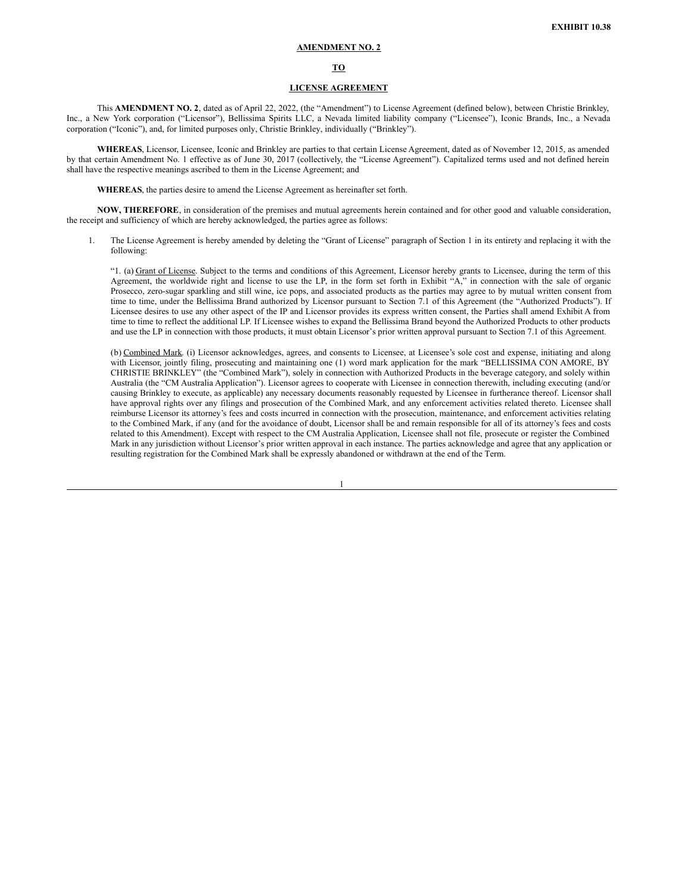**EXHIBIT 10.38**

**AMENDMENT NO. 2**

**TO**

**LICENSE AGREEMENT**

This **AMENDMENT NO. 2**, dated as of April 22, 2022, (the "Amendment") to License Agreement (defined below), between Christie Brinkley, Inc., a New York corporation ("Licensor"), Bellissima Spirits LLC, a Nevada limited liability company ("Licensee"), Iconic Brands, Inc., a Nevada corporation ("Iconic"), and, for limited purposes only, Christie Brinkley, individually ("Brinkley").

**WHEREAS**, Licensor, Licensee, Iconic and Brinkley are parties to that certain License Agreement, dated as of November 12, 2015, as amended by that certain Amendment No. 1 effective as of June 30, 2017 (collectively, the "License Agreement"). Capitalized terms used and not defined herein shall have the respective meanings ascribed to them in the License Agreement; and

**WHEREAS**, the parties desire to amend the License Agreement as hereinafter set forth.

**NOW, THEREFORE**, in consideration of the premises and mutual agreements herein contained and for other good and valuable consideration, the receipt and sufficiency of which are hereby acknowledged, the parties agree as follows:

1. The License Agreement is hereby amended by deleting the "Grant of License" paragraph of Section 1 in its entirety and replacing it with the following:

   "1. (a) Grant of License. Subject to the terms and conditions of this Agreement, Licensor hereby grants to Licensee, during the term of this Agreement, the worldwide right and license to use the LP, in the form set forth in Exhibit "A," in connection with the sale of organic Prosecco, zero-sugar sparkling and still wine, ice pops, and associated products as the parties may agree to by mutual written consent from time to time, under the Bellissima Brand authorized by Licensor pursuant to Section 7.1 of this Agreement (the "Authorized Products"). If Licensee desires to use any other aspect of the IP and Licensor provides its express written consent, the Parties shall amend Exhibit A from time to time to reflect the additional LP. If Licensee wishes to expand the Bellissima Brand beyond the Authorized Products to other products and use the LP in connection with those products, it must obtain Licensor's prior written approval pursuant to Section 7.1 of this Agreement.

   (b) Combined Mark. (i) Licensor acknowledges, agrees, and consents to Licensee, at Licensee's sole cost and expense, initiating and along with Licensor, jointly filing, prosecuting and maintaining one (1) word mark application for the mark "BELLISSIMA CON AMORE, BY CHRISTIE BRINKLEY" (the "Combined Mark"), solely in connection with Authorized Products in the beverage category, and solely within Australia (the "CM Australia Application"). Licensor agrees to cooperate with Licensee in connection therewith, including executing (and/or causing Brinkley to execute, as applicable) any necessary documents reasonably requested by Licensee in furtherance thereof. Licensor shall have approval rights over any filings and prosecution of the Combined Mark, and any enforcement activities related thereto. Licensee shall reimburse Licensor its attorney's fees and costs incurred in connection with the prosecution, maintenance, and enforcement activities relating to the Combined Mark, if any (and for the avoidance of doubt, Licensor shall be and remain responsible for all of its attorney's fees and costs related to this Amendment). Except with respect to the CM Australia Application, Licensee shall not file, prosecute or register the Combined Mark in any jurisdiction without Licensor's prior written approval in each instance. The parties acknowledge and agree that any application or resulting registration for the Combined Mark shall be expressly abandoned or withdrawn at the end of the Term.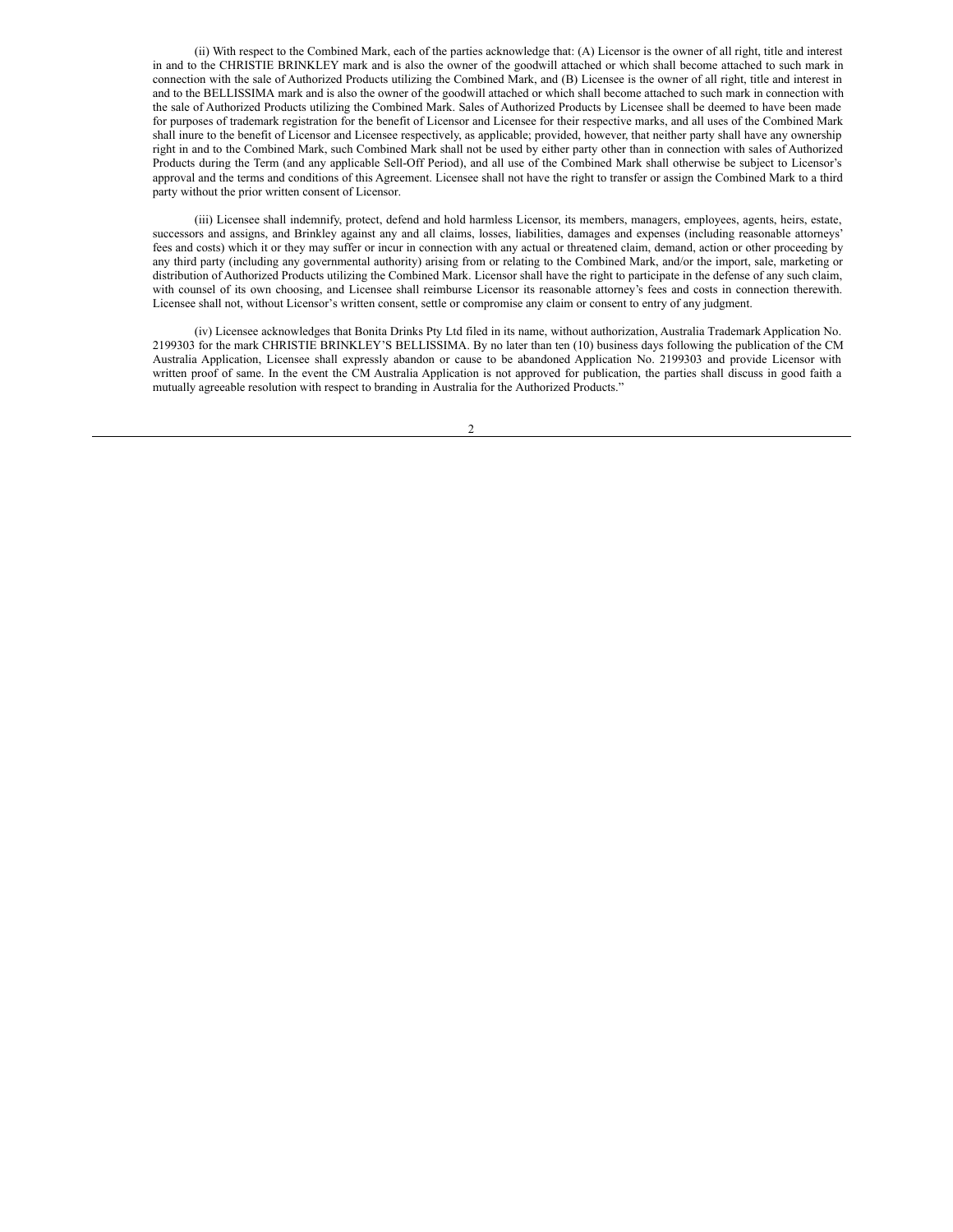(ii) With respect to the Combined Mark, each of the parties acknowledge that: (A) Licensor is the owner of all right, title and interest in and to the CHRISTIE BRINKLEY mark and is also the owner of the goodwill attached or which shall become attached to such mark in connection with the sale of Authorized Products utilizing the Combined Mark, and (B) Licensee is the owner of all right, title and interest in and to the BELLISSIMA mark and is also the owner of the goodwill attached or which shall become attached to such mark in connection with the sale of Authorized Products utilizing the Combined Mark. Sales of Authorized Products by Licensee shall be deemed to have been made for purposes of trademark registration for the benefit of Licensor and Licensee for their respective marks, and all uses of the Combined Mark shall inure to the benefit of Licensor and Licensee respectively, as applicable; provided, however, that neither party shall have any ownership right in and to the Combined Mark, such Combined Mark shall not be used by either party other than in connection with sales of Authorized Products during the Term (and any applicable Sell-Off Period), and all use of the Combined Mark shall otherwise be subject to Licensor's approval and the terms and conditions of this Agreement. Licensee shall not have the right to transfer or assign the Combined Mark to a third party without the prior written consent of Licensor.

(iii) Licensee shall indemnify, protect, defend and hold harmless Licensor, its members, managers, employees, agents, heirs, estate, successors and assigns, and Brinkley against any and all claims, losses, liabilities, damages and expenses (including reasonable attorneys' fees and costs) which it or they may suffer or incur in connection with any actual or threatened claim, demand, action or other proceeding by any third party (including any governmental authority) arising from or relating to the Combined Mark, and/or the import, sale, marketing or distribution of Authorized Products utilizing the Combined Mark. Licensor shall have the right to participate in the defense of any such claim, with counsel of its own choosing, and Licensee shall reimburse Licensor its reasonable attorney's fees and costs in connection therewith. Licensee shall not, without Licensor's written consent, settle or compromise any claim or consent to entry of any judgment.

(iv) Licensee acknowledges that Bonita Drinks Pty Ltd filed in its name, without authorization, Australia Trademark Application No. 2199303 for the mark CHRISTIE BRINKLEY'S BELLISSIMA. By no later than ten (10) business days following the publication of the CM Australia Application, Licensee shall expressly abandon or cause to be abandoned Application No. 2199303 and provide Licensor with written proof of same. In the event the CM Australia Application is not approved for publication, the parties shall discuss in good faith a mutually agreeable resolution with respect to branding in Australia for the Authorized Products."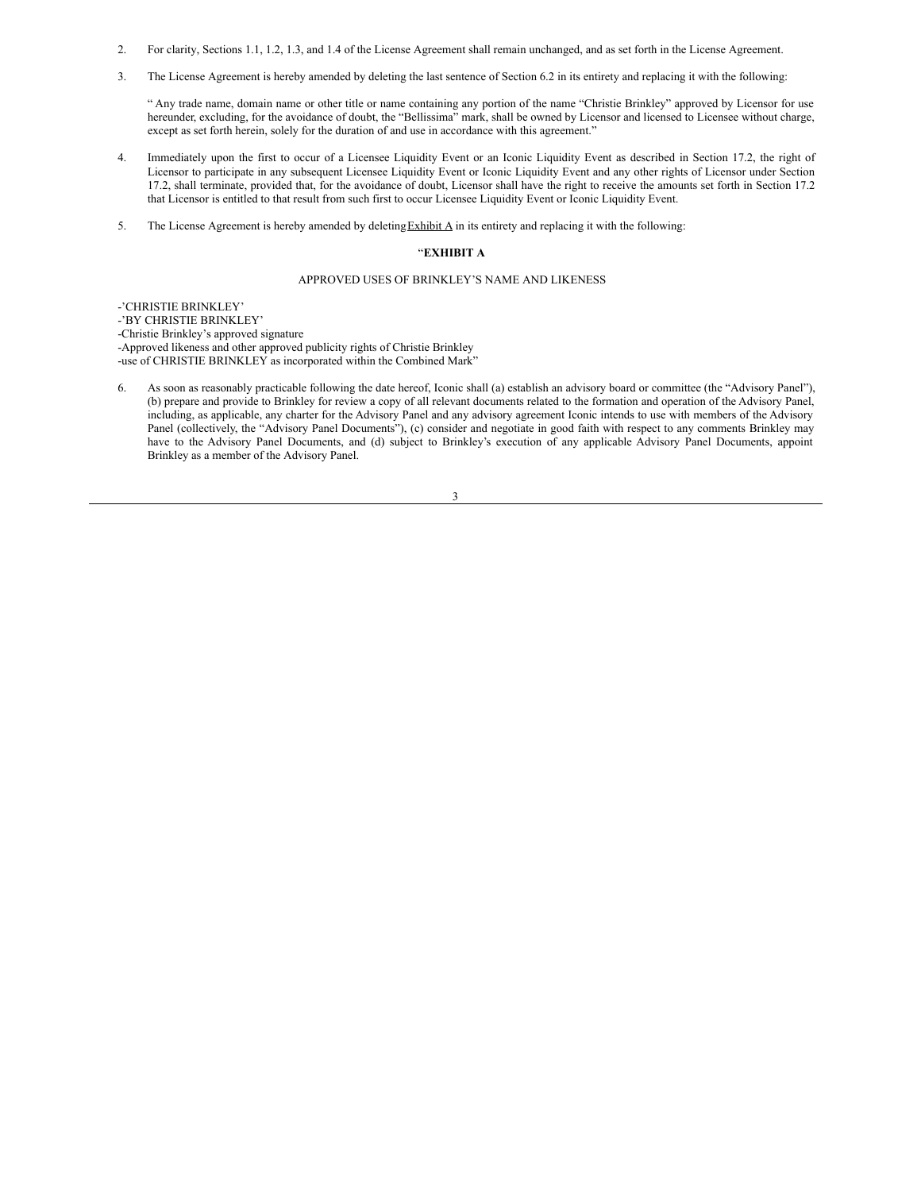2. For clarity, Sections 1.1, 1.2, 1.3, and 1.4 of the License Agreement shall remain unchanged, and as set forth in the License Agreement.

3. The License Agreement is hereby amended by deleting the last sentence of Section 6.2 in its entirety and replacing it with the following:

   " Any trade name, domain name or other title or name containing any portion of the name "Christie Brinkley" approved by Licensor for use hereunder, excluding, for the avoidance of doubt, the "Bellissima" mark, shall be owned by Licensor and licensed to Licensee without charge, except as set forth herein, solely for the duration of and use in accordance with this agreement."

4. Immediately upon the first to occur of a Licensee Liquidity Event or an Iconic Liquidity Event as described in Section 17.2, the right of Licensor to participate in any subsequent Licensee Liquidity Event or Iconic Liquidity Event and any other rights of Licensor under Section 17.2, shall terminate, provided that, for the avoidance of doubt, Licensor shall have the right to receive the amounts set forth in Section 17.2 that Licensor is entitled to that result from such first to occur Licensee Liquidity Event or Iconic Liquidity Event.

5. The License Agreement is hereby amended by deleting Exhibit A in its entirety and replacing it with the following:

"**EXHIBIT A**

APPROVED USES OF BRINKLEY'S NAME AND LIKENESS

-'CHRISTIE BRINKLEY'
-'BY CHRISTIE BRINKLEY'
-Christie Brinkley's approved signature
-Approved likeness and other approved publicity rights of Christie Brinkley
-use of CHRISTIE BRINKLEY as incorporated within the Combined Mark"

6. As soon as reasonably practicable following the date hereof, Iconic shall (a) establish an advisory board or committee (the "Advisory Panel"), (b) prepare and provide to Brinkley for review a copy of all relevant documents related to the formation and operation of the Advisory Panel, including, as applicable, any charter for the Advisory Panel and any advisory agreement Iconic intends to use with members of the Advisory Panel (collectively, the "Advisory Panel Documents"), (c) consider and negotiate in good faith with respect to any comments Brinkley may have to the Advisory Panel Documents, and (d) subject to Brinkley's execution of any applicable Advisory Panel Documents, appoint Brinkley as a member of the Advisory Panel.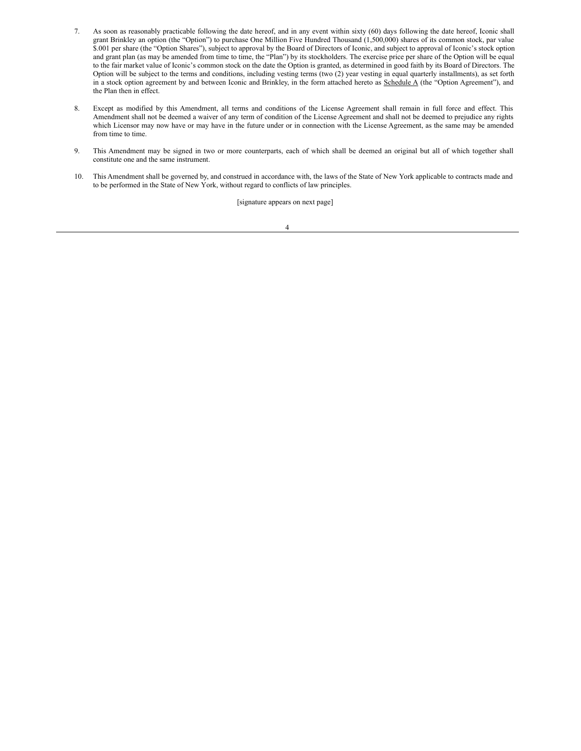7. As soon as reasonably practicable following the date hereof, and in any event within sixty (60) days following the date hereof, Iconic shall grant Brinkley an option (the "Option") to purchase One Million Five Hundred Thousand (1,500,000) shares of its common stock, par value $.001 per share (the "Option Shares"), subject to approval by the Board of Directors of Iconic, and subject to approval of Iconic's stock option and grant plan (as may be amended from time to time, the "Plan") by its stockholders. The exercise price per share of the Option will be equal to the fair market value of Iconic's common stock on the date the Option is granted, as determined in good faith by its Board of Directors. The Option will be subject to the terms and conditions, including vesting terms (two (2) year vesting in equal quarterly installments), as set forth in a stock option agreement by and between Iconic and Brinkley, in the form attached hereto as Schedule A (the "Option Agreement"), and the Plan then in effect.

8. Except as modified by this Amendment, all terms and conditions of the License Agreement shall remain in full force and effect. This Amendment shall not be deemed a waiver of any term of condition of the License Agreement and shall not be deemed to prejudice any rights which Licensor may now have or may have in the future under or in connection with the License Agreement, as the same may be amended from time to time.

9. This Amendment may be signed in two or more counterparts, each of which shall be deemed an original but all of which together shall constitute one and the same instrument.

10. This Amendment shall be governed by, and construed in accordance with, the laws of the State of New York applicable to contracts made and to be performed in the State of New York, without regard to conflicts of law principles.

[signature appears on next page]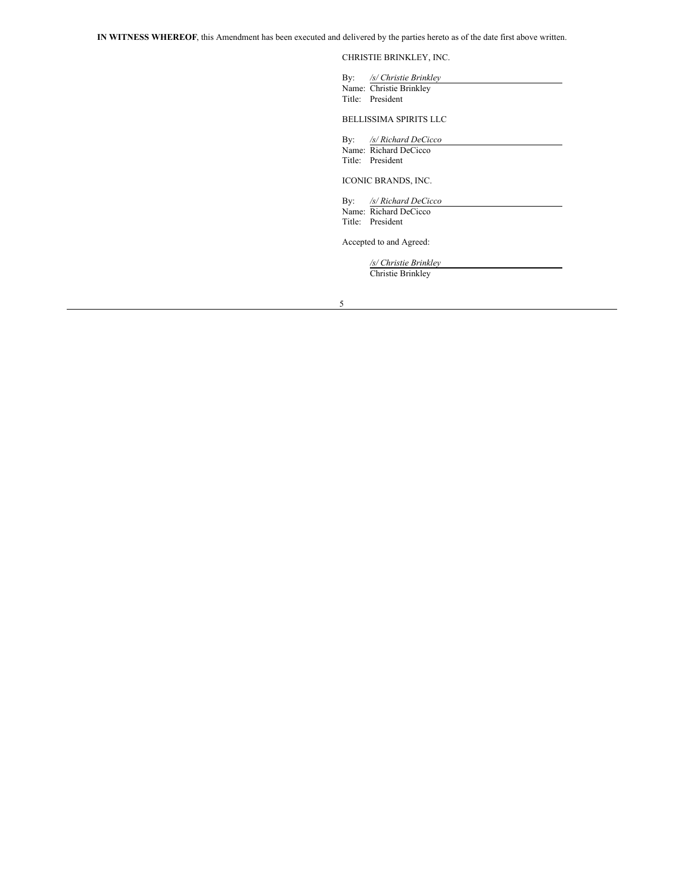**IN WITNESS WHEREOF**, this Amendment has been executed and delivered by the parties hereto as of the date first above written.

CHRISTIE BRINKLEY, INC.

By: */s/ Christie Brinkley*
Name: Christie Brinkley
Title: President

BELLISSIMA SPIRITS LLC

By: */s/ Richard DeCicco*
Name: Richard DeCicco
Title: President

ICONIC BRANDS, INC.

By: */s/ Richard DeCicco*
Name: Richard DeCicco
Title: President

Accepted to and Agreed:

*/s/ Christie Brinkley*
Christie Brinkley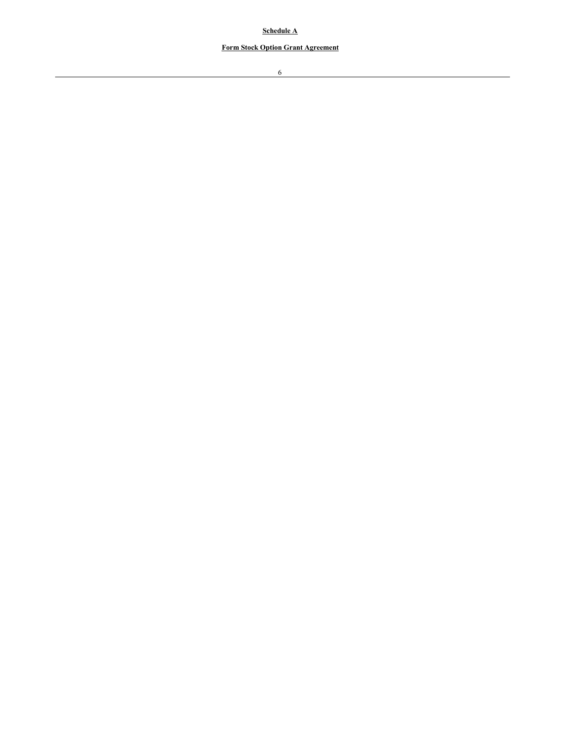**Schedule A**

**Form Stock Option Grant Agreement**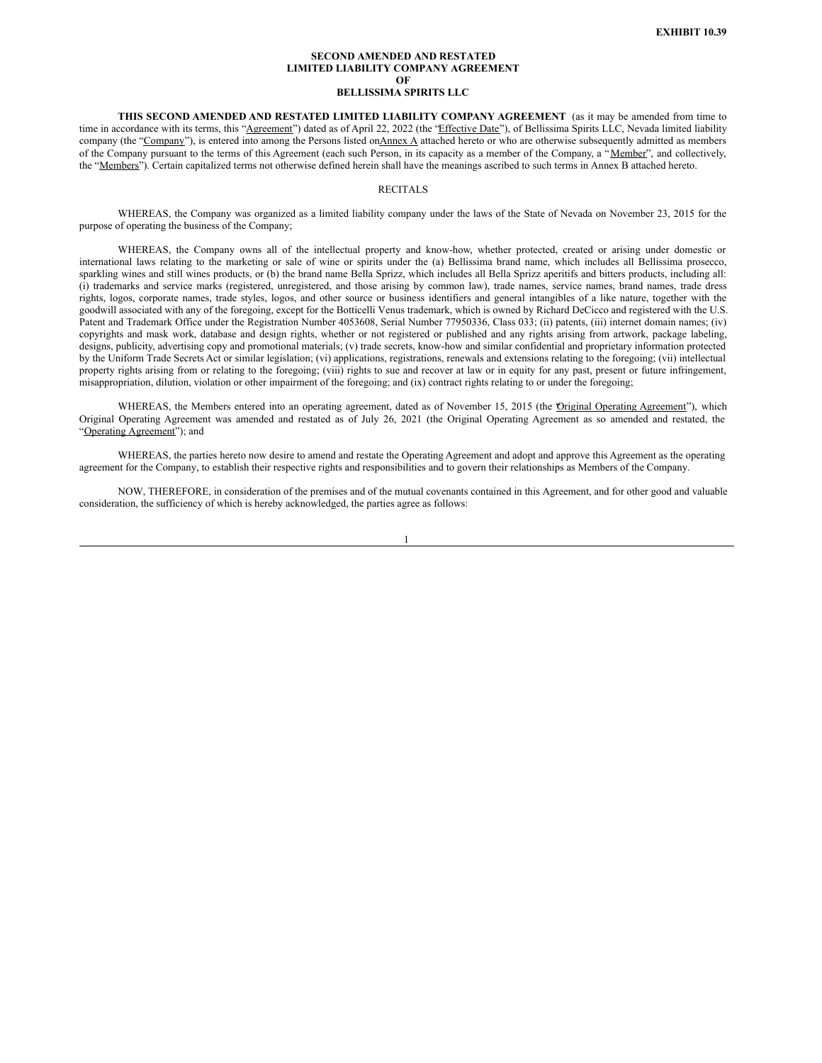**EXHIBIT 10.39**

**SECOND AMENDED AND RESTATED**
**LIMITED LIABILITY COMPANY AGREEMENT**
**OF**
**BELLISSIMA SPIRITS LLC**

**THIS SECOND AMENDED AND RESTATED LIMITED LIABILITY COMPANY AGREEMENT** (as it may be amended from time to time in accordance with its terms, this "Agreement") dated as of April 22, 2022 (the "Effective Date"), of Bellissima Spirits LLC, Nevada limited liability company (the "Company"), is entered into among the Persons listed on Annex A attached hereto or who are otherwise subsequently admitted as members of the Company pursuant to the terms of this Agreement (each such Person, in its capacity as a member of the Company, a "Member", and collectively, the "Members"). Certain capitalized terms not otherwise defined herein shall have the meanings ascribed to such terms in Annex B attached hereto.

RECITALS

WHEREAS, the Company was organized as a limited liability company under the laws of the State of Nevada on November 23, 2015 for the purpose of operating the business of the Company;

WHEREAS, the Company owns all of the intellectual property and know-how, whether protected, created or arising under domestic or international laws relating to the marketing or sale of wine or spirits under the (a) Bellissima brand name, which includes all Bellissima prosecco, sparkling wines and still wines products, or (b) the brand name Bella Sprizz, which includes all Bella Sprizz aperitifs and bitters products, including all: (i) trademarks and service marks (registered, unregistered, and those arising by common law), trade names, service names, brand names, trade dress rights, logos, corporate names, trade styles, logos, and other source or business identifiers and general intangibles of a like nature, together with the goodwill associated with any of the foregoing, except for the Botticelli Venus trademark, which is owned by Richard DeCicco and registered with the U.S. Patent and Trademark Office under the Registration Number 4053608, Serial Number 77950336, Class 033; (ii) patents, (iii) internet domain names; (iv) copyrights and mask work, database and design rights, whether or not registered or published and any rights arising from artwork, package labeling, designs, publicity, advertising copy and promotional materials; (v) trade secrets, know-how and similar confidential and proprietary information protected by the Uniform Trade Secrets Act or similar legislation; (vi) applications, registrations, renewals and extensions relating to the foregoing; (vii) intellectual property rights arising from or relating to the foregoing; (viii) rights to sue and recover at law or in equity for any past, present or future infringement, misappropriation, dilution, violation or other impairment of the foregoing; and (ix) contract rights relating to or under the foregoing;

WHEREAS, the Members entered into an operating agreement, dated as of November 15, 2015 (the "Original Operating Agreement"), which Original Operating Agreement was amended and restated as of July 26, 2021 (the Original Operating Agreement as so amended and restated, the "Operating Agreement"); and

WHEREAS, the parties hereto now desire to amend and restate the Operating Agreement and adopt and approve this Agreement as the operating agreement for the Company, to establish their respective rights and responsibilities and to govern their relationships as Members of the Company.

NOW, THEREFORE, in consideration of the premises and of the mutual covenants contained in this Agreement, and for other good and valuable consideration, the sufficiency of which is hereby acknowledged, the parties agree as follows: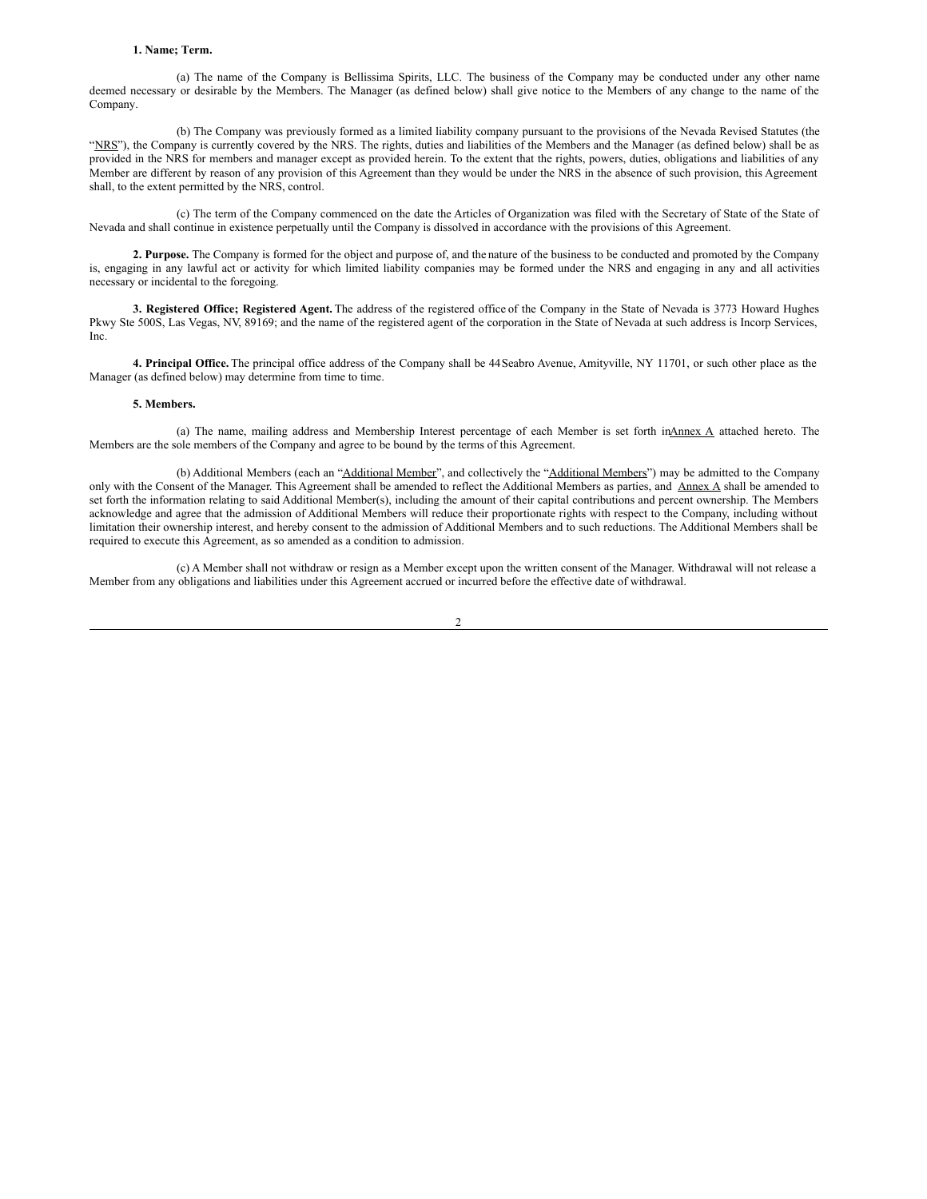**1. Name; Term.**

(a) The name of the Company is Bellissima Spirits, LLC. The business of the Company may be conducted under any other name deemed necessary or desirable by the Members. The Manager (as defined below) shall give notice to the Members of any change to the name of the Company.

(b) The Company was previously formed as a limited liability company pursuant to the provisions of the Nevada Revised Statutes (the "NRS"), the Company is currently covered by the NRS. The rights, duties and liabilities of the Members and the Manager (as defined below) shall be as provided in the NRS for members and manager except as provided herein. To the extent that the rights, powers, duties, obligations and liabilities of any Member are different by reason of any provision of this Agreement than they would be under the NRS in the absence of such provision, this Agreement shall, to the extent permitted by the NRS, control.

(c) The term of the Company commenced on the date the Articles of Organization was filed with the Secretary of State of the State of Nevada and shall continue in existence perpetually until the Company is dissolved in accordance with the provisions of this Agreement.

**2. Purpose.** The Company is formed for the object and purpose of, and the nature of the business to be conducted and promoted by the Company is, engaging in any lawful act or activity for which limited liability companies may be formed under the NRS and engaging in any and all activities necessary or incidental to the foregoing.

**3. Registered Office; Registered Agent.** The address of the registered office of the Company in the State of Nevada is 3773 Howard Hughes Pkwy Ste 500S, Las Vegas, NV, 89169; and the name of the registered agent of the corporation in the State of Nevada at such address is Incorp Services, Inc.

**4. Principal Office.** The principal office address of the Company shall be 44 Seabro Avenue, Amityville, NY 11701, or such other place as the Manager (as defined below) may determine from time to time.

**5. Members.**

(a) The name, mailing address and Membership Interest percentage of each Member is set forth in Annex A attached hereto. The Members are the sole members of the Company and agree to be bound by the terms of this Agreement.

(b) Additional Members (each an "Additional Member", and collectively the "Additional Members") may be admitted to the Company only with the Consent of the Manager. This Agreement shall be amended to reflect the Additional Members as parties, and Annex A shall be amended to set forth the information relating to said Additional Member(s), including the amount of their capital contributions and percent ownership. The Members acknowledge and agree that the admission of Additional Members will reduce their proportionate rights with respect to the Company, including without limitation their ownership interest, and hereby consent to the admission of Additional Members and to such reductions. The Additional Members shall be required to execute this Agreement, as so amended as a condition to admission.

(c) A Member shall not withdraw or resign as a Member except upon the written consent of the Manager. Withdrawal will not release a Member from any obligations and liabilities under this Agreement accrued or incurred before the effective date of withdrawal.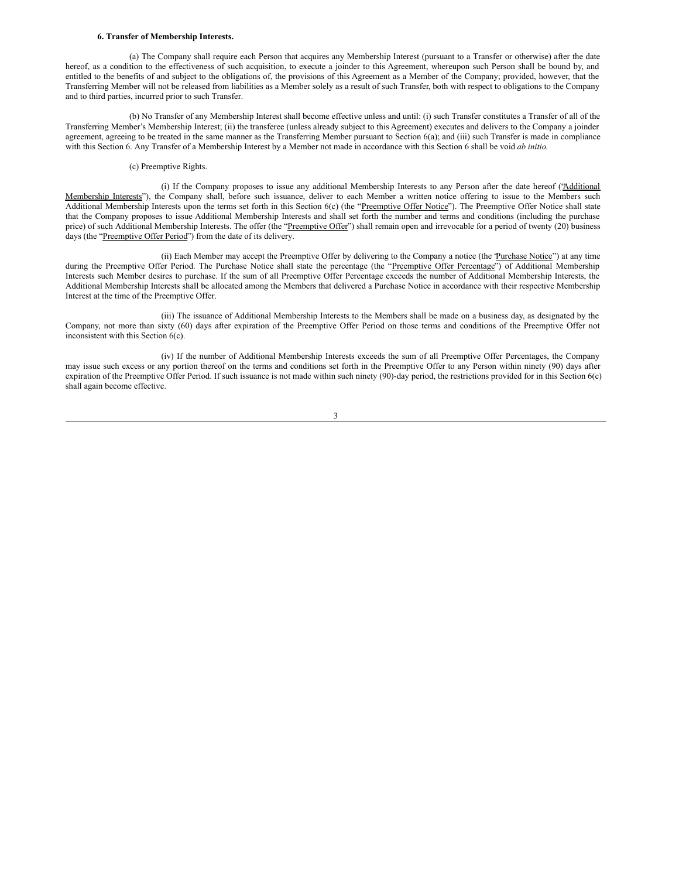**6. Transfer of Membership Interests.**

(a) The Company shall require each Person that acquires any Membership Interest (pursuant to a Transfer or otherwise) after the date hereof, as a condition to the effectiveness of such acquisition, to execute a joinder to this Agreement, whereupon such Person shall be bound by, and entitled to the benefits of and subject to the obligations of, the provisions of this Agreement as a Member of the Company; provided, however, that the Transferring Member will not be released from liabilities as a Member solely as a result of such Transfer, both with respect to obligations to the Company and to third parties, incurred prior to such Transfer.

(b) No Transfer of any Membership Interest shall become effective unless and until: (i) such Transfer constitutes a Transfer of all of the Transferring Member's Membership Interest; (ii) the transferee (unless already subject to this Agreement) executes and delivers to the Company a joinder agreement, agreeing to be treated in the same manner as the Transferring Member pursuant to Section 6(a); and (iii) such Transfer is made in compliance with this Section 6. Any Transfer of a Membership Interest by a Member not made in accordance with this Section 6 shall be void *ab initio*.

(c) Preemptive Rights.

(i) If the Company proposes to issue any additional Membership Interests to any Person after the date hereof ("Additional Membership Interests"), the Company shall, before such issuance, deliver to each Member a written notice offering to issue to the Members such Additional Membership Interests upon the terms set forth in this Section 6(c) (the "Preemptive Offer Notice"). The Preemptive Offer Notice shall state that the Company proposes to issue Additional Membership Interests and shall set forth the number and terms and conditions (including the purchase price) of such Additional Membership Interests. The offer (the "Preemptive Offer") shall remain open and irrevocable for a period of twenty (20) business days (the "Preemptive Offer Period") from the date of its delivery.

(ii) Each Member may accept the Preemptive Offer by delivering to the Company a notice (the "Purchase Notice") at any time during the Preemptive Offer Period. The Purchase Notice shall state the percentage (the "Preemptive Offer Percentage") of Additional Membership Interests such Member desires to purchase. If the sum of all Preemptive Offer Percentage exceeds the number of Additional Membership Interests, the Additional Membership Interests shall be allocated among the Members that delivered a Purchase Notice in accordance with their respective Membership Interest at the time of the Preemptive Offer.

(iii) The issuance of Additional Membership Interests to the Members shall be made on a business day, as designated by the Company, not more than sixty (60) days after expiration of the Preemptive Offer Period on those terms and conditions of the Preemptive Offer not inconsistent with this Section 6(c).

(iv) If the number of Additional Membership Interests exceeds the sum of all Preemptive Offer Percentages, the Company may issue such excess or any portion thereof on the terms and conditions set forth in the Preemptive Offer to any Person within ninety (90) days after expiration of the Preemptive Offer Period. If such issuance is not made within such ninety (90)-day period, the restrictions provided for in this Section 6(c) shall again become effective.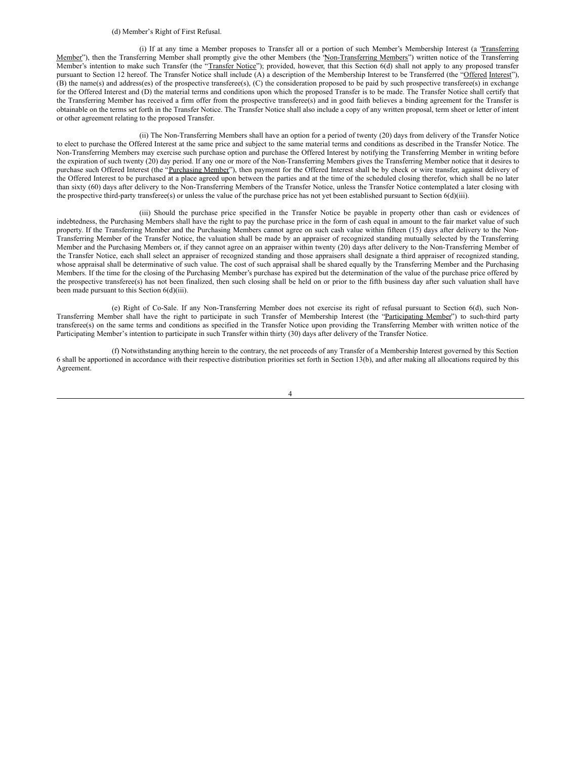(d) Member's Right of First Refusal.

(i) If at any time a Member proposes to Transfer all or a portion of such Member's Membership Interest (a "Transferring Member"), then the Transferring Member shall promptly give the other Members (the "Non-Transferring Members") written notice of the Transferring Member's intention to make such Transfer (the "Transfer Notice"); provided, however, that this Section 6(d) shall not apply to any proposed transfer pursuant to Section 12 hereof. The Transfer Notice shall include (A) a description of the Membership Interest to be Transferred (the "Offered Interest"), (B) the name(s) and address(es) of the prospective transferee(s), (C) the consideration proposed to be paid by such prospective transferee(s) in exchange for the Offered Interest and (D) the material terms and conditions upon which the proposed Transfer is to be made. The Transfer Notice shall certify that the Transferring Member has received a firm offer from the prospective transferee(s) and in good faith believes a binding agreement for the Transfer is obtainable on the terms set forth in the Transfer Notice. The Transfer Notice shall also include a copy of any written proposal, term sheet or letter of intent or other agreement relating to the proposed Transfer.

(ii) The Non-Transferring Members shall have an option for a period of twenty (20) days from delivery of the Transfer Notice to elect to purchase the Offered Interest at the same price and subject to the same material terms and conditions as described in the Transfer Notice. The Non-Transferring Members may exercise such purchase option and purchase the Offered Interest by notifying the Transferring Member in writing before the expiration of such twenty (20) day period. If any one or more of the Non-Transferring Members gives the Transferring Member notice that it desires to purchase such Offered Interest (the "Purchasing Member"), then payment for the Offered Interest shall be by check or wire transfer, against delivery of the Offered Interest to be purchased at a place agreed upon between the parties and at the time of the scheduled closing therefor, which shall be no later than sixty (60) days after delivery to the Non-Transferring Members of the Transfer Notice, unless the Transfer Notice contemplated a later closing with the prospective third-party transferee(s) or unless the value of the purchase price has not yet been established pursuant to Section 6(d)(iii).

(iii) Should the purchase price specified in the Transfer Notice be payable in property other than cash or evidences of indebtedness, the Purchasing Members shall have the right to pay the purchase price in the form of cash equal in amount to the fair market value of such property. If the Transferring Member and the Purchasing Members cannot agree on such cash value within fifteen (15) days after delivery to the Non-Transferring Member of the Transfer Notice, the valuation shall be made by an appraiser of recognized standing mutually selected by the Transferring Member and the Purchasing Members or, if they cannot agree on an appraiser within twenty (20) days after delivery to the Non-Transferring Member of the Transfer Notice, each shall select an appraiser of recognized standing and those appraisers shall designate a third appraiser of recognized standing, whose appraisal shall be determinative of such value. The cost of such appraisal shall be shared equally by the Transferring Member and the Purchasing Members. If the time for the closing of the Purchasing Member's purchase has expired but the determination of the value of the purchase price offered by the prospective transferee(s) has not been finalized, then such closing shall be held on or prior to the fifth business day after such valuation shall have been made pursuant to this Section 6(d)(iii).

(e) Right of Co-Sale. If any Non-Transferring Member does not exercise its right of refusal pursuant to Section 6(d), such Non-Transferring Member shall have the right to participate in such Transfer of Membership Interest (the "Participating Member") to such-third party transferee(s) on the same terms and conditions as specified in the Transfer Notice upon providing the Transferring Member with written notice of the Participating Member's intention to participate in such Transfer within thirty (30) days after delivery of the Transfer Notice.

(f) Notwithstanding anything herein to the contrary, the net proceeds of any Transfer of a Membership Interest governed by this Section 6 shall be apportioned in accordance with their respective distribution priorities set forth in Section 13(b), and after making all allocations required by this Agreement.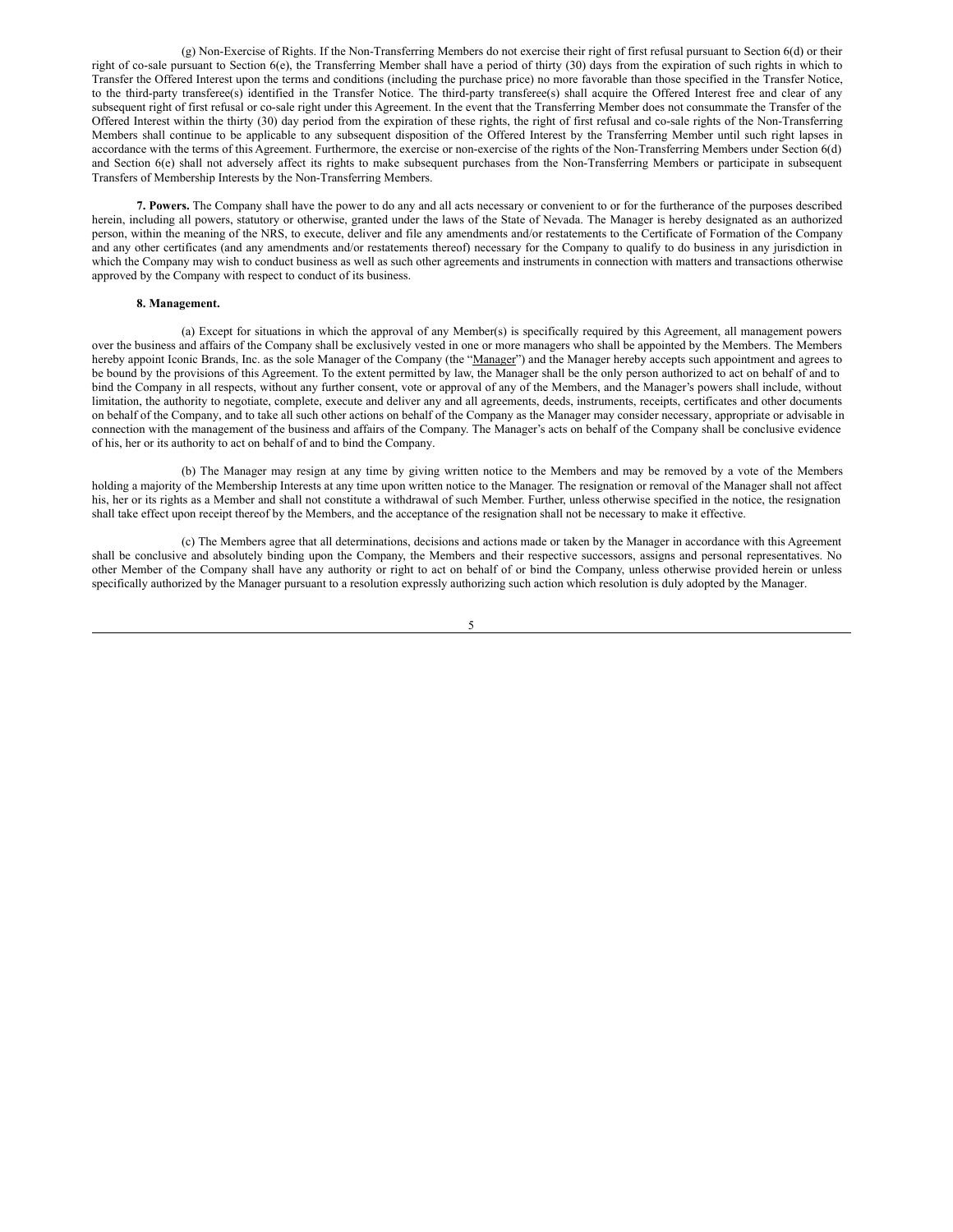(g) Non-Exercise of Rights. If the Non-Transferring Members do not exercise their right of first refusal pursuant to Section 6(d) or their right of co-sale pursuant to Section 6(e), the Transferring Member shall have a period of thirty (30) days from the expiration of such rights in which to Transfer the Offered Interest upon the terms and conditions (including the purchase price) no more favorable than those specified in the Transfer Notice, to the third-party transferee(s) identified in the Transfer Notice. The third-party transferee(s) shall acquire the Offered Interest free and clear of any subsequent right of first refusal or co-sale right under this Agreement. In the event that the Transferring Member does not consummate the Transfer of the Offered Interest within the thirty (30) day period from the expiration of these rights, the right of first refusal and co-sale rights of the Non-Transferring Members shall continue to be applicable to any subsequent disposition of the Offered Interest by the Transferring Member until such right lapses in accordance with the terms of this Agreement. Furthermore, the exercise or non-exercise of the rights of the Non-Transferring Members under Section 6(d) and Section 6(e) shall not adversely affect its rights to make subsequent purchases from the Non-Transferring Members or participate in subsequent Transfers of Membership Interests by the Non-Transferring Members.

**7. Powers.** The Company shall have the power to do any and all acts necessary or convenient to or for the furtherance of the purposes described herein, including all powers, statutory or otherwise, granted under the laws of the State of Nevada. The Manager is hereby designated as an authorized person, within the meaning of the NRS, to execute, deliver and file any amendments and/or restatements to the Certificate of Formation of the Company and any other certificates (and any amendments and/or restatements thereof) necessary for the Company to qualify to do business in any jurisdiction in which the Company may wish to conduct business as well as such other agreements and instruments in connection with matters and transactions otherwise approved by the Company with respect to conduct of its business.

**8. Management.**

(a) Except for situations in which the approval of any Member(s) is specifically required by this Agreement, all management powers over the business and affairs of the Company shall be exclusively vested in one or more managers who shall be appointed by the Members. The Members hereby appoint Iconic Brands, Inc. as the sole Manager of the Company (the "Manager") and the Manager hereby accepts such appointment and agrees to be bound by the provisions of this Agreement. To the extent permitted by law, the Manager shall be the only person authorized to act on behalf of and to bind the Company in all respects, without any further consent, vote or approval of any of the Members, and the Manager's powers shall include, without limitation, the authority to negotiate, complete, execute and deliver any and all agreements, deeds, instruments, receipts, certificates and other documents on behalf of the Company, and to take all such other actions on behalf of the Company as the Manager may consider necessary, appropriate or advisable in connection with the management of the business and affairs of the Company. The Manager's acts on behalf of the Company shall be conclusive evidence of his, her or its authority to act on behalf of and to bind the Company.

(b) The Manager may resign at any time by giving written notice to the Members and may be removed by a vote of the Members holding a majority of the Membership Interests at any time upon written notice to the Manager. The resignation or removal of the Manager shall not affect his, her or its rights as a Member and shall not constitute a withdrawal of such Member. Further, unless otherwise specified in the notice, the resignation shall take effect upon receipt thereof by the Members, and the acceptance of the resignation shall not be necessary to make it effective.

(c) The Members agree that all determinations, decisions and actions made or taken by the Manager in accordance with this Agreement shall be conclusive and absolutely binding upon the Company, the Members and their respective successors, assigns and personal representatives. No other Member of the Company shall have any authority or right to act on behalf of or bind the Company, unless otherwise provided herein or unless specifically authorized by the Manager pursuant to a resolution expressly authorizing such action which resolution is duly adopted by the Manager.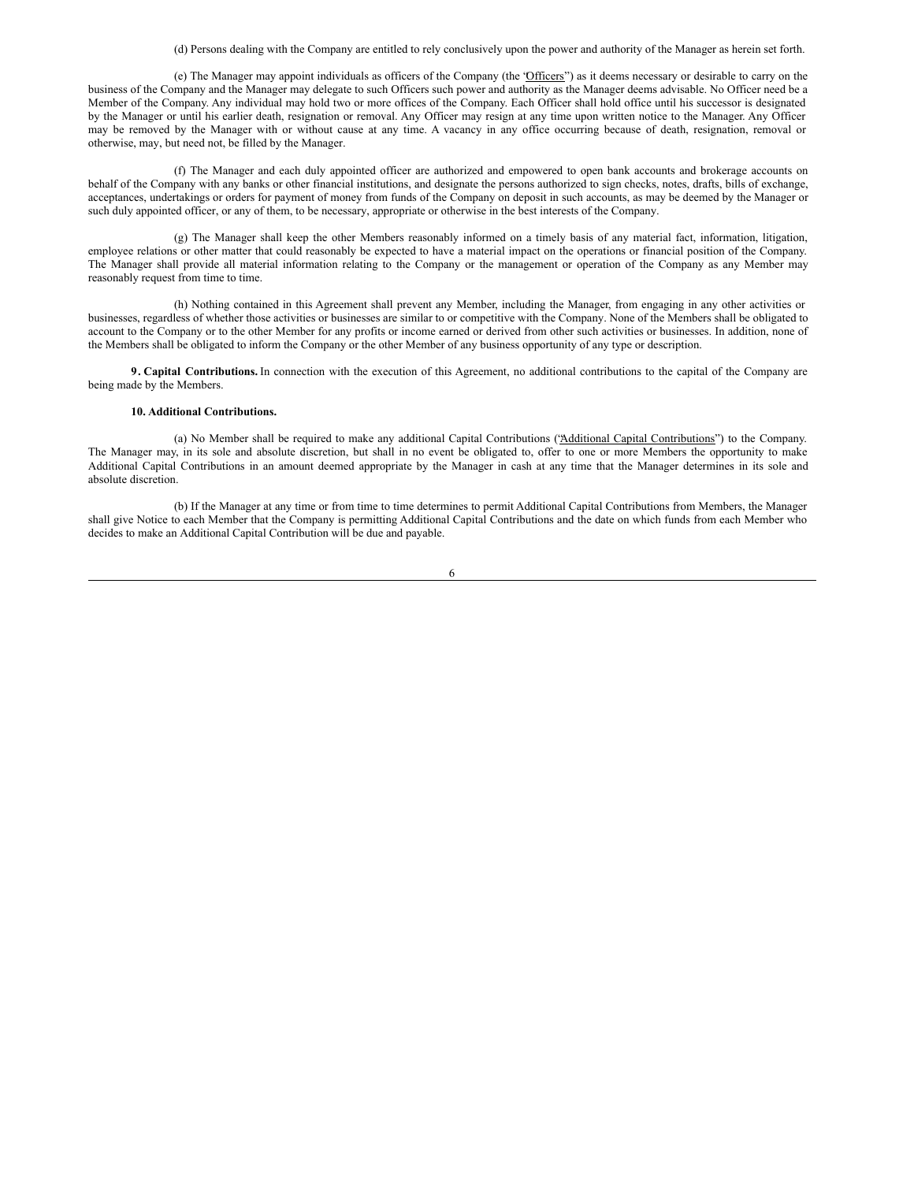(d) Persons dealing with the Company are entitled to rely conclusively upon the power and authority of the Manager as herein set forth.

(e) The Manager may appoint individuals as officers of the Company (the "Officers") as it deems necessary or desirable to carry on the business of the Company and the Manager may delegate to such Officers such power and authority as the Manager deems advisable. No Officer need be a Member of the Company. Any individual may hold two or more offices of the Company. Each Officer shall hold office until his successor is designated by the Manager or until his earlier death, resignation or removal. Any Officer may resign at any time upon written notice to the Manager. Any Officer may be removed by the Manager with or without cause at any time. A vacancy in any office occurring because of death, resignation, removal or otherwise, may, but need not, be filled by the Manager.

(f) The Manager and each duly appointed officer are authorized and empowered to open bank accounts and brokerage accounts on behalf of the Company with any banks or other financial institutions, and designate the persons authorized to sign checks, notes, drafts, bills of exchange, acceptances, undertakings or orders for payment of money from funds of the Company on deposit in such accounts, as may be deemed by the Manager or such duly appointed officer, or any of them, to be necessary, appropriate or otherwise in the best interests of the Company.

(g) The Manager shall keep the other Members reasonably informed on a timely basis of any material fact, information, litigation, employee relations or other matter that could reasonably be expected to have a material impact on the operations or financial position of the Company. The Manager shall provide all material information relating to the Company or the management or operation of the Company as any Member may reasonably request from time to time.

(h) Nothing contained in this Agreement shall prevent any Member, including the Manager, from engaging in any other activities or businesses, regardless of whether those activities or businesses are similar to or competitive with the Company. None of the Members shall be obligated to account to the Company or to the other Member for any profits or income earned or derived from other such activities or businesses. In addition, none of the Members shall be obligated to inform the Company or the other Member of any business opportunity of any type or description.

**9. Capital Contributions.** In connection with the execution of this Agreement, no additional contributions to the capital of the Company are being made by the Members.

**10. Additional Contributions.**

(a) No Member shall be required to make any additional Capital Contributions ("Additional Capital Contributions") to the Company. The Manager may, in its sole and absolute discretion, but shall in no event be obligated to, offer to one or more Members the opportunity to make Additional Capital Contributions in an amount deemed appropriate by the Manager in cash at any time that the Manager determines in its sole and absolute discretion.

(b) If the Manager at any time or from time to time determines to permit Additional Capital Contributions from Members, the Manager shall give Notice to each Member that the Company is permitting Additional Capital Contributions and the date on which funds from each Member who decides to make an Additional Capital Contribution will be due and payable.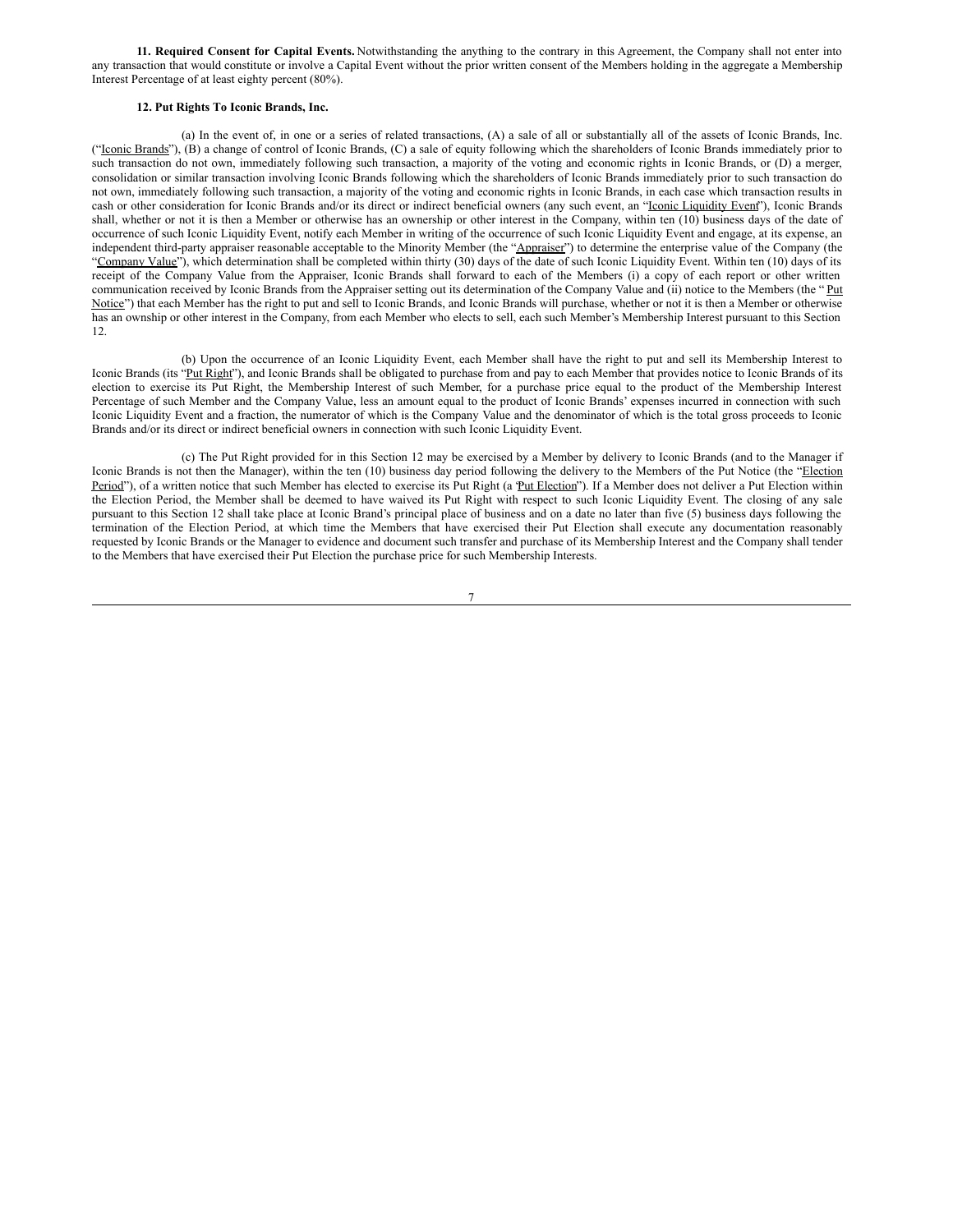**11. Required Consent for Capital Events.** Notwithstanding the anything to the contrary in this Agreement, the Company shall not enter into any transaction that would constitute or involve a Capital Event without the prior written consent of the Members holding in the aggregate a Membership Interest Percentage of at least eighty percent (80%).

**12. Put Rights To Iconic Brands, Inc.**

(a) In the event of, in one or a series of related transactions, (A) a sale of all or substantially all of the assets of Iconic Brands, Inc. ("Iconic Brands"), (B) a change of control of Iconic Brands, (C) a sale of equity following which the shareholders of Iconic Brands immediately prior to such transaction do not own, immediately following such transaction, a majority of the voting and economic rights in Iconic Brands, or (D) a merger, consolidation or similar transaction involving Iconic Brands following which the shareholders of Iconic Brands immediately prior to such transaction do not own, immediately following such transaction, a majority of the voting and economic rights in Iconic Brands, in each case which transaction results in cash or other consideration for Iconic Brands and/or its direct or indirect beneficial owners (any such event, an "Iconic Liquidity Event"), Iconic Brands shall, whether or not it is then a Member or otherwise has an ownership or other interest in the Company, within ten (10) business days of the date of occurrence of such Iconic Liquidity Event, notify each Member in writing of the occurrence of such Iconic Liquidity Event and engage, at its expense, an independent third-party appraiser reasonable acceptable to the Minority Member (the "Appraiser") to determine the enterprise value of the Company (the "Company Value"), which determination shall be completed within thirty (30) days of the date of such Iconic Liquidity Event. Within ten (10) days of its receipt of the Company Value from the Appraiser, Iconic Brands shall forward to each of the Members (i) a copy of each report or other written communication received by Iconic Brands from the Appraiser setting out its determination of the Company Value and (ii) notice to the Members (the " Put Notice") that each Member has the right to put and sell to Iconic Brands, and Iconic Brands will purchase, whether or not it is then a Member or otherwise has an ownship or other interest in the Company, from each Member who elects to sell, each such Member's Membership Interest pursuant to this Section 12.

(b) Upon the occurrence of an Iconic Liquidity Event, each Member shall have the right to put and sell its Membership Interest to Iconic Brands (its "Put Right"), and Iconic Brands shall be obligated to purchase from and pay to each Member that provides notice to Iconic Brands of its election to exercise its Put Right, the Membership Interest of such Member, for a purchase price equal to the product of the Membership Interest Percentage of such Member and the Company Value, less an amount equal to the product of Iconic Brands' expenses incurred in connection with such Iconic Liquidity Event and a fraction, the numerator of which is the Company Value and the denominator of which is the total gross proceeds to Iconic Brands and/or its direct or indirect beneficial owners in connection with such Iconic Liquidity Event.

(c) The Put Right provided for in this Section 12 may be exercised by a Member by delivery to Iconic Brands (and to the Manager if Iconic Brands is not then the Manager), within the ten (10) business day period following the delivery to the Members of the Put Notice (the "Election Period"), of a written notice that such Member has elected to exercise its Put Right (a 'Put Election"). If a Member does not deliver a Put Election within the Election Period, the Member shall be deemed to have waived its Put Right with respect to such Iconic Liquidity Event. The closing of any sale pursuant to this Section 12 shall take place at Iconic Brand's principal place of business and on a date no later than five (5) business days following the termination of the Election Period, at which time the Members that have exercised their Put Election shall execute any documentation reasonably requested by Iconic Brands or the Manager to evidence and document such transfer and purchase of its Membership Interest and the Company shall tender to the Members that have exercised their Put Election the purchase price for such Membership Interests.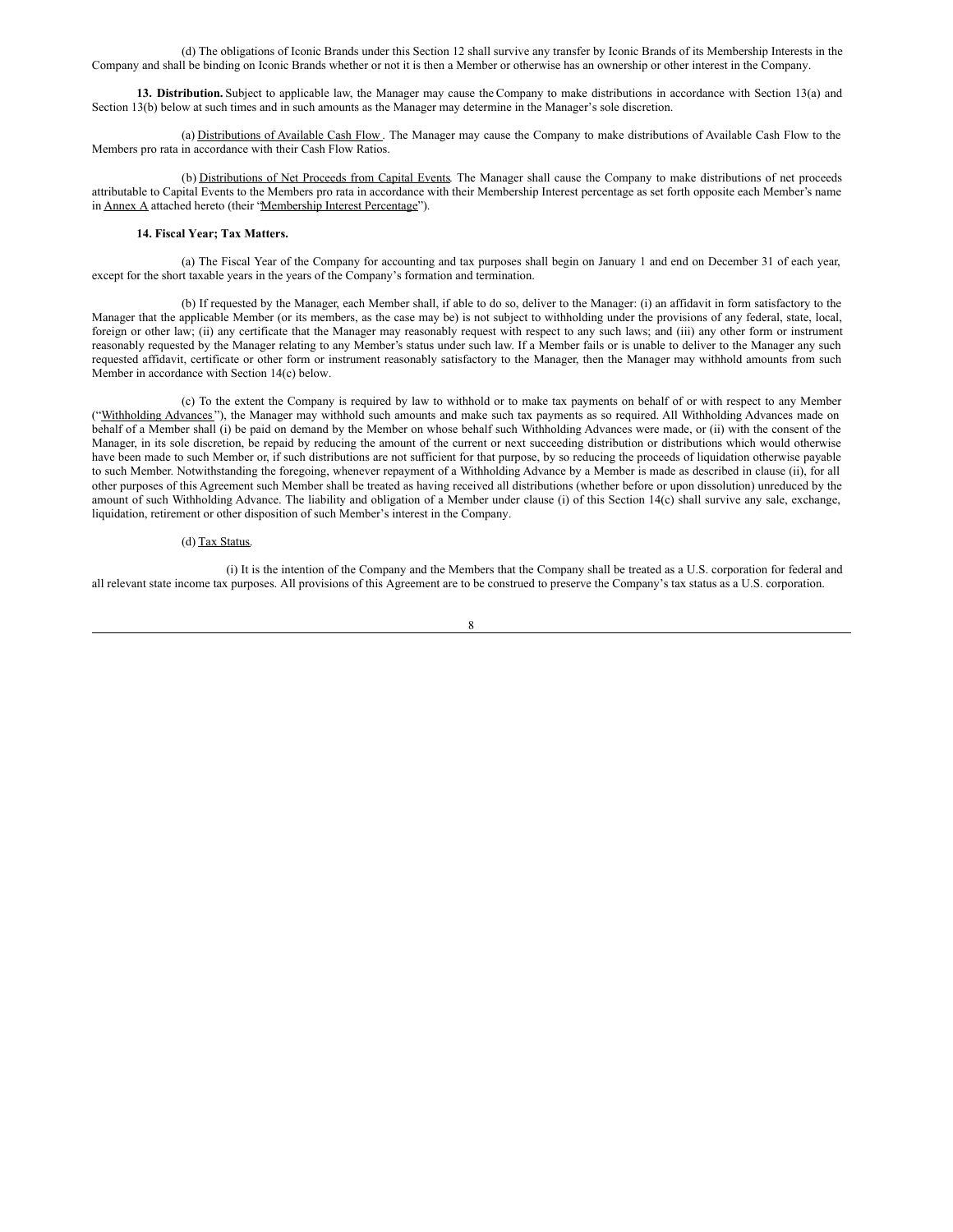(d) The obligations of Iconic Brands under this Section 12 shall survive any transfer by Iconic Brands of its Membership Interests in the Company and shall be binding on Iconic Brands whether or not it is then a Member or otherwise has an ownership or other interest in the Company.

**13. Distribution.** Subject to applicable law, the Manager may cause the Company to make distributions in accordance with Section 13(a) and Section 13(b) below at such times and in such amounts as the Manager may determine in the Manager's sole discretion.

(a) Distributions of Available Cash Flow. The Manager may cause the Company to make distributions of Available Cash Flow to the Members pro rata in accordance with their Cash Flow Ratios.

(b) Distributions of Net Proceeds from Capital Events. The Manager shall cause the Company to make distributions of net proceeds attributable to Capital Events to the Members pro rata in accordance with their Membership Interest percentage as set forth opposite each Member's name in Annex A attached hereto (their "Membership Interest Percentage").

**14. Fiscal Year; Tax Matters.**

(a) The Fiscal Year of the Company for accounting and tax purposes shall begin on January 1 and end on December 31 of each year, except for the short taxable years in the years of the Company's formation and termination.

(b) If requested by the Manager, each Member shall, if able to do so, deliver to the Manager: (i) an affidavit in form satisfactory to the Manager that the applicable Member (or its members, as the case may be) is not subject to withholding under the provisions of any federal, state, local, foreign or other law; (ii) any certificate that the Manager may reasonably request with respect to any such laws; and (iii) any other form or instrument reasonably requested by the Manager relating to any Member's status under such law. If a Member fails or is unable to deliver to the Manager any such requested affidavit, certificate or other form or instrument reasonably satisfactory to the Manager, then the Manager may withhold amounts from such Member in accordance with Section 14(c) below.

(c) To the extent the Company is required by law to withhold or to make tax payments on behalf of or with respect to any Member ("Withholding Advances"), the Manager may withhold such amounts and make such tax payments as so required. All Withholding Advances made on behalf of a Member shall (i) be paid on demand by the Member on whose behalf such Withholding Advances were made, or (ii) with the consent of the Manager, in its sole discretion, be repaid by reducing the amount of the current or next succeeding distribution or distributions which would otherwise have been made to such Member or, if such distributions are not sufficient for that purpose, by so reducing the proceeds of liquidation otherwise payable to such Member. Notwithstanding the foregoing, whenever repayment of a Withholding Advance by a Member is made as described in clause (ii), for all other purposes of this Agreement such Member shall be treated as having received all distributions (whether before or upon dissolution) unreduced by the amount of such Withholding Advance. The liability and obligation of a Member under clause (i) of this Section 14(c) shall survive any sale, exchange, liquidation, retirement or other disposition of such Member's interest in the Company.

(d) Tax Status.

(i) It is the intention of the Company and the Members that the Company shall be treated as a U.S. corporation for federal and all relevant state income tax purposes. All provisions of this Agreement are to be construed to preserve the Company's tax status as a U.S. corporation.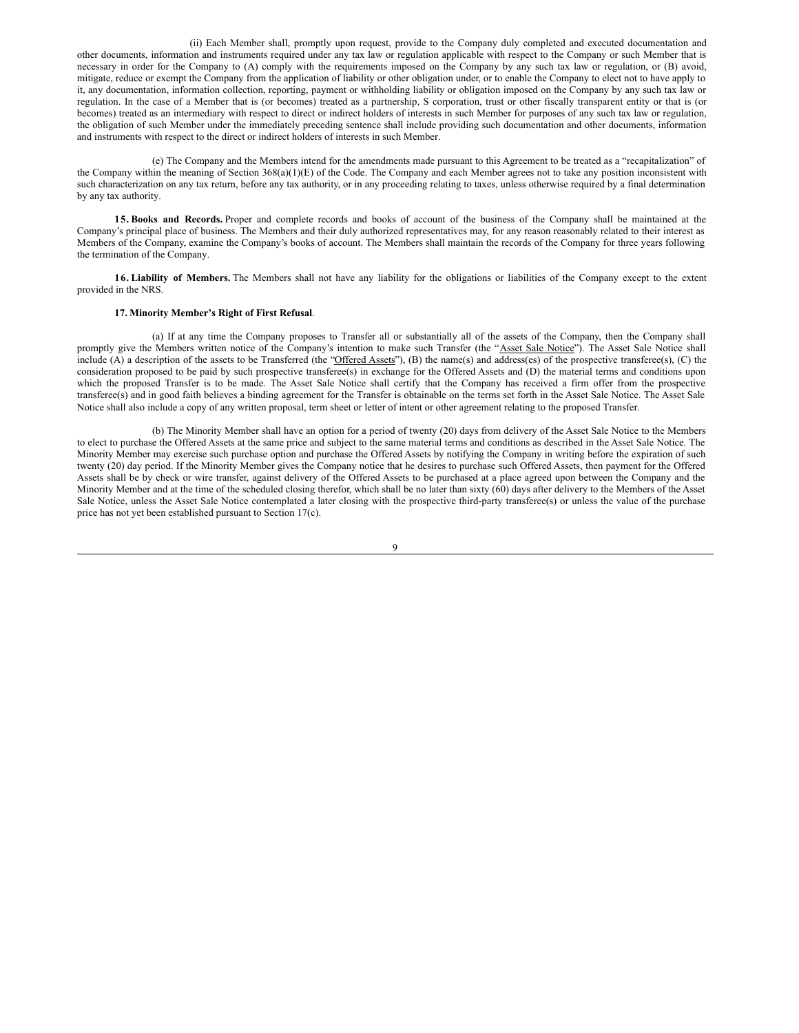(ii) Each Member shall, promptly upon request, provide to the Company duly completed and executed documentation and other documents, information and instruments required under any tax law or regulation applicable with respect to the Company or such Member that is necessary in order for the Company to (A) comply with the requirements imposed on the Company by any such tax law or regulation, or (B) avoid, mitigate, reduce or exempt the Company from the application of liability or other obligation under, or to enable the Company to elect not to have apply to it, any documentation, information collection, reporting, payment or withholding liability or obligation imposed on the Company by any such tax law or regulation. In the case of a Member that is (or becomes) treated as a partnership, S corporation, trust or other fiscally transparent entity or that is (or becomes) treated as an intermediary with respect to direct or indirect holders of interests in such Member for purposes of any such tax law or regulation, the obligation of such Member under the immediately preceding sentence shall include providing such documentation and other documents, information and instruments with respect to the direct or indirect holders of interests in such Member.

(e) The Company and the Members intend for the amendments made pursuant to this Agreement to be treated as a "recapitalization" of the Company within the meaning of Section 368(a)(1)(E) of the Code. The Company and each Member agrees not to take any position inconsistent with such characterization on any tax return, before any tax authority, or in any proceeding relating to taxes, unless otherwise required by a final determination by any tax authority.

**15. Books and Records.** Proper and complete records and books of account of the business of the Company shall be maintained at the Company's principal place of business. The Members and their duly authorized representatives may, for any reason reasonably related to their interest as Members of the Company, examine the Company's books of account. The Members shall maintain the records of the Company for three years following the termination of the Company.

**16. Liability of Members.** The Members shall not have any liability for the obligations or liabilities of the Company except to the extent provided in the NRS.

**17. Minority Member's Right of First Refusal**.

(a) If at any time the Company proposes to Transfer all or substantially all of the assets of the Company, then the Company shall promptly give the Members written notice of the Company's intention to make such Transfer (the "Asset Sale Notice"). The Asset Sale Notice shall include (A) a description of the assets to be Transferred (the "Offered Assets"), (B) the name(s) and address(es) of the prospective transferee(s), (C) the consideration proposed to be paid by such prospective transferee(s) in exchange for the Offered Assets and (D) the material terms and conditions upon which the proposed Transfer is to be made. The Asset Sale Notice shall certify that the Company has received a firm offer from the prospective transferee(s) and in good faith believes a binding agreement for the Transfer is obtainable on the terms set forth in the Asset Sale Notice. The Asset Sale Notice shall also include a copy of any written proposal, term sheet or letter of intent or other agreement relating to the proposed Transfer.

(b) The Minority Member shall have an option for a period of twenty (20) days from delivery of the Asset Sale Notice to the Members to elect to purchase the Offered Assets at the same price and subject to the same material terms and conditions as described in the Asset Sale Notice. The Minority Member may exercise such purchase option and purchase the Offered Assets by notifying the Company in writing before the expiration of such twenty (20) day period. If the Minority Member gives the Company notice that he desires to purchase such Offered Assets, then payment for the Offered Assets shall be by check or wire transfer, against delivery of the Offered Assets to be purchased at a place agreed upon between the Company and the Minority Member and at the time of the scheduled closing therefor, which shall be no later than sixty (60) days after delivery to the Members of the Asset Sale Notice, unless the Asset Sale Notice contemplated a later closing with the prospective third-party transferee(s) or unless the value of the purchase price has not yet been established pursuant to Section 17(c).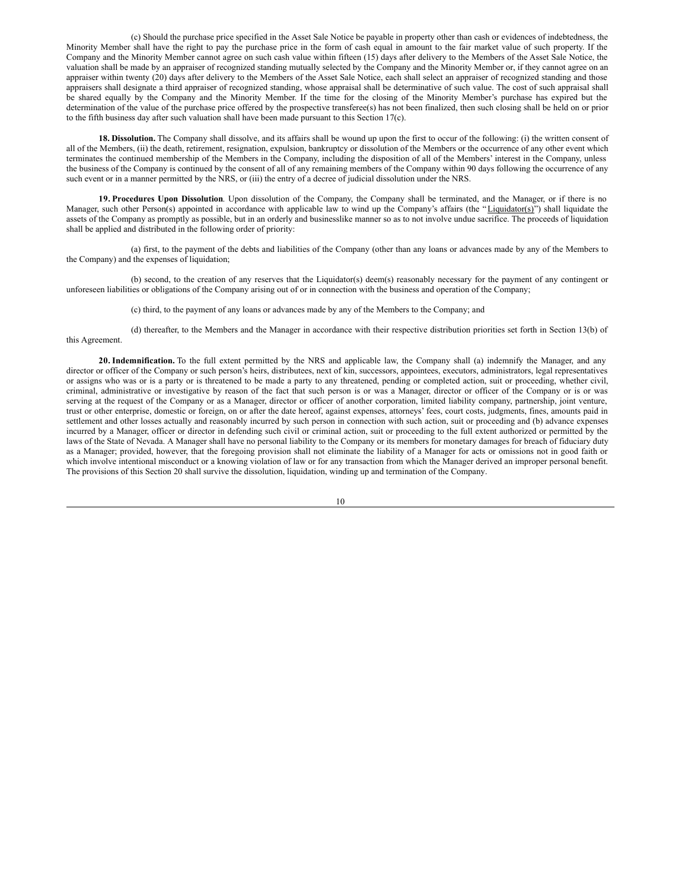(c) Should the purchase price specified in the Asset Sale Notice be payable in property other than cash or evidences of indebtedness, the Minority Member shall have the right to pay the purchase price in the form of cash equal in amount to the fair market value of such property. If the Company and the Minority Member cannot agree on such cash value within fifteen (15) days after delivery to the Members of the Asset Sale Notice, the valuation shall be made by an appraiser of recognized standing mutually selected by the Company and the Minority Member or, if they cannot agree on an appraiser within twenty (20) days after delivery to the Members of the Asset Sale Notice, each shall select an appraiser of recognized standing and those appraisers shall designate a third appraiser of recognized standing, whose appraisal shall be determinative of such value. The cost of such appraisal shall be shared equally by the Company and the Minority Member. If the time for the closing of the Minority Member's purchase has expired but the determination of the value of the purchase price offered by the prospective transferee(s) has not been finalized, then such closing shall be held on or prior to the fifth business day after such valuation shall have been made pursuant to this Section 17(c).

**18. Dissolution.** The Company shall dissolve, and its affairs shall be wound up upon the first to occur of the following: (i) the written consent of all of the Members, (ii) the death, retirement, resignation, expulsion, bankruptcy or dissolution of the Members or the occurrence of any other event which terminates the continued membership of the Members in the Company, including the disposition of all of the Members' interest in the Company, unless the business of the Company is continued by the consent of all of any remaining members of the Company within 90 days following the occurrence of any such event or in a manner permitted by the NRS, or (iii) the entry of a decree of judicial dissolution under the NRS.

**19. Procedures Upon Dissolution**. Upon dissolution of the Company, the Company shall be terminated, and the Manager, or if there is no Manager, such other Person(s) appointed in accordance with applicable law to wind up the Company's affairs (the "Liquidator(s)") shall liquidate the assets of the Company as promptly as possible, but in an orderly and businesslike manner so as to not involve undue sacrifice. The proceeds of liquidation shall be applied and distributed in the following order of priority:

(a) first, to the payment of the debts and liabilities of the Company (other than any loans or advances made by any of the Members to the Company) and the expenses of liquidation;

(b) second, to the creation of any reserves that the Liquidator(s) deem(s) reasonably necessary for the payment of any contingent or unforeseen liabilities or obligations of the Company arising out of or in connection with the business and operation of the Company;

(c) third, to the payment of any loans or advances made by any of the Members to the Company; and

(d) thereafter, to the Members and the Manager in accordance with their respective distribution priorities set forth in Section 13(b) of this Agreement.

**20. Indemnification.** To the full extent permitted by the NRS and applicable law, the Company shall (a) indemnify the Manager, and any director or officer of the Company or such person's heirs, distributees, next of kin, successors, appointees, executors, administrators, legal representatives or assigns who was or is a party or is threatened to be made a party to any threatened, pending or completed action, suit or proceeding, whether civil, criminal, administrative or investigative by reason of the fact that such person is or was a Manager, director or officer of the Company or is or was serving at the request of the Company or as a Manager, director or officer of another corporation, limited liability company, partnership, joint venture, trust or other enterprise, domestic or foreign, on or after the date hereof, against expenses, attorneys' fees, court costs, judgments, fines, amounts paid in settlement and other losses actually and reasonably incurred by such person in connection with such action, suit or proceeding and (b) advance expenses incurred by a Manager, officer or director in defending such civil or criminal action, suit or proceeding to the full extent authorized or permitted by the laws of the State of Nevada. A Manager shall have no personal liability to the Company or its members for monetary damages for breach of fiduciary duty as a Manager; provided, however, that the foregoing provision shall not eliminate the liability of a Manager for acts or omissions not in good faith or which involve intentional misconduct or a knowing violation of law or for any transaction from which the Manager derived an improper personal benefit. The provisions of this Section 20 shall survive the dissolution, liquidation, winding up and termination of the Company.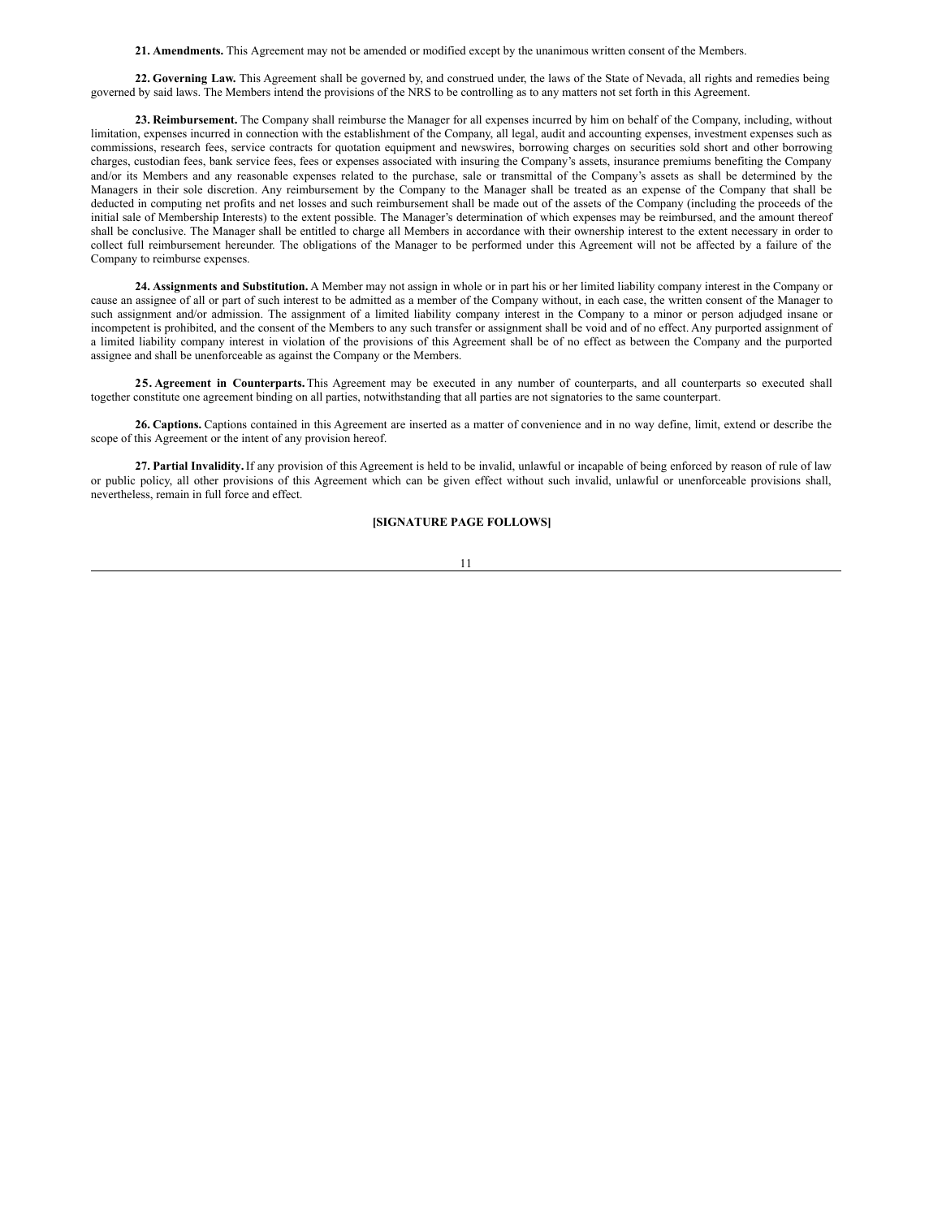**21. Amendments.** This Agreement may not be amended or modified except by the unanimous written consent of the Members.

**22. Governing Law.** This Agreement shall be governed by, and construed under, the laws of the State of Nevada, all rights and remedies being governed by said laws. The Members intend the provisions of the NRS to be controlling as to any matters not set forth in this Agreement.

**23. Reimbursement.** The Company shall reimburse the Manager for all expenses incurred by him on behalf of the Company, including, without limitation, expenses incurred in connection with the establishment of the Company, all legal, audit and accounting expenses, investment expenses such as commissions, research fees, service contracts for quotation equipment and newswires, borrowing charges on securities sold short and other borrowing charges, custodian fees, bank service fees, fees or expenses associated with insuring the Company's assets, insurance premiums benefiting the Company and/or its Members and any reasonable expenses related to the purchase, sale or transmittal of the Company's assets as shall be determined by the Managers in their sole discretion. Any reimbursement by the Company to the Manager shall be treated as an expense of the Company that shall be deducted in computing net profits and net losses and such reimbursement shall be made out of the assets of the Company (including the proceeds of the initial sale of Membership Interests) to the extent possible. The Manager's determination of which expenses may be reimbursed, and the amount thereof shall be conclusive. The Manager shall be entitled to charge all Members in accordance with their ownership interest to the extent necessary in order to collect full reimbursement hereunder. The obligations of the Manager to be performed under this Agreement will not be affected by a failure of the Company to reimburse expenses.

**24. Assignments and Substitution.** A Member may not assign in whole or in part his or her limited liability company interest in the Company or cause an assignee of all or part of such interest to be admitted as a member of the Company without, in each case, the written consent of the Manager to such assignment and/or admission. The assignment of a limited liability company interest in the Company to a minor or person adjudged insane or incompetent is prohibited, and the consent of the Members to any such transfer or assignment shall be void and of no effect. Any purported assignment of a limited liability company interest in violation of the provisions of this Agreement shall be of no effect as between the Company and the purported assignee and shall be unenforceable as against the Company or the Members.

**25. Agreement in Counterparts.** This Agreement may be executed in any number of counterparts, and all counterparts so executed shall together constitute one agreement binding on all parties, notwithstanding that all parties are not signatories to the same counterpart.

**26. Captions.** Captions contained in this Agreement are inserted as a matter of convenience and in no way define, limit, extend or describe the scope of this Agreement or the intent of any provision hereof.

**27. Partial Invalidity.** If any provision of this Agreement is held to be invalid, unlawful or incapable of being enforced by reason of rule of law or public policy, all other provisions of this Agreement which can be given effect without such invalid, unlawful or unenforceable provisions shall, nevertheless, remain in full force and effect.

**[SIGNATURE PAGE FOLLOWS]**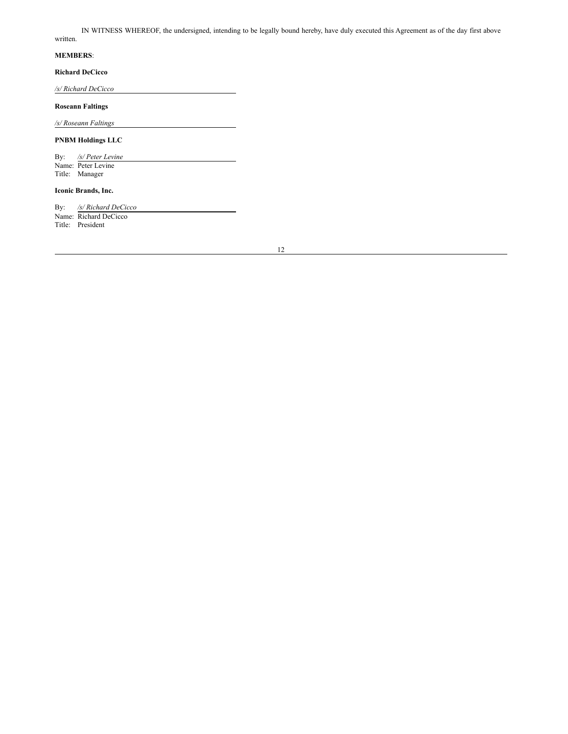IN WITNESS WHEREOF, the undersigned, intending to be legally bound hereby, have duly executed this Agreement as of the day first above written.

**MEMBERS**:

**Richard DeCicco**

*/s/ Richard DeCicco*

**Roseann Faltings**

*/s/ Roseann Faltings*

**PNBM Holdings LLC**

By: */s/ Peter Levine*
Name: Peter Levine
Title: Manager

**Iconic Brands, Inc.**

By: */s/ Richard DeCicco*
Name: Richard DeCicco
Title: President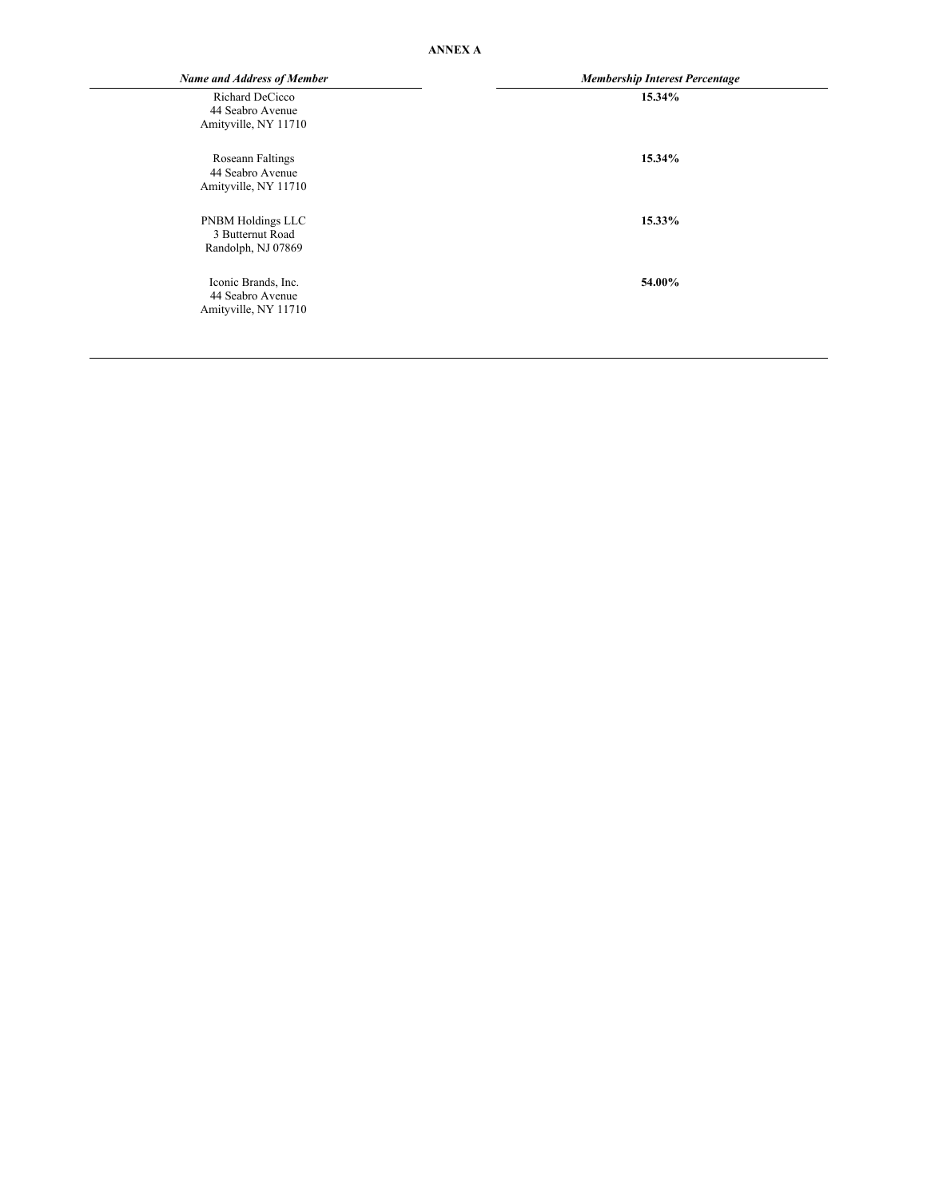**ANNEX A**

| *Name and Address of Member* | *Membership Interest Percentage* |
| --- | --- |
| Richard DeCicco<br>44 Seabro Avenue<br>Amityville, NY 11710 | **15.34%** |
| Roseann Faltings<br>44 Seabro Avenue<br>Amityville, NY 11710 | **15.34%** |
| PNBM Holdings LLC<br>3 Butternut Road<br>Randolph, NJ 07869 | **15.33%** |
| Iconic Brands, Inc.<br>44 Seabro Avenue<br>Amityville, NY 11710 | **54.00%** |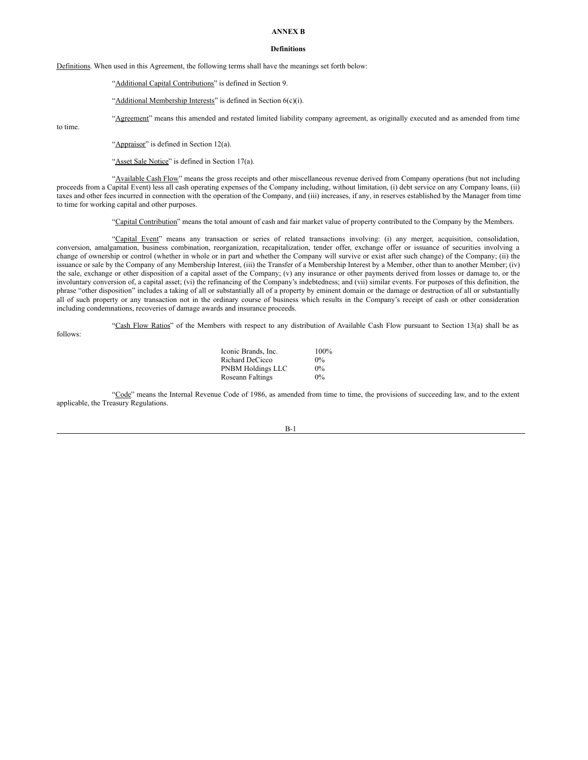**ANNEX B**

**Definitions**

Definitions. When used in this Agreement, the following terms shall have the meanings set forth below:

"Additional Capital Contributions" is defined in Section 9.

"Additional Membership Interests" is defined in Section 6(c)(i).

"Agreement" means this amended and restated limited liability company agreement, as originally executed and as amended from time to time.

"Appraisor" is defined in Section 12(a).

"Asset Sale Notice" is defined in Section 17(a).

"Available Cash Flow" means the gross receipts and other miscellaneous revenue derived from Company operations (but not including proceeds from a Capital Event) less all cash operating expenses of the Company including, without limitation, (i) debt service on any Company loans, (ii) taxes and other fees incurred in connection with the operation of the Company, and (iii) increases, if any, in reserves established by the Manager from time to time for working capital and other purposes.

"Capital Contribution" means the total amount of cash and fair market value of property contributed to the Company by the Members.

"Capital Event" means any transaction or series of related transactions involving: (i) any merger, acquisition, consolidation, conversion, amalgamation, business combination, reorganization, recapitalization, tender offer, exchange offer or issuance of securities involving a change of ownership or control (whether in whole or in part and whether the Company will survive or exist after such change) of the Company; (ii) the issuance or sale by the Company of any Membership Interest, (iii) the Transfer of a Membership Interest by a Member, other than to another Member; (iv) the sale, exchange or other disposition of a capital asset of the Company; (v) any insurance or other payments derived from losses or damage to, or the involuntary conversion of, a capital asset; (vi) the refinancing of the Company's indebtedness; and (vii) similar events. For purposes of this definition, the phrase "other disposition" includes a taking of all or substantially all of a property by eminent domain or the damage or destruction of all or substantially all of such property or any transaction not in the ordinary course of business which results in the Company's receipt of cash or other consideration including condemnations, recoveries of damage awards and insurance proceeds.

"Cash Flow Ratios" of the Members with respect to any distribution of Available Cash Flow pursuant to Section 13(a) shall be as follows:

| | |
|---|---|
| Iconic Brands, Inc. | 100% |
| Richard DeCicco | 0% |
| PNBM Holdings LLC | 0% |
| Roseann Faltings | 0% |

"Code" means the Internal Revenue Code of 1986, as amended from time to time, the provisions of succeeding law, and to the extent applicable, the Treasury Regulations.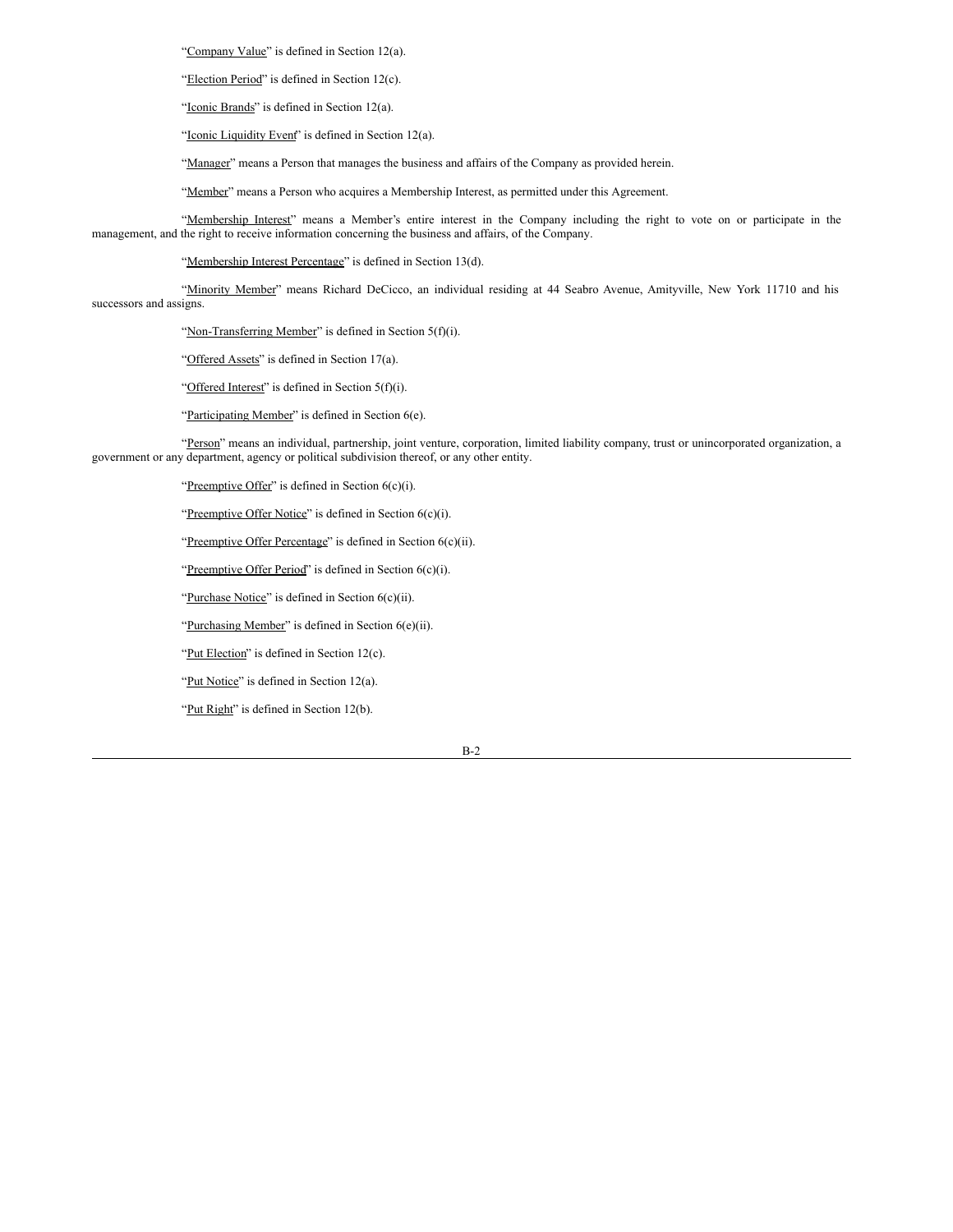"Company Value" is defined in Section 12(a).

"Election Period" is defined in Section 12(c).

"Iconic Brands" is defined in Section 12(a).

"Iconic Liquidity Event" is defined in Section 12(a).

"Manager" means a Person that manages the business and affairs of the Company as provided herein.

"Member" means a Person who acquires a Membership Interest, as permitted under this Agreement.

"Membership Interest" means a Member's entire interest in the Company including the right to vote on or participate in the management, and the right to receive information concerning the business and affairs, of the Company.

"Membership Interest Percentage" is defined in Section 13(d).

"Minority Member" means Richard DeCicco, an individual residing at 44 Seabro Avenue, Amityville, New York 11710 and his successors and assigns.

"Non-Transferring Member" is defined in Section 5(f)(i).

"Offered Assets" is defined in Section 17(a).

"Offered Interest" is defined in Section 5(f)(i).

"Participating Member" is defined in Section 6(e).

"Person" means an individual, partnership, joint venture, corporation, limited liability company, trust or unincorporated organization, a government or any department, agency or political subdivision thereof, or any other entity.

"Preemptive Offer" is defined in Section 6(c)(i).

"Preemptive Offer Notice" is defined in Section 6(c)(i).

"Preemptive Offer Percentage" is defined in Section 6(c)(ii).

"Preemptive Offer Period" is defined in Section 6(c)(i).

"Purchase Notice" is defined in Section 6(c)(ii).

"Purchasing Member" is defined in Section 6(e)(ii).

"Put Election" is defined in Section 12(c).

"Put Notice" is defined in Section 12(a).

"Put Right" is defined in Section 12(b).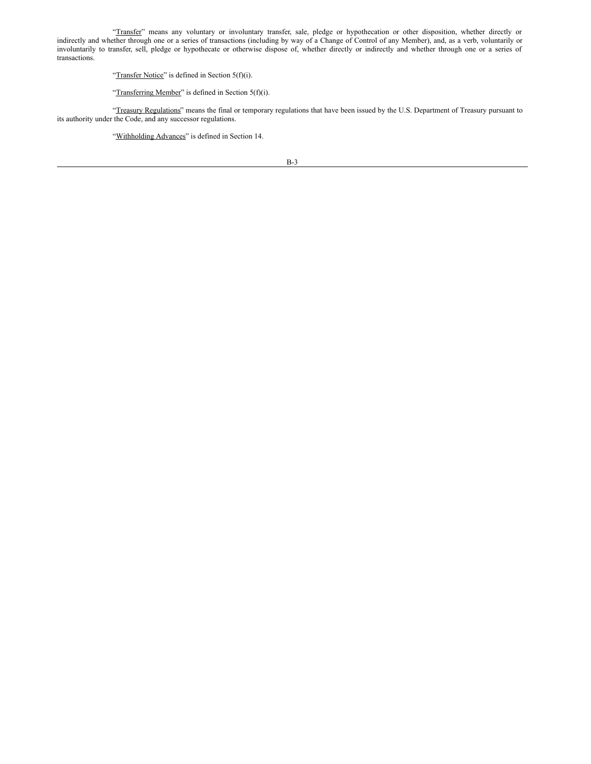"Transfer" means any voluntary or involuntary transfer, sale, pledge or hypothecation or other disposition, whether directly or indirectly and whether through one or a series of transactions (including by way of a Change of Control of any Member), and, as a verb, voluntarily or involuntarily to transfer, sell, pledge or hypothecate or otherwise dispose of, whether directly or indirectly and whether through one or a series of transactions.

"Transfer Notice" is defined in Section 5(f)(i).

"Transferring Member" is defined in Section 5(f)(i).

"Treasury Regulations" means the final or temporary regulations that have been issued by the U.S. Department of Treasury pursuant to its authority under the Code, and any successor regulations.

"Withholding Advances" is defined in Section 14.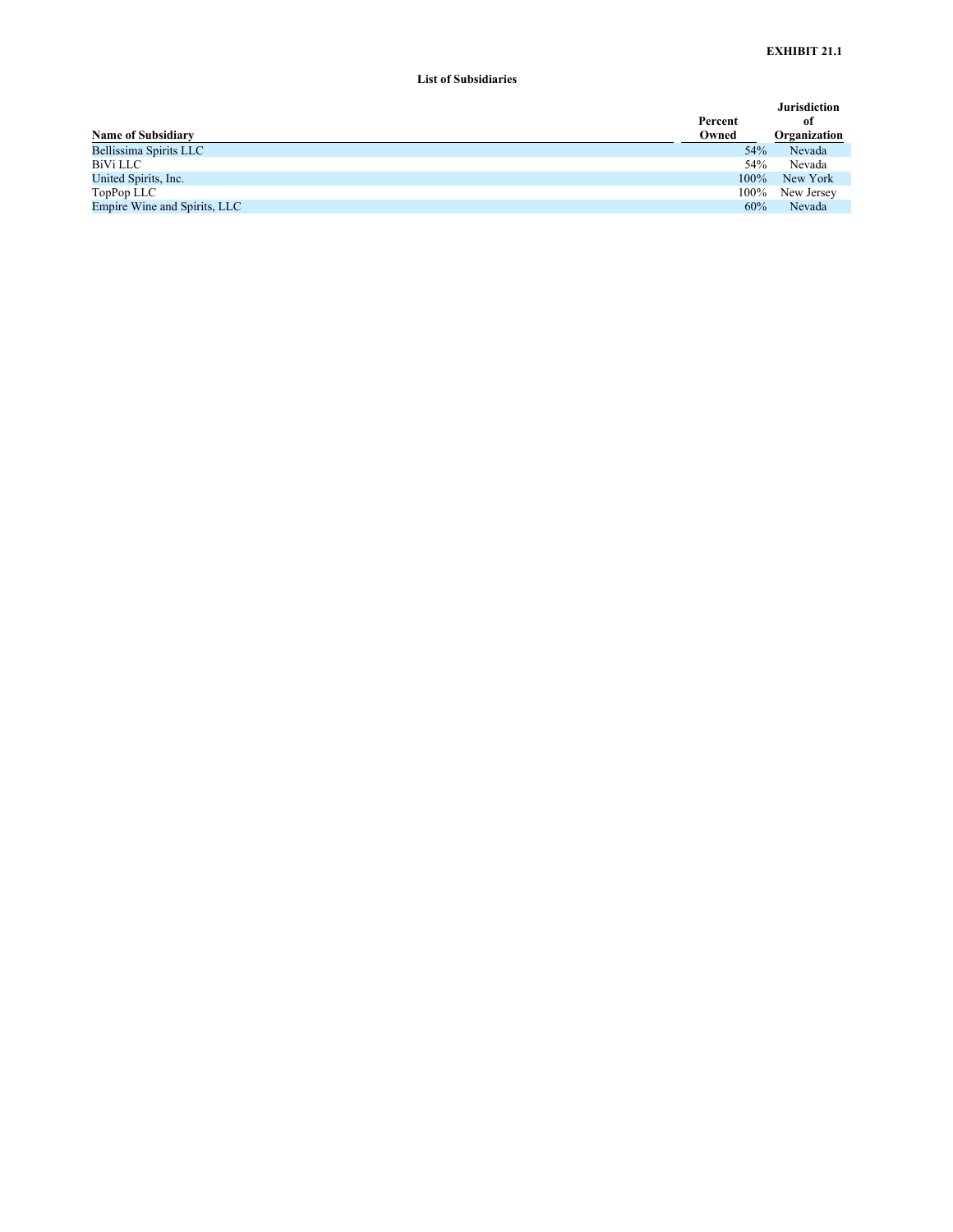**EXHIBIT 21.1**

**List of Subsidiaries**

| Name of Subsidiary | Percent Owned | Jurisdiction of Organization |
|---|---|---|
| Bellissima Spirits LLC | 54% | Nevada |
| BiVi LLC | 54% | Nevada |
| United Spirits, Inc. | 100% | New York |
| TopPop LLC | 100% | New Jersey |
| Empire Wine and Spirits, LLC | 60% | Nevada |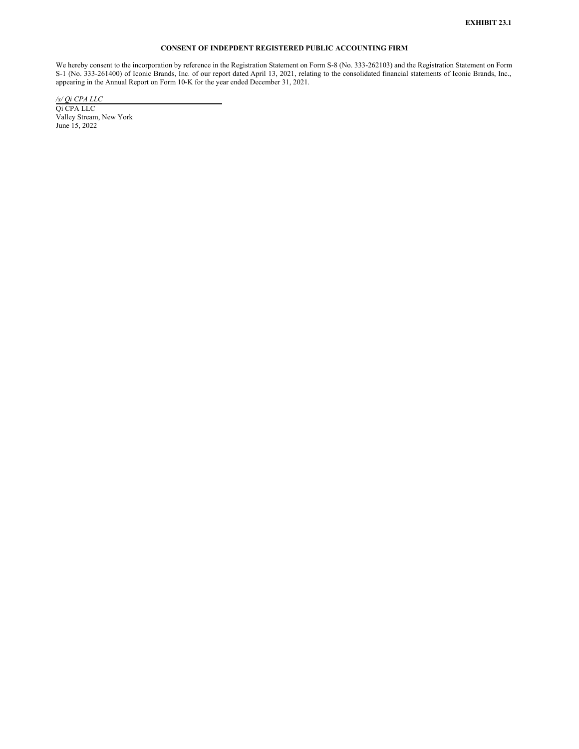**EXHIBIT 23.1**

**CONSENT OF INDEPDENT REGISTERED PUBLIC ACCOUNTING FIRM**

We hereby consent to the incorporation by reference in the Registration Statement on Form S-8 (No. 333-262103) and the Registration Statement on Form S-1 (No. 333-261400) of Iconic Brands, Inc. of our report dated April 13, 2021, relating to the consolidated financial statements of Iconic Brands, Inc., appearing in the Annual Report on Form 10-K for the year ended December 31, 2021.

*/s/ Qi CPA LLC*

Qi CPA LLC
Valley Stream, New York
June 15, 2022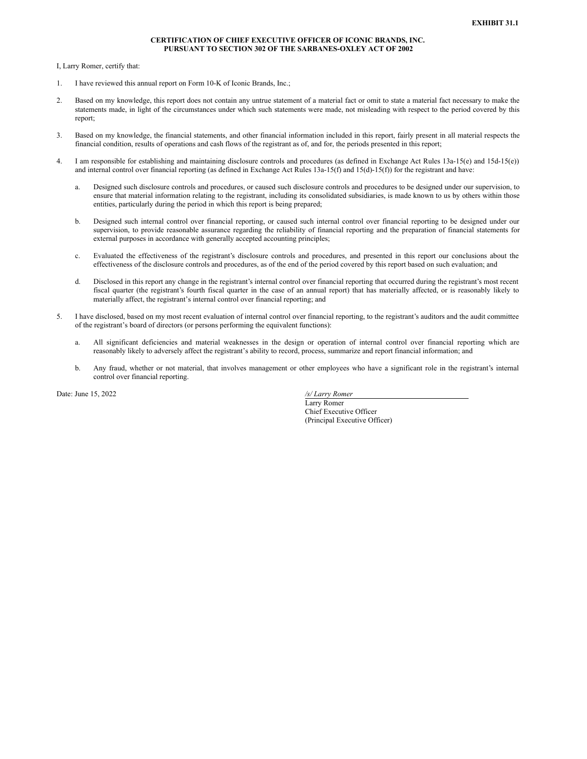**EXHIBIT 31.1**

**CERTIFICATION OF CHIEF EXECUTIVE OFFICER OF ICONIC BRANDS, INC.**
**PURSUANT TO SECTION 302 OF THE SARBANES-OXLEY ACT OF 2002**

I, Larry Romer, certify that:

1. I have reviewed this annual report on Form 10-K of Iconic Brands, Inc.;

2. Based on my knowledge, this report does not contain any untrue statement of a material fact or omit to state a material fact necessary to make the statements made, in light of the circumstances under which such statements were made, not misleading with respect to the period covered by this report;

3. Based on my knowledge, the financial statements, and other financial information included in this report, fairly present in all material respects the financial condition, results of operations and cash flows of the registrant as of, and for, the periods presented in this report;

4. I am responsible for establishing and maintaining disclosure controls and procedures (as defined in Exchange Act Rules 13a-15(e) and 15d-15(e)) and internal control over financial reporting (as defined in Exchange Act Rules 13a-15(f) and 15(d)-15(f)) for the registrant and have:

   a. Designed such disclosure controls and procedures, or caused such disclosure controls and procedures to be designed under our supervision, to ensure that material information relating to the registrant, including its consolidated subsidiaries, is made known to us by others within those entities, particularly during the period in which this report is being prepared;

   b. Designed such internal control over financial reporting, or caused such internal control over financial reporting to be designed under our supervision, to provide reasonable assurance regarding the reliability of financial reporting and the preparation of financial statements for external purposes in accordance with generally accepted accounting principles;

   c. Evaluated the effectiveness of the registrant's disclosure controls and procedures, and presented in this report our conclusions about the effectiveness of the disclosure controls and procedures, as of the end of the period covered by this report based on such evaluation; and

   d. Disclosed in this report any change in the registrant's internal control over financial reporting that occurred during the registrant's most recent fiscal quarter (the registrant's fourth fiscal quarter in the case of an annual report) that has materially affected, or is reasonably likely to materially affect, the registrant's internal control over financial reporting; and

5. I have disclosed, based on my most recent evaluation of internal control over financial reporting, to the registrant's auditors and the audit committee of the registrant's board of directors (or persons performing the equivalent functions):

   a. All significant deficiencies and material weaknesses in the design or operation of internal control over financial reporting which are reasonably likely to adversely affect the registrant's ability to record, process, summarize and report financial information; and

   b. Any fraud, whether or not material, that involves management or other employees who have a significant role in the registrant's internal control over financial reporting.

Date: June 15, 2022

*/s/ Larry Romer*
Larry Romer
Chief Executive Officer
(Principal Executive Officer)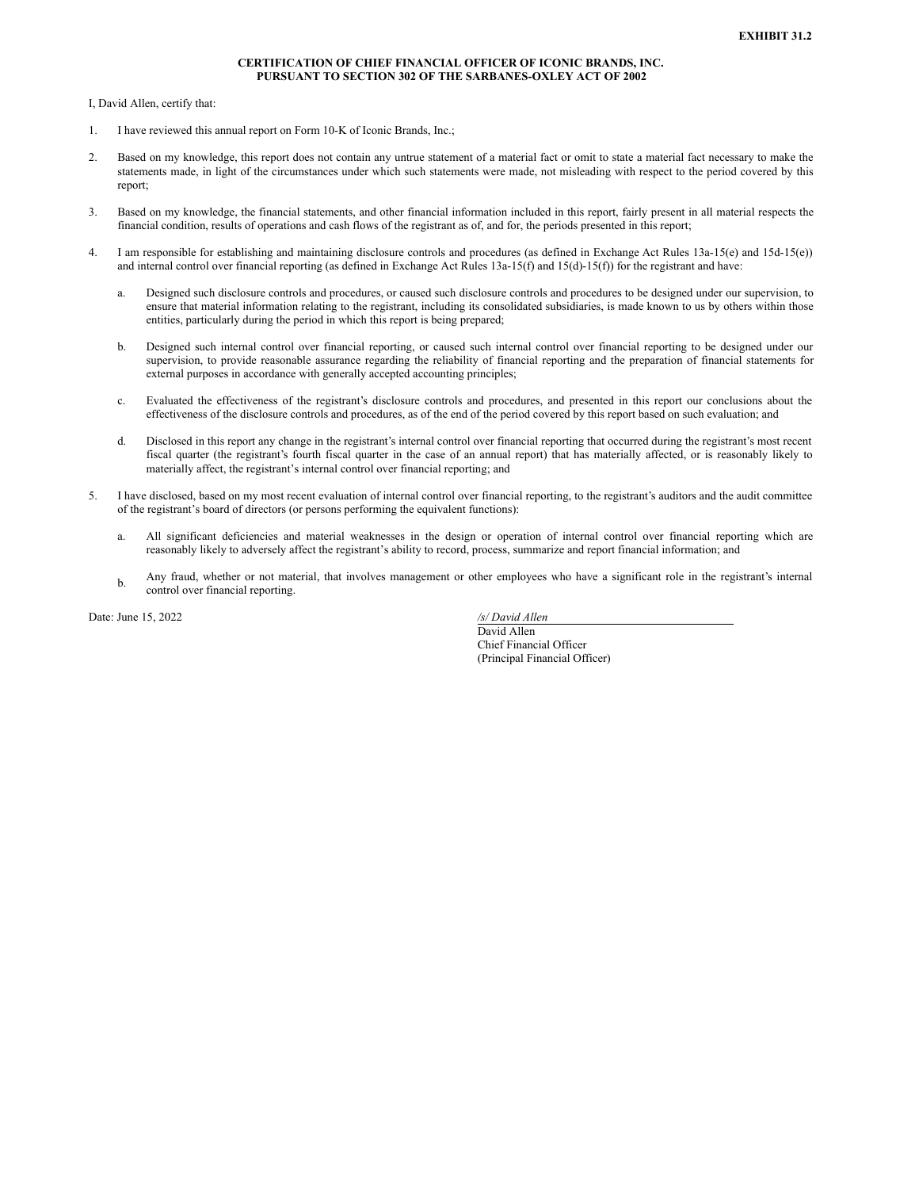**EXHIBIT 31.2**

**CERTIFICATION OF CHIEF FINANCIAL OFFICER OF ICONIC BRANDS, INC.**
**PURSUANT TO SECTION 302 OF THE SARBANES-OXLEY ACT OF 2002**

I, David Allen, certify that:

1. I have reviewed this annual report on Form 10-K of Iconic Brands, Inc.;

2. Based on my knowledge, this report does not contain any untrue statement of a material fact or omit to state a material fact necessary to make the statements made, in light of the circumstances under which such statements were made, not misleading with respect to the period covered by this report;

3. Based on my knowledge, the financial statements, and other financial information included in this report, fairly present in all material respects the financial condition, results of operations and cash flows of the registrant as of, and for, the periods presented in this report;

4. I am responsible for establishing and maintaining disclosure controls and procedures (as defined in Exchange Act Rules 13a-15(e) and 15d-15(e)) and internal control over financial reporting (as defined in Exchange Act Rules 13a-15(f) and 15(d)-15(f)) for the registrant and have:

   a. Designed such disclosure controls and procedures, or caused such disclosure controls and procedures to be designed under our supervision, to ensure that material information relating to the registrant, including its consolidated subsidiaries, is made known to us by others within those entities, particularly during the period in which this report is being prepared;

   b. Designed such internal control over financial reporting, or caused such internal control over financial reporting to be designed under our supervision, to provide reasonable assurance regarding the reliability of financial reporting and the preparation of financial statements for external purposes in accordance with generally accepted accounting principles;

   c. Evaluated the effectiveness of the registrant's disclosure controls and procedures, and presented in this report our conclusions about the effectiveness of the disclosure controls and procedures, as of the end of the period covered by this report based on such evaluation; and

   d. Disclosed in this report any change in the registrant's internal control over financial reporting that occurred during the registrant's most recent fiscal quarter (the registrant's fourth fiscal quarter in the case of an annual report) that has materially affected, or is reasonably likely to materially affect, the registrant's internal control over financial reporting; and

5. I have disclosed, based on my most recent evaluation of internal control over financial reporting, to the registrant's auditors and the audit committee of the registrant's board of directors (or persons performing the equivalent functions):

   a. All significant deficiencies and material weaknesses in the design or operation of internal control over financial reporting which are reasonably likely to adversely affect the registrant's ability to record, process, summarize and report financial information; and

   b. Any fraud, whether or not material, that involves management or other employees who have a significant role in the registrant's internal control over financial reporting.

Date: June 15, 2022

*/s/ David Allen*
David Allen
Chief Financial Officer
(Principal Financial Officer)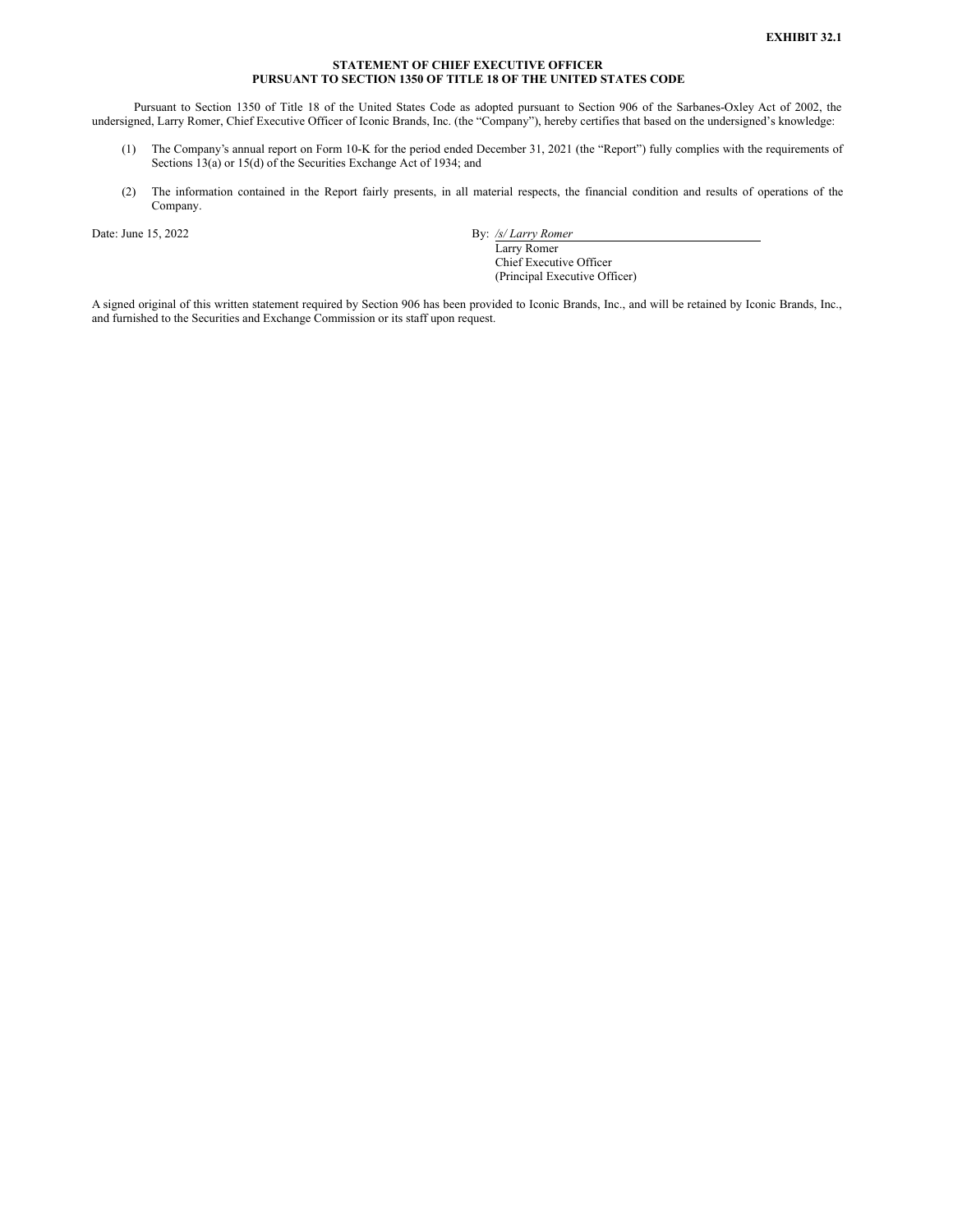**EXHIBIT 32.1**

**STATEMENT OF CHIEF EXECUTIVE OFFICER**
**PURSUANT TO SECTION 1350 OF TITLE 18 OF THE UNITED STATES CODE**

Pursuant to Section 1350 of Title 18 of the United States Code as adopted pursuant to Section 906 of the Sarbanes-Oxley Act of 2002, the undersigned, Larry Romer, Chief Executive Officer of Iconic Brands, Inc. (the "Company"), hereby certifies that based on the undersigned's knowledge:

(1) The Company's annual report on Form 10-K for the period ended December 31, 2021 (the "Report") fully complies with the requirements of Sections 13(a) or 15(d) of the Securities Exchange Act of 1934; and

(2) The information contained in the Report fairly presents, in all material respects, the financial condition and results of operations of the Company.

Date: June 15, 2022

By: */s/ Larry Romer*
Larry Romer
Chief Executive Officer
(Principal Executive Officer)

A signed original of this written statement required by Section 906 has been provided to Iconic Brands, Inc., and will be retained by Iconic Brands, Inc., and furnished to the Securities and Exchange Commission or its staff upon request.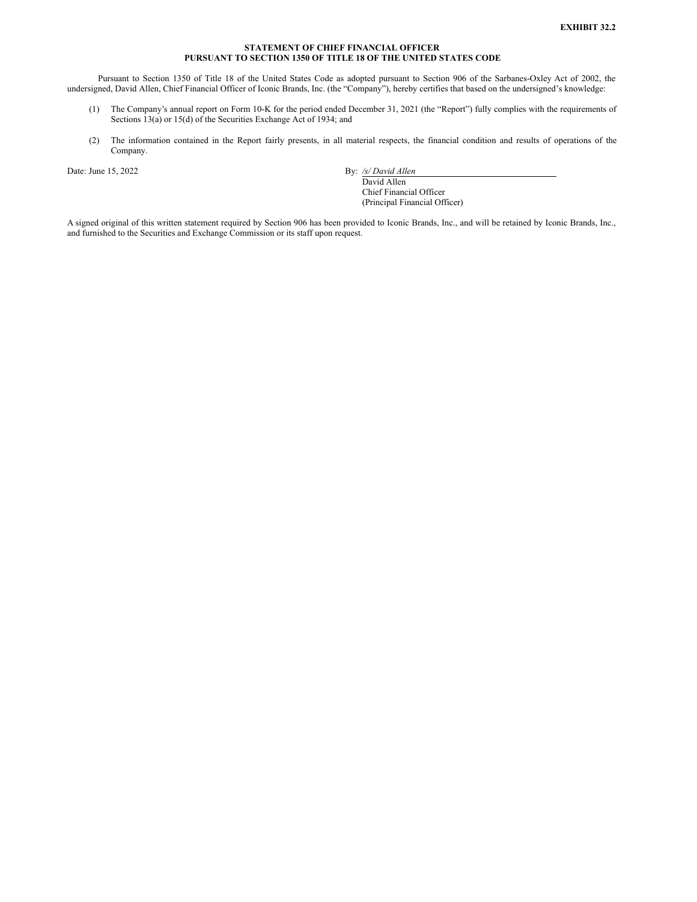**EXHIBIT 32.2**

**STATEMENT OF CHIEF FINANCIAL OFFICER**
**PURSUANT TO SECTION 1350 OF TITLE 18 OF THE UNITED STATES CODE**

Pursuant to Section 1350 of Title 18 of the United States Code as adopted pursuant to Section 906 of the Sarbanes-Oxley Act of 2002, the undersigned, David Allen, Chief Financial Officer of Iconic Brands, Inc. (the "Company"), hereby certifies that based on the undersigned's knowledge:

(1) The Company's annual report on Form 10-K for the period ended December 31, 2021 (the "Report") fully complies with the requirements of Sections 13(a) or 15(d) of the Securities Exchange Act of 1934; and

(2) The information contained in the Report fairly presents, in all material respects, the financial condition and results of operations of the Company.

Date: June 15, 2022

By: */s/ David Allen*
David Allen
Chief Financial Officer
(Principal Financial Officer)

A signed original of this written statement required by Section 906 has been provided to Iconic Brands, Inc., and will be retained by Iconic Brands, Inc., and furnished to the Securities and Exchange Commission or its staff upon request.